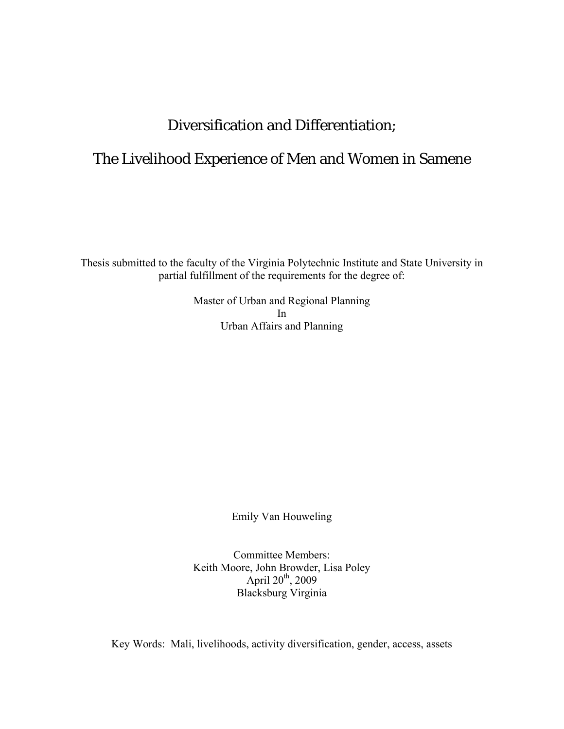# Diversification and Differentiation;

# The Livelihood Experience of Men and Women in Samene

Thesis submitted to the faculty of the Virginia Polytechnic Institute and State University in partial fulfillment of the requirements for the degree of:

Master of Urban and Regional Planning
In
Urban Affairs and Planning

Emily Van Houweling

Committee Members:
Keith Moore, John Browder, Lisa Poley
April 20th, 2009
Blacksburg Virginia

Key Words: Mali, livelihoods, activity diversification, gender, access, assets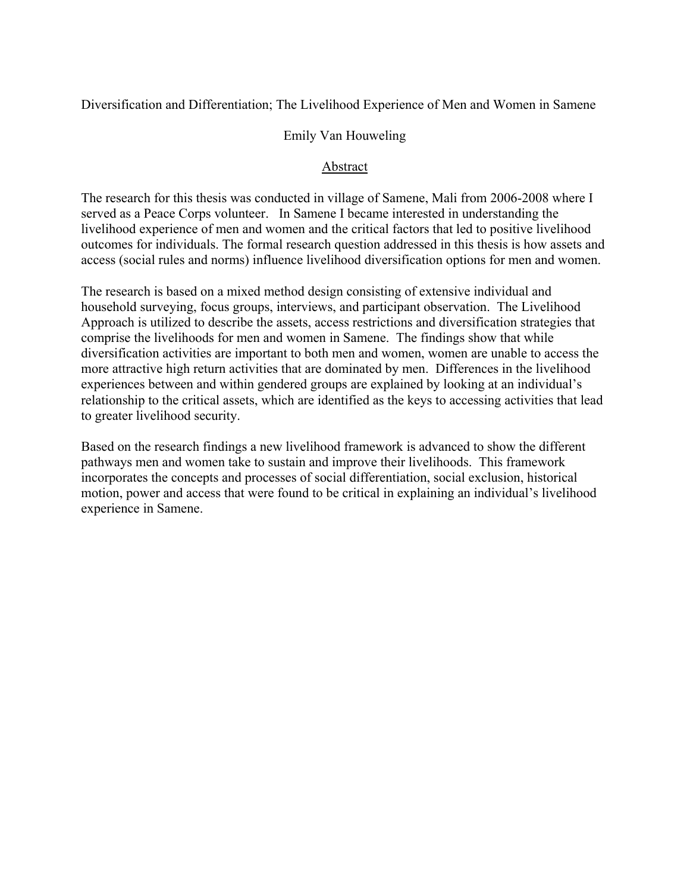Diversification and Differentiation; The Livelihood Experience of Men and Women in Samene

Emily Van Houweling

## Abstract

The research for this thesis was conducted in village of Samene, Mali from 2006-2008 where I served as a Peace Corps volunteer. In Samene I became interested in understanding the livelihood experience of men and women and the critical factors that led to positive livelihood outcomes for individuals. The formal research question addressed in this thesis is how assets and access (social rules and norms) influence livelihood diversification options for men and women.

The research is based on a mixed method design consisting of extensive individual and household surveying, focus groups, interviews, and participant observation. The Livelihood Approach is utilized to describe the assets, access restrictions and diversification strategies that comprise the livelihoods for men and women in Samene. The findings show that while diversification activities are important to both men and women, women are unable to access the more attractive high return activities that are dominated by men. Differences in the livelihood experiences between and within gendered groups are explained by looking at an individual's relationship to the critical assets, which are identified as the keys to accessing activities that lead to greater livelihood security.

Based on the research findings a new livelihood framework is advanced to show the different pathways men and women take to sustain and improve their livelihoods. This framework incorporates the concepts and processes of social differentiation, social exclusion, historical motion, power and access that were found to be critical in explaining an individual's livelihood experience in Samene.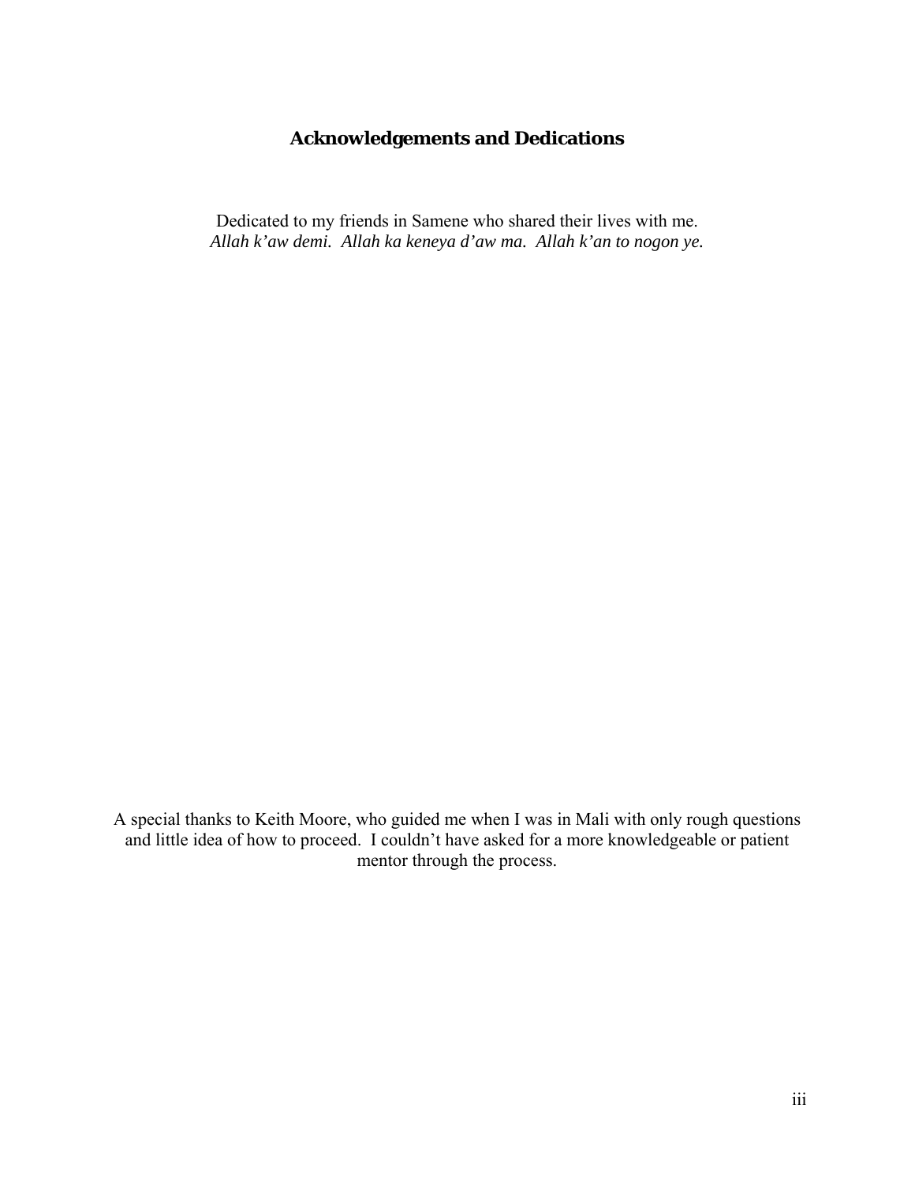## Acknowledgements and Dedications

Dedicated to my friends in Samene who shared their lives with me.
*Allah k'aw demi. Allah ka keneya d'aw ma. Allah k'an to nogon ye.*

A special thanks to Keith Moore, who guided me when I was in Mali with only rough questions and little idea of how to proceed. I couldn't have asked for a more knowledgeable or patient mentor through the process.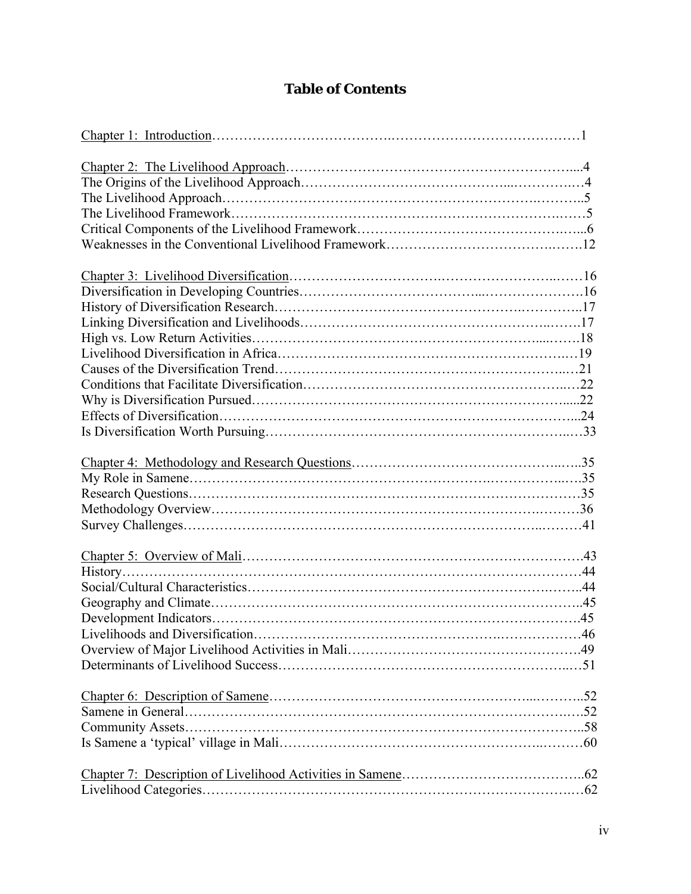# Table of Contents

Chapter 1: Introduction………………………………………………………………………1

Chapter 2: The Livelihood Approach……………………………………………………....4
The Origins of the Livelihood Approach…………………………………………………4
The Livelihood Approach…………………………………………………………………..5
The Livelihood Framework…………………………………………………………………5
Critical Components of the Livelihood Framework……………………………………....6
Weaknesses in the Conventional Livelihood Framework………………………………….12

Chapter 3: Livelihood Diversification……………………………………………………16
Diversification in Developing Countries…………………………………………………….16
History of Diversification Research…………………………………………………………..17
Linking Diversification and Livelihoods………………………………………………….…..17
High vs. Low Return Activities……………………………………………………………….18
Livelihood Diversification in Africa………………………………………………………….19
Causes of the Diversification Trend…………………………………………………………21
Conditions that Facilitate Diversification…………………………………………………..22
Why is Diversification Pursued……………………………………………………………....22
Effects of Diversification……………………………………………………………………...24
Is Diversification Worth Pursuing…………………………………………………………..33

Chapter 4: Methodology and Research Questions……………………………………..…..35
My Role in Samene…………………………………………………………………………..35
Research Questions…………………………………………………………………………35
Methodology Overview……………………………………………………………………..36
Survey Challenges…………………………………………………………………………..41

Chapter 5: Overview of Mali………………………………………………………………….43
History…………………………………………………………………………………………44
Social/Cultural Characteristics…………………………………………………………….…..44
Geography and Climate………………………………………………………………………..45
Development Indicators………………………………………………………………………45
Livelihoods and Diversification………………………………………………………………46
Overview of Major Livelihood Activities in Mali…………………………………………….49
Determinants of Livelihood Success……………………………………………………...…51

Chapter 6: Description of Samene………………………………………………………..52
Samene in General……………………………………………………………………….….52
Community Assets…………………………………………………………………………..58
Is Samene a 'typical' village in Mali………………………………………………………60

Chapter 7: Description of Livelihood Activities in Samene…………………………………..62
Livelihood Categories……………………………………………………………………….62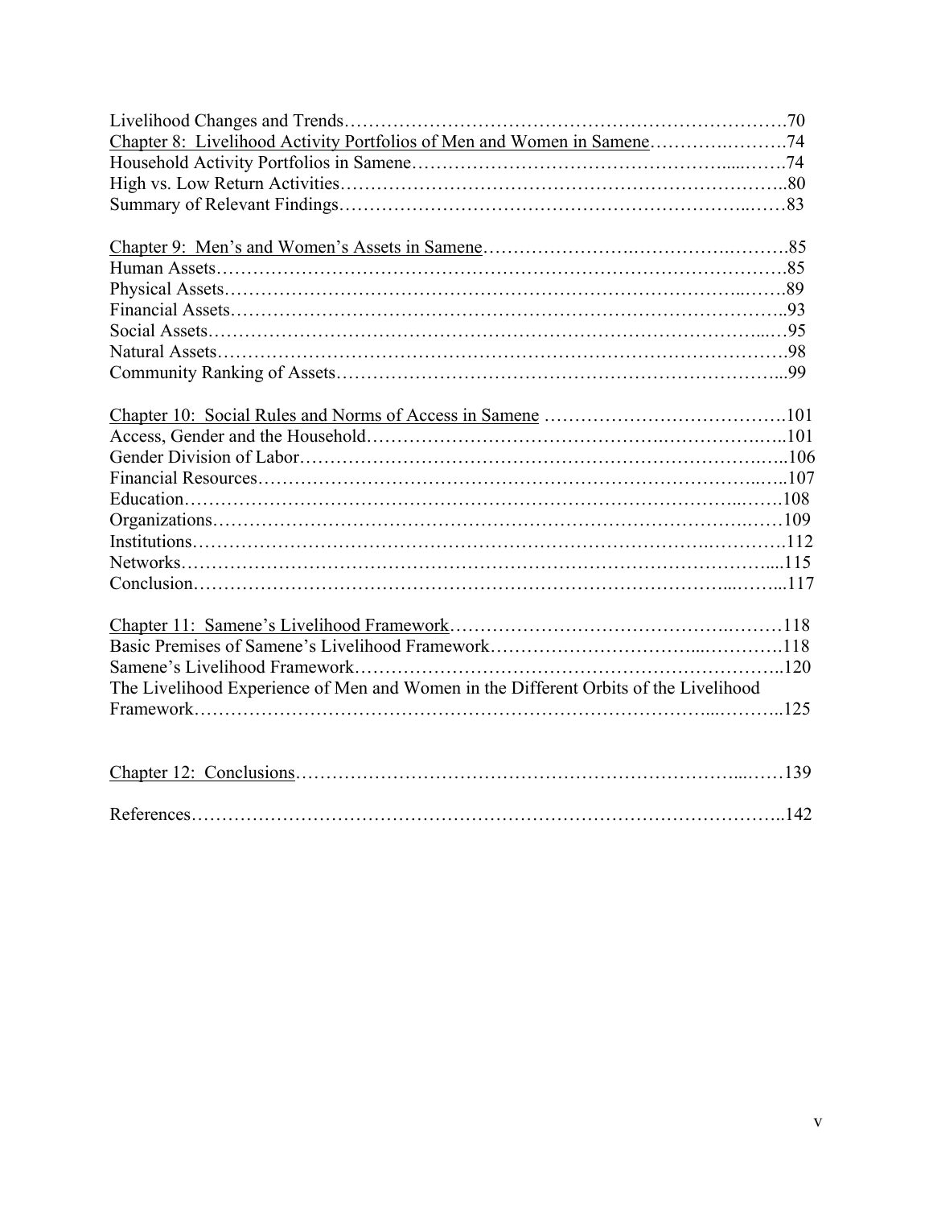Livelihood Changes and Trends……………………………………………………………….70
Chapter 8: Livelihood Activity Portfolios of Men and Women in Samene……….……….74
Household Activity Portfolios in Samene…………………………………………....…….74
High vs. Low Return Activities……………………………………………………………..80
Summary of Relevant Findings……………………………………………………...……83

Chapter 9: Men's and Women's Assets in Samene…………………….…………….……….85
Human Assets……………………………………………………………………………….85
Physical Assets……………………….………………………….…………………..…….89
Financial Assets……………………………………………………………………………..93
Social Assets……………………………………………………………………………...…95
Natural Assets……………………………………………………………………………….98
Community Ranking of Assets……………………………………………………………...99

Chapter 10: Social Rules and Norms of Access in Samene ………………………………….101
Access, Gender and the Household………………………………………….…………….…..101
Gender Division of Labor……………………………………………………………….…..106
Financial Resources………………………………………………………………………..…..107
Education……………………………………………………………………………...…….108
Organizations……………………………………………………………………………..……109
Institutions…………………………………………………………………………….……….112
Networks……………………………………………………………………………………....115
Conclusion………………………………………………………………………………...……...117

Chapter 11: Samene's Livelihood Framework……………………………………….………118
Basic Premises of Samene's Livelihood Framework…………………………...………….118
Samene's Livelihood Framework……………………………………………….…………..120
The Livelihood Experience of Men and Women in the Different Orbits of the Livelihood Framework………………………………………………………………………...………..125

Chapter 12: Conclusions……………………………………………………………...……139

References………………………………………………………………………………..142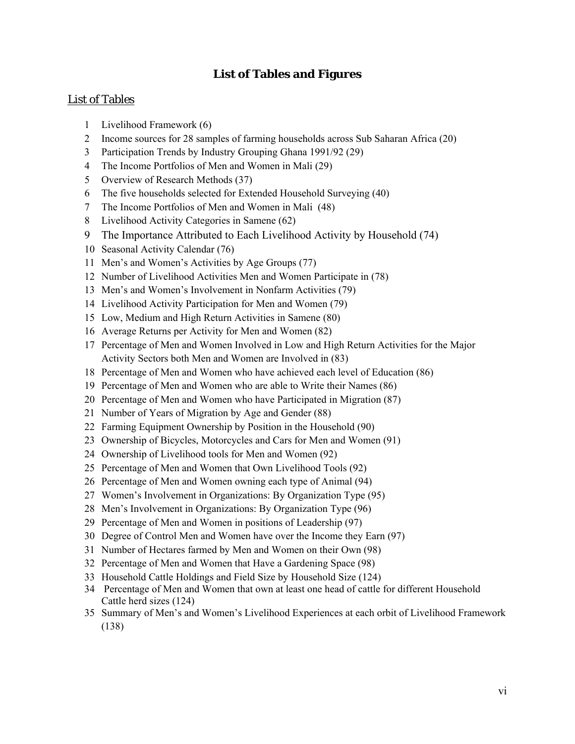# List of Tables and Figures

## List of Tables

1. Livelihood Framework (6)
2. Income sources for 28 samples of farming households across Sub Saharan Africa (20)
3. Participation Trends by Industry Grouping Ghana 1991/92 (29)
4. The Income Portfolios of Men and Women in Mali (29)
5. Overview of Research Methods (37)
6. The five households selected for Extended Household Surveying (40)
7. The Income Portfolios of Men and Women in Mali (48)
8. Livelihood Activity Categories in Samene (62)
9. The Importance Attributed to Each Livelihood Activity by Household (74)
10. Seasonal Activity Calendar (76)
11. Men's and Women's Activities by Age Groups (77)
12. Number of Livelihood Activities Men and Women Participate in (78)
13. Men's and Women's Involvement in Nonfarm Activities (79)
14. Livelihood Activity Participation for Men and Women (79)
15. Low, Medium and High Return Activities in Samene (80)
16. Average Returns per Activity for Men and Women (82)
17. Percentage of Men and Women Involved in Low and High Return Activities for the Major Activity Sectors both Men and Women are Involved in (83)
18. Percentage of Men and Women who have achieved each level of Education (86)
19. Percentage of Men and Women who are able to Write their Names (86)
20. Percentage of Men and Women who have Participated in Migration (87)
21. Number of Years of Migration by Age and Gender (88)
22. Farming Equipment Ownership by Position in the Household (90)
23. Ownership of Bicycles, Motorcycles and Cars for Men and Women (91)
24. Ownership of Livelihood tools for Men and Women (92)
25. Percentage of Men and Women that Own Livelihood Tools (92)
26. Percentage of Men and Women owning each type of Animal (94)
27. Women's Involvement in Organizations: By Organization Type (95)
28. Men's Involvement in Organizations: By Organization Type (96)
29. Percentage of Men and Women in positions of Leadership (97)
30. Degree of Control Men and Women have over the Income they Earn (97)
31. Number of Hectares farmed by Men and Women on their Own (98)
32. Percentage of Men and Women that Have a Gardening Space (98)
33. Household Cattle Holdings and Field Size by Household Size (124)
34. Percentage of Men and Women that own at least one head of cattle for different Household Cattle herd sizes (124)
35. Summary of Men's and Women's Livelihood Experiences at each orbit of Livelihood Framework (138)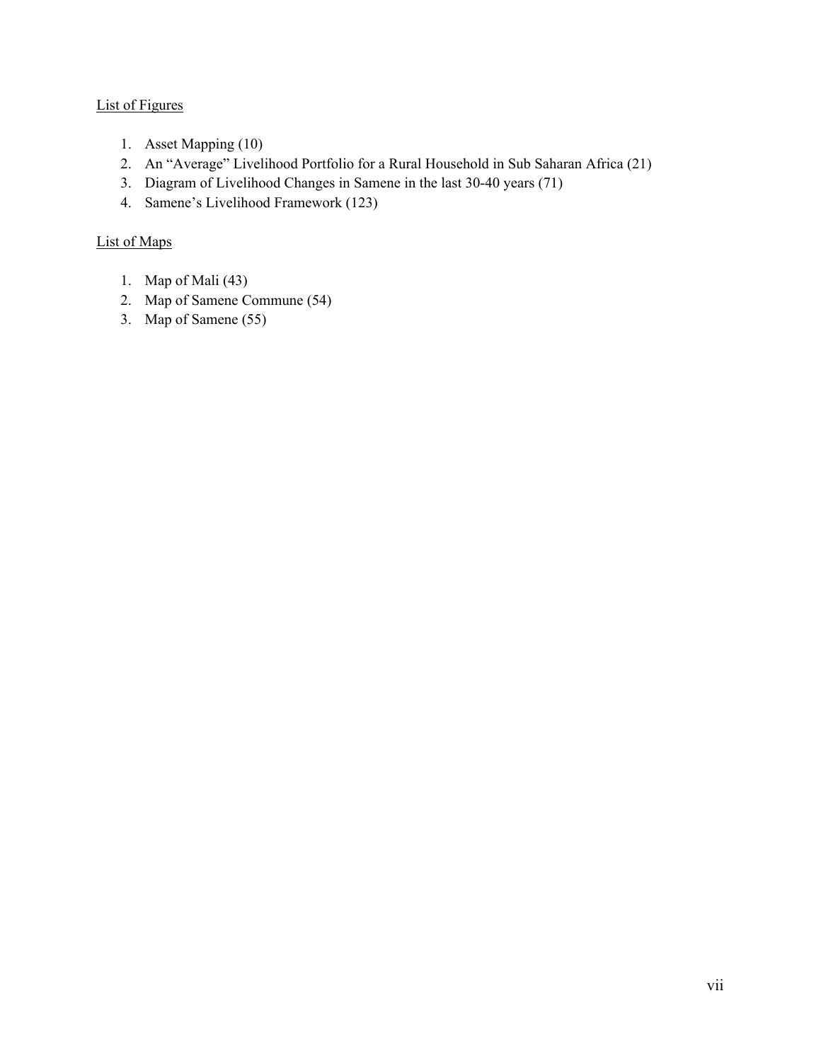List of Figures

1. Asset Mapping (10)
2. An "Average" Livelihood Portfolio for a Rural Household in Sub Saharan Africa (21)
3. Diagram of Livelihood Changes in Samene in the last 30-40 years (71)
4. Samene's Livelihood Framework (123)

List of Maps

1. Map of Mali (43)
2. Map of Samene Commune (54)
3. Map of Samene (55)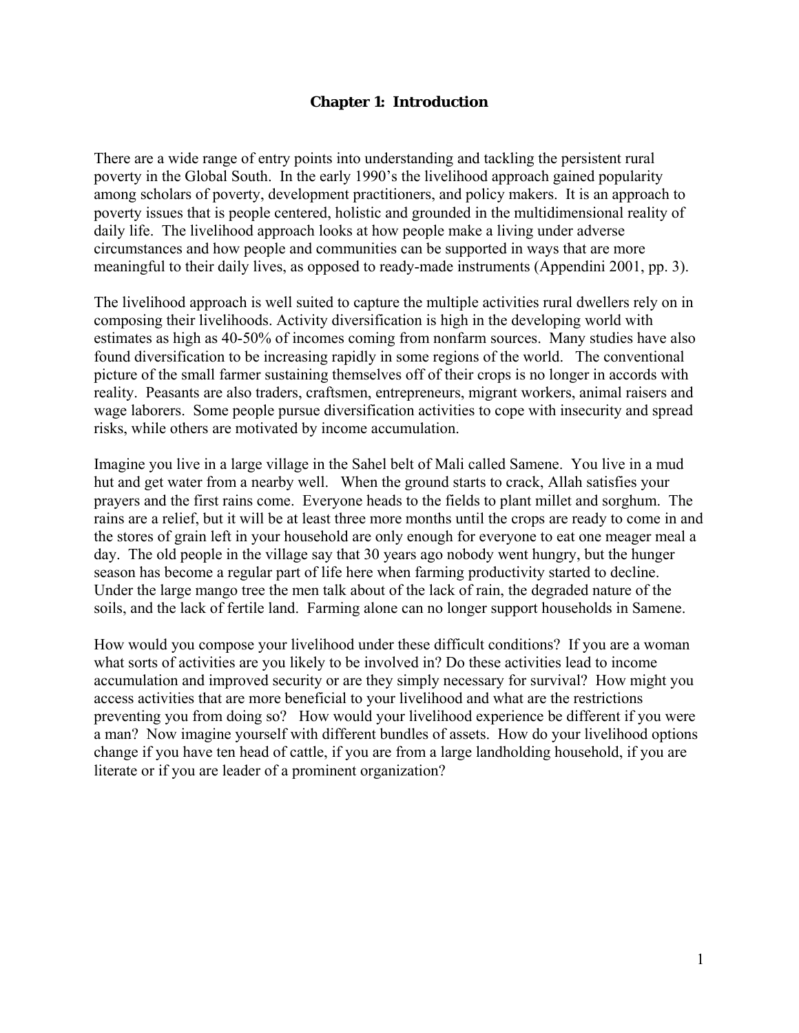# Chapter 1: Introduction

There are a wide range of entry points into understanding and tackling the persistent rural poverty in the Global South. In the early 1990's the livelihood approach gained popularity among scholars of poverty, development practitioners, and policy makers. It is an approach to poverty issues that is people centered, holistic and grounded in the multidimensional reality of daily life. The livelihood approach looks at how people make a living under adverse circumstances and how people and communities can be supported in ways that are more meaningful to their daily lives, as opposed to ready-made instruments (Appendini 2001, pp. 3).

The livelihood approach is well suited to capture the multiple activities rural dwellers rely on in composing their livelihoods. Activity diversification is high in the developing world with estimates as high as 40-50% of incomes coming from nonfarm sources. Many studies have also found diversification to be increasing rapidly in some regions of the world. The conventional picture of the small farmer sustaining themselves off of their crops is no longer in accords with reality. Peasants are also traders, craftsmen, entrepreneurs, migrant workers, animal raisers and wage laborers. Some people pursue diversification activities to cope with insecurity and spread risks, while others are motivated by income accumulation.

Imagine you live in a large village in the Sahel belt of Mali called Samene. You live in a mud hut and get water from a nearby well. When the ground starts to crack, Allah satisfies your prayers and the first rains come. Everyone heads to the fields to plant millet and sorghum. The rains are a relief, but it will be at least three more months until the crops are ready to come in and the stores of grain left in your household are only enough for everyone to eat one meager meal a day. The old people in the village say that 30 years ago nobody went hungry, but the hunger season has become a regular part of life here when farming productivity started to decline. Under the large mango tree the men talk about of the lack of rain, the degraded nature of the soils, and the lack of fertile land. Farming alone can no longer support households in Samene.

How would you compose your livelihood under these difficult conditions? If you are a woman what sorts of activities are you likely to be involved in? Do these activities lead to income accumulation and improved security or are they simply necessary for survival? How might you access activities that are more beneficial to your livelihood and what are the restrictions preventing you from doing so? How would your livelihood experience be different if you were a man? Now imagine yourself with different bundles of assets. How do your livelihood options change if you have ten head of cattle, if you are from a large landholding household, if you are literate or if you are leader of a prominent organization?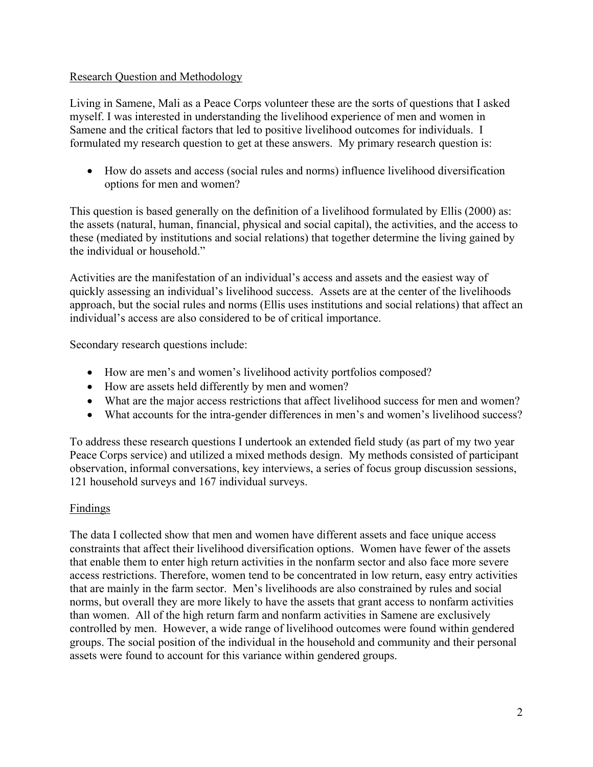## Research Question and Methodology

Living in Samene, Mali as a Peace Corps volunteer these are the sorts of questions that I asked myself. I was interested in understanding the livelihood experience of men and women in Samene and the critical factors that led to positive livelihood outcomes for individuals. I formulated my research question to get at these answers. My primary research question is:

- How do assets and access (social rules and norms) influence livelihood diversification options for men and women?

This question is based generally on the definition of a livelihood formulated by Ellis (2000) as: the assets (natural, human, financial, physical and social capital), the activities, and the access to these (mediated by institutions and social relations) that together determine the living gained by the individual or household."

Activities are the manifestation of an individual's access and assets and the easiest way of quickly assessing an individual's livelihood success. Assets are at the center of the livelihoods approach, but the social rules and norms (Ellis uses institutions and social relations) that affect an individual's access are also considered to be of critical importance.

Secondary research questions include:

- How are men's and women's livelihood activity portfolios composed?
- How are assets held differently by men and women?
- What are the major access restrictions that affect livelihood success for men and women?
- What accounts for the intra-gender differences in men's and women's livelihood success?

To address these research questions I undertook an extended field study (as part of my two year Peace Corps service) and utilized a mixed methods design. My methods consisted of participant observation, informal conversations, key interviews, a series of focus group discussion sessions, 121 household surveys and 167 individual surveys.

## Findings

The data I collected show that men and women have different assets and face unique access constraints that affect their livelihood diversification options. Women have fewer of the assets that enable them to enter high return activities in the nonfarm sector and also face more severe access restrictions. Therefore, women tend to be concentrated in low return, easy entry activities that are mainly in the farm sector. Men's livelihoods are also constrained by rules and social norms, but overall they are more likely to have the assets that grant access to nonfarm activities than women. All of the high return farm and nonfarm activities in Samene are exclusively controlled by men. However, a wide range of livelihood outcomes were found within gendered groups. The social position of the individual in the household and community and their personal assets were found to account for this variance within gendered groups.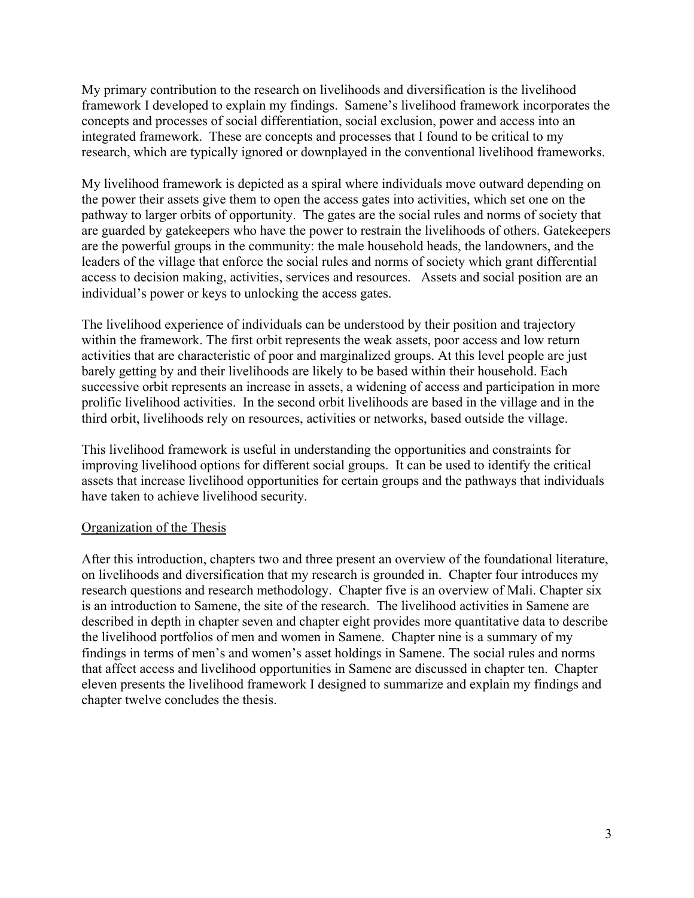My primary contribution to the research on livelihoods and diversification is the livelihood framework I developed to explain my findings. Samene's livelihood framework incorporates the concepts and processes of social differentiation, social exclusion, power and access into an integrated framework. These are concepts and processes that I found to be critical to my research, which are typically ignored or downplayed in the conventional livelihood frameworks.

My livelihood framework is depicted as a spiral where individuals move outward depending on the power their assets give them to open the access gates into activities, which set one on the pathway to larger orbits of opportunity. The gates are the social rules and norms of society that are guarded by gatekeepers who have the power to restrain the livelihoods of others. Gatekeepers are the powerful groups in the community: the male household heads, the landowners, and the leaders of the village that enforce the social rules and norms of society which grant differential access to decision making, activities, services and resources. Assets and social position are an individual's power or keys to unlocking the access gates.

The livelihood experience of individuals can be understood by their position and trajectory within the framework. The first orbit represents the weak assets, poor access and low return activities that are characteristic of poor and marginalized groups. At this level people are just barely getting by and their livelihoods are likely to be based within their household. Each successive orbit represents an increase in assets, a widening of access and participation in more prolific livelihood activities. In the second orbit livelihoods are based in the village and in the third orbit, livelihoods rely on resources, activities or networks, based outside the village.

This livelihood framework is useful in understanding the opportunities and constraints for improving livelihood options for different social groups. It can be used to identify the critical assets that increase livelihood opportunities for certain groups and the pathways that individuals have taken to achieve livelihood security.

## Organization of the Thesis

After this introduction, chapters two and three present an overview of the foundational literature, on livelihoods and diversification that my research is grounded in. Chapter four introduces my research questions and research methodology. Chapter five is an overview of Mali. Chapter six is an introduction to Samene, the site of the research. The livelihood activities in Samene are described in depth in chapter seven and chapter eight provides more quantitative data to describe the livelihood portfolios of men and women in Samene. Chapter nine is a summary of my findings in terms of men's and women's asset holdings in Samene. The social rules and norms that affect access and livelihood opportunities in Samene are discussed in chapter ten. Chapter eleven presents the livelihood framework I designed to summarize and explain my findings and chapter twelve concludes the thesis.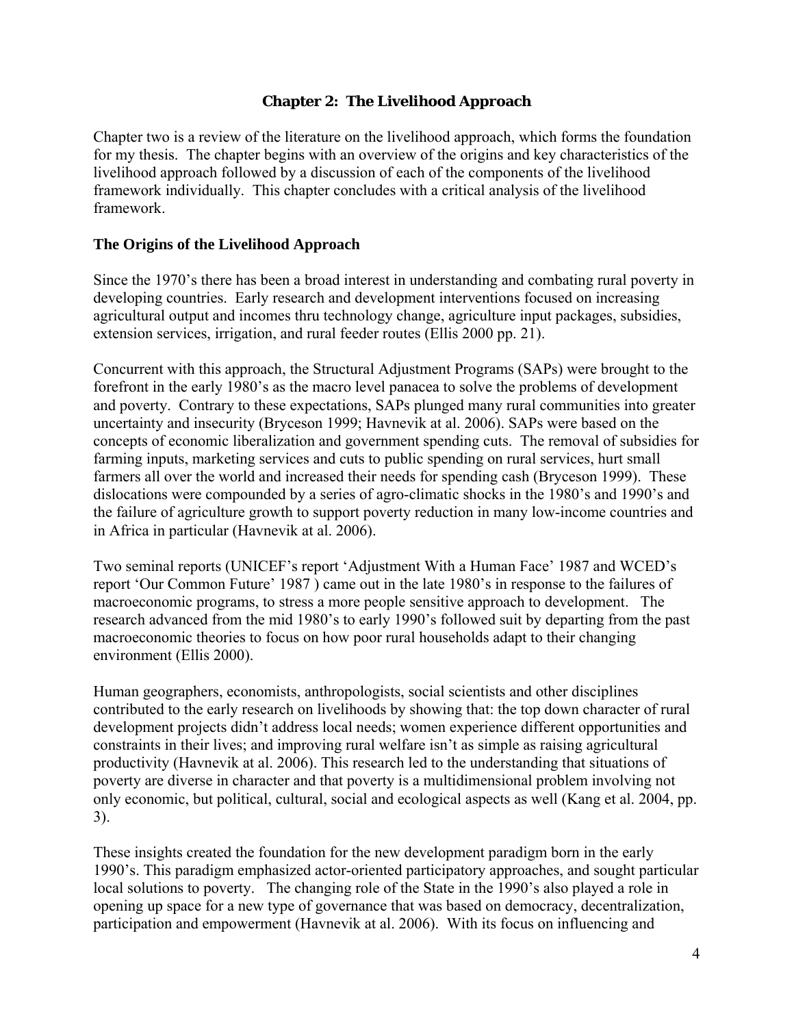## Chapter 2: The Livelihood Approach

Chapter two is a review of the literature on the livelihood approach, which forms the foundation for my thesis. The chapter begins with an overview of the origins and key characteristics of the livelihood approach followed by a discussion of each of the components of the livelihood framework individually. This chapter concludes with a critical analysis of the livelihood framework.

### The Origins of the Livelihood Approach

Since the 1970's there has been a broad interest in understanding and combating rural poverty in developing countries. Early research and development interventions focused on increasing agricultural output and incomes thru technology change, agriculture input packages, subsidies, extension services, irrigation, and rural feeder routes (Ellis 2000 pp. 21).

Concurrent with this approach, the Structural Adjustment Programs (SAPs) were brought to the forefront in the early 1980's as the macro level panacea to solve the problems of development and poverty. Contrary to these expectations, SAPs plunged many rural communities into greater uncertainty and insecurity (Bryceson 1999; Havnevik at al. 2006). SAPs were based on the concepts of economic liberalization and government spending cuts. The removal of subsidies for farming inputs, marketing services and cuts to public spending on rural services, hurt small farmers all over the world and increased their needs for spending cash (Bryceson 1999). These dislocations were compounded by a series of agro-climatic shocks in the 1980's and 1990's and the failure of agriculture growth to support poverty reduction in many low-income countries and in Africa in particular (Havnevik at al. 2006).

Two seminal reports (UNICEF's report 'Adjustment With a Human Face' 1987 and WCED's report 'Our Common Future' 1987 ) came out in the late 1980's in response to the failures of macroeconomic programs, to stress a more people sensitive approach to development. The research advanced from the mid 1980's to early 1990's followed suit by departing from the past macroeconomic theories to focus on how poor rural households adapt to their changing environment (Ellis 2000).

Human geographers, economists, anthropologists, social scientists and other disciplines contributed to the early research on livelihoods by showing that: the top down character of rural development projects didn't address local needs; women experience different opportunities and constraints in their lives; and improving rural welfare isn't as simple as raising agricultural productivity (Havnevik at al. 2006). This research led to the understanding that situations of poverty are diverse in character and that poverty is a multidimensional problem involving not only economic, but political, cultural, social and ecological aspects as well (Kang et al. 2004, pp. 3).

These insights created the foundation for the new development paradigm born in the early 1990's. This paradigm emphasized actor-oriented participatory approaches, and sought particular local solutions to poverty. The changing role of the State in the 1990's also played a role in opening up space for a new type of governance that was based on democracy, decentralization, participation and empowerment (Havnevik at al. 2006). With its focus on influencing and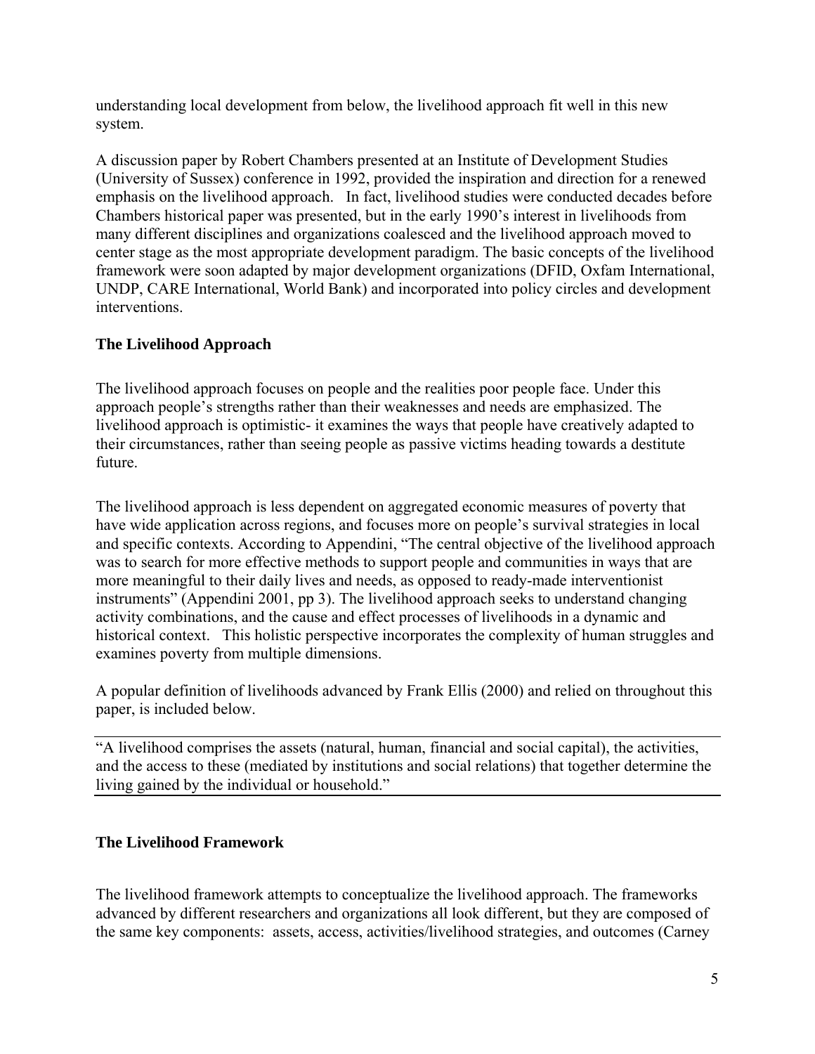understanding local development from below, the livelihood approach fit well in this new system.

A discussion paper by Robert Chambers presented at an Institute of Development Studies (University of Sussex) conference in 1992, provided the inspiration and direction for a renewed emphasis on the livelihood approach. In fact, livelihood studies were conducted decades before Chambers historical paper was presented, but in the early 1990's interest in livelihoods from many different disciplines and organizations coalesced and the livelihood approach moved to center stage as the most appropriate development paradigm. The basic concepts of the livelihood framework were soon adapted by major development organizations (DFID, Oxfam International, UNDP, CARE International, World Bank) and incorporated into policy circles and development interventions.

### The Livelihood Approach

The livelihood approach focuses on people and the realities poor people face. Under this approach people's strengths rather than their weaknesses and needs are emphasized. The livelihood approach is optimistic- it examines the ways that people have creatively adapted to their circumstances, rather than seeing people as passive victims heading towards a destitute future.

The livelihood approach is less dependent on aggregated economic measures of poverty that have wide application across regions, and focuses more on people's survival strategies in local and specific contexts. According to Appendini, "The central objective of the livelihood approach was to search for more effective methods to support people and communities in ways that are more meaningful to their daily lives and needs, as opposed to ready-made interventionist instruments" (Appendini 2001, pp 3). The livelihood approach seeks to understand changing activity combinations, and the cause and effect processes of livelihoods in a dynamic and historical context. This holistic perspective incorporates the complexity of human struggles and examines poverty from multiple dimensions.

A popular definition of livelihoods advanced by Frank Ellis (2000) and relied on throughout this paper, is included below.

"A livelihood comprises the assets (natural, human, financial and social capital), the activities, and the access to these (mediated by institutions and social relations) that together determine the living gained by the individual or household."

### The Livelihood Framework

The livelihood framework attempts to conceptualize the livelihood approach. The frameworks advanced by different researchers and organizations all look different, but they are composed of the same key components: assets, access, activities/livelihood strategies, and outcomes (Carney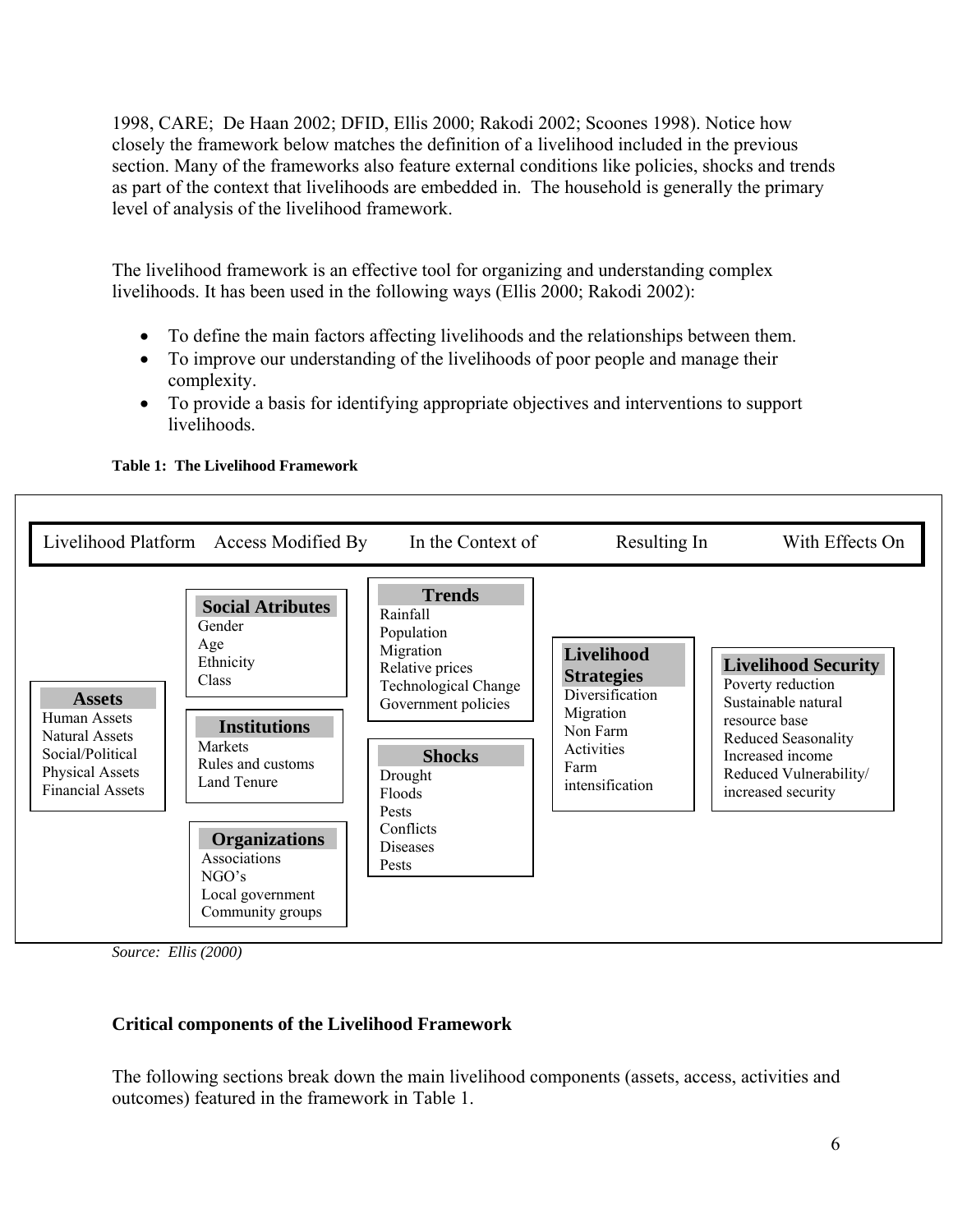1998, CARE; De Haan 2002; DFID, Ellis 2000; Rakodi 2002; Scoones 1998). Notice how closely the framework below matches the definition of a livelihood included in the previous section. Many of the frameworks also feature external conditions like policies, shocks and trends as part of the context that livelihoods are embedded in. The household is generally the primary level of analysis of the livelihood framework.

The livelihood framework is an effective tool for organizing and understanding complex livelihoods. It has been used in the following ways (Ellis 2000; Rakodi 2002):

- To define the main factors affecting livelihoods and the relationships between them.
- To improve our understanding of the livelihoods of poor people and manage their complexity.
- To provide a basis for identifying appropriate objectives and interventions to support livelihoods.

**Table 1: The Livelihood Framework**

| Livelihood Platform | Access Modified By | In the Context of | Resulting In | With Effects On |
|---|---|---|---|---|
| **Assets**<br>Human Assets<br>Natural Assets<br>Social/Political<br>Physical Assets<br>Financial Assets | **Social Atributes**<br>Gender<br>Age<br>Ethnicity<br>Class<br><br>**Institutions**<br>Markets<br>Rules and customs<br>Land Tenure<br><br>**Organizations**<br>Associations<br>NGO's<br>Local government<br>Community groups | **Trends**<br>Rainfall<br>Population<br>Migration<br>Relative prices<br>Technological Change<br>Government policies<br><br>**Shocks**<br>Drought<br>Floods<br>Pests<br>Conflicts<br>Diseases<br>Pests | **Livelihood Strategies**<br>Diversification<br>Migration<br>Non Farm Activities<br>Farm intensification | **Livelihood Security**<br>Poverty reduction<br>Sustainable natural resource base<br>Reduced Seasonality<br>Increased income<br>Reduced Vulnerability/ increased security |

*Source: Ellis (2000)*

**Critical components of the Livelihood Framework**

The following sections break down the main livelihood components (assets, access, activities and outcomes) featured in the framework in Table 1.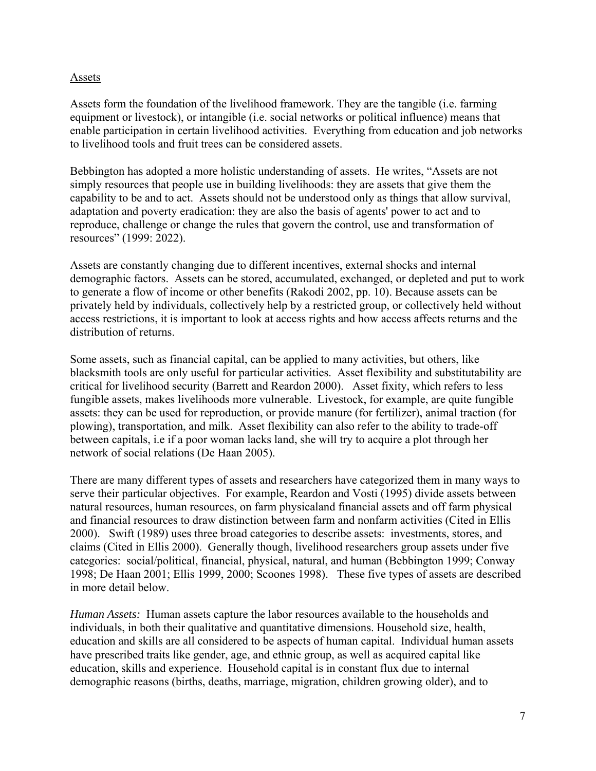Assets

Assets form the foundation of the livelihood framework. They are the tangible (i.e. farming equipment or livestock), or intangible (i.e. social networks or political influence) means that enable participation in certain livelihood activities. Everything from education and job networks to livelihood tools and fruit trees can be considered assets.

Bebbington has adopted a more holistic understanding of assets. He writes, "Assets are not simply resources that people use in building livelihoods: they are assets that give them the capability to be and to act. Assets should not be understood only as things that allow survival, adaptation and poverty eradication: they are also the basis of agents' power to act and to reproduce, challenge or change the rules that govern the control, use and transformation of resources" (1999: 2022).

Assets are constantly changing due to different incentives, external shocks and internal demographic factors. Assets can be stored, accumulated, exchanged, or depleted and put to work to generate a flow of income or other benefits (Rakodi 2002, pp. 10). Because assets can be privately held by individuals, collectively help by a restricted group, or collectively held without access restrictions, it is important to look at access rights and how access affects returns and the distribution of returns.

Some assets, such as financial capital, can be applied to many activities, but others, like blacksmith tools are only useful for particular activities. Asset flexibility and substitutability are critical for livelihood security (Barrett and Reardon 2000). Asset fixity, which refers to less fungible assets, makes livelihoods more vulnerable. Livestock, for example, are quite fungible assets: they can be used for reproduction, or provide manure (for fertilizer), animal traction (for plowing), transportation, and milk. Asset flexibility can also refer to the ability to trade-off between capitals, i.e if a poor woman lacks land, she will try to acquire a plot through her network of social relations (De Haan 2005).

There are many different types of assets and researchers have categorized them in many ways to serve their particular objectives. For example, Reardon and Vosti (1995) divide assets between natural resources, human resources, on farm physicaland financial assets and off farm physical and financial resources to draw distinction between farm and nonfarm activities (Cited in Ellis 2000). Swift (1989) uses three broad categories to describe assets: investments, stores, and claims (Cited in Ellis 2000). Generally though, livelihood researchers group assets under five categories: social/political, financial, physical, natural, and human (Bebbington 1999; Conway 1998; De Haan 2001; Ellis 1999, 2000; Scoones 1998). These five types of assets are described in more detail below.

*Human Assets:* Human assets capture the labor resources available to the households and individuals, in both their qualitative and quantitative dimensions. Household size, health, education and skills are all considered to be aspects of human capital. Individual human assets have prescribed traits like gender, age, and ethnic group, as well as acquired capital like education, skills and experience. Household capital is in constant flux due to internal demographic reasons (births, deaths, marriage, migration, children growing older), and to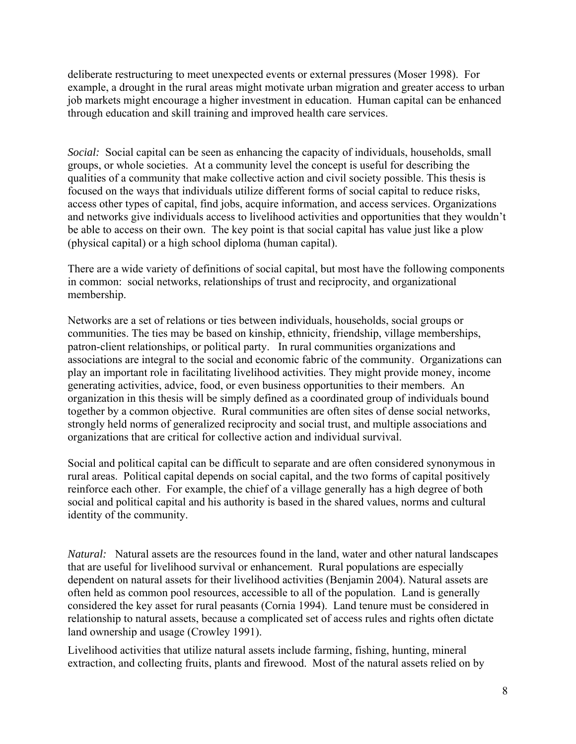deliberate restructuring to meet unexpected events or external pressures (Moser 1998). For example, a drought in the rural areas might motivate urban migration and greater access to urban job markets might encourage a higher investment in education. Human capital can be enhanced through education and skill training and improved health care services.

*Social:* Social capital can be seen as enhancing the capacity of individuals, households, small groups, or whole societies. At a community level the concept is useful for describing the qualities of a community that make collective action and civil society possible. This thesis is focused on the ways that individuals utilize different forms of social capital to reduce risks, access other types of capital, find jobs, acquire information, and access services. Organizations and networks give individuals access to livelihood activities and opportunities that they wouldn't be able to access on their own. The key point is that social capital has value just like a plow (physical capital) or a high school diploma (human capital).

There are a wide variety of definitions of social capital, but most have the following components in common: social networks, relationships of trust and reciprocity, and organizational membership.

Networks are a set of relations or ties between individuals, households, social groups or communities. The ties may be based on kinship, ethnicity, friendship, village memberships, patron-client relationships, or political party. In rural communities organizations and associations are integral to the social and economic fabric of the community. Organizations can play an important role in facilitating livelihood activities. They might provide money, income generating activities, advice, food, or even business opportunities to their members. An organization in this thesis will be simply defined as a coordinated group of individuals bound together by a common objective. Rural communities are often sites of dense social networks, strongly held norms of generalized reciprocity and social trust, and multiple associations and organizations that are critical for collective action and individual survival.

Social and political capital can be difficult to separate and are often considered synonymous in rural areas. Political capital depends on social capital, and the two forms of capital positively reinforce each other. For example, the chief of a village generally has a high degree of both social and political capital and his authority is based in the shared values, norms and cultural identity of the community.

*Natural:* Natural assets are the resources found in the land, water and other natural landscapes that are useful for livelihood survival or enhancement. Rural populations are especially dependent on natural assets for their livelihood activities (Benjamin 2004). Natural assets are often held as common pool resources, accessible to all of the population. Land is generally considered the key asset for rural peasants (Cornia 1994). Land tenure must be considered in relationship to natural assets, because a complicated set of access rules and rights often dictate land ownership and usage (Crowley 1991).

Livelihood activities that utilize natural assets include farming, fishing, hunting, mineral extraction, and collecting fruits, plants and firewood. Most of the natural assets relied on by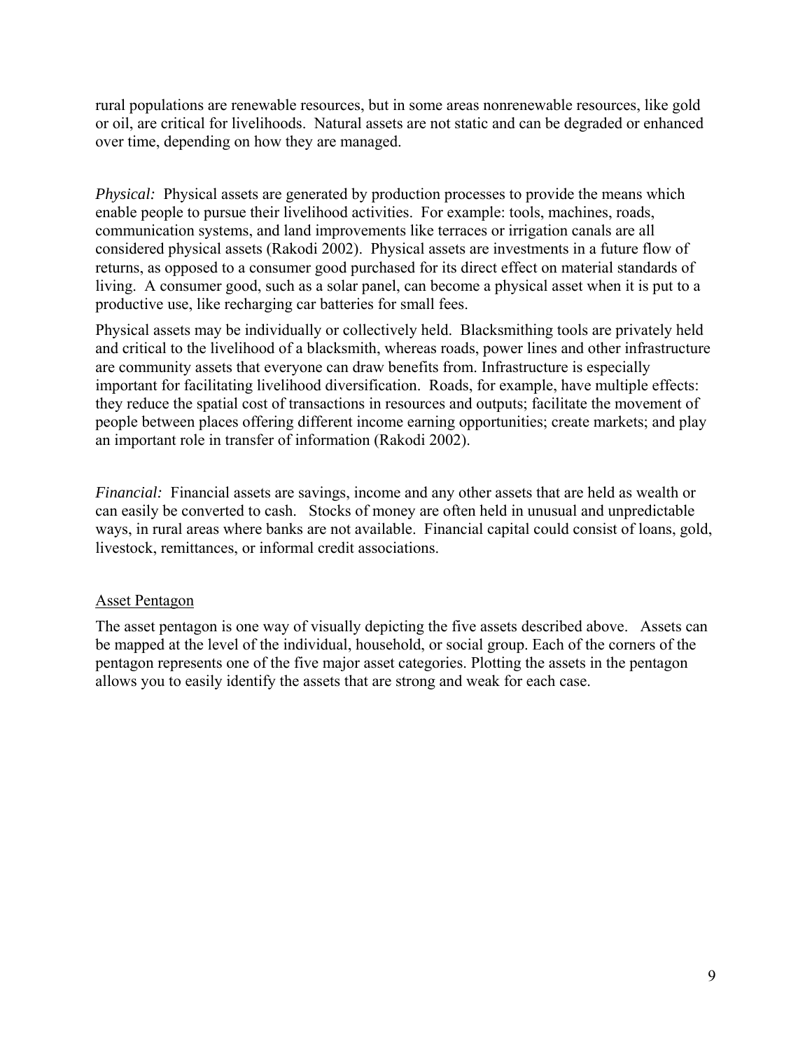rural populations are renewable resources, but in some areas nonrenewable resources, like gold or oil, are critical for livelihoods. Natural assets are not static and can be degraded or enhanced over time, depending on how they are managed.

*Physical:* Physical assets are generated by production processes to provide the means which enable people to pursue their livelihood activities. For example: tools, machines, roads, communication systems, and land improvements like terraces or irrigation canals are all considered physical assets (Rakodi 2002). Physical assets are investments in a future flow of returns, as opposed to a consumer good purchased for its direct effect on material standards of living. A consumer good, such as a solar panel, can become a physical asset when it is put to a productive use, like recharging car batteries for small fees.

Physical assets may be individually or collectively held. Blacksmithing tools are privately held and critical to the livelihood of a blacksmith, whereas roads, power lines and other infrastructure are community assets that everyone can draw benefits from. Infrastructure is especially important for facilitating livelihood diversification. Roads, for example, have multiple effects: they reduce the spatial cost of transactions in resources and outputs; facilitate the movement of people between places offering different income earning opportunities; create markets; and play an important role in transfer of information (Rakodi 2002).

*Financial:* Financial assets are savings, income and any other assets that are held as wealth or can easily be converted to cash. Stocks of money are often held in unusual and unpredictable ways, in rural areas where banks are not available. Financial capital could consist of loans, gold, livestock, remittances, or informal credit associations.

<u>Asset Pentagon</u>

The asset pentagon is one way of visually depicting the five assets described above. Assets can be mapped at the level of the individual, household, or social group. Each of the corners of the pentagon represents one of the five major asset categories. Plotting the assets in the pentagon allows you to easily identify the assets that are strong and weak for each case.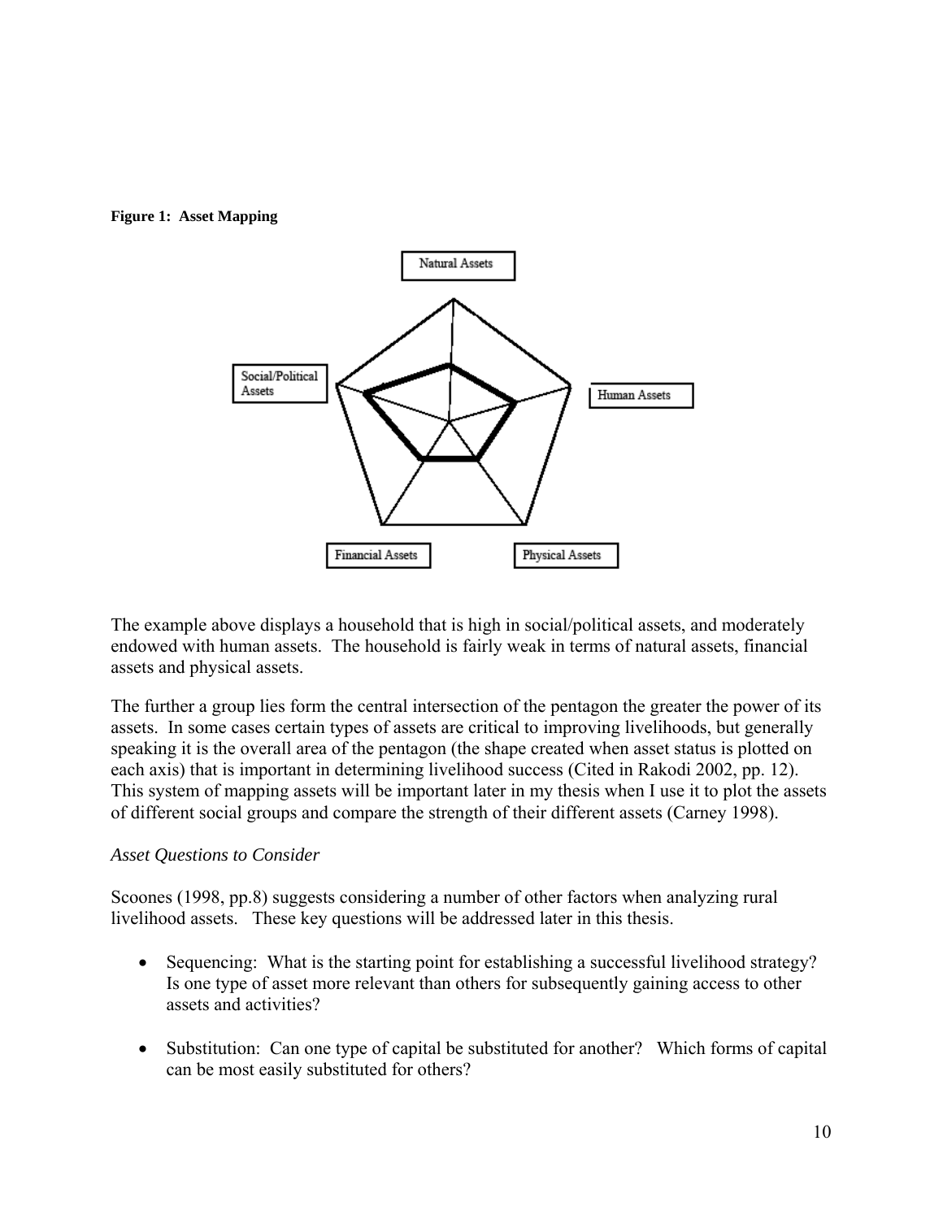**Figure 1: Asset Mapping**

The example above displays a household that is high in social/political assets, and moderately endowed with human assets. The household is fairly weak in terms of natural assets, financial assets and physical assets.

The further a group lies form the central intersection of the pentagon the greater the power of its assets. In some cases certain types of assets are critical to improving livelihoods, but generally speaking it is the overall area of the pentagon (the shape created when asset status is plotted on each axis) that is important in determining livelihood success (Cited in Rakodi 2002, pp. 12). This system of mapping assets will be important later in my thesis when I use it to plot the assets of different social groups and compare the strength of their different assets (Carney 1998).

*Asset Questions to Consider*

Scoones (1998, pp.8) suggests considering a number of other factors when analyzing rural livelihood assets. These key questions will be addressed later in this thesis.

- Sequencing: What is the starting point for establishing a successful livelihood strategy? Is one type of asset more relevant than others for subsequently gaining access to other assets and activities?

- Substitution: Can one type of capital be substituted for another? Which forms of capital can be most easily substituted for others?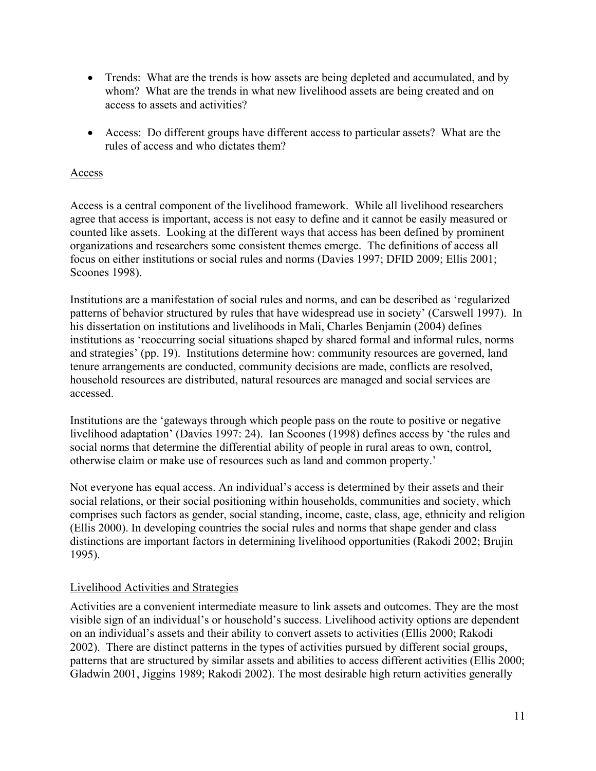- Trends: What are the trends is how assets are being depleted and accumulated, and by whom? What are the trends in what new livelihood assets are being created and on access to assets and activities?

- Access: Do different groups have different access to particular assets? What are the rules of access and who dictates them?

<u>Access</u>

Access is a central component of the livelihood framework. While all livelihood researchers agree that access is important, access is not easy to define and it cannot be easily measured or counted like assets. Looking at the different ways that access has been defined by prominent organizations and researchers some consistent themes emerge. The definitions of access all focus on either institutions or social rules and norms (Davies 1997; DFID 2009; Ellis 2001; Scoones 1998).

Institutions are a manifestation of social rules and norms, and can be described as 'regularized patterns of behavior structured by rules that have widespread use in society' (Carswell 1997). In his dissertation on institutions and livelihoods in Mali, Charles Benjamin (2004) defines institutions as 'reoccurring social situations shaped by shared formal and informal rules, norms and strategies' (pp. 19). Institutions determine how: community resources are governed, land tenure arrangements are conducted, community decisions are made, conflicts are resolved, household resources are distributed, natural resources are managed and social services are accessed.

Institutions are the 'gateways through which people pass on the route to positive or negative livelihood adaptation' (Davies 1997: 24). Ian Scoones (1998) defines access by 'the rules and social norms that determine the differential ability of people in rural areas to own, control, otherwise claim or make use of resources such as land and common property.'

Not everyone has equal access. An individual's access is determined by their assets and their social relations, or their social positioning within households, communities and society, which comprises such factors as gender, social standing, income, caste, class, age, ethnicity and religion (Ellis 2000). In developing countries the social rules and norms that shape gender and class distinctions are important factors in determining livelihood opportunities (Rakodi 2002; Brujin 1995).

<u>Livelihood Activities and Strategies</u>

Activities are a convenient intermediate measure to link assets and outcomes. They are the most visible sign of an individual's or household's success. Livelihood activity options are dependent on an individual's assets and their ability to convert assets to activities (Ellis 2000; Rakodi 2002). There are distinct patterns in the types of activities pursued by different social groups, patterns that are structured by similar assets and abilities to access different activities (Ellis 2000; Gladwin 2001, Jiggins 1989; Rakodi 2002). The most desirable high return activities generally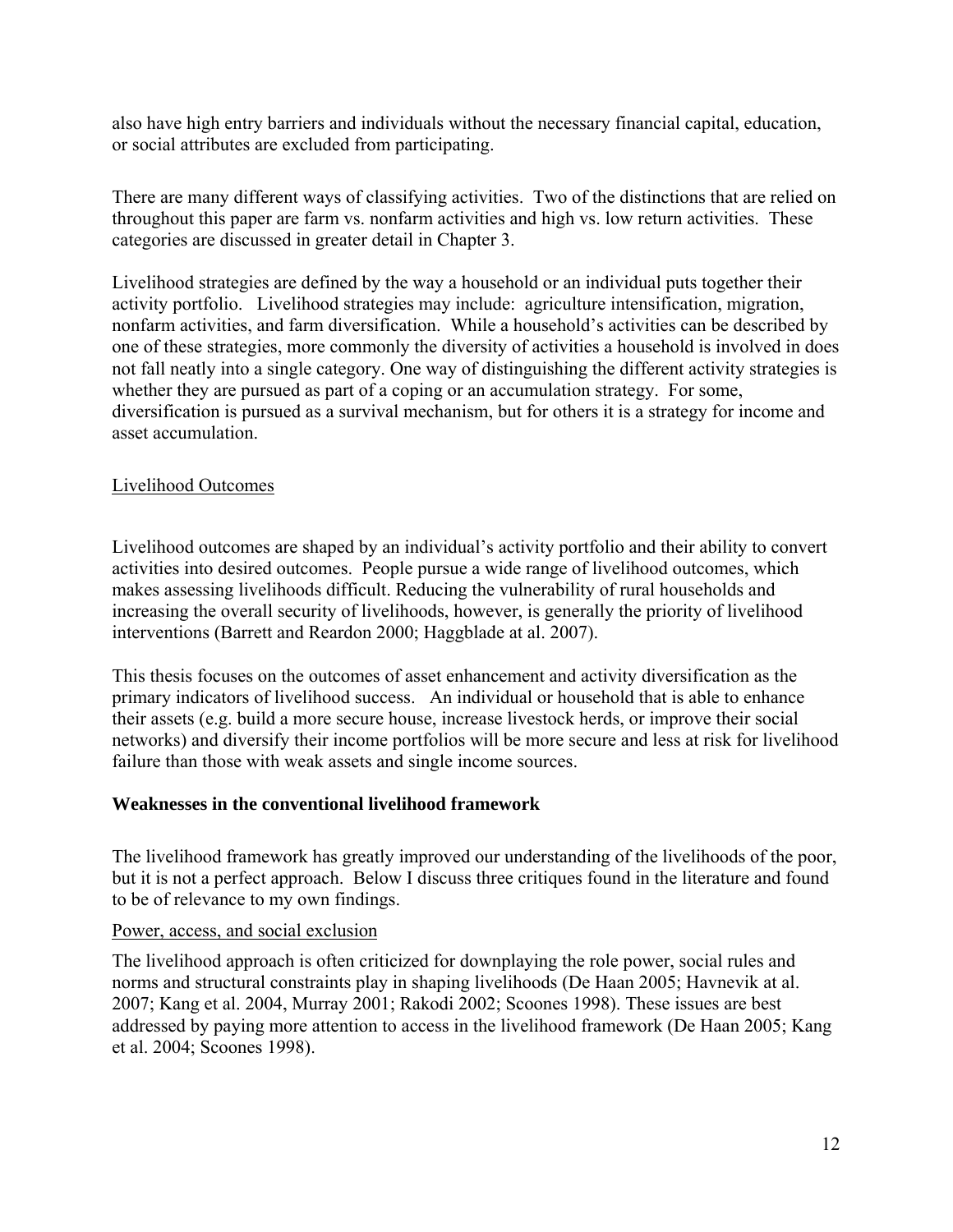also have high entry barriers and individuals without the necessary financial capital, education, or social attributes are excluded from participating.

There are many different ways of classifying activities. Two of the distinctions that are relied on throughout this paper are farm vs. nonfarm activities and high vs. low return activities. These categories are discussed in greater detail in Chapter 3.

Livelihood strategies are defined by the way a household or an individual puts together their activity portfolio. Livelihood strategies may include: agriculture intensification, migration, nonfarm activities, and farm diversification. While a household's activities can be described by one of these strategies, more commonly the diversity of activities a household is involved in does not fall neatly into a single category. One way of distinguishing the different activity strategies is whether they are pursued as part of a coping or an accumulation strategy. For some, diversification is pursued as a survival mechanism, but for others it is a strategy for income and asset accumulation.

<u>Livelihood Outcomes</u>

Livelihood outcomes are shaped by an individual's activity portfolio and their ability to convert activities into desired outcomes. People pursue a wide range of livelihood outcomes, which makes assessing livelihoods difficult. Reducing the vulnerability of rural households and increasing the overall security of livelihoods, however, is generally the priority of livelihood interventions (Barrett and Reardon 2000; Haggblade at al. 2007).

This thesis focuses on the outcomes of asset enhancement and activity diversification as the primary indicators of livelihood success. An individual or household that is able to enhance their assets (e.g. build a more secure house, increase livestock herds, or improve their social networks) and diversify their income portfolios will be more secure and less at risk for livelihood failure than those with weak assets and single income sources.

### Weaknesses in the conventional livelihood framework

The livelihood framework has greatly improved our understanding of the livelihoods of the poor, but it is not a perfect approach. Below I discuss three critiques found in the literature and found to be of relevance to my own findings.

<u>Power, access, and social exclusion</u>

The livelihood approach is often criticized for downplaying the role power, social rules and norms and structural constraints play in shaping livelihoods (De Haan 2005; Havnevik at al. 2007; Kang et al. 2004, Murray 2001; Rakodi 2002; Scoones 1998). These issues are best addressed by paying more attention to access in the livelihood framework (De Haan 2005; Kang et al. 2004; Scoones 1998).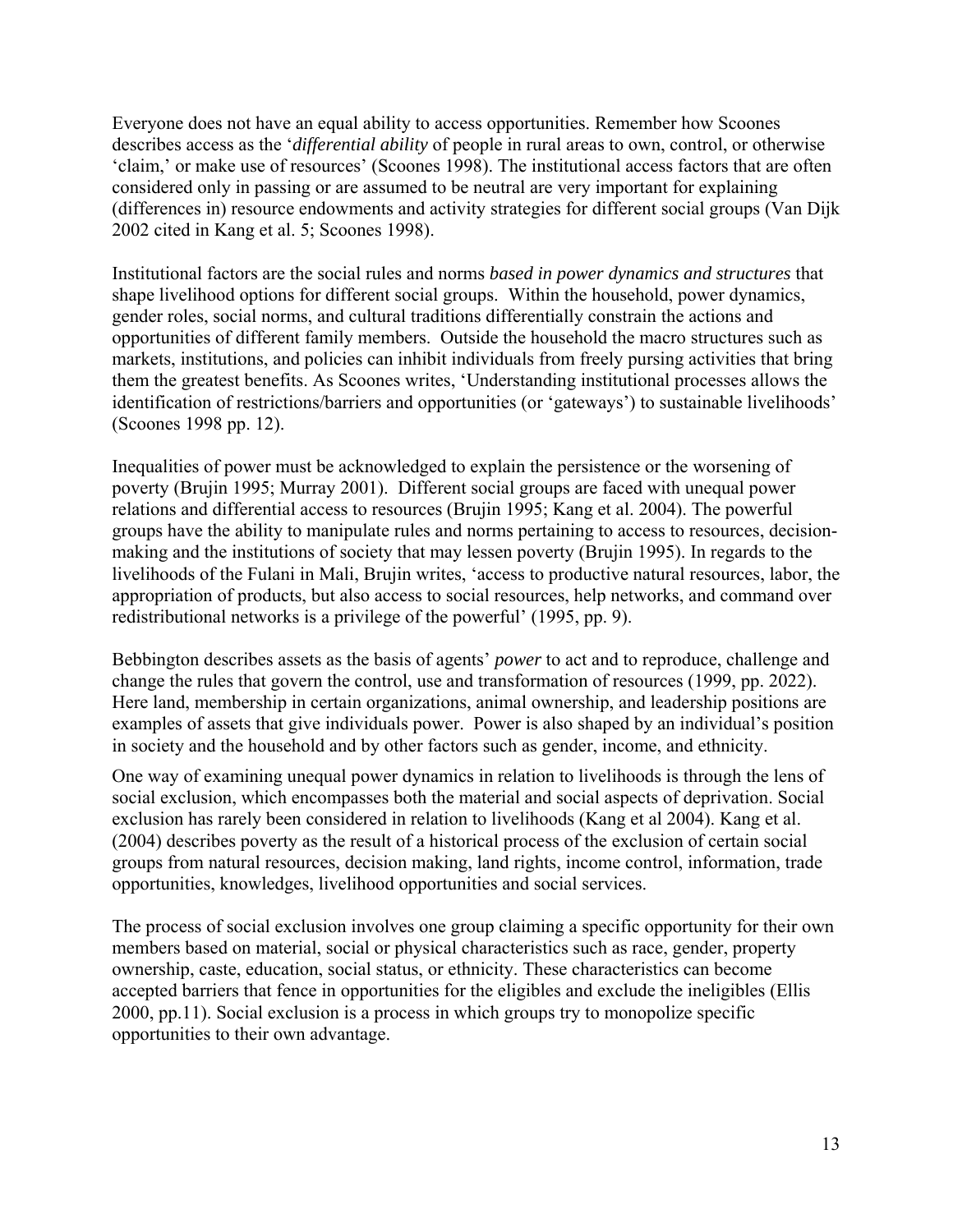Everyone does not have an equal ability to access opportunities. Remember how Scoones describes access as the '*differential ability* of people in rural areas to own, control, or otherwise 'claim,' or make use of resources' (Scoones 1998). The institutional access factors that are often considered only in passing or are assumed to be neutral are very important for explaining (differences in) resource endowments and activity strategies for different social groups (Van Dijk 2002 cited in Kang et al. 5; Scoones 1998).

Institutional factors are the social rules and norms *based in power dynamics and structures* that shape livelihood options for different social groups. Within the household, power dynamics, gender roles, social norms, and cultural traditions differentially constrain the actions and opportunities of different family members. Outside the household the macro structures such as markets, institutions, and policies can inhibit individuals from freely pursing activities that bring them the greatest benefits. As Scoones writes, 'Understanding institutional processes allows the identification of restrictions/barriers and opportunities (or 'gateways') to sustainable livelihoods' (Scoones 1998 pp. 12).

Inequalities of power must be acknowledged to explain the persistence or the worsening of poverty (Brujin 1995; Murray 2001). Different social groups are faced with unequal power relations and differential access to resources (Brujin 1995; Kang et al. 2004). The powerful groups have the ability to manipulate rules and norms pertaining to access to resources, decision-making and the institutions of society that may lessen poverty (Brujin 1995). In regards to the livelihoods of the Fulani in Mali, Brujin writes, 'access to productive natural resources, labor, the appropriation of products, but also access to social resources, help networks, and command over redistributional networks is a privilege of the powerful' (1995, pp. 9).

Bebbington describes assets as the basis of agents' *power* to act and to reproduce, challenge and change the rules that govern the control, use and transformation of resources (1999, pp. 2022). Here land, membership in certain organizations, animal ownership, and leadership positions are examples of assets that give individuals power. Power is also shaped by an individual's position in society and the household and by other factors such as gender, income, and ethnicity.

One way of examining unequal power dynamics in relation to livelihoods is through the lens of social exclusion, which encompasses both the material and social aspects of deprivation. Social exclusion has rarely been considered in relation to livelihoods (Kang et al 2004). Kang et al. (2004) describes poverty as the result of a historical process of the exclusion of certain social groups from natural resources, decision making, land rights, income control, information, trade opportunities, knowledges, livelihood opportunities and social services.

The process of social exclusion involves one group claiming a specific opportunity for their own members based on material, social or physical characteristics such as race, gender, property ownership, caste, education, social status, or ethnicity. These characteristics can become accepted barriers that fence in opportunities for the eligibles and exclude the ineligibles (Ellis 2000, pp.11). Social exclusion is a process in which groups try to monopolize specific opportunities to their own advantage.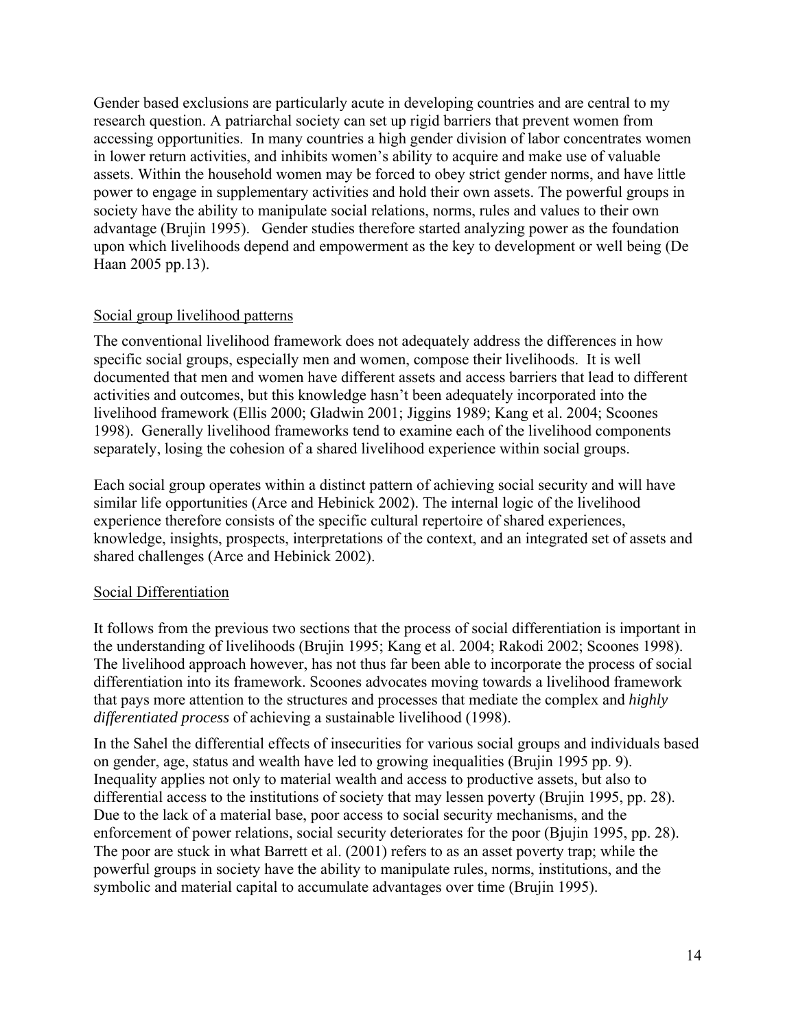Gender based exclusions are particularly acute in developing countries and are central to my research question. A patriarchal society can set up rigid barriers that prevent women from accessing opportunities. In many countries a high gender division of labor concentrates women in lower return activities, and inhibits women's ability to acquire and make use of valuable assets. Within the household women may be forced to obey strict gender norms, and have little power to engage in supplementary activities and hold their own assets. The powerful groups in society have the ability to manipulate social relations, norms, rules and values to their own advantage (Brujin 1995). Gender studies therefore started analyzing power as the foundation upon which livelihoods depend and empowerment as the key to development or well being (De Haan 2005 pp.13).

## Social group livelihood patterns

The conventional livelihood framework does not adequately address the differences in how specific social groups, especially men and women, compose their livelihoods. It is well documented that men and women have different assets and access barriers that lead to different activities and outcomes, but this knowledge hasn't been adequately incorporated into the livelihood framework (Ellis 2000; Gladwin 2001; Jiggins 1989; Kang et al. 2004; Scoones 1998). Generally livelihood frameworks tend to examine each of the livelihood components separately, losing the cohesion of a shared livelihood experience within social groups.

Each social group operates within a distinct pattern of achieving social security and will have similar life opportunities (Arce and Hebinick 2002). The internal logic of the livelihood experience therefore consists of the specific cultural repertoire of shared experiences, knowledge, insights, prospects, interpretations of the context, and an integrated set of assets and shared challenges (Arce and Hebinick 2002).

## Social Differentiation

It follows from the previous two sections that the process of social differentiation is important in the understanding of livelihoods (Brujin 1995; Kang et al. 2004; Rakodi 2002; Scoones 1998). The livelihood approach however, has not thus far been able to incorporate the process of social differentiation into its framework. Scoones advocates moving towards a livelihood framework that pays more attention to the structures and processes that mediate the complex and *highly differentiated process* of achieving a sustainable livelihood (1998).

In the Sahel the differential effects of insecurities for various social groups and individuals based on gender, age, status and wealth have led to growing inequalities (Brujin 1995 pp. 9). Inequality applies not only to material wealth and access to productive assets, but also to differential access to the institutions of society that may lessen poverty (Brujin 1995, pp. 28). Due to the lack of a material base, poor access to social security mechanisms, and the enforcement of power relations, social security deteriorates for the poor (Bjujin 1995, pp. 28). The poor are stuck in what Barrett et al. (2001) refers to as an asset poverty trap; while the powerful groups in society have the ability to manipulate rules, norms, institutions, and the symbolic and material capital to accumulate advantages over time (Brujin 1995).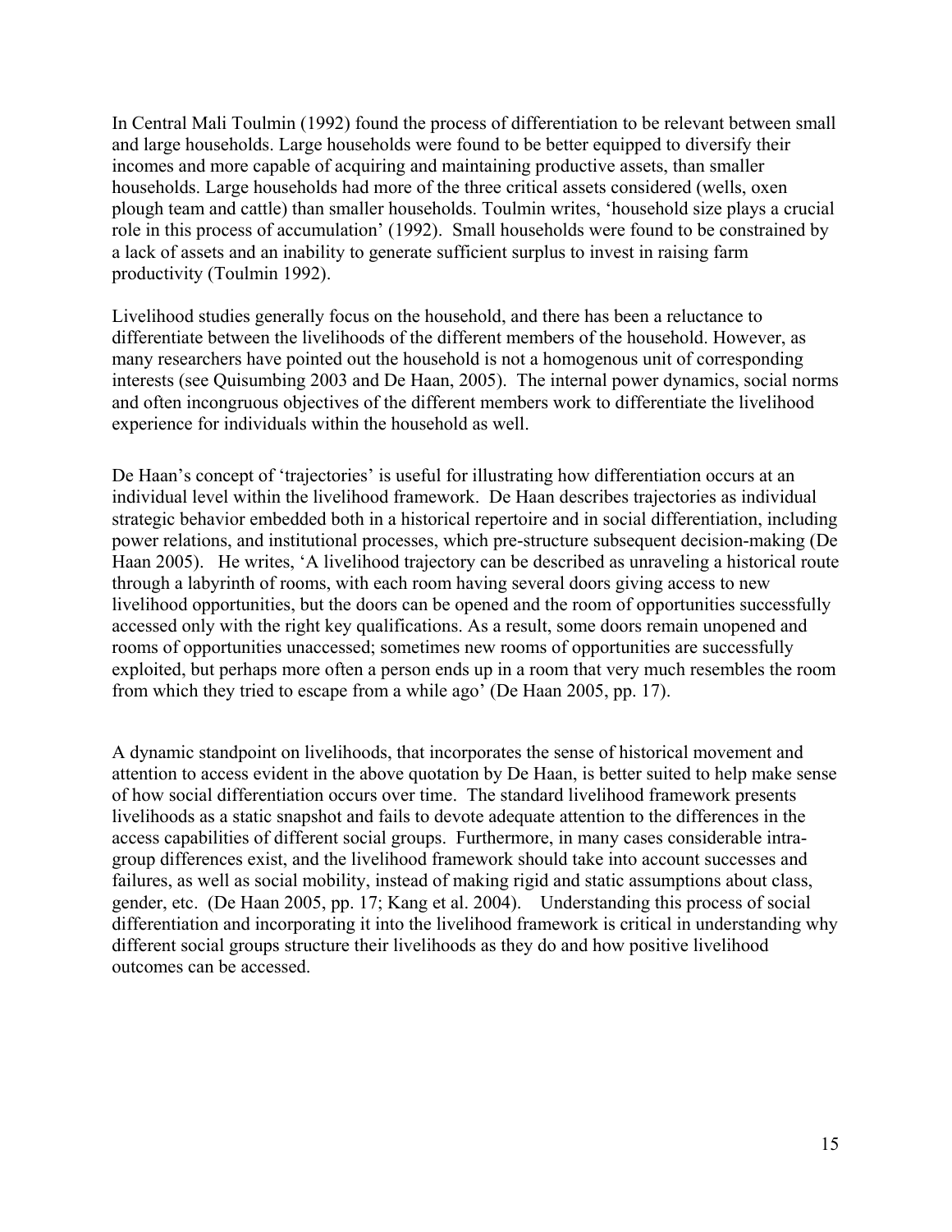In Central Mali Toulmin (1992) found the process of differentiation to be relevant between small and large households. Large households were found to be better equipped to diversify their incomes and more capable of acquiring and maintaining productive assets, than smaller households. Large households had more of the three critical assets considered (wells, oxen plough team and cattle) than smaller households. Toulmin writes, 'household size plays a crucial role in this process of accumulation' (1992). Small households were found to be constrained by a lack of assets and an inability to generate sufficient surplus to invest in raising farm productivity (Toulmin 1992).

Livelihood studies generally focus on the household, and there has been a reluctance to differentiate between the livelihoods of the different members of the household. However, as many researchers have pointed out the household is not a homogenous unit of corresponding interests (see Quisumbing 2003 and De Haan, 2005). The internal power dynamics, social norms and often incongruous objectives of the different members work to differentiate the livelihood experience for individuals within the household as well.

De Haan's concept of 'trajectories' is useful for illustrating how differentiation occurs at an individual level within the livelihood framework. De Haan describes trajectories as individual strategic behavior embedded both in a historical repertoire and in social differentiation, including power relations, and institutional processes, which pre-structure subsequent decision-making (De Haan 2005). He writes, 'A livelihood trajectory can be described as unraveling a historical route through a labyrinth of rooms, with each room having several doors giving access to new livelihood opportunities, but the doors can be opened and the room of opportunities successfully accessed only with the right key qualifications. As a result, some doors remain unopened and rooms of opportunities unaccessed; sometimes new rooms of opportunities are successfully exploited, but perhaps more often a person ends up in a room that very much resembles the room from which they tried to escape from a while ago' (De Haan 2005, pp. 17).

A dynamic standpoint on livelihoods, that incorporates the sense of historical movement and attention to access evident in the above quotation by De Haan, is better suited to help make sense of how social differentiation occurs over time. The standard livelihood framework presents livelihoods as a static snapshot and fails to devote adequate attention to the differences in the access capabilities of different social groups. Furthermore, in many cases considerable intra-group differences exist, and the livelihood framework should take into account successes and failures, as well as social mobility, instead of making rigid and static assumptions about class, gender, etc. (De Haan 2005, pp. 17; Kang et al. 2004). Understanding this process of social differentiation and incorporating it into the livelihood framework is critical in understanding why different social groups structure their livelihoods as they do and how positive livelihood outcomes can be accessed.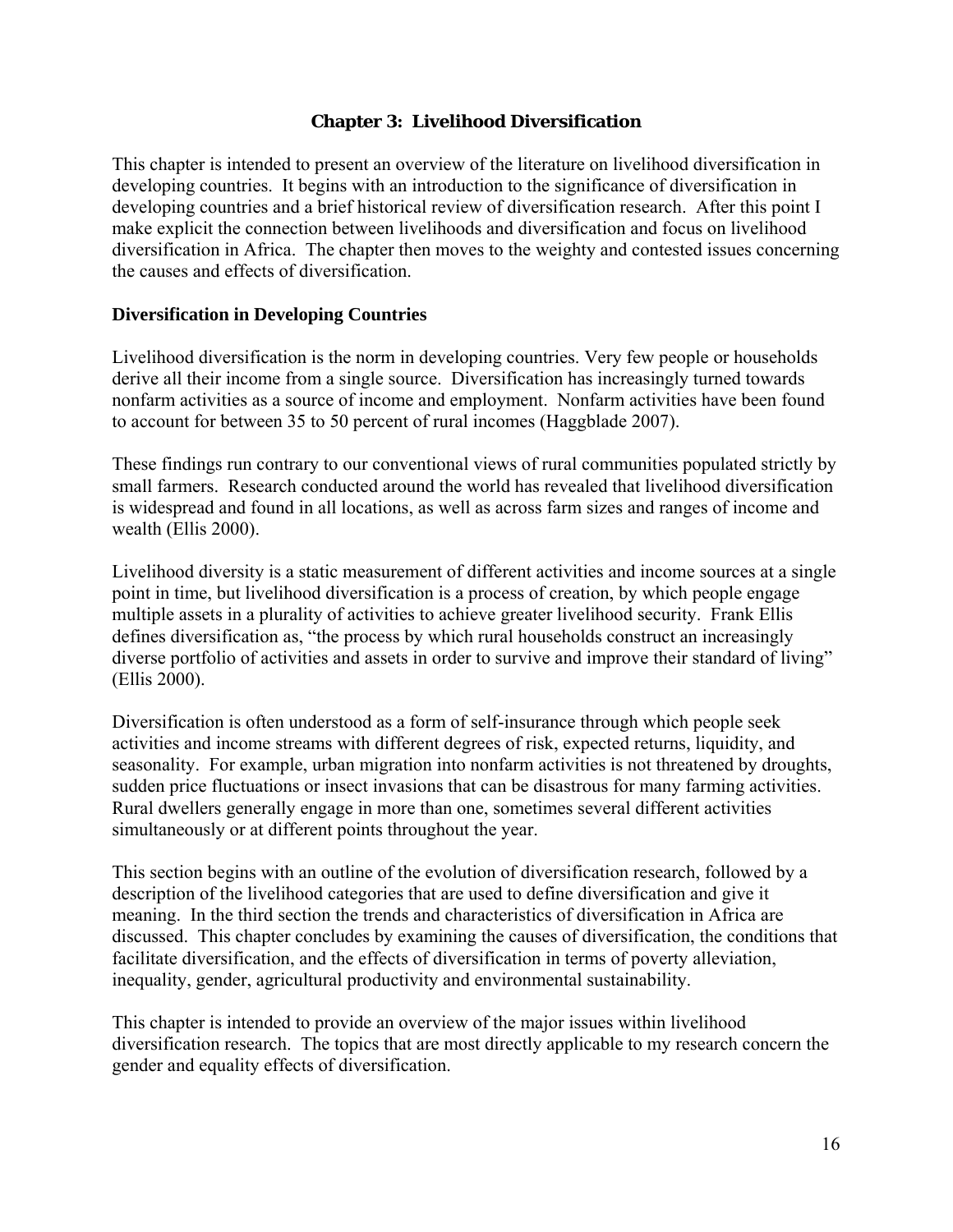# Chapter 3: Livelihood Diversification

This chapter is intended to present an overview of the literature on livelihood diversification in developing countries. It begins with an introduction to the significance of diversification in developing countries and a brief historical review of diversification research. After this point I make explicit the connection between livelihoods and diversification and focus on livelihood diversification in Africa. The chapter then moves to the weighty and contested issues concerning the causes and effects of diversification.

## Diversification in Developing Countries

Livelihood diversification is the norm in developing countries. Very few people or households derive all their income from a single source. Diversification has increasingly turned towards nonfarm activities as a source of income and employment. Nonfarm activities have been found to account for between 35 to 50 percent of rural incomes (Haggblade 2007).

These findings run contrary to our conventional views of rural communities populated strictly by small farmers. Research conducted around the world has revealed that livelihood diversification is widespread and found in all locations, as well as across farm sizes and ranges of income and wealth (Ellis 2000).

Livelihood diversity is a static measurement of different activities and income sources at a single point in time, but livelihood diversification is a process of creation, by which people engage multiple assets in a plurality of activities to achieve greater livelihood security. Frank Ellis defines diversification as, "the process by which rural households construct an increasingly diverse portfolio of activities and assets in order to survive and improve their standard of living" (Ellis 2000).

Diversification is often understood as a form of self-insurance through which people seek activities and income streams with different degrees of risk, expected returns, liquidity, and seasonality. For example, urban migration into nonfarm activities is not threatened by droughts, sudden price fluctuations or insect invasions that can be disastrous for many farming activities. Rural dwellers generally engage in more than one, sometimes several different activities simultaneously or at different points throughout the year.

This section begins with an outline of the evolution of diversification research, followed by a description of the livelihood categories that are used to define diversification and give it meaning. In the third section the trends and characteristics of diversification in Africa are discussed. This chapter concludes by examining the causes of diversification, the conditions that facilitate diversification, and the effects of diversification in terms of poverty alleviation, inequality, gender, agricultural productivity and environmental sustainability.

This chapter is intended to provide an overview of the major issues within livelihood diversification research. The topics that are most directly applicable to my research concern the gender and equality effects of diversification.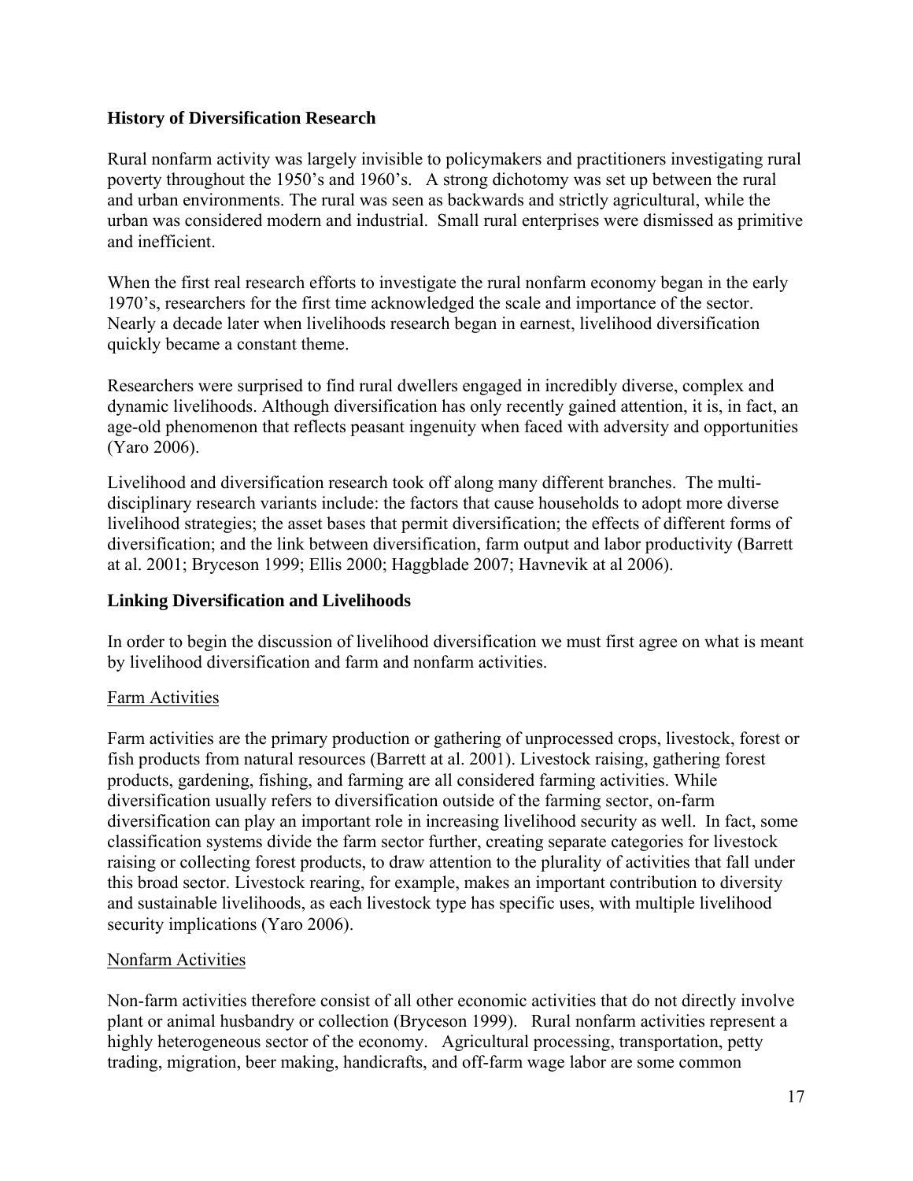**History of Diversification Research**

Rural nonfarm activity was largely invisible to policymakers and practitioners investigating rural poverty throughout the 1950's and 1960's. A strong dichotomy was set up between the rural and urban environments. The rural was seen as backwards and strictly agricultural, while the urban was considered modern and industrial. Small rural enterprises were dismissed as primitive and inefficient.

When the first real research efforts to investigate the rural nonfarm economy began in the early 1970's, researchers for the first time acknowledged the scale and importance of the sector. Nearly a decade later when livelihoods research began in earnest, livelihood diversification quickly became a constant theme.

Researchers were surprised to find rural dwellers engaged in incredibly diverse, complex and dynamic livelihoods. Although diversification has only recently gained attention, it is, in fact, an age-old phenomenon that reflects peasant ingenuity when faced with adversity and opportunities (Yaro 2006).

Livelihood and diversification research took off along many different branches. The multi-disciplinary research variants include: the factors that cause households to adopt more diverse livelihood strategies; the asset bases that permit diversification; the effects of different forms of diversification; and the link between diversification, farm output and labor productivity (Barrett at al. 2001; Bryceson 1999; Ellis 2000; Haggblade 2007; Havnevik at al 2006).

**Linking Diversification and Livelihoods**

In order to begin the discussion of livelihood diversification we must first agree on what is meant by livelihood diversification and farm and nonfarm activities.

<u>Farm Activities</u>

Farm activities are the primary production or gathering of unprocessed crops, livestock, forest or fish products from natural resources (Barrett at al. 2001). Livestock raising, gathering forest products, gardening, fishing, and farming are all considered farming activities. While diversification usually refers to diversification outside of the farming sector, on-farm diversification can play an important role in increasing livelihood security as well. In fact, some classification systems divide the farm sector further, creating separate categories for livestock raising or collecting forest products, to draw attention to the plurality of activities that fall under this broad sector. Livestock rearing, for example, makes an important contribution to diversity and sustainable livelihoods, as each livestock type has specific uses, with multiple livelihood security implications (Yaro 2006).

<u>Nonfarm Activities</u>

Non-farm activities therefore consist of all other economic activities that do not directly involve plant or animal husbandry or collection (Bryceson 1999). Rural nonfarm activities represent a highly heterogeneous sector of the economy. Agricultural processing, transportation, petty trading, migration, beer making, handicrafts, and off-farm wage labor are some common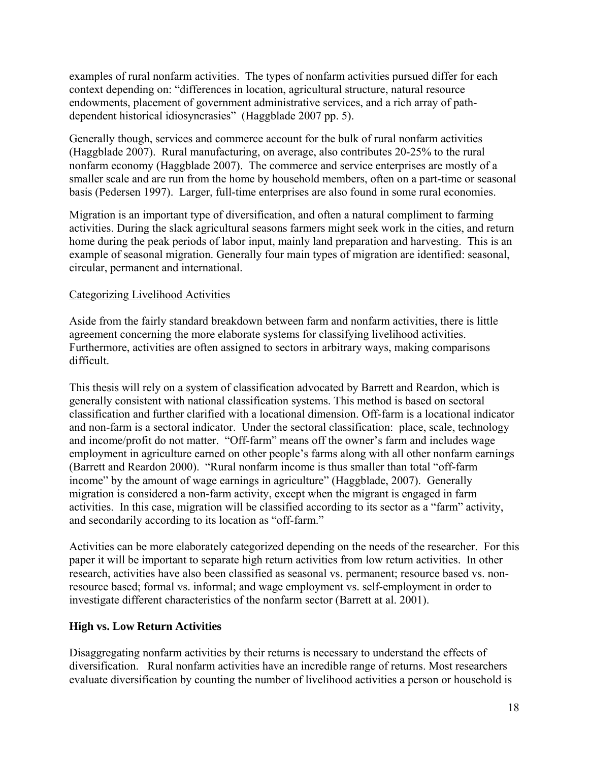examples of rural nonfarm activities. The types of nonfarm activities pursued differ for each context depending on: "differences in location, agricultural structure, natural resource endowments, placement of government administrative services, and a rich array of path-dependent historical idiosyncrasies" (Haggblade 2007 pp. 5).

Generally though, services and commerce account for the bulk of rural nonfarm activities (Haggblade 2007). Rural manufacturing, on average, also contributes 20-25% to the rural nonfarm economy (Haggblade 2007). The commerce and service enterprises are mostly of a smaller scale and are run from the home by household members, often on a part-time or seasonal basis (Pedersen 1997). Larger, full-time enterprises are also found in some rural economies.

Migration is an important type of diversification, and often a natural compliment to farming activities. During the slack agricultural seasons farmers might seek work in the cities, and return home during the peak periods of labor input, mainly land preparation and harvesting. This is an example of seasonal migration. Generally four main types of migration are identified: seasonal, circular, permanent and international.

<u>Categorizing Livelihood Activities</u>

Aside from the fairly standard breakdown between farm and nonfarm activities, there is little agreement concerning the more elaborate systems for classifying livelihood activities. Furthermore, activities are often assigned to sectors in arbitrary ways, making comparisons difficult.

This thesis will rely on a system of classification advocated by Barrett and Reardon, which is generally consistent with national classification systems. This method is based on sectoral classification and further clarified with a locational dimension. Off-farm is a locational indicator and non-farm is a sectoral indicator. Under the sectoral classification: place, scale, technology and income/profit do not matter. "Off-farm" means off the owner's farm and includes wage employment in agriculture earned on other people's farms along with all other nonfarm earnings (Barrett and Reardon 2000). "Rural nonfarm income is thus smaller than total "off-farm income" by the amount of wage earnings in agriculture" (Haggblade, 2007). Generally migration is considered a non-farm activity, except when the migrant is engaged in farm activities. In this case, migration will be classified according to its sector as a "farm" activity, and secondarily according to its location as "off-farm."

Activities can be more elaborately categorized depending on the needs of the researcher. For this paper it will be important to separate high return activities from low return activities. In other research, activities have also been classified as seasonal vs. permanent; resource based vs. non-resource based; formal vs. informal; and wage employment vs. self-employment in order to investigate different characteristics of the nonfarm sector (Barrett at al. 2001).

### High vs. Low Return Activities

Disaggregating nonfarm activities by their returns is necessary to understand the effects of diversification. Rural nonfarm activities have an incredible range of returns. Most researchers evaluate diversification by counting the number of livelihood activities a person or household is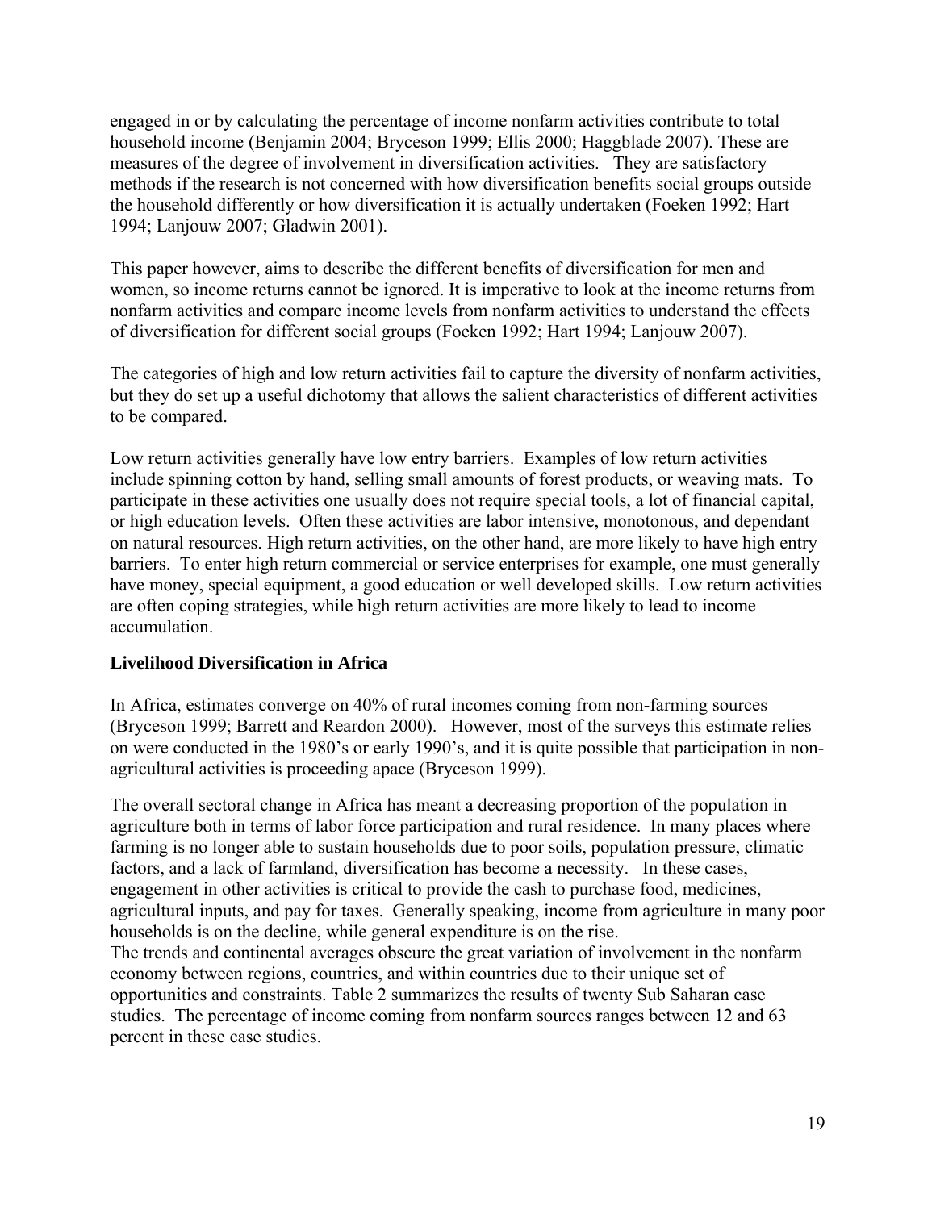engaged in or by calculating the percentage of income nonfarm activities contribute to total household income (Benjamin 2004; Bryceson 1999; Ellis 2000; Haggblade 2007). These are measures of the degree of involvement in diversification activities. They are satisfactory methods if the research is not concerned with how diversification benefits social groups outside the household differently or how diversification it is actually undertaken (Foeken 1992; Hart 1994; Lanjouw 2007; Gladwin 2001).

This paper however, aims to describe the different benefits of diversification for men and women, so income returns cannot be ignored. It is imperative to look at the income returns from nonfarm activities and compare income <u>levels</u> from nonfarm activities to understand the effects of diversification for different social groups (Foeken 1992; Hart 1994; Lanjouw 2007).

The categories of high and low return activities fail to capture the diversity of nonfarm activities, but they do set up a useful dichotomy that allows the salient characteristics of different activities to be compared.

Low return activities generally have low entry barriers. Examples of low return activities include spinning cotton by hand, selling small amounts of forest products, or weaving mats. To participate in these activities one usually does not require special tools, a lot of financial capital, or high education levels. Often these activities are labor intensive, monotonous, and dependant on natural resources. High return activities, on the other hand, are more likely to have high entry barriers. To enter high return commercial or service enterprises for example, one must generally have money, special equipment, a good education or well developed skills. Low return activities are often coping strategies, while high return activities are more likely to lead to income accumulation.

**Livelihood Diversification in Africa**

In Africa, estimates converge on 40% of rural incomes coming from non-farming sources (Bryceson 1999; Barrett and Reardon 2000). However, most of the surveys this estimate relies on were conducted in the 1980's or early 1990's, and it is quite possible that participation in non-agricultural activities is proceeding apace (Bryceson 1999).

The overall sectoral change in Africa has meant a decreasing proportion of the population in agriculture both in terms of labor force participation and rural residence. In many places where farming is no longer able to sustain households due to poor soils, population pressure, climatic factors, and a lack of farmland, diversification has become a necessity. In these cases, engagement in other activities is critical to provide the cash to purchase food, medicines, agricultural inputs, and pay for taxes. Generally speaking, income from agriculture in many poor households is on the decline, while general expenditure is on the rise.

The trends and continental averages obscure the great variation of involvement in the nonfarm economy between regions, countries, and within countries due to their unique set of opportunities and constraints. Table 2 summarizes the results of twenty Sub Saharan case studies. The percentage of income coming from nonfarm sources ranges between 12 and 63 percent in these case studies.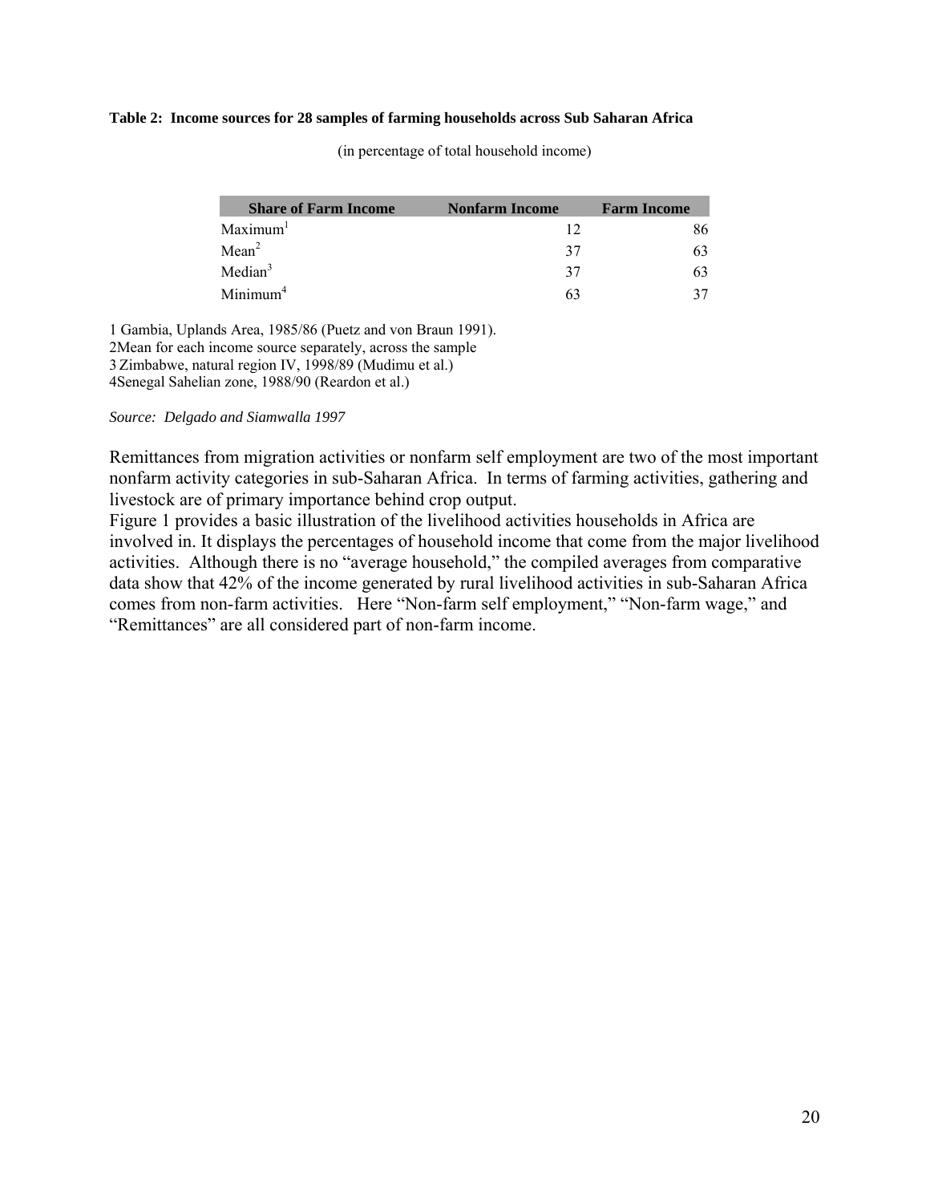**Table 2: Income sources for 28 samples of farming households across Sub Saharan Africa**

(in percentage of total household income)

| Share of Farm Income | Nonfarm Income | Farm Income |
|---|---|---|
| Maximum[1] | 12 | 86 |
| Mean[2] | 37 | 63 |
| Median[3] | 37 | 63 |
| Minimum[4] | 63 | 37 |

1 Gambia, Uplands Area, 1985/86 (Puetz and von Braun 1991).
2Mean for each income source separately, across the sample
3 Zimbabwe, natural region IV, 1998/89 (Mudimu et al.)
4Senegal Sahelian zone, 1988/90 (Reardon et al.)

*Source: Delgado and Siamwalla 1997*

Remittances from migration activities or nonfarm self employment are two of the most important nonfarm activity categories in sub-Saharan Africa. In terms of farming activities, gathering and livestock are of primary importance behind crop output.
Figure 1 provides a basic illustration of the livelihood activities households in Africa are involved in. It displays the percentages of household income that come from the major livelihood activities. Although there is no "average household," the compiled averages from comparative data show that 42% of the income generated by rural livelihood activities in sub-Saharan Africa comes from non-farm activities. Here "Non-farm self employment," "Non-farm wage," and "Remittances" are all considered part of non-farm income.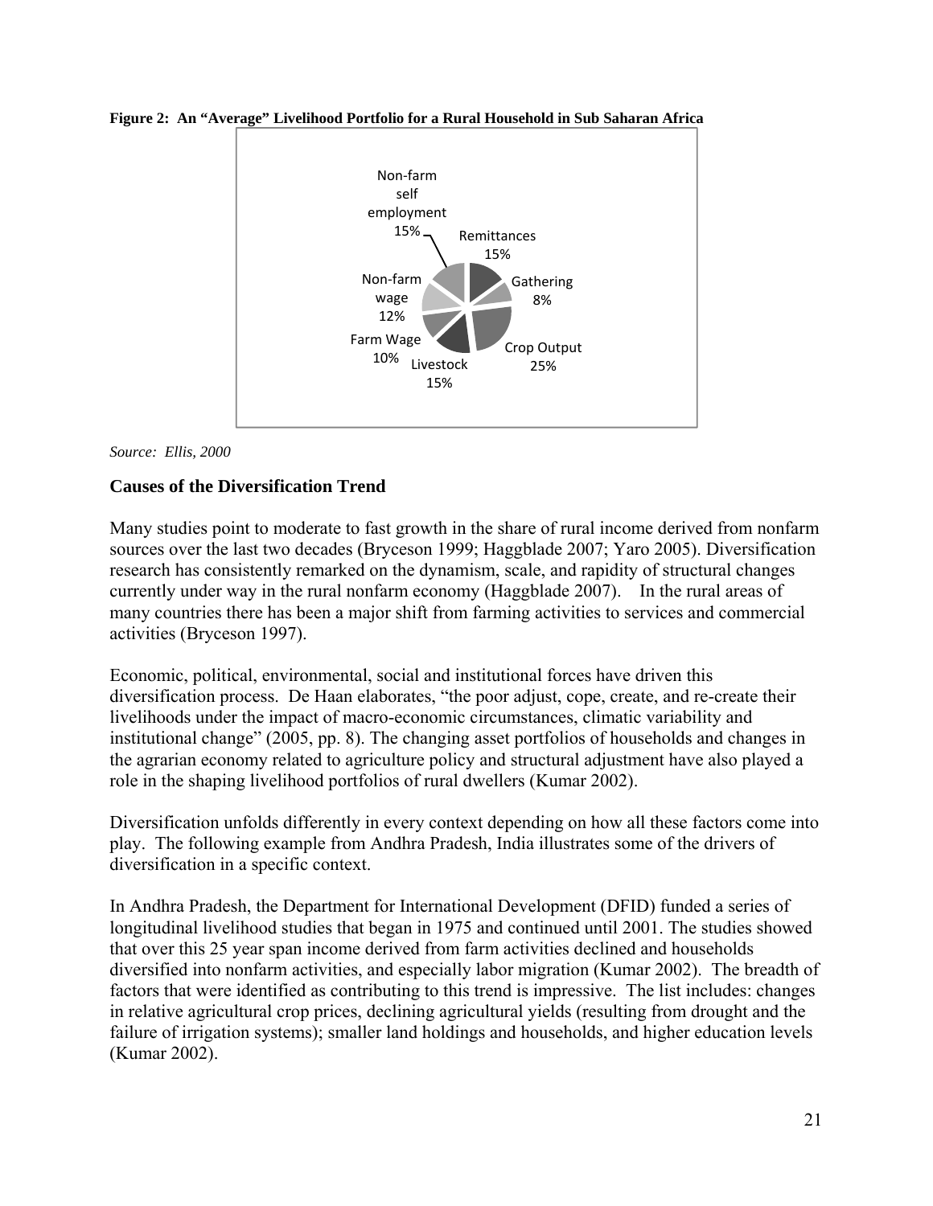**Figure 2: An "Average" Livelihood Portfolio for a Rural Household in Sub Saharan Africa**

Non-farm self employment 15%
Remittances 15%
Gathering 8%
Crop Output 25%
Livestock 15%
Farm Wage 10%
Non-farm wage 12%

*Source: Ellis, 2000*

### Causes of the Diversification Trend

Many studies point to moderate to fast growth in the share of rural income derived from nonfarm sources over the last two decades (Bryceson 1999; Haggblade 2007; Yaro 2005). Diversification research has consistently remarked on the dynamism, scale, and rapidity of structural changes currently under way in the rural nonfarm economy (Haggblade 2007). In the rural areas of many countries there has been a major shift from farming activities to services and commercial activities (Bryceson 1997).

Economic, political, environmental, social and institutional forces have driven this diversification process. De Haan elaborates, "the poor adjust, cope, create, and re-create their livelihoods under the impact of macro-economic circumstances, climatic variability and institutional change" (2005, pp. 8). The changing asset portfolios of households and changes in the agrarian economy related to agriculture policy and structural adjustment have also played a role in the shaping livelihood portfolios of rural dwellers (Kumar 2002).

Diversification unfolds differently in every context depending on how all these factors come into play. The following example from Andhra Pradesh, India illustrates some of the drivers of diversification in a specific context.

In Andhra Pradesh, the Department for International Development (DFID) funded a series of longitudinal livelihood studies that began in 1975 and continued until 2001. The studies showed that over this 25 year span income derived from farm activities declined and households diversified into nonfarm activities, and especially labor migration (Kumar 2002). The breadth of factors that were identified as contributing to this trend is impressive. The list includes: changes in relative agricultural crop prices, declining agricultural yields (resulting from drought and the failure of irrigation systems); smaller land holdings and households, and higher education levels (Kumar 2002).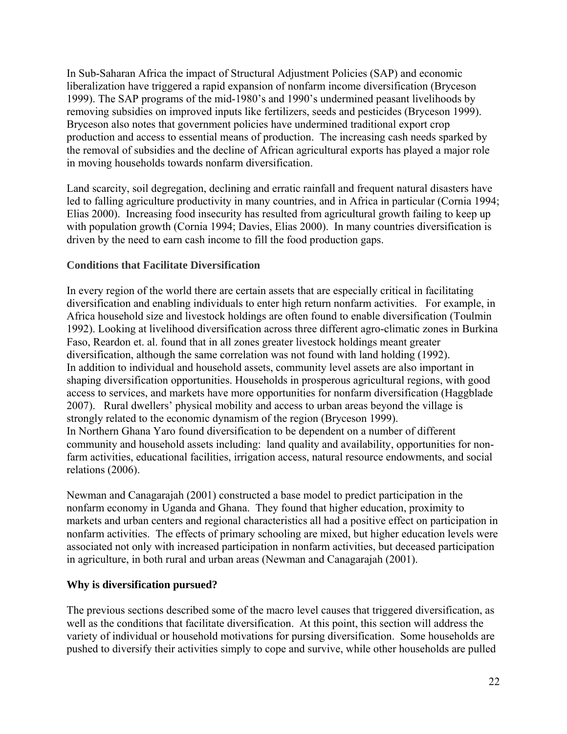In Sub-Saharan Africa the impact of Structural Adjustment Policies (SAP) and economic liberalization have triggered a rapid expansion of nonfarm income diversification (Bryceson 1999). The SAP programs of the mid-1980's and 1990's undermined peasant livelihoods by removing subsidies on improved inputs like fertilizers, seeds and pesticides (Bryceson 1999). Bryceson also notes that government policies have undermined traditional export crop production and access to essential means of production. The increasing cash needs sparked by the removal of subsidies and the decline of African agricultural exports has played a major role in moving households towards nonfarm diversification.

Land scarcity, soil degregation, declining and erratic rainfall and frequent natural disasters have led to falling agriculture productivity in many countries, and in Africa in particular (Cornia 1994; Elias 2000). Increasing food insecurity has resulted from agricultural growth failing to keep up with population growth (Cornia 1994; Davies, Elias 2000). In many countries diversification is driven by the need to earn cash income to fill the food production gaps.

### Conditions that Facilitate Diversification

In every region of the world there are certain assets that are especially critical in facilitating diversification and enabling individuals to enter high return nonfarm activities. For example, in Africa household size and livestock holdings are often found to enable diversification (Toulmin 1992). Looking at livelihood diversification across three different agro-climatic zones in Burkina Faso, Reardon et. al. found that in all zones greater livestock holdings meant greater diversification, although the same correlation was not found with land holding (1992).
In addition to individual and household assets, community level assets are also important in shaping diversification opportunities. Households in prosperous agricultural regions, with good access to services, and markets have more opportunities for nonfarm diversification (Haggblade 2007). Rural dwellers' physical mobility and access to urban areas beyond the village is strongly related to the economic dynamism of the region (Bryceson 1999).
In Northern Ghana Yaro found diversification to be dependent on a number of different community and household assets including: land quality and availability, opportunities for non-farm activities, educational facilities, irrigation access, natural resource endowments, and social relations (2006).

Newman and Canagarajah (2001) constructed a base model to predict participation in the nonfarm economy in Uganda and Ghana. They found that higher education, proximity to markets and urban centers and regional characteristics all had a positive effect on participation in nonfarm activities. The effects of primary schooling are mixed, but higher education levels were associated not only with increased participation in nonfarm activities, but deceased participation in agriculture, in both rural and urban areas (Newman and Canagarajah (2001).

### Why is diversification pursued?

The previous sections described some of the macro level causes that triggered diversification, as well as the conditions that facilitate diversification. At this point, this section will address the variety of individual or household motivations for pursing diversification. Some households are pushed to diversify their activities simply to cope and survive, while other households are pulled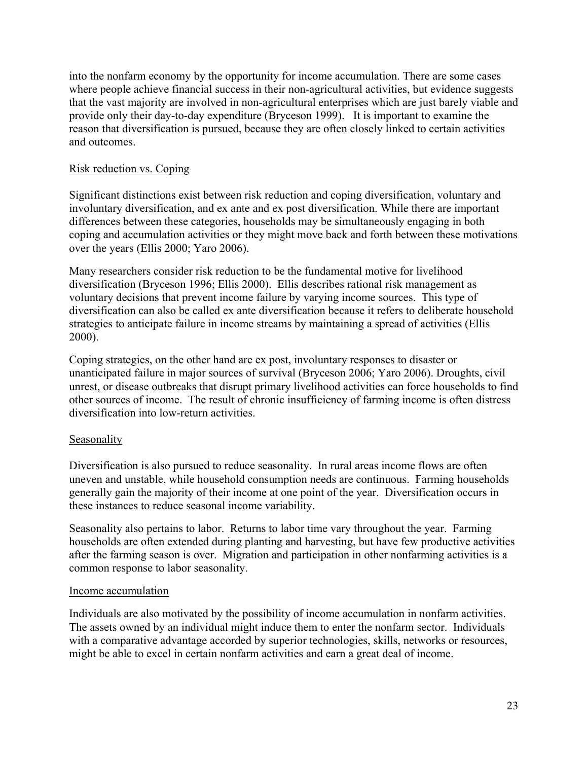into the nonfarm economy by the opportunity for income accumulation. There are some cases where people achieve financial success in their non-agricultural activities, but evidence suggests that the vast majority are involved in non-agricultural enterprises which are just barely viable and provide only their day-to-day expenditure (Bryceson 1999). It is important to examine the reason that diversification is pursued, because they are often closely linked to certain activities and outcomes.

### Risk reduction vs. Coping

Significant distinctions exist between risk reduction and coping diversification, voluntary and involuntary diversification, and ex ante and ex post diversification. While there are important differences between these categories, households may be simultaneously engaging in both coping and accumulation activities or they might move back and forth between these motivations over the years (Ellis 2000; Yaro 2006).

Many researchers consider risk reduction to be the fundamental motive for livelihood diversification (Bryceson 1996; Ellis 2000). Ellis describes rational risk management as voluntary decisions that prevent income failure by varying income sources. This type of diversification can also be called ex ante diversification because it refers to deliberate household strategies to anticipate failure in income streams by maintaining a spread of activities (Ellis 2000).

Coping strategies, on the other hand are ex post, involuntary responses to disaster or unanticipated failure in major sources of survival (Bryceson 2006; Yaro 2006). Droughts, civil unrest, or disease outbreaks that disrupt primary livelihood activities can force households to find other sources of income. The result of chronic insufficiency of farming income is often distress diversification into low-return activities.

### Seasonality

Diversification is also pursued to reduce seasonality. In rural areas income flows are often uneven and unstable, while household consumption needs are continuous. Farming households generally gain the majority of their income at one point of the year. Diversification occurs in these instances to reduce seasonal income variability.

Seasonality also pertains to labor. Returns to labor time vary throughout the year. Farming households are often extended during planting and harvesting, but have few productive activities after the farming season is over. Migration and participation in other nonfarming activities is a common response to labor seasonality.

### Income accumulation

Individuals are also motivated by the possibility of income accumulation in nonfarm activities. The assets owned by an individual might induce them to enter the nonfarm sector. Individuals with a comparative advantage accorded by superior technologies, skills, networks or resources, might be able to excel in certain nonfarm activities and earn a great deal of income.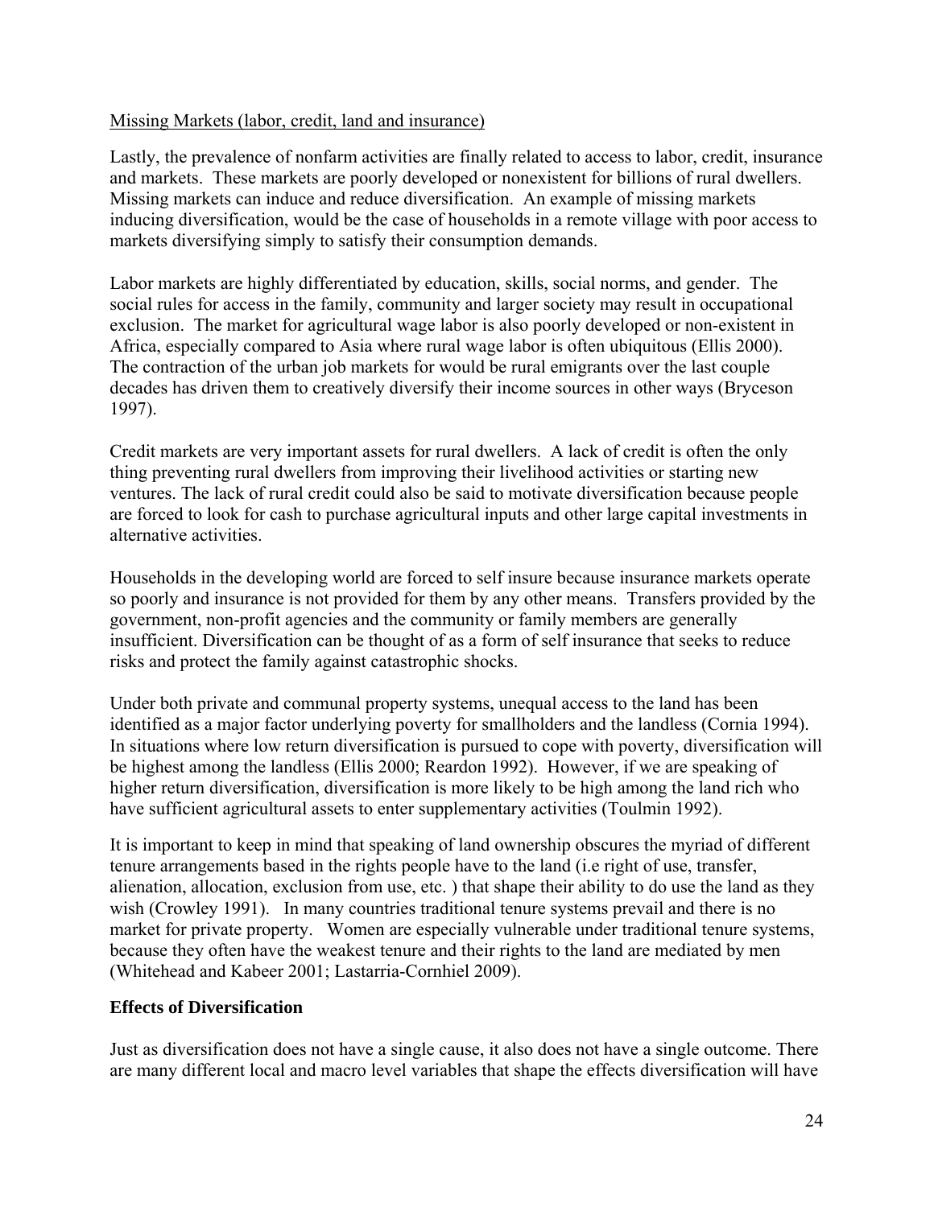Missing Markets (labor, credit, land and insurance)

Lastly, the prevalence of nonfarm activities are finally related to access to labor, credit, insurance and markets. These markets are poorly developed or nonexistent for billions of rural dwellers. Missing markets can induce and reduce diversification. An example of missing markets inducing diversification, would be the case of households in a remote village with poor access to markets diversifying simply to satisfy their consumption demands.

Labor markets are highly differentiated by education, skills, social norms, and gender. The social rules for access in the family, community and larger society may result in occupational exclusion. The market for agricultural wage labor is also poorly developed or non-existent in Africa, especially compared to Asia where rural wage labor is often ubiquitous (Ellis 2000). The contraction of the urban job markets for would be rural emigrants over the last couple decades has driven them to creatively diversify their income sources in other ways (Bryceson 1997).

Credit markets are very important assets for rural dwellers. A lack of credit is often the only thing preventing rural dwellers from improving their livelihood activities or starting new ventures. The lack of rural credit could also be said to motivate diversification because people are forced to look for cash to purchase agricultural inputs and other large capital investments in alternative activities.

Households in the developing world are forced to self insure because insurance markets operate so poorly and insurance is not provided for them by any other means. Transfers provided by the government, non-profit agencies and the community or family members are generally insufficient. Diversification can be thought of as a form of self insurance that seeks to reduce risks and protect the family against catastrophic shocks.

Under both private and communal property systems, unequal access to the land has been identified as a major factor underlying poverty for smallholders and the landless (Cornia 1994). In situations where low return diversification is pursued to cope with poverty, diversification will be highest among the landless (Ellis 2000; Reardon 1992). However, if we are speaking of higher return diversification, diversification is more likely to be high among the land rich who have sufficient agricultural assets to enter supplementary activities (Toulmin 1992).

It is important to keep in mind that speaking of land ownership obscures the myriad of different tenure arrangements based in the rights people have to the land (i.e right of use, transfer, alienation, allocation, exclusion from use, etc. ) that shape their ability to do use the land as they wish (Crowley 1991). In many countries traditional tenure systems prevail and there is no market for private property. Women are especially vulnerable under traditional tenure systems, because they often have the weakest tenure and their rights to the land are mediated by men (Whitehead and Kabeer 2001; Lastarria-Cornhiel 2009).

**Effects of Diversification**

Just as diversification does not have a single cause, it also does not have a single outcome. There are many different local and macro level variables that shape the effects diversification will have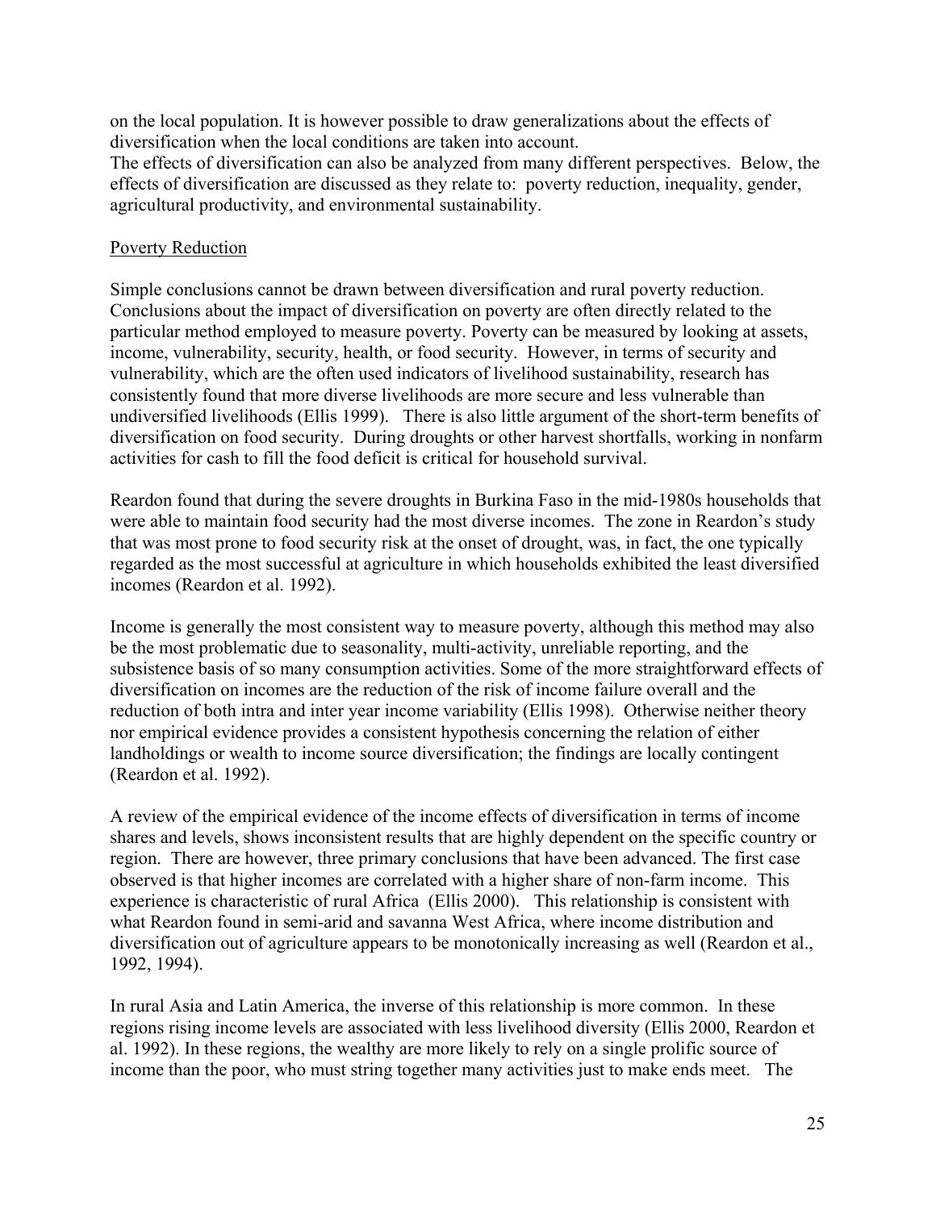on the local population. It is however possible to draw generalizations about the effects of diversification when the local conditions are taken into account.
The effects of diversification can also be analyzed from many different perspectives. Below, the effects of diversification are discussed as they relate to: poverty reduction, inequality, gender, agricultural productivity, and environmental sustainability.

## Poverty Reduction

Simple conclusions cannot be drawn between diversification and rural poverty reduction. Conclusions about the impact of diversification on poverty are often directly related to the particular method employed to measure poverty. Poverty can be measured by looking at assets, income, vulnerability, security, health, or food security. However, in terms of security and vulnerability, which are the often used indicators of livelihood sustainability, research has consistently found that more diverse livelihoods are more secure and less vulnerable than undiversified livelihoods (Ellis 1999). There is also little argument of the short-term benefits of diversification on food security. During droughts or other harvest shortfalls, working in nonfarm activities for cash to fill the food deficit is critical for household survival.

Reardon found that during the severe droughts in Burkina Faso in the mid-1980s households that were able to maintain food security had the most diverse incomes. The zone in Reardon's study that was most prone to food security risk at the onset of drought, was, in fact, the one typically regarded as the most successful at agriculture in which households exhibited the least diversified incomes (Reardon et al. 1992).

Income is generally the most consistent way to measure poverty, although this method may also be the most problematic due to seasonality, multi-activity, unreliable reporting, and the subsistence basis of so many consumption activities. Some of the more straightforward effects of diversification on incomes are the reduction of the risk of income failure overall and the reduction of both intra and inter year income variability (Ellis 1998). Otherwise neither theory nor empirical evidence provides a consistent hypothesis concerning the relation of either landholdings or wealth to income source diversification; the findings are locally contingent (Reardon et al. 1992).

A review of the empirical evidence of the income effects of diversification in terms of income shares and levels, shows inconsistent results that are highly dependent on the specific country or region. There are however, three primary conclusions that have been advanced. The first case observed is that higher incomes are correlated with a higher share of non-farm income. This experience is characteristic of rural Africa (Ellis 2000). This relationship is consistent with what Reardon found in semi-arid and savanna West Africa, where income distribution and diversification out of agriculture appears to be monotonically increasing as well (Reardon et al., 1992, 1994).

In rural Asia and Latin America, the inverse of this relationship is more common. In these regions rising income levels are associated with less livelihood diversity (Ellis 2000, Reardon et al. 1992). In these regions, the wealthy are more likely to rely on a single prolific source of income than the poor, who must string together many activities just to make ends meet. The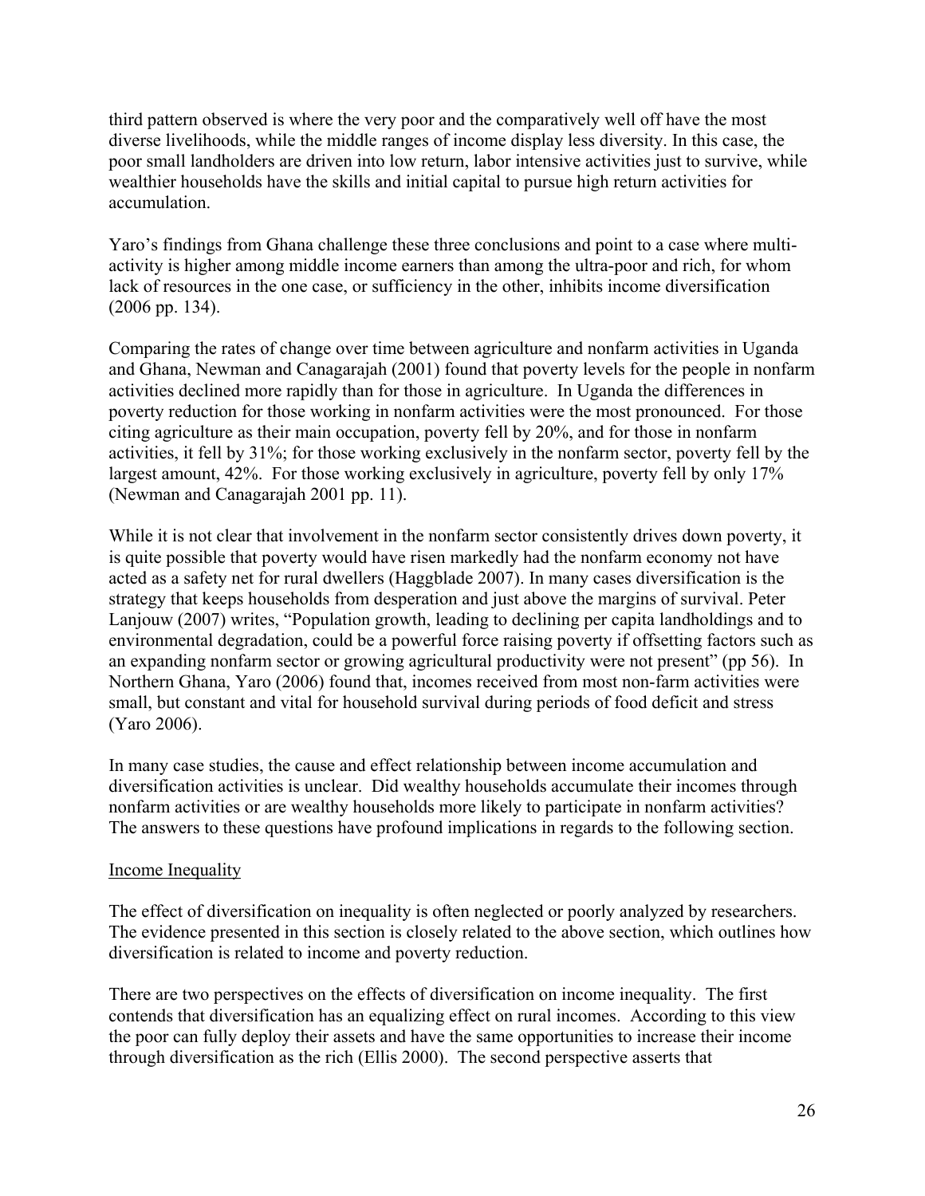third pattern observed is where the very poor and the comparatively well off have the most diverse livelihoods, while the middle ranges of income display less diversity. In this case, the poor small landholders are driven into low return, labor intensive activities just to survive, while wealthier households have the skills and initial capital to pursue high return activities for accumulation.

Yaro's findings from Ghana challenge these three conclusions and point to a case where multi-activity is higher among middle income earners than among the ultra-poor and rich, for whom lack of resources in the one case, or sufficiency in the other, inhibits income diversification (2006 pp. 134).

Comparing the rates of change over time between agriculture and nonfarm activities in Uganda and Ghana, Newman and Canagarajah (2001) found that poverty levels for the people in nonfarm activities declined more rapidly than for those in agriculture. In Uganda the differences in poverty reduction for those working in nonfarm activities were the most pronounced. For those citing agriculture as their main occupation, poverty fell by 20%, and for those in nonfarm activities, it fell by 31%; for those working exclusively in the nonfarm sector, poverty fell by the largest amount, 42%. For those working exclusively in agriculture, poverty fell by only 17% (Newman and Canagarajah 2001 pp. 11).

While it is not clear that involvement in the nonfarm sector consistently drives down poverty, it is quite possible that poverty would have risen markedly had the nonfarm economy not have acted as a safety net for rural dwellers (Haggblade 2007). In many cases diversification is the strategy that keeps households from desperation and just above the margins of survival. Peter Lanjouw (2007) writes, "Population growth, leading to declining per capita landholdings and to environmental degradation, could be a powerful force raising poverty if offsetting factors such as an expanding nonfarm sector or growing agricultural productivity were not present" (pp 56). In Northern Ghana, Yaro (2006) found that, incomes received from most non-farm activities were small, but constant and vital for household survival during periods of food deficit and stress (Yaro 2006).

In many case studies, the cause and effect relationship between income accumulation and diversification activities is unclear. Did wealthy households accumulate their incomes through nonfarm activities or are wealthy households more likely to participate in nonfarm activities? The answers to these questions have profound implications in regards to the following section.

<u>Income Inequality</u>

The effect of diversification on inequality is often neglected or poorly analyzed by researchers. The evidence presented in this section is closely related to the above section, which outlines how diversification is related to income and poverty reduction.

There are two perspectives on the effects of diversification on income inequality. The first contends that diversification has an equalizing effect on rural incomes. According to this view the poor can fully deploy their assets and have the same opportunities to increase their income through diversification as the rich (Ellis 2000). The second perspective asserts that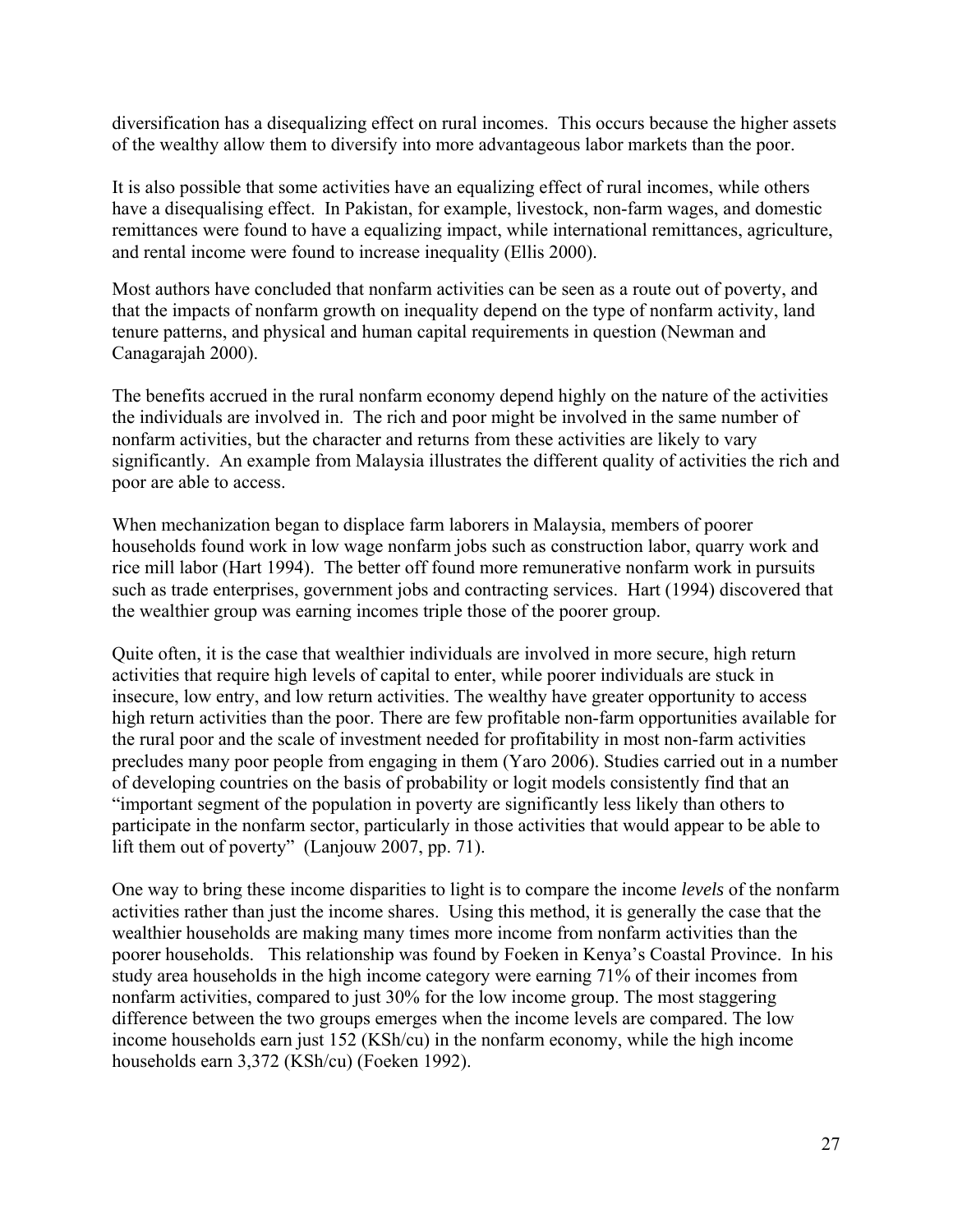diversification has a disequalizing effect on rural incomes. This occurs because the higher assets of the wealthy allow them to diversify into more advantageous labor markets than the poor.

It is also possible that some activities have an equalizing effect of rural incomes, while others have a disequalising effect. In Pakistan, for example, livestock, non-farm wages, and domestic remittances were found to have a equalizing impact, while international remittances, agriculture, and rental income were found to increase inequality (Ellis 2000).

Most authors have concluded that nonfarm activities can be seen as a route out of poverty, and that the impacts of nonfarm growth on inequality depend on the type of nonfarm activity, land tenure patterns, and physical and human capital requirements in question (Newman and Canagarajah 2000).

The benefits accrued in the rural nonfarm economy depend highly on the nature of the activities the individuals are involved in. The rich and poor might be involved in the same number of nonfarm activities, but the character and returns from these activities are likely to vary significantly. An example from Malaysia illustrates the different quality of activities the rich and poor are able to access.

When mechanization began to displace farm laborers in Malaysia, members of poorer households found work in low wage nonfarm jobs such as construction labor, quarry work and rice mill labor (Hart 1994). The better off found more remunerative nonfarm work in pursuits such as trade enterprises, government jobs and contracting services. Hart (1994) discovered that the wealthier group was earning incomes triple those of the poorer group.

Quite often, it is the case that wealthier individuals are involved in more secure, high return activities that require high levels of capital to enter, while poorer individuals are stuck in insecure, low entry, and low return activities. The wealthy have greater opportunity to access high return activities than the poor. There are few profitable non-farm opportunities available for the rural poor and the scale of investment needed for profitability in most non-farm activities precludes many poor people from engaging in them (Yaro 2006). Studies carried out in a number of developing countries on the basis of probability or logit models consistently find that an "important segment of the population in poverty are significantly less likely than others to participate in the nonfarm sector, particularly in those activities that would appear to be able to lift them out of poverty" (Lanjouw 2007, pp. 71).

One way to bring these income disparities to light is to compare the income *levels* of the nonfarm activities rather than just the income shares. Using this method, it is generally the case that the wealthier households are making many times more income from nonfarm activities than the poorer households. This relationship was found by Foeken in Kenya's Coastal Province. In his study area households in the high income category were earning 71% of their incomes from nonfarm activities, compared to just 30% for the low income group. The most staggering difference between the two groups emerges when the income levels are compared. The low income households earn just 152 (KSh/cu) in the nonfarm economy, while the high income households earn 3,372 (KSh/cu) (Foeken 1992).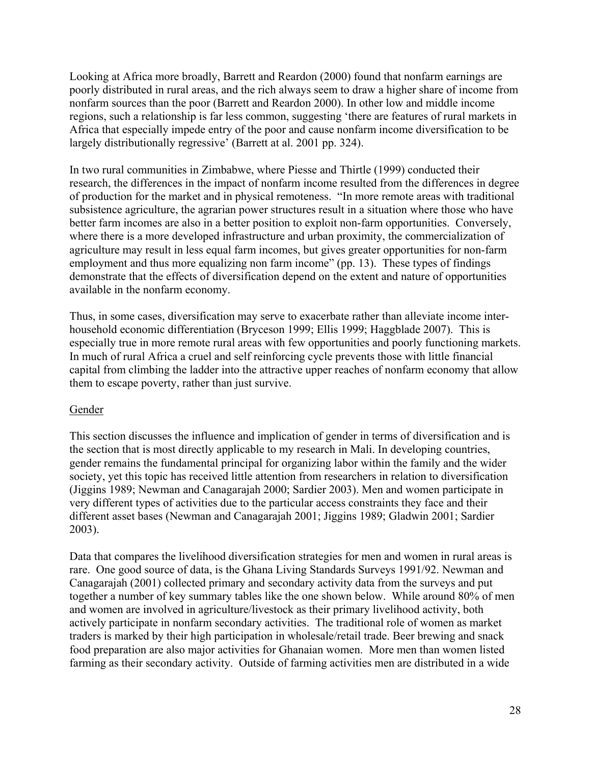Looking at Africa more broadly, Barrett and Reardon (2000) found that nonfarm earnings are poorly distributed in rural areas, and the rich always seem to draw a higher share of income from nonfarm sources than the poor (Barrett and Reardon 2000). In other low and middle income regions, such a relationship is far less common, suggesting 'there are features of rural markets in Africa that especially impede entry of the poor and cause nonfarm income diversification to be largely distributionally regressive' (Barrett at al. 2001 pp. 324).

In two rural communities in Zimbabwe, where Piesse and Thirtle (1999) conducted their research, the differences in the impact of nonfarm income resulted from the differences in degree of production for the market and in physical remoteness. "In more remote areas with traditional subsistence agriculture, the agrarian power structures result in a situation where those who have better farm incomes are also in a better position to exploit non-farm opportunities. Conversely, where there is a more developed infrastructure and urban proximity, the commercialization of agriculture may result in less equal farm incomes, but gives greater opportunities for non-farm employment and thus more equalizing non farm income" (pp. 13). These types of findings demonstrate that the effects of diversification depend on the extent and nature of opportunities available in the nonfarm economy.

Thus, in some cases, diversification may serve to exacerbate rather than alleviate income inter-household economic differentiation (Bryceson 1999; Ellis 1999; Haggblade 2007). This is especially true in more remote rural areas with few opportunities and poorly functioning markets. In much of rural Africa a cruel and self reinforcing cycle prevents those with little financial capital from climbing the ladder into the attractive upper reaches of nonfarm economy that allow them to escape poverty, rather than just survive.

## Gender

This section discusses the influence and implication of gender in terms of diversification and is the section that is most directly applicable to my research in Mali. In developing countries, gender remains the fundamental principal for organizing labor within the family and the wider society, yet this topic has received little attention from researchers in relation to diversification (Jiggins 1989; Newman and Canagarajah 2000; Sardier 2003). Men and women participate in very different types of activities due to the particular access constraints they face and their different asset bases (Newman and Canagarajah 2001; Jiggins 1989; Gladwin 2001; Sardier 2003).

Data that compares the livelihood diversification strategies for men and women in rural areas is rare. One good source of data, is the Ghana Living Standards Surveys 1991/92. Newman and Canagarajah (2001) collected primary and secondary activity data from the surveys and put together a number of key summary tables like the one shown below. While around 80% of men and women are involved in agriculture/livestock as their primary livelihood activity, both actively participate in nonfarm secondary activities. The traditional role of women as market traders is marked by their high participation in wholesale/retail trade. Beer brewing and snack food preparation are also major activities for Ghanaian women. More men than women listed farming as their secondary activity. Outside of farming activities men are distributed in a wide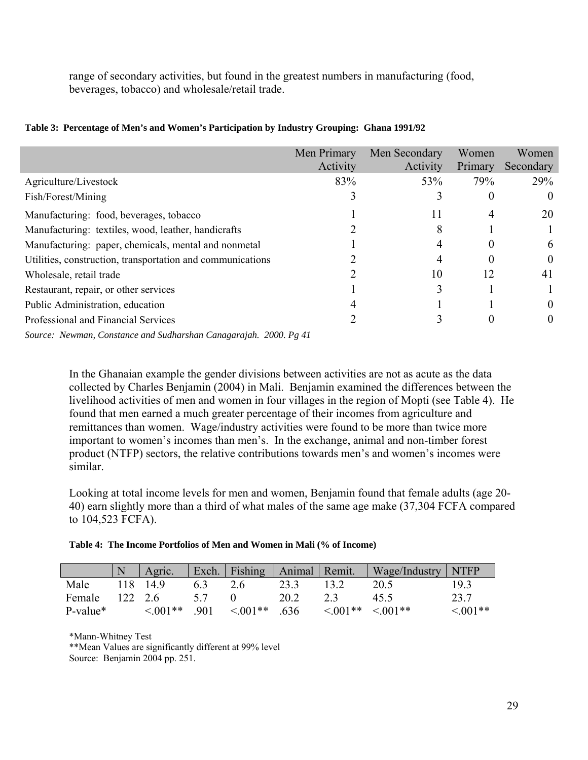range of secondary activities, but found in the greatest numbers in manufacturing (food, beverages, tobacco) and wholesale/retail trade.

**Table 3: Percentage of Men's and Women's Participation by Industry Grouping: Ghana 1991/92**

| | Men Primary Activity | Men Secondary Activity | Women Primary | Women Secondary |
|---|---|---|---|---|
| Agriculture/Livestock | 83% | 53% | 79% | 29% |
| Fish/Forest/Mining | 3 | 3 | 0 | 0 |
| Manufacturing: food, beverages, tobacco | 1 | 11 | 4 | 20 |
| Manufacturing: textiles, wood, leather, handicrafts | 2 | 8 | 1 | 1 |
| Manufacturing: paper, chemicals, mental and nonmetal | 1 | 4 | 0 | 6 |
| Utilities, construction, transportation and communications | 2 | 4 | 0 | 0 |
| Wholesale, retail trade | 2 | 10 | 12 | 41 |
| Restaurant, repair, or other services | 1 | 3 | 1 | 1 |
| Public Administration, education | 4 | 1 | 1 | 0 |
| Professional and Financial Services | 2 | 3 | 0 | 0 |

*Source: Newman, Constance and Sudharshan Canagarajah. 2000. Pg 41*

In the Ghanaian example the gender divisions between activities are not as acute as the data collected by Charles Benjamin (2004) in Mali. Benjamin examined the differences between the livelihood activities of men and women in four villages in the region of Mopti (see Table 4). He found that men earned a much greater percentage of their incomes from agriculture and remittances than women. Wage/industry activities were found to be more than twice more important to women's incomes than men's. In the exchange, animal and non-timber forest product (NTFP) sectors, the relative contributions towards men's and women's incomes were similar.

Looking at total income levels for men and women, Benjamin found that female adults (age 20-40) earn slightly more than a third of what males of the same age make (37,304 FCFA compared to 104,523 FCFA).

**Table 4: The Income Portfolios of Men and Women in Mali (% of Income)**

| | N | Agric. | Exch. | Fishing | Animal | Remit. | Wage/Industry | NTFP |
|---|---|---|---|---|---|---|---|---|
| Male | 118 | 14.9 | 6.3 | 2.6 | 23.3 | 13.2 | 20.5 | 19.3 |
| Female | 122 | 2.6 | 5.7 | 0 | 20.2 | 2.3 | 45.5 | 23.7 |
| P-value* | | <.001** | .901 | <.001** | .636 | <.001** | <.001** | <.001** |

*Mann-Whitney Test

**Mean Values are significantly different at 99% level

Source: Benjamin 2004 pp. 251.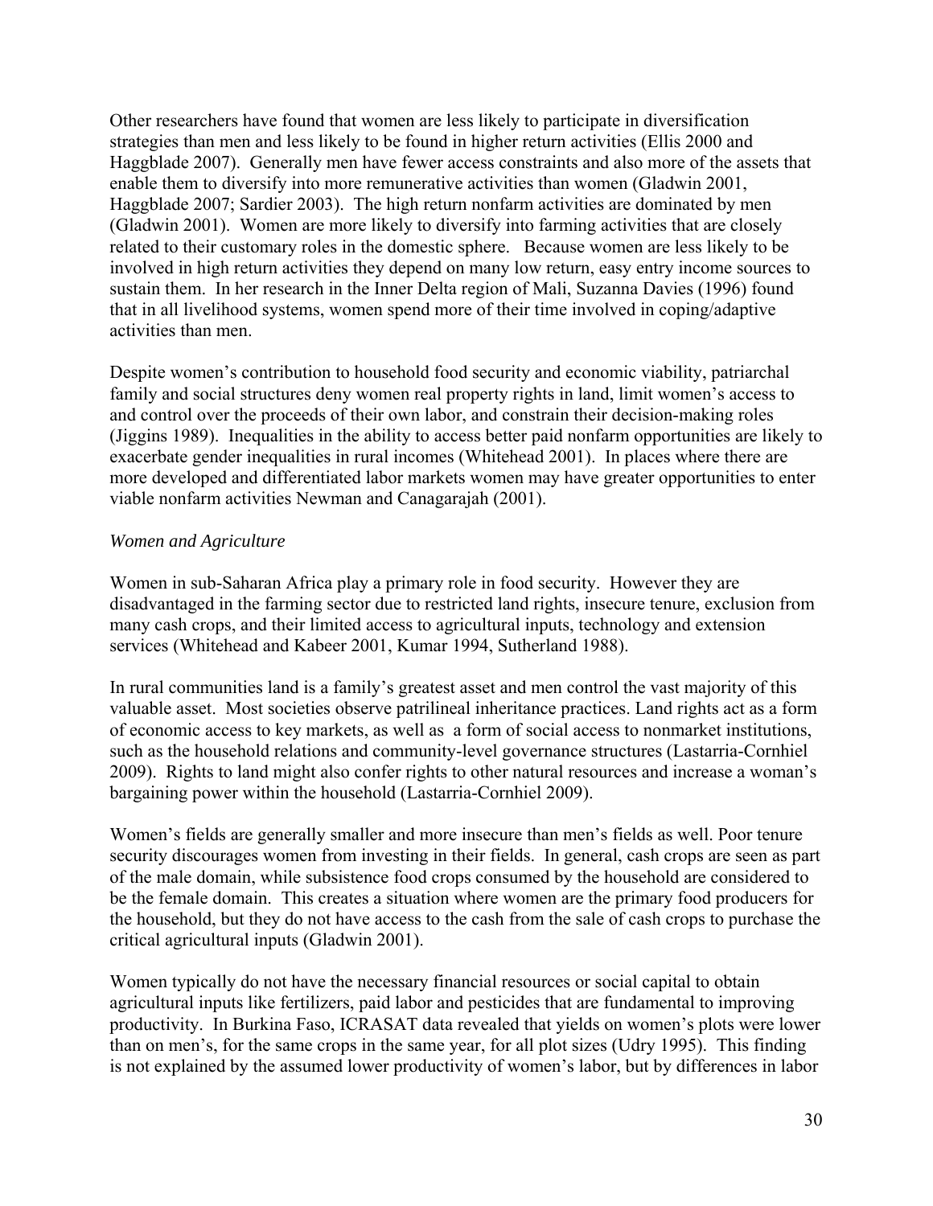Other researchers have found that women are less likely to participate in diversification strategies than men and less likely to be found in higher return activities (Ellis 2000 and Haggblade 2007). Generally men have fewer access constraints and also more of the assets that enable them to diversify into more remunerative activities than women (Gladwin 2001, Haggblade 2007; Sardier 2003). The high return nonfarm activities are dominated by men (Gladwin 2001). Women are more likely to diversify into farming activities that are closely related to their customary roles in the domestic sphere. Because women are less likely to be involved in high return activities they depend on many low return, easy entry income sources to sustain them. In her research in the Inner Delta region of Mali, Suzanna Davies (1996) found that in all livelihood systems, women spend more of their time involved in coping/adaptive activities than men.

Despite women's contribution to household food security and economic viability, patriarchal family and social structures deny women real property rights in land, limit women's access to and control over the proceeds of their own labor, and constrain their decision-making roles (Jiggins 1989). Inequalities in the ability to access better paid nonfarm opportunities are likely to exacerbate gender inequalities in rural incomes (Whitehead 2001). In places where there are more developed and differentiated labor markets women may have greater opportunities to enter viable nonfarm activities Newman and Canagarajah (2001).

*Women and Agriculture*

Women in sub-Saharan Africa play a primary role in food security. However they are disadvantaged in the farming sector due to restricted land rights, insecure tenure, exclusion from many cash crops, and their limited access to agricultural inputs, technology and extension services (Whitehead and Kabeer 2001, Kumar 1994, Sutherland 1988).

In rural communities land is a family's greatest asset and men control the vast majority of this valuable asset. Most societies observe patrilineal inheritance practices. Land rights act as a form of economic access to key markets, as well as a form of social access to nonmarket institutions, such as the household relations and community-level governance structures (Lastarria-Cornhiel 2009). Rights to land might also confer rights to other natural resources and increase a woman's bargaining power within the household (Lastarria-Cornhiel 2009).

Women's fields are generally smaller and more insecure than men's fields as well. Poor tenure security discourages women from investing in their fields. In general, cash crops are seen as part of the male domain, while subsistence food crops consumed by the household are considered to be the female domain. This creates a situation where women are the primary food producers for the household, but they do not have access to the cash from the sale of cash crops to purchase the critical agricultural inputs (Gladwin 2001).

Women typically do not have the necessary financial resources or social capital to obtain agricultural inputs like fertilizers, paid labor and pesticides that are fundamental to improving productivity. In Burkina Faso, ICRASAT data revealed that yields on women's plots were lower than on men's, for the same crops in the same year, for all plot sizes (Udry 1995). This finding is not explained by the assumed lower productivity of women's labor, but by differences in labor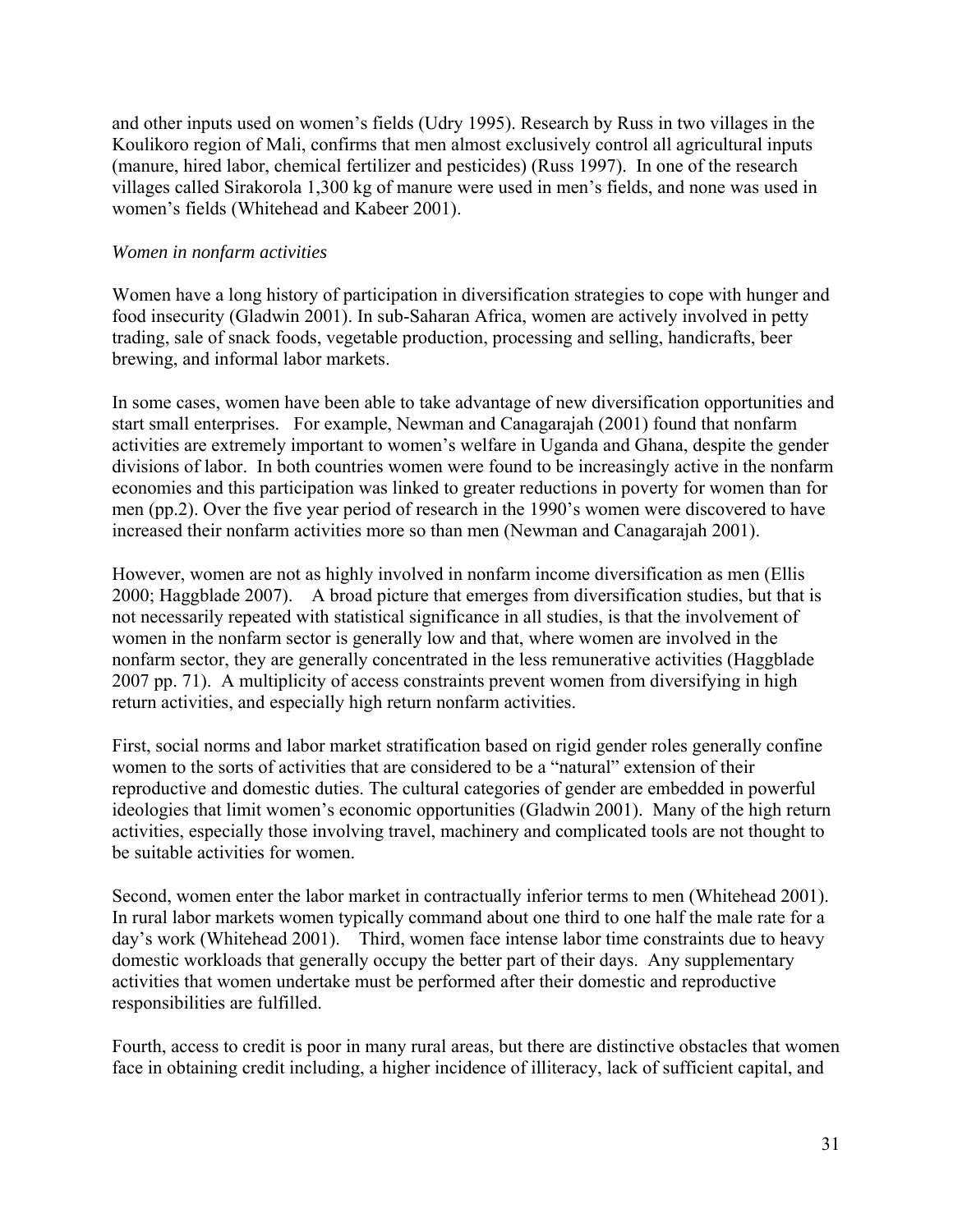and other inputs used on women's fields (Udry 1995). Research by Russ in two villages in the Koulikoro region of Mali, confirms that men almost exclusively control all agricultural inputs (manure, hired labor, chemical fertilizer and pesticides) (Russ 1997). In one of the research villages called Sirakorola 1,300 kg of manure were used in men's fields, and none was used in women's fields (Whitehead and Kabeer 2001).

*Women in nonfarm activities*

Women have a long history of participation in diversification strategies to cope with hunger and food insecurity (Gladwin 2001). In sub-Saharan Africa, women are actively involved in petty trading, sale of snack foods, vegetable production, processing and selling, handicrafts, beer brewing, and informal labor markets.

In some cases, women have been able to take advantage of new diversification opportunities and start small enterprises. For example, Newman and Canagarajah (2001) found that nonfarm activities are extremely important to women's welfare in Uganda and Ghana, despite the gender divisions of labor. In both countries women were found to be increasingly active in the nonfarm economies and this participation was linked to greater reductions in poverty for women than for men (pp.2). Over the five year period of research in the 1990's women were discovered to have increased their nonfarm activities more so than men (Newman and Canagarajah 2001).

However, women are not as highly involved in nonfarm income diversification as men (Ellis 2000; Haggblade 2007). A broad picture that emerges from diversification studies, but that is not necessarily repeated with statistical significance in all studies, is that the involvement of women in the nonfarm sector is generally low and that, where women are involved in the nonfarm sector, they are generally concentrated in the less remunerative activities (Haggblade 2007 pp. 71). A multiplicity of access constraints prevent women from diversifying in high return activities, and especially high return nonfarm activities.

First, social norms and labor market stratification based on rigid gender roles generally confine women to the sorts of activities that are considered to be a "natural" extension of their reproductive and domestic duties. The cultural categories of gender are embedded in powerful ideologies that limit women's economic opportunities (Gladwin 2001). Many of the high return activities, especially those involving travel, machinery and complicated tools are not thought to be suitable activities for women.

Second, women enter the labor market in contractually inferior terms to men (Whitehead 2001). In rural labor markets women typically command about one third to one half the male rate for a day's work (Whitehead 2001). Third, women face intense labor time constraints due to heavy domestic workloads that generally occupy the better part of their days. Any supplementary activities that women undertake must be performed after their domestic and reproductive responsibilities are fulfilled.

Fourth, access to credit is poor in many rural areas, but there are distinctive obstacles that women face in obtaining credit including, a higher incidence of illiteracy, lack of sufficient capital, and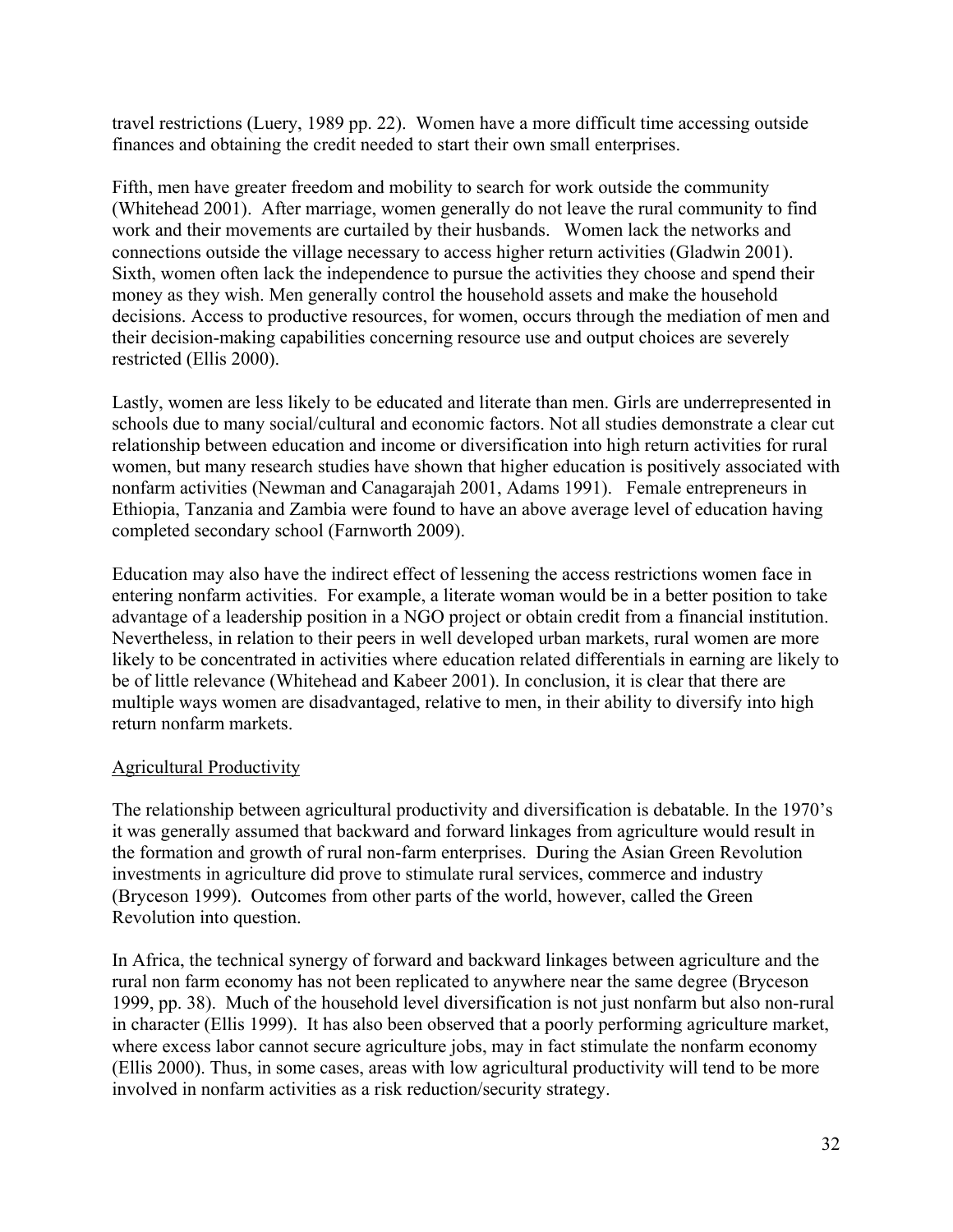travel restrictions (Luery, 1989 pp. 22). Women have a more difficult time accessing outside finances and obtaining the credit needed to start their own small enterprises.

Fifth, men have greater freedom and mobility to search for work outside the community (Whitehead 2001). After marriage, women generally do not leave the rural community to find work and their movements are curtailed by their husbands. Women lack the networks and connections outside the village necessary to access higher return activities (Gladwin 2001). Sixth, women often lack the independence to pursue the activities they choose and spend their money as they wish. Men generally control the household assets and make the household decisions. Access to productive resources, for women, occurs through the mediation of men and their decision-making capabilities concerning resource use and output choices are severely restricted (Ellis 2000).

Lastly, women are less likely to be educated and literate than men. Girls are underrepresented in schools due to many social/cultural and economic factors. Not all studies demonstrate a clear cut relationship between education and income or diversification into high return activities for rural women, but many research studies have shown that higher education is positively associated with nonfarm activities (Newman and Canagarajah 2001, Adams 1991). Female entrepreneurs in Ethiopia, Tanzania and Zambia were found to have an above average level of education having completed secondary school (Farnworth 2009).

Education may also have the indirect effect of lessening the access restrictions women face in entering nonfarm activities. For example, a literate woman would be in a better position to take advantage of a leadership position in a NGO project or obtain credit from a financial institution. Nevertheless, in relation to their peers in well developed urban markets, rural women are more likely to be concentrated in activities where education related differentials in earning are likely to be of little relevance (Whitehead and Kabeer 2001). In conclusion, it is clear that there are multiple ways women are disadvantaged, relative to men, in their ability to diversify into high return nonfarm markets.

## Agricultural Productivity

The relationship between agricultural productivity and diversification is debatable. In the 1970's it was generally assumed that backward and forward linkages from agriculture would result in the formation and growth of rural non-farm enterprises. During the Asian Green Revolution investments in agriculture did prove to stimulate rural services, commerce and industry (Bryceson 1999). Outcomes from other parts of the world, however, called the Green Revolution into question.

In Africa, the technical synergy of forward and backward linkages between agriculture and the rural non farm economy has not been replicated to anywhere near the same degree (Bryceson 1999, pp. 38). Much of the household level diversification is not just nonfarm but also non-rural in character (Ellis 1999). It has also been observed that a poorly performing agriculture market, where excess labor cannot secure agriculture jobs, may in fact stimulate the nonfarm economy (Ellis 2000). Thus, in some cases, areas with low agricultural productivity will tend to be more involved in nonfarm activities as a risk reduction/security strategy.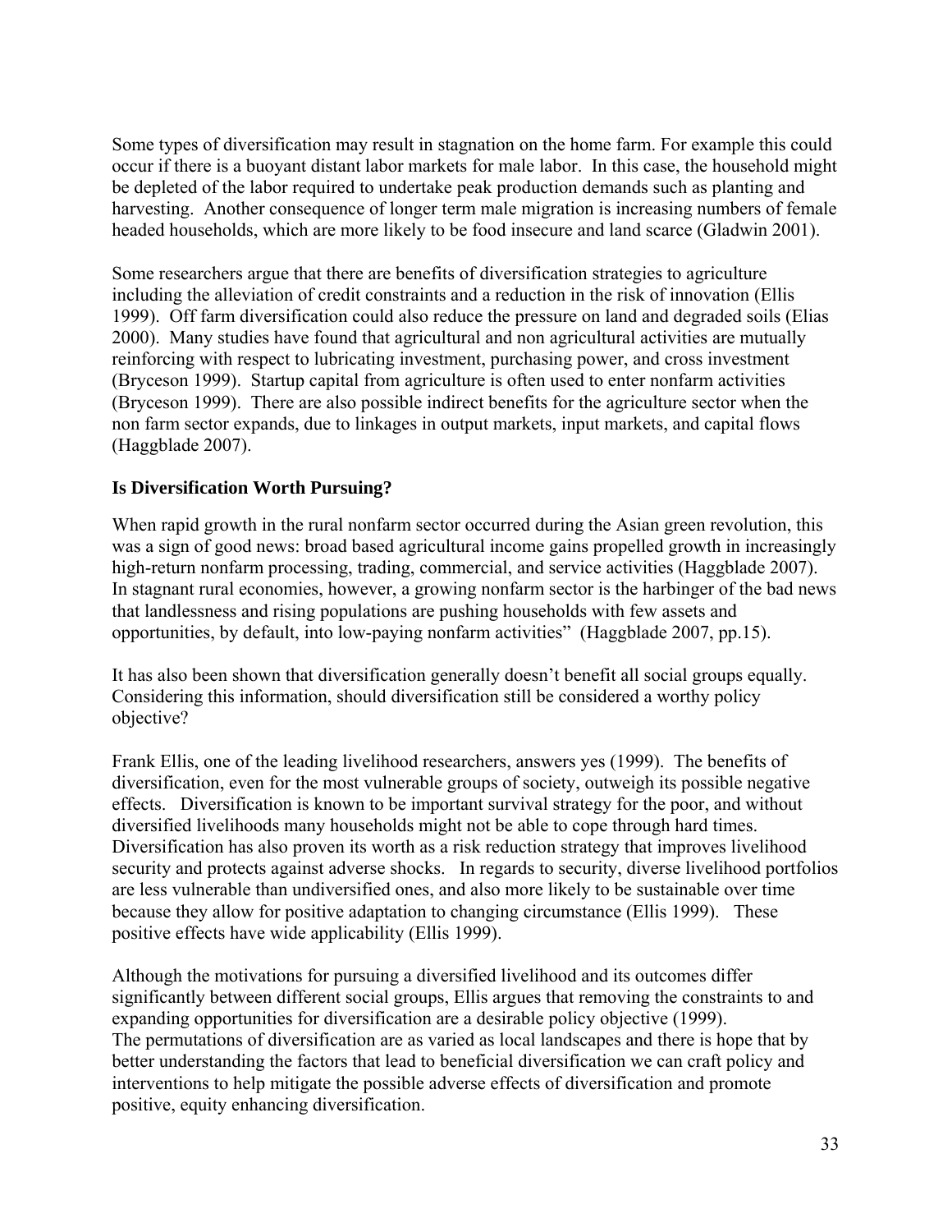Some types of diversification may result in stagnation on the home farm. For example this could occur if there is a buoyant distant labor markets for male labor. In this case, the household might be depleted of the labor required to undertake peak production demands such as planting and harvesting. Another consequence of longer term male migration is increasing numbers of female headed households, which are more likely to be food insecure and land scarce (Gladwin 2001).

Some researchers argue that there are benefits of diversification strategies to agriculture including the alleviation of credit constraints and a reduction in the risk of innovation (Ellis 1999). Off farm diversification could also reduce the pressure on land and degraded soils (Elias 2000). Many studies have found that agricultural and non agricultural activities are mutually reinforcing with respect to lubricating investment, purchasing power, and cross investment (Bryceson 1999). Startup capital from agriculture is often used to enter nonfarm activities (Bryceson 1999). There are also possible indirect benefits for the agriculture sector when the non farm sector expands, due to linkages in output markets, input markets, and capital flows (Haggblade 2007).

### Is Diversification Worth Pursuing?

When rapid growth in the rural nonfarm sector occurred during the Asian green revolution, this was a sign of good news: broad based agricultural income gains propelled growth in increasingly high-return nonfarm processing, trading, commercial, and service activities (Haggblade 2007). In stagnant rural economies, however, a growing nonfarm sector is the harbinger of the bad news that landlessness and rising populations are pushing households with few assets and opportunities, by default, into low-paying nonfarm activities" (Haggblade 2007, pp.15).

It has also been shown that diversification generally doesn't benefit all social groups equally. Considering this information, should diversification still be considered a worthy policy objective?

Frank Ellis, one of the leading livelihood researchers, answers yes (1999). The benefits of diversification, even for the most vulnerable groups of society, outweigh its possible negative effects. Diversification is known to be important survival strategy for the poor, and without diversified livelihoods many households might not be able to cope through hard times. Diversification has also proven its worth as a risk reduction strategy that improves livelihood security and protects against adverse shocks. In regards to security, diverse livelihood portfolios are less vulnerable than undiversified ones, and also more likely to be sustainable over time because they allow for positive adaptation to changing circumstance (Ellis 1999). These positive effects have wide applicability (Ellis 1999).

Although the motivations for pursuing a diversified livelihood and its outcomes differ significantly between different social groups, Ellis argues that removing the constraints to and expanding opportunities for diversification are a desirable policy objective (1999). The permutations of diversification are as varied as local landscapes and there is hope that by better understanding the factors that lead to beneficial diversification we can craft policy and interventions to help mitigate the possible adverse effects of diversification and promote positive, equity enhancing diversification.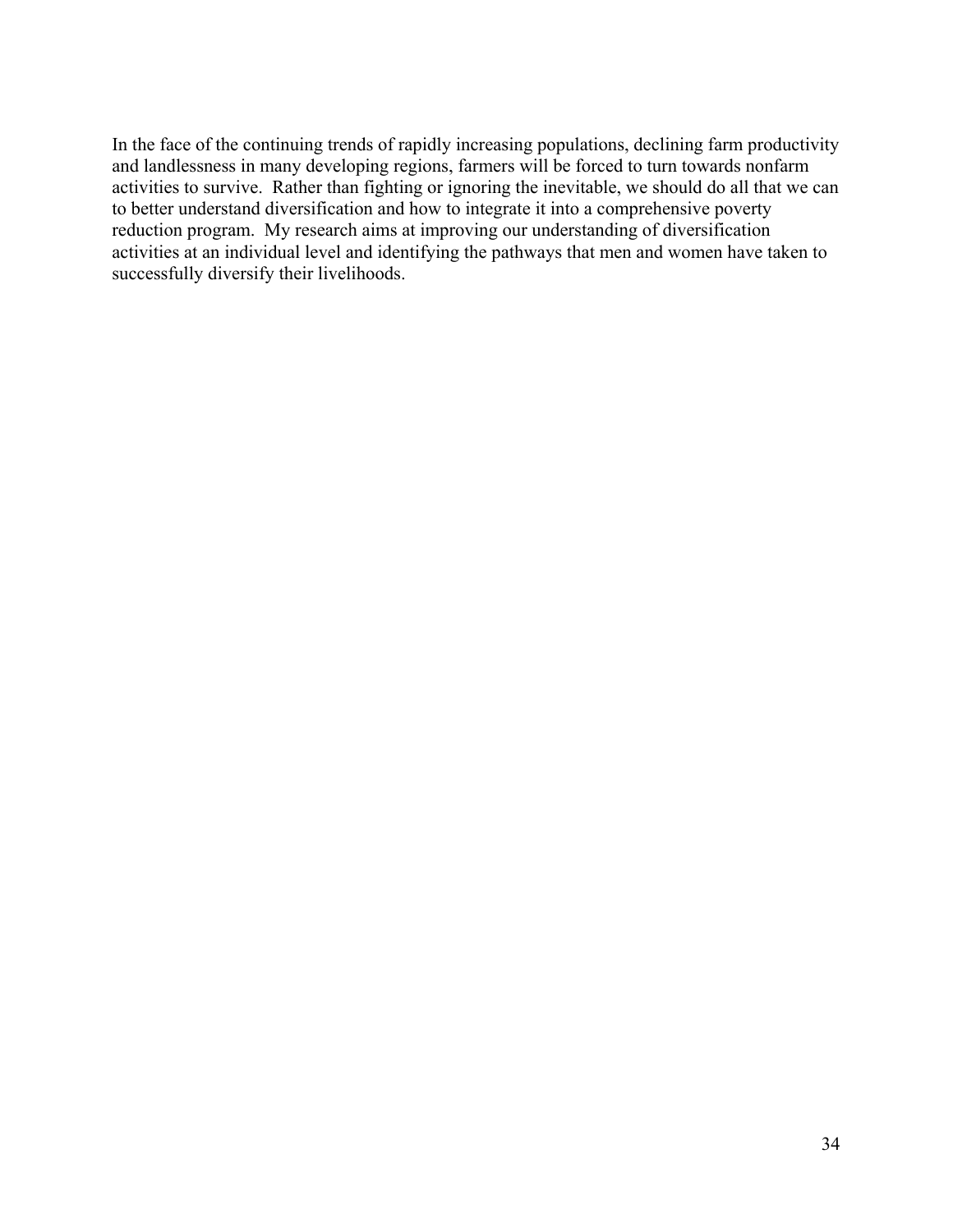In the face of the continuing trends of rapidly increasing populations, declining farm productivity and landlessness in many developing regions, farmers will be forced to turn towards nonfarm activities to survive. Rather than fighting or ignoring the inevitable, we should do all that we can to better understand diversification and how to integrate it into a comprehensive poverty reduction program. My research aims at improving our understanding of diversification activities at an individual level and identifying the pathways that men and women have taken to successfully diversify their livelihoods.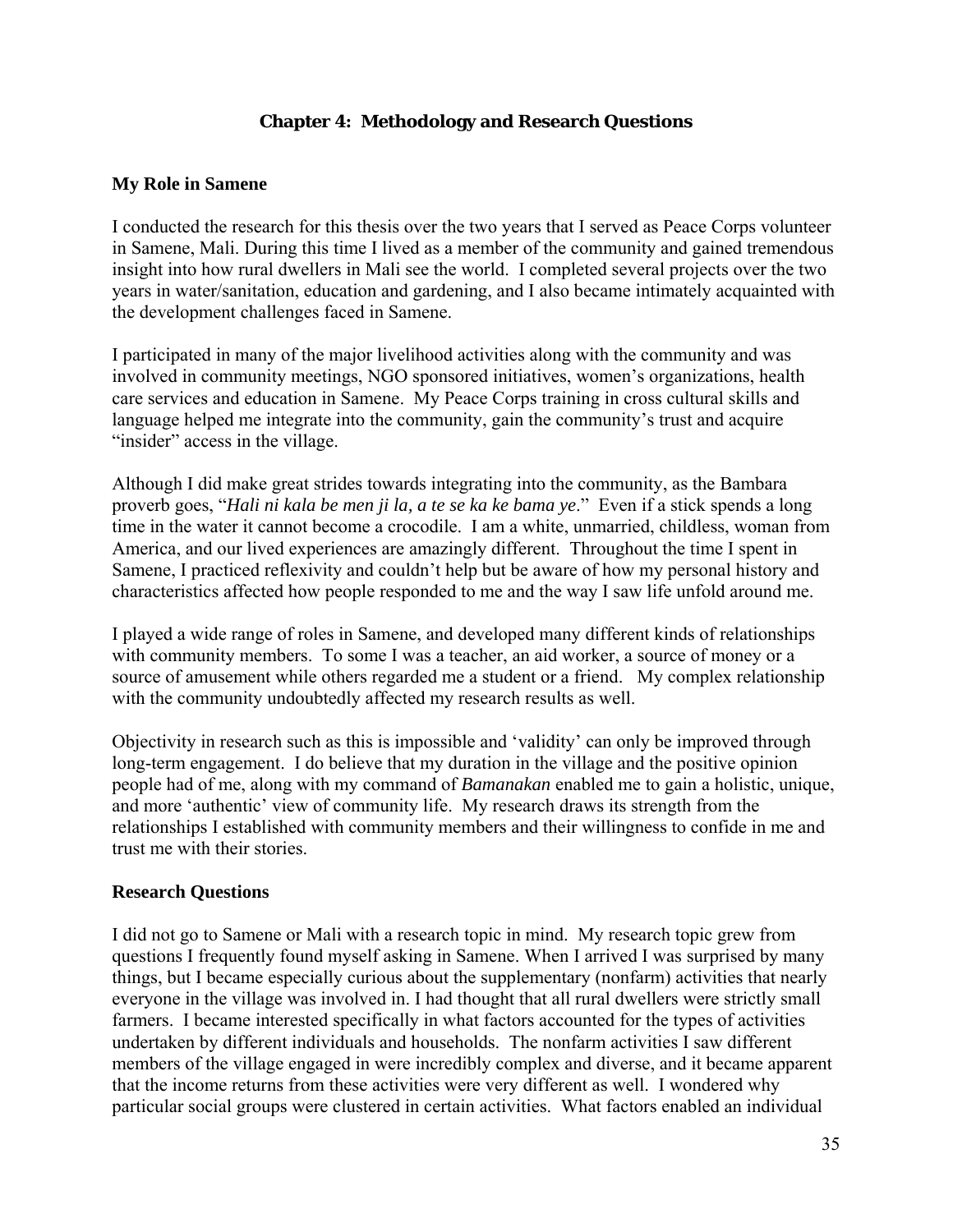# Chapter 4: Methodology and Research Questions

## My Role in Samene

I conducted the research for this thesis over the two years that I served as Peace Corps volunteer in Samene, Mali. During this time I lived as a member of the community and gained tremendous insight into how rural dwellers in Mali see the world. I completed several projects over the two years in water/sanitation, education and gardening, and I also became intimately acquainted with the development challenges faced in Samene.

I participated in many of the major livelihood activities along with the community and was involved in community meetings, NGO sponsored initiatives, women's organizations, health care services and education in Samene. My Peace Corps training in cross cultural skills and language helped me integrate into the community, gain the community's trust and acquire "insider" access in the village.

Although I did make great strides towards integrating into the community, as the Bambara proverb goes, "*Hali ni kala be men ji la, a te se ka ke bama ye*." Even if a stick spends a long time in the water it cannot become a crocodile. I am a white, unmarried, childless, woman from America, and our lived experiences are amazingly different. Throughout the time I spent in Samene, I practiced reflexivity and couldn't help but be aware of how my personal history and characteristics affected how people responded to me and the way I saw life unfold around me.

I played a wide range of roles in Samene, and developed many different kinds of relationships with community members. To some I was a teacher, an aid worker, a source of money or a source of amusement while others regarded me a student or a friend. My complex relationship with the community undoubtedly affected my research results as well.

Objectivity in research such as this is impossible and 'validity' can only be improved through long-term engagement. I do believe that my duration in the village and the positive opinion people had of me, along with my command of *Bamanakan* enabled me to gain a holistic, unique, and more 'authentic' view of community life. My research draws its strength from the relationships I established with community members and their willingness to confide in me and trust me with their stories.

## Research Questions

I did not go to Samene or Mali with a research topic in mind. My research topic grew from questions I frequently found myself asking in Samene. When I arrived I was surprised by many things, but I became especially curious about the supplementary (nonfarm) activities that nearly everyone in the village was involved in. I had thought that all rural dwellers were strictly small farmers. I became interested specifically in what factors accounted for the types of activities undertaken by different individuals and households. The nonfarm activities I saw different members of the village engaged in were incredibly complex and diverse, and it became apparent that the income returns from these activities were very different as well. I wondered why particular social groups were clustered in certain activities. What factors enabled an individual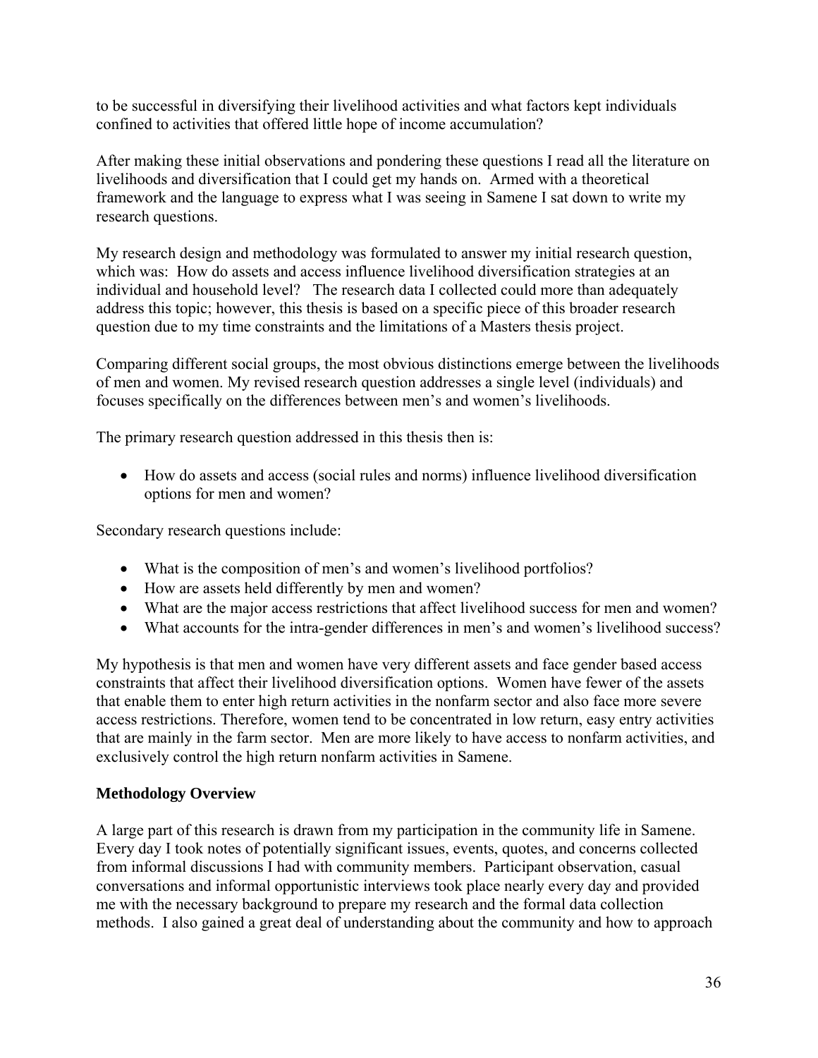to be successful in diversifying their livelihood activities and what factors kept individuals confined to activities that offered little hope of income accumulation?

After making these initial observations and pondering these questions I read all the literature on livelihoods and diversification that I could get my hands on. Armed with a theoretical framework and the language to express what I was seeing in Samene I sat down to write my research questions.

My research design and methodology was formulated to answer my initial research question, which was: How do assets and access influence livelihood diversification strategies at an individual and household level? The research data I collected could more than adequately address this topic; however, this thesis is based on a specific piece of this broader research question due to my time constraints and the limitations of a Masters thesis project.

Comparing different social groups, the most obvious distinctions emerge between the livelihoods of men and women. My revised research question addresses a single level (individuals) and focuses specifically on the differences between men's and women's livelihoods.

The primary research question addressed in this thesis then is:

- How do assets and access (social rules and norms) influence livelihood diversification options for men and women?

Secondary research questions include:

- What is the composition of men's and women's livelihood portfolios?
- How are assets held differently by men and women?
- What are the major access restrictions that affect livelihood success for men and women?
- What accounts for the intra-gender differences in men's and women's livelihood success?

My hypothesis is that men and women have very different assets and face gender based access constraints that affect their livelihood diversification options. Women have fewer of the assets that enable them to enter high return activities in the nonfarm sector and also face more severe access restrictions. Therefore, women tend to be concentrated in low return, easy entry activities that are mainly in the farm sector. Men are more likely to have access to nonfarm activities, and exclusively control the high return nonfarm activities in Samene.

**Methodology Overview**

A large part of this research is drawn from my participation in the community life in Samene. Every day I took notes of potentially significant issues, events, quotes, and concerns collected from informal discussions I had with community members. Participant observation, casual conversations and informal opportunistic interviews took place nearly every day and provided me with the necessary background to prepare my research and the formal data collection methods. I also gained a great deal of understanding about the community and how to approach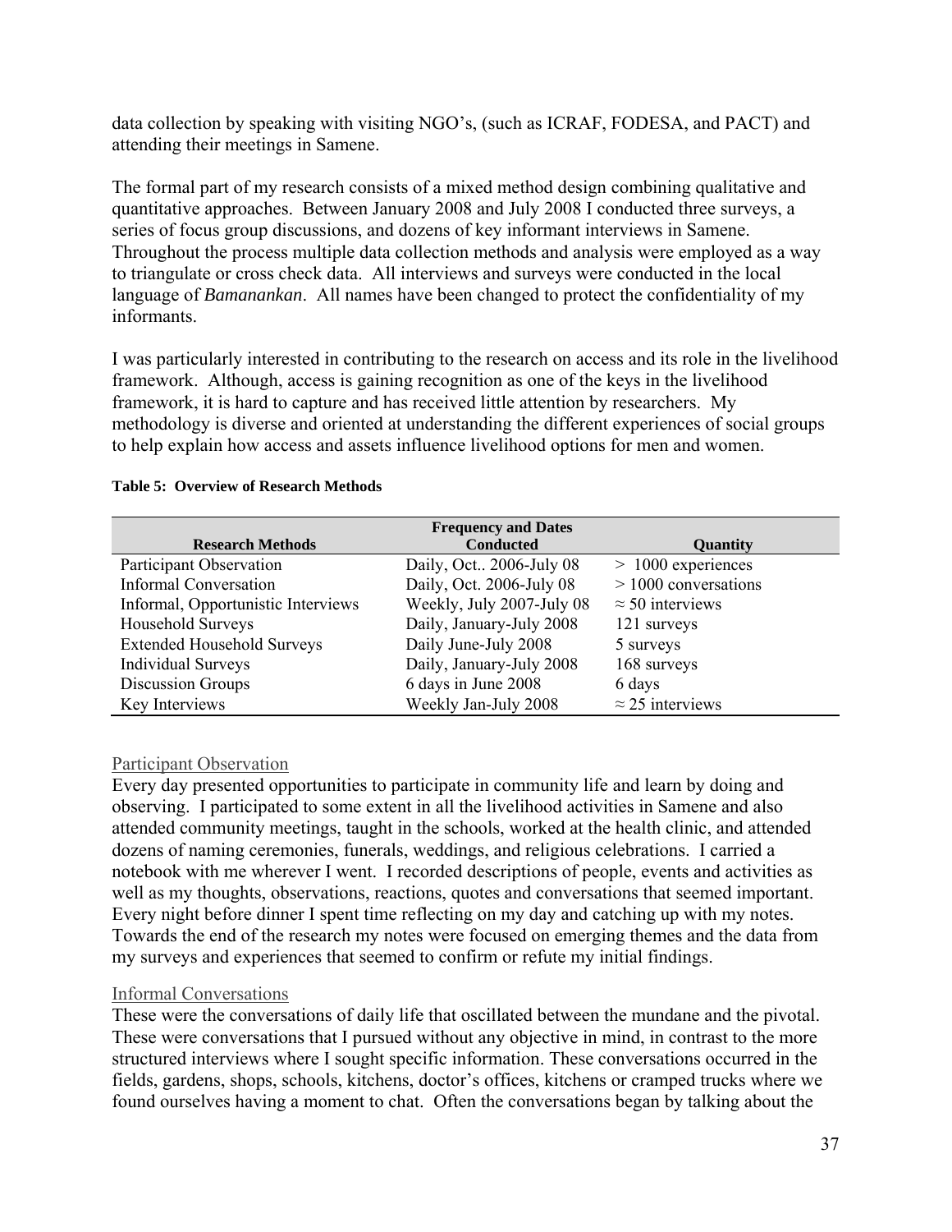data collection by speaking with visiting NGO's, (such as ICRAF, FODESA, and PACT) and attending their meetings in Samene.

The formal part of my research consists of a mixed method design combining qualitative and quantitative approaches. Between January 2008 and July 2008 I conducted three surveys, a series of focus group discussions, and dozens of key informant interviews in Samene. Throughout the process multiple data collection methods and analysis were employed as a way to triangulate or cross check data. All interviews and surveys were conducted in the local language of *Bamanankan*. All names have been changed to protect the confidentiality of my informants.

I was particularly interested in contributing to the research on access and its role in the livelihood framework. Although, access is gaining recognition as one of the keys in the livelihood framework, it is hard to capture and has received little attention by researchers. My methodology is diverse and oriented at understanding the different experiences of social groups to help explain how access and assets influence livelihood options for men and women.

**Table 5: Overview of Research Methods**

| Research Methods | Frequency and Dates Conducted | Quantity |
|---|---|---|
| Participant Observation | Daily, Oct.. 2006-July 08 | > 1000 experiences |
| Informal Conversation | Daily, Oct. 2006-July 08 | > 1000 conversations |
| Informal, Opportunistic Interviews | Weekly, July 2007-July 08 | ≈ 50 interviews |
| Household Surveys | Daily, January-July 2008 | 121 surveys |
| Extended Household Surveys | Daily June-July 2008 | 5 surveys |
| Individual Surveys | Daily, January-July 2008 | 168 surveys |
| Discussion Groups | 6 days in June 2008 | 6 days |
| Key Interviews | Weekly Jan-July 2008 | ≈ 25 interviews |

### Participant Observation

Every day presented opportunities to participate in community life and learn by doing and observing. I participated to some extent in all the livelihood activities in Samene and also attended community meetings, taught in the schools, worked at the health clinic, and attended dozens of naming ceremonies, funerals, weddings, and religious celebrations. I carried a notebook with me wherever I went. I recorded descriptions of people, events and activities as well as my thoughts, observations, reactions, quotes and conversations that seemed important. Every night before dinner I spent time reflecting on my day and catching up with my notes. Towards the end of the research my notes were focused on emerging themes and the data from my surveys and experiences that seemed to confirm or refute my initial findings.

### Informal Conversations

These were the conversations of daily life that oscillated between the mundane and the pivotal. These were conversations that I pursued without any objective in mind, in contrast to the more structured interviews where I sought specific information. These conversations occurred in the fields, gardens, shops, schools, kitchens, doctor's offices, kitchens or cramped trucks where we found ourselves having a moment to chat. Often the conversations began by talking about the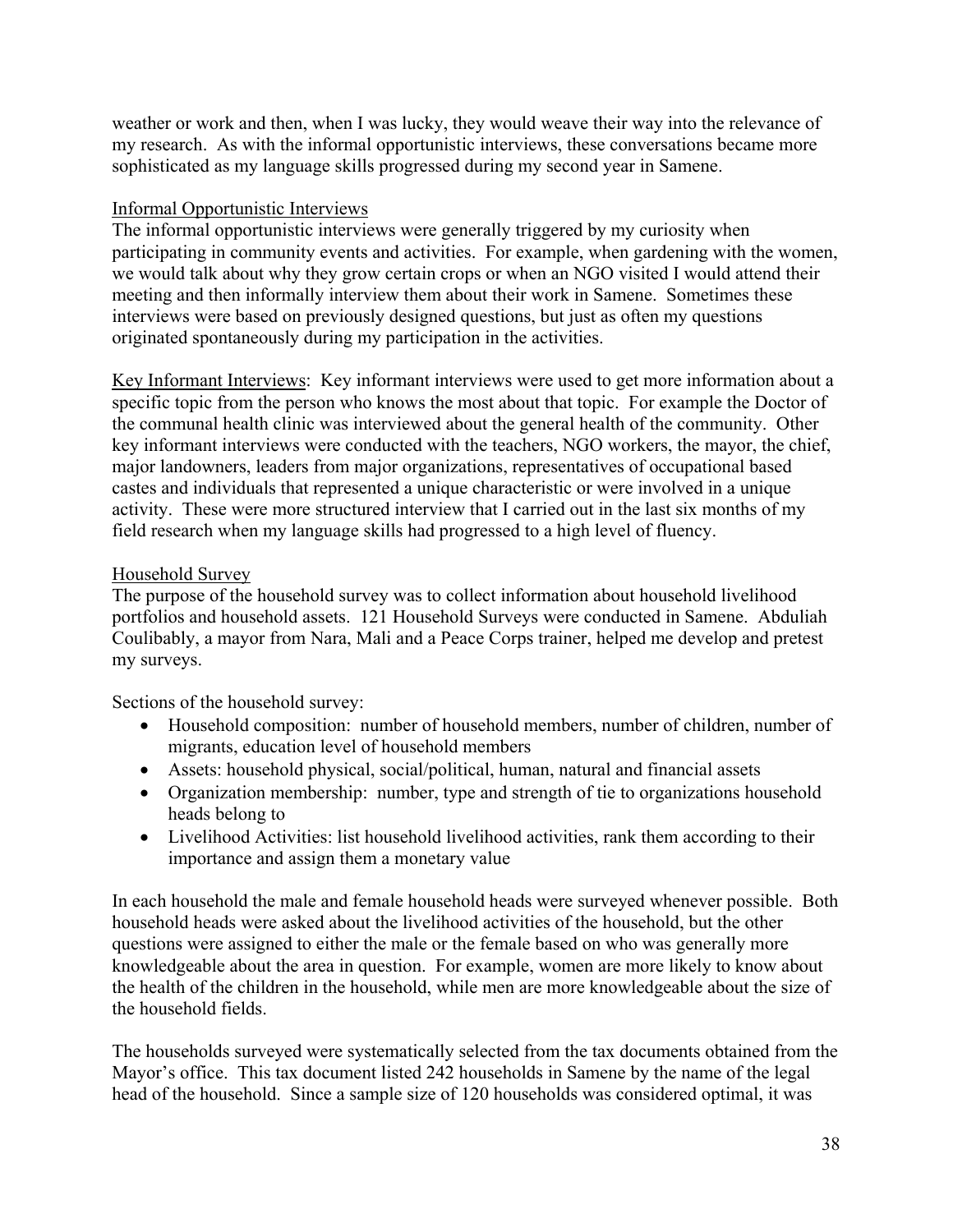weather or work and then, when I was lucky, they would weave their way into the relevance of my research. As with the informal opportunistic interviews, these conversations became more sophisticated as my language skills progressed during my second year in Samene.

<u>Informal Opportunistic Interviews</u>

The informal opportunistic interviews were generally triggered by my curiosity when participating in community events and activities. For example, when gardening with the women, we would talk about why they grow certain crops or when an NGO visited I would attend their meeting and then informally interview them about their work in Samene. Sometimes these interviews were based on previously designed questions, but just as often my questions originated spontaneously during my participation in the activities.

<u>Key Informant Interviews</u>: Key informant interviews were used to get more information about a specific topic from the person who knows the most about that topic. For example the Doctor of the communal health clinic was interviewed about the general health of the community. Other key informant interviews were conducted with the teachers, NGO workers, the mayor, the chief, major landowners, leaders from major organizations, representatives of occupational based castes and individuals that represented a unique characteristic or were involved in a unique activity. These were more structured interview that I carried out in the last six months of my field research when my language skills had progressed to a high level of fluency.

<u>Household Survey</u>

The purpose of the household survey was to collect information about household livelihood portfolios and household assets. 121 Household Surveys were conducted in Samene. Abduliah Coulibably, a mayor from Nara, Mali and a Peace Corps trainer, helped me develop and pretest my surveys.

Sections of the household survey:

- Household composition: number of household members, number of children, number of migrants, education level of household members
- Assets: household physical, social/political, human, natural and financial assets
- Organization membership: number, type and strength of tie to organizations household heads belong to
- Livelihood Activities: list household livelihood activities, rank them according to their importance and assign them a monetary value

In each household the male and female household heads were surveyed whenever possible. Both household heads were asked about the livelihood activities of the household, but the other questions were assigned to either the male or the female based on who was generally more knowledgeable about the area in question. For example, women are more likely to know about the health of the children in the household, while men are more knowledgeable about the size of the household fields.

The households surveyed were systematically selected from the tax documents obtained from the Mayor's office. This tax document listed 242 households in Samene by the name of the legal head of the household. Since a sample size of 120 households was considered optimal, it was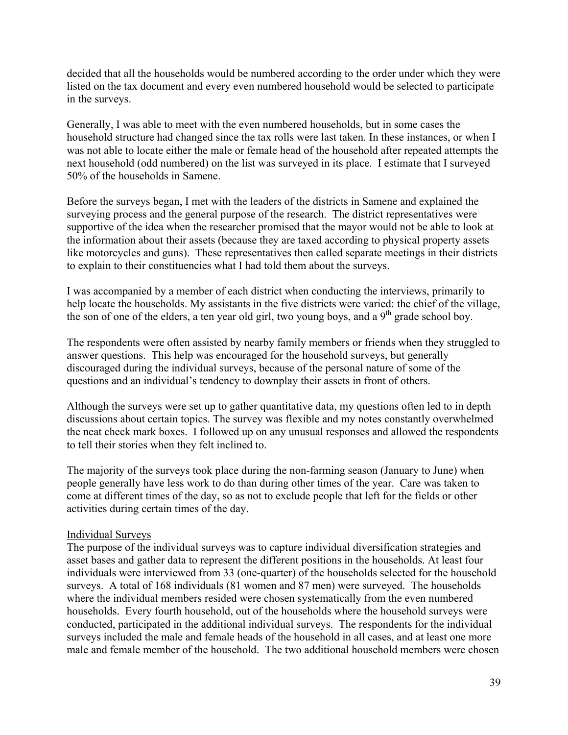decided that all the households would be numbered according to the order under which they were listed on the tax document and every even numbered household would be selected to participate in the surveys.

Generally, I was able to meet with the even numbered households, but in some cases the household structure had changed since the tax rolls were last taken. In these instances, or when I was not able to locate either the male or female head of the household after repeated attempts the next household (odd numbered) on the list was surveyed in its place. I estimate that I surveyed 50% of the households in Samene.

Before the surveys began, I met with the leaders of the districts in Samene and explained the surveying process and the general purpose of the research. The district representatives were supportive of the idea when the researcher promised that the mayor would not be able to look at the information about their assets (because they are taxed according to physical property assets like motorcycles and guns). These representatives then called separate meetings in their districts to explain to their constituencies what I had told them about the surveys.

I was accompanied by a member of each district when conducting the interviews, primarily to help locate the households. My assistants in the five districts were varied: the chief of the village, the son of one of the elders, a ten year old girl, two young boys, and a 9th grade school boy.

The respondents were often assisted by nearby family members or friends when they struggled to answer questions. This help was encouraged for the household surveys, but generally discouraged during the individual surveys, because of the personal nature of some of the questions and an individual's tendency to downplay their assets in front of others.

Although the surveys were set up to gather quantitative data, my questions often led to in depth discussions about certain topics. The survey was flexible and my notes constantly overwhelmed the neat check mark boxes. I followed up on any unusual responses and allowed the respondents to tell their stories when they felt inclined to.

The majority of the surveys took place during the non-farming season (January to June) when people generally have less work to do than during other times of the year. Care was taken to come at different times of the day, so as not to exclude people that left for the fields or other activities during certain times of the day.

<u>Individual Surveys</u>

The purpose of the individual surveys was to capture individual diversification strategies and asset bases and gather data to represent the different positions in the households. At least four individuals were interviewed from 33 (one-quarter) of the households selected for the household surveys. A total of 168 individuals (81 women and 87 men) were surveyed. The households where the individual members resided were chosen systematically from the even numbered households. Every fourth household, out of the households where the household surveys were conducted, participated in the additional individual surveys. The respondents for the individual surveys included the male and female heads of the household in all cases, and at least one more male and female member of the household. The two additional household members were chosen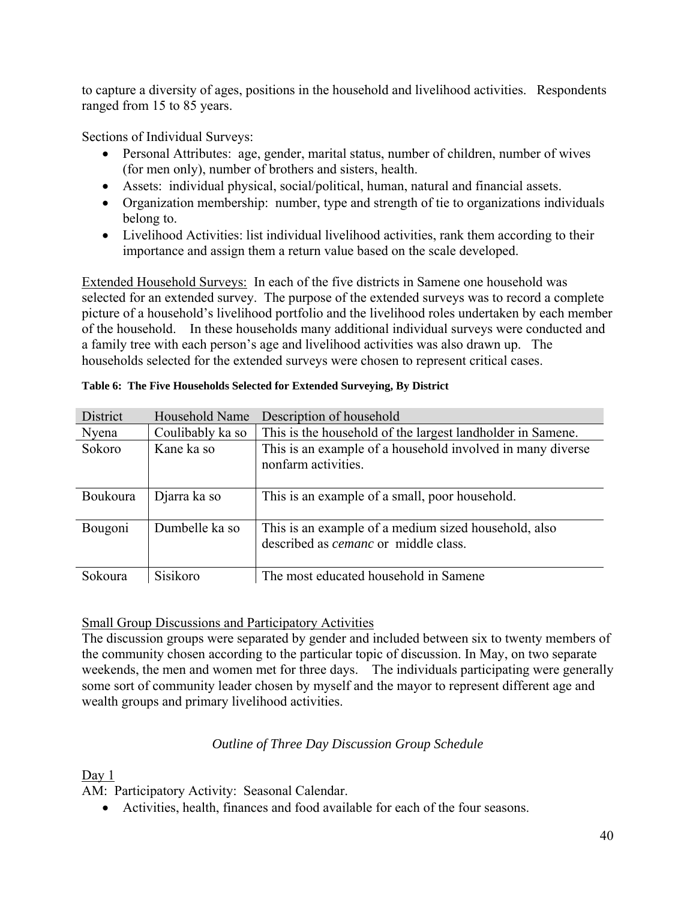to capture a diversity of ages, positions in the household and livelihood activities. Respondents ranged from 15 to 85 years.

Sections of Individual Surveys:

- Personal Attributes: age, gender, marital status, number of children, number of wives (for men only), number of brothers and sisters, health.
- Assets: individual physical, social/political, human, natural and financial assets.
- Organization membership: number, type and strength of tie to organizations individuals belong to.
- Livelihood Activities: list individual livelihood activities, rank them according to their importance and assign them a return value based on the scale developed.

Extended Household Surveys: In each of the five districts in Samene one household was selected for an extended survey. The purpose of the extended surveys was to record a complete picture of a household's livelihood portfolio and the livelihood roles undertaken by each member of the household. In these households many additional individual surveys were conducted and a family tree with each person's age and livelihood activities was also drawn up. The households selected for the extended surveys were chosen to represent critical cases.

**Table 6: The Five Households Selected for Extended Surveying, By District**

| District | Household Name | Description of household |
|---|---|---|
| Nyena | Coulibably ka so | This is the household of the largest landholder in Samene. |
| Sokoro | Kane ka so | This is an example of a household involved in many diverse nonfarm activities. |
| Boukoura | Djarra ka so | This is an example of a small, poor household. |
| Bougoni | Dumbelle ka so | This is an example of a medium sized household, also described as *cemanc* or middle class. |
| Sokoura | Sisikoro | The most educated household in Samene |

Small Group Discussions and Participatory Activities

The discussion groups were separated by gender and included between six to twenty members of the community chosen according to the particular topic of discussion. In May, on two separate weekends, the men and women met for three days. The individuals participating were generally some sort of community leader chosen by myself and the mayor to represent different age and wealth groups and primary livelihood activities.

*Outline of Three Day Discussion Group Schedule*

Day 1

AM: Participatory Activity: Seasonal Calendar.

- Activities, health, finances and food available for each of the four seasons.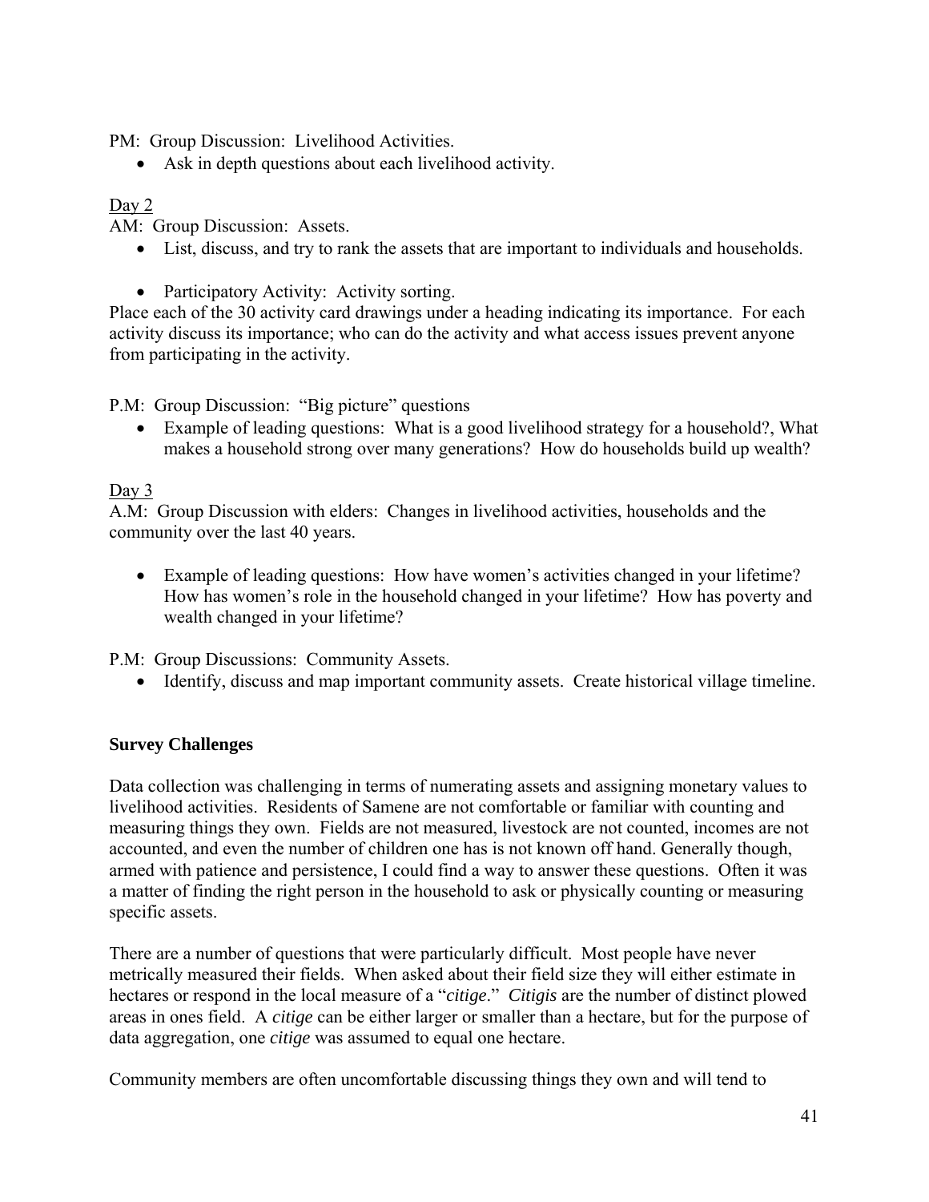PM: Group Discussion: Livelihood Activities.

- Ask in depth questions about each livelihood activity.

Day 2

AM: Group Discussion: Assets.

- List, discuss, and try to rank the assets that are important to individuals and households.

- Participatory Activity: Activity sorting.

Place each of the 30 activity card drawings under a heading indicating its importance. For each activity discuss its importance; who can do the activity and what access issues prevent anyone from participating in the activity.

P.M: Group Discussion: "Big picture" questions

- Example of leading questions: What is a good livelihood strategy for a household?, What makes a household strong over many generations? How do households build up wealth?

Day 3

A.M: Group Discussion with elders: Changes in livelihood activities, households and the community over the last 40 years.

- Example of leading questions: How have women's activities changed in your lifetime? How has women's role in the household changed in your lifetime? How has poverty and wealth changed in your lifetime?

P.M: Group Discussions: Community Assets.

- Identify, discuss and map important community assets. Create historical village timeline.

**Survey Challenges**

Data collection was challenging in terms of numerating assets and assigning monetary values to livelihood activities. Residents of Samene are not comfortable or familiar with counting and measuring things they own. Fields are not measured, livestock are not counted, incomes are not accounted, and even the number of children one has is not known off hand. Generally though, armed with patience and persistence, I could find a way to answer these questions. Often it was a matter of finding the right person in the household to ask or physically counting or measuring specific assets.

There are a number of questions that were particularly difficult. Most people have never metrically measured their fields. When asked about their field size they will either estimate in hectares or respond in the local measure of a "*citige*." *Citigis* are the number of distinct plowed areas in ones field. A *citige* can be either larger or smaller than a hectare, but for the purpose of data aggregation, one *citige* was assumed to equal one hectare.

Community members are often uncomfortable discussing things they own and will tend to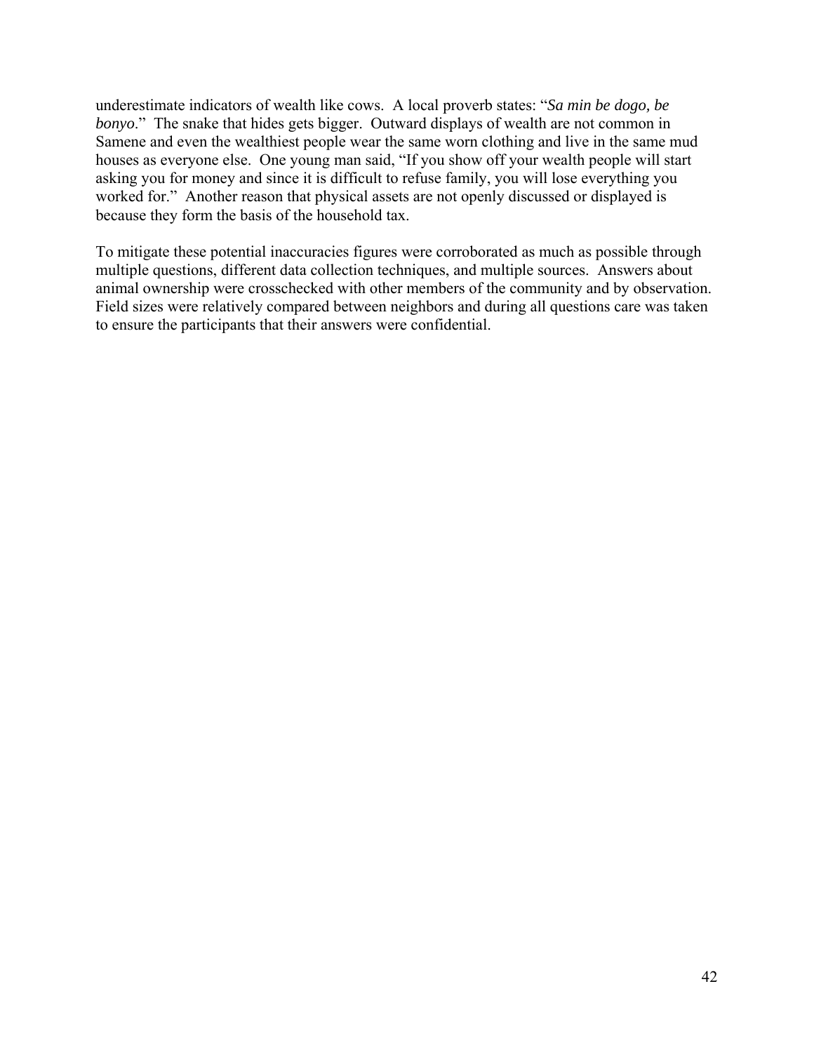underestimate indicators of wealth like cows. A local proverb states: "*Sa min be dogo, be bonyo*." The snake that hides gets bigger. Outward displays of wealth are not common in Samene and even the wealthiest people wear the same worn clothing and live in the same mud houses as everyone else. One young man said, "If you show off your wealth people will start asking you for money and since it is difficult to refuse family, you will lose everything you worked for." Another reason that physical assets are not openly discussed or displayed is because they form the basis of the household tax.

To mitigate these potential inaccuracies figures were corroborated as much as possible through multiple questions, different data collection techniques, and multiple sources. Answers about animal ownership were crosschecked with other members of the community and by observation. Field sizes were relatively compared between neighbors and during all questions care was taken to ensure the participants that their answers were confidential.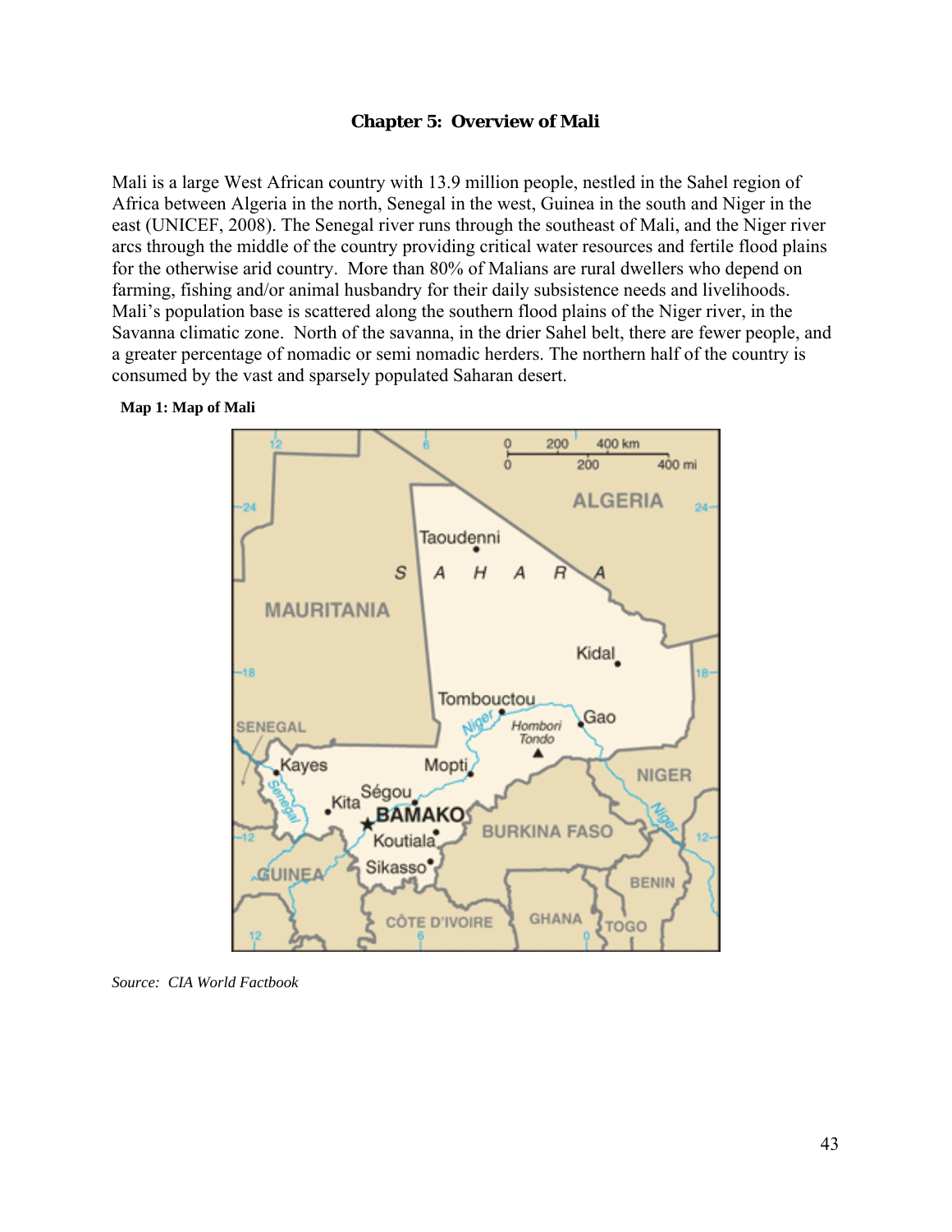# Chapter 5: Overview of Mali

Mali is a large West African country with 13.9 million people, nestled in the Sahel region of Africa between Algeria in the north, Senegal in the west, Guinea in the south and Niger in the east (UNICEF, 2008). The Senegal river runs through the southeast of Mali, and the Niger river arcs through the middle of the country providing critical water resources and fertile flood plains for the otherwise arid country. More than 80% of Malians are rural dwellers who depend on farming, fishing and/or animal husbandry for their daily subsistence needs and livelihoods. Mali's population base is scattered along the southern flood plains of the Niger river, in the Savanna climatic zone. North of the savanna, in the drier Sahel belt, there are fewer people, and a greater percentage of nomadic or semi nomadic herders. The northern half of the country is consumed by the vast and sparsely populated Saharan desert.

**Map 1: Map of Mali**

*Source: CIA World Factbook*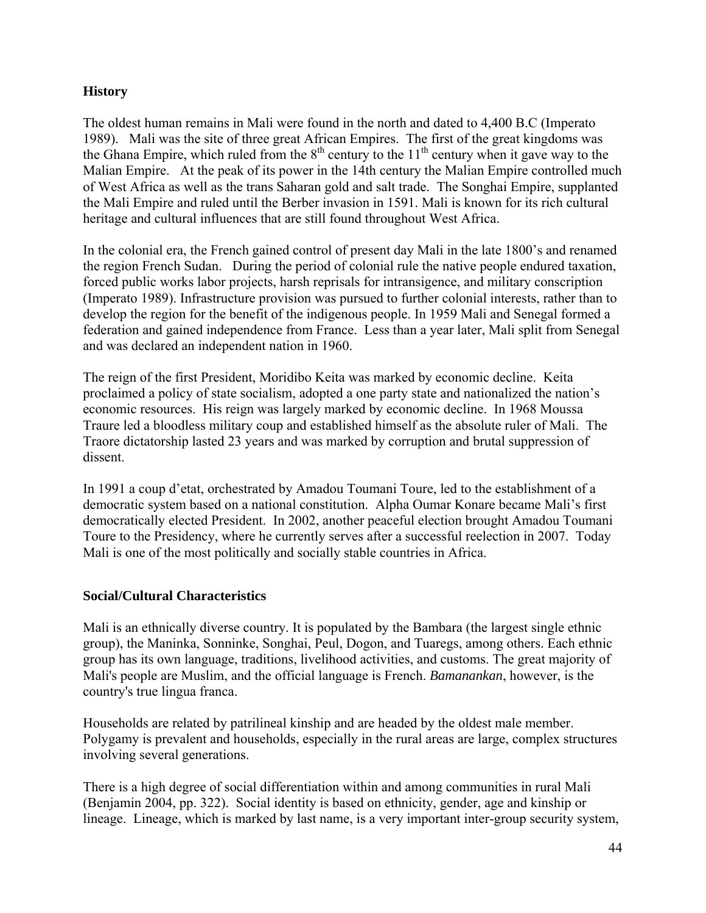## History

The oldest human remains in Mali were found in the north and dated to 4,400 B.C (Imperato 1989). Mali was the site of three great African Empires. The first of the great kingdoms was the Ghana Empire, which ruled from the 8th century to the 11th century when it gave way to the Malian Empire. At the peak of its power in the 14th century the Malian Empire controlled much of West Africa as well as the trans Saharan gold and salt trade. The Songhai Empire, supplanted the Mali Empire and ruled until the Berber invasion in 1591. Mali is known for its rich cultural heritage and cultural influences that are still found throughout West Africa.

In the colonial era, the French gained control of present day Mali in the late 1800's and renamed the region French Sudan. During the period of colonial rule the native people endured taxation, forced public works labor projects, harsh reprisals for intransigence, and military conscription (Imperato 1989). Infrastructure provision was pursued to further colonial interests, rather than to develop the region for the benefit of the indigenous people. In 1959 Mali and Senegal formed a federation and gained independence from France. Less than a year later, Mali split from Senegal and was declared an independent nation in 1960.

The reign of the first President, Moridibo Keita was marked by economic decline. Keita proclaimed a policy of state socialism, adopted a one party state and nationalized the nation's economic resources. His reign was largely marked by economic decline. In 1968 Moussa Traure led a bloodless military coup and established himself as the absolute ruler of Mali. The Traore dictatorship lasted 23 years and was marked by corruption and brutal suppression of dissent.

In 1991 a coup d'etat, orchestrated by Amadou Toumani Toure, led to the establishment of a democratic system based on a national constitution. Alpha Oumar Konare became Mali's first democratically elected President. In 2002, another peaceful election brought Amadou Toumani Toure to the Presidency, where he currently serves after a successful reelection in 2007. Today Mali is one of the most politically and socially stable countries in Africa.

## Social/Cultural Characteristics

Mali is an ethnically diverse country. It is populated by the Bambara (the largest single ethnic group), the Maninka, Sonninke, Songhai, Peul, Dogon, and Tuaregs, among others. Each ethnic group has its own language, traditions, livelihood activities, and customs. The great majority of Mali's people are Muslim, and the official language is French. *Bamanankan*, however, is the country's true lingua franca.

Households are related by patrilineal kinship and are headed by the oldest male member. Polygamy is prevalent and households, especially in the rural areas are large, complex structures involving several generations.

There is a high degree of social differentiation within and among communities in rural Mali (Benjamin 2004, pp. 322). Social identity is based on ethnicity, gender, age and kinship or lineage. Lineage, which is marked by last name, is a very important inter-group security system,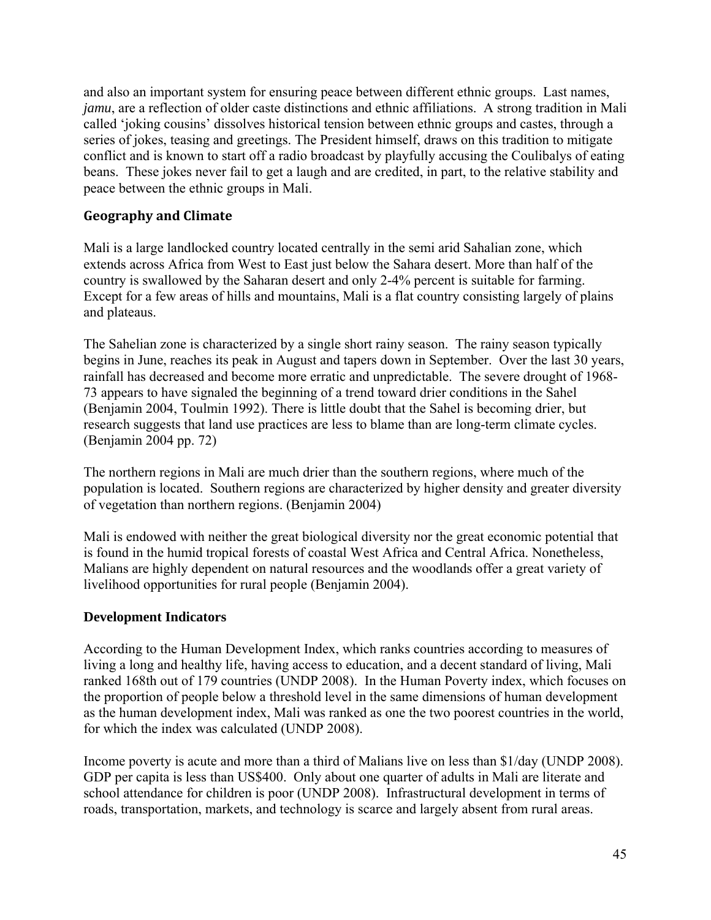and also an important system for ensuring peace between different ethnic groups. Last names, *jamu*, are a reflection of older caste distinctions and ethnic affiliations. A strong tradition in Mali called 'joking cousins' dissolves historical tension between ethnic groups and castes, through a series of jokes, teasing and greetings. The President himself, draws on this tradition to mitigate conflict and is known to start off a radio broadcast by playfully accusing the Coulibalys of eating beans. These jokes never fail to get a laugh and are credited, in part, to the relative stability and peace between the ethnic groups in Mali.

## Geography and Climate

Mali is a large landlocked country located centrally in the semi arid Sahalian zone, which extends across Africa from West to East just below the Sahara desert. More than half of the country is swallowed by the Saharan desert and only 2-4% percent is suitable for farming. Except for a few areas of hills and mountains, Mali is a flat country consisting largely of plains and plateaus.

The Sahelian zone is characterized by a single short rainy season. The rainy season typically begins in June, reaches its peak in August and tapers down in September. Over the last 30 years, rainfall has decreased and become more erratic and unpredictable. The severe drought of 1968-73 appears to have signaled the beginning of a trend toward drier conditions in the Sahel (Benjamin 2004, Toulmin 1992). There is little doubt that the Sahel is becoming drier, but research suggests that land use practices are less to blame than are long-term climate cycles. (Benjamin 2004 pp. 72)

The northern regions in Mali are much drier than the southern regions, where much of the population is located. Southern regions are characterized by higher density and greater diversity of vegetation than northern regions. (Benjamin 2004)

Mali is endowed with neither the great biological diversity nor the great economic potential that is found in the humid tropical forests of coastal West Africa and Central Africa. Nonetheless, Malians are highly dependent on natural resources and the woodlands offer a great variety of livelihood opportunities for rural people (Benjamin 2004).

## Development Indicators

According to the Human Development Index, which ranks countries according to measures of living a long and healthy life, having access to education, and a decent standard of living, Mali ranked 168th out of 179 countries (UNDP 2008). In the Human Poverty index, which focuses on the proportion of people below a threshold level in the same dimensions of human development as the human development index, Mali was ranked as one the two poorest countries in the world, for which the index was calculated (UNDP 2008).

Income poverty is acute and more than a third of Malians live on less than $1/day (UNDP 2008). GDP per capita is less than US$400. Only about one quarter of adults in Mali are literate and school attendance for children is poor (UNDP 2008). Infrastructural development in terms of roads, transportation, markets, and technology is scarce and largely absent from rural areas.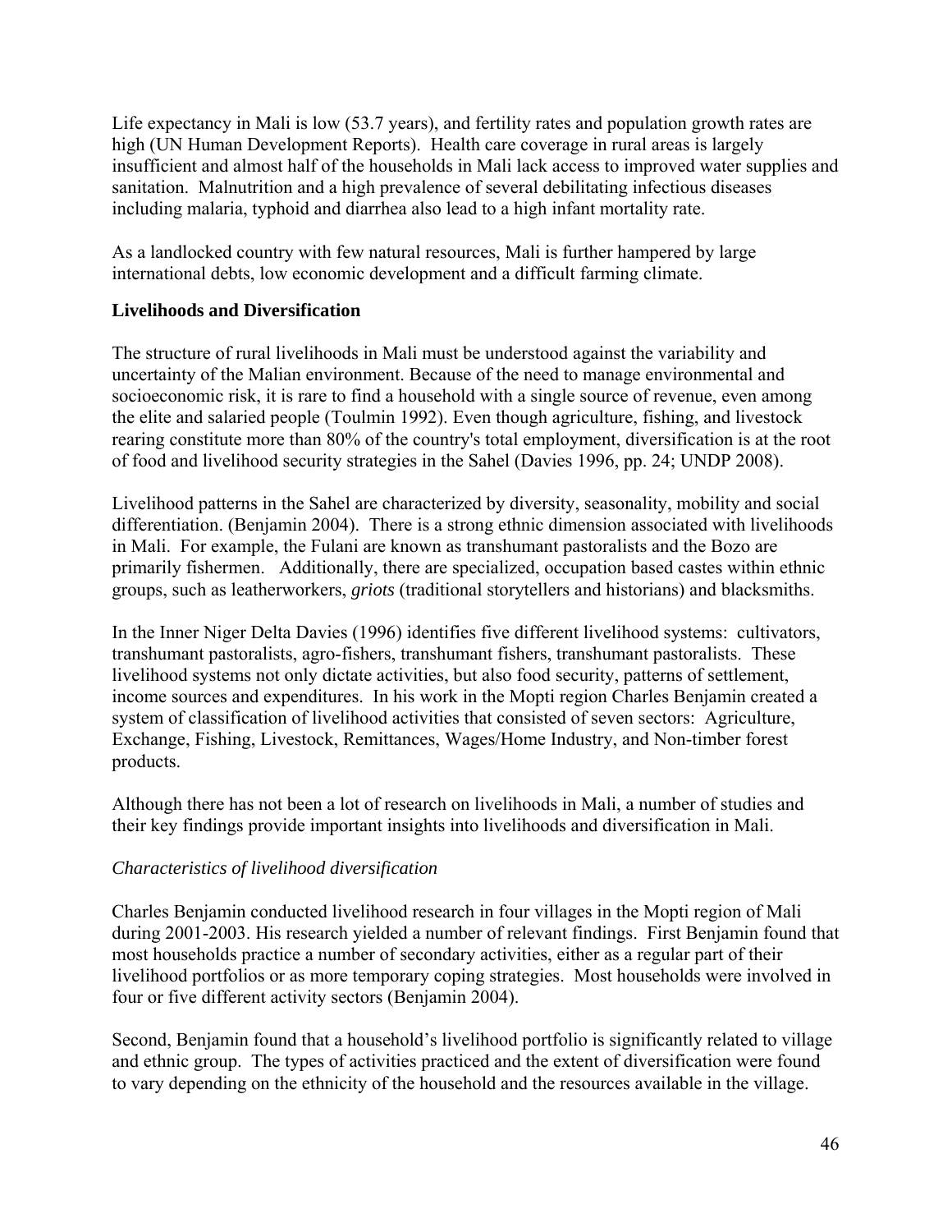Life expectancy in Mali is low (53.7 years), and fertility rates and population growth rates are high (UN Human Development Reports). Health care coverage in rural areas is largely insufficient and almost half of the households in Mali lack access to improved water supplies and sanitation. Malnutrition and a high prevalence of several debilitating infectious diseases including malaria, typhoid and diarrhea also lead to a high infant mortality rate.

As a landlocked country with few natural resources, Mali is further hampered by large international debts, low economic development and a difficult farming climate.

**Livelihoods and Diversification**

The structure of rural livelihoods in Mali must be understood against the variability and uncertainty of the Malian environment. Because of the need to manage environmental and socioeconomic risk, it is rare to find a household with a single source of revenue, even among the elite and salaried people (Toulmin 1992). Even though agriculture, fishing, and livestock rearing constitute more than 80% of the country's total employment, diversification is at the root of food and livelihood security strategies in the Sahel (Davies 1996, pp. 24; UNDP 2008).

Livelihood patterns in the Sahel are characterized by diversity, seasonality, mobility and social differentiation. (Benjamin 2004). There is a strong ethnic dimension associated with livelihoods in Mali. For example, the Fulani are known as transhumant pastoralists and the Bozo are primarily fishermen. Additionally, there are specialized, occupation based castes within ethnic groups, such as leatherworkers, *griots* (traditional storytellers and historians) and blacksmiths.

In the Inner Niger Delta Davies (1996) identifies five different livelihood systems: cultivators, transhumant pastoralists, agro-fishers, transhumant fishers, transhumant pastoralists. These livelihood systems not only dictate activities, but also food security, patterns of settlement, income sources and expenditures. In his work in the Mopti region Charles Benjamin created a system of classification of livelihood activities that consisted of seven sectors: Agriculture, Exchange, Fishing, Livestock, Remittances, Wages/Home Industry, and Non-timber forest products.

Although there has not been a lot of research on livelihoods in Mali, a number of studies and their key findings provide important insights into livelihoods and diversification in Mali.

*Characteristics of livelihood diversification*

Charles Benjamin conducted livelihood research in four villages in the Mopti region of Mali during 2001-2003. His research yielded a number of relevant findings. First Benjamin found that most households practice a number of secondary activities, either as a regular part of their livelihood portfolios or as more temporary coping strategies. Most households were involved in four or five different activity sectors (Benjamin 2004).

Second, Benjamin found that a household's livelihood portfolio is significantly related to village and ethnic group. The types of activities practiced and the extent of diversification were found to vary depending on the ethnicity of the household and the resources available in the village.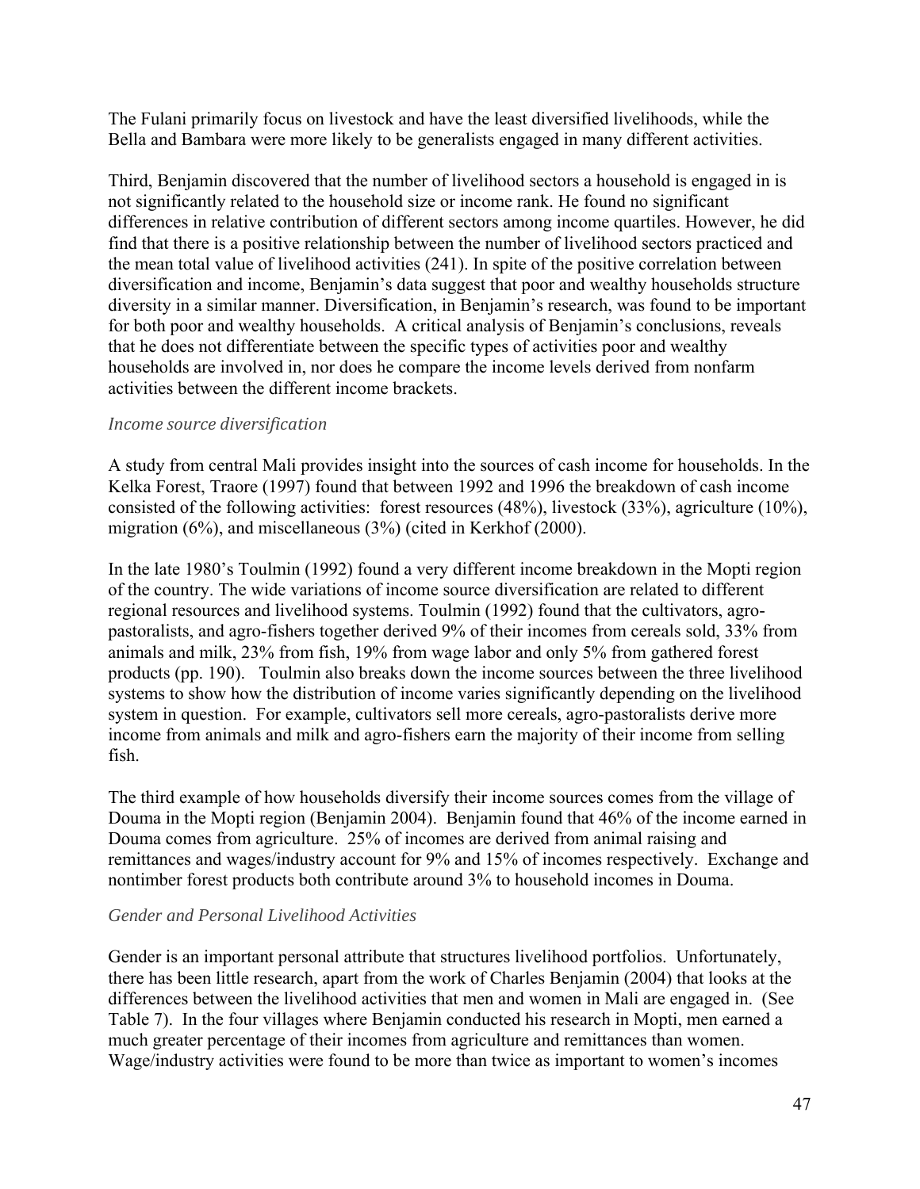The Fulani primarily focus on livestock and have the least diversified livelihoods, while the Bella and Bambara were more likely to be generalists engaged in many different activities.

Third, Benjamin discovered that the number of livelihood sectors a household is engaged in is not significantly related to the household size or income rank. He found no significant differences in relative contribution of different sectors among income quartiles. However, he did find that there is a positive relationship between the number of livelihood sectors practiced and the mean total value of livelihood activities (241). In spite of the positive correlation between diversification and income, Benjamin's data suggest that poor and wealthy households structure diversity in a similar manner. Diversification, in Benjamin's research, was found to be important for both poor and wealthy households. A critical analysis of Benjamin's conclusions, reveals that he does not differentiate between the specific types of activities poor and wealthy households are involved in, nor does he compare the income levels derived from nonfarm activities between the different income brackets.

### *Income source diversification*

A study from central Mali provides insight into the sources of cash income for households. In the Kelka Forest, Traore (1997) found that between 1992 and 1996 the breakdown of cash income consisted of the following activities: forest resources (48%), livestock (33%), agriculture (10%), migration (6%), and miscellaneous (3%) (cited in Kerkhof (2000).

In the late 1980's Toulmin (1992) found a very different income breakdown in the Mopti region of the country. The wide variations of income source diversification are related to different regional resources and livelihood systems. Toulmin (1992) found that the cultivators, agro-pastoralists, and agro-fishers together derived 9% of their incomes from cereals sold, 33% from animals and milk, 23% from fish, 19% from wage labor and only 5% from gathered forest products (pp. 190). Toulmin also breaks down the income sources between the three livelihood systems to show how the distribution of income varies significantly depending on the livelihood system in question. For example, cultivators sell more cereals, agro-pastoralists derive more income from animals and milk and agro-fishers earn the majority of their income from selling fish.

The third example of how households diversify their income sources comes from the village of Douma in the Mopti region (Benjamin 2004). Benjamin found that 46% of the income earned in Douma comes from agriculture. 25% of incomes are derived from animal raising and remittances and wages/industry account for 9% and 15% of incomes respectively. Exchange and nontimber forest products both contribute around 3% to household incomes in Douma.

### *Gender and Personal Livelihood Activities*

Gender is an important personal attribute that structures livelihood portfolios. Unfortunately, there has been little research, apart from the work of Charles Benjamin (2004) that looks at the differences between the livelihood activities that men and women in Mali are engaged in. (See Table 7). In the four villages where Benjamin conducted his research in Mopti, men earned a much greater percentage of their incomes from agriculture and remittances than women. Wage/industry activities were found to be more than twice as important to women's incomes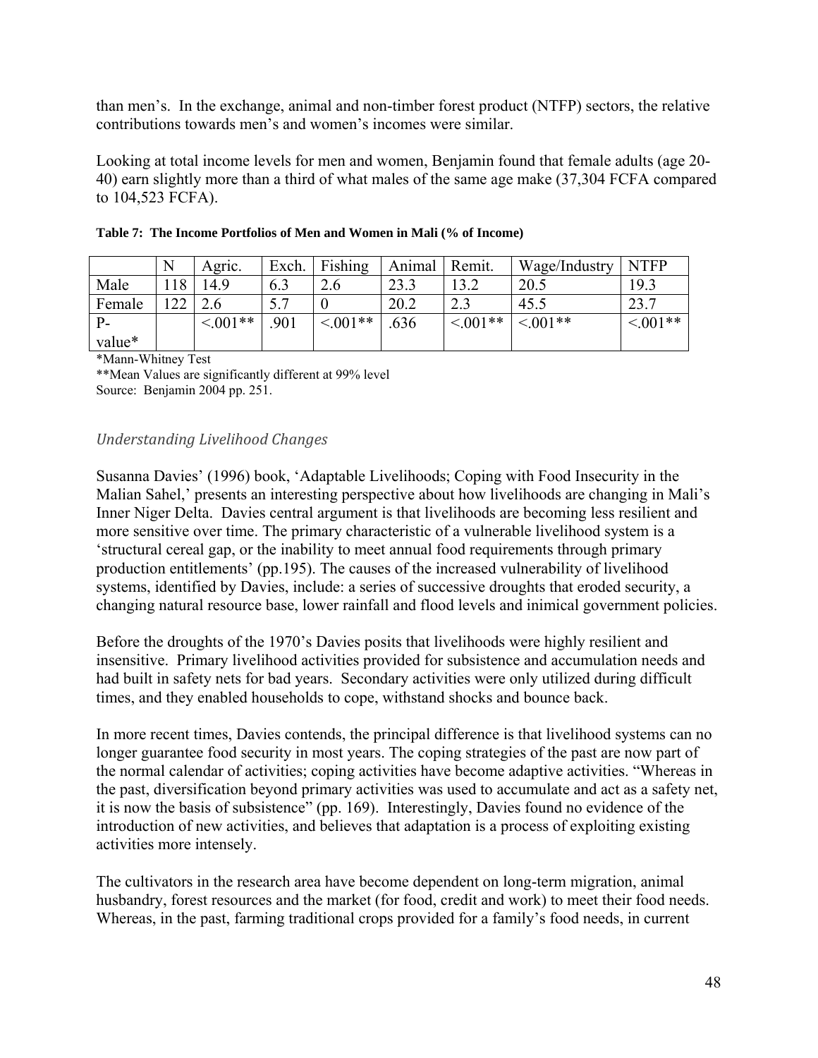than men's. In the exchange, animal and non-timber forest product (NTFP) sectors, the relative contributions towards men's and women's incomes were similar.

Looking at total income levels for men and women, Benjamin found that female adults (age 20-40) earn slightly more than a third of what males of the same age make (37,304 FCFA compared to 104,523 FCFA).

**Table 7: The Income Portfolios of Men and Women in Mali (% of Income)**

| | N | Agric. | Exch. | Fishing | Animal | Remit. | Wage/Industry | NTFP |
|---|---|---|---|---|---|---|---|---|
| Male | 118 | 14.9 | 6.3 | 2.6 | 23.3 | 13.2 | 20.5 | 19.3 |
| Female | 122 | 2.6 | 5.7 | 0 | 20.2 | 2.3 | 45.5 | 23.7 |
| P-value* | | <.001** | .901 | <.001** | .636 | <.001** | <.001** | <.001** |

*Mann-Whitney Test

**Mean Values are significantly different at 99% level

Source: Benjamin 2004 pp. 251.

### *Understanding Livelihood Changes*

Susanna Davies' (1996) book, 'Adaptable Livelihoods; Coping with Food Insecurity in the Malian Sahel,' presents an interesting perspective about how livelihoods are changing in Mali's Inner Niger Delta. Davies central argument is that livelihoods are becoming less resilient and more sensitive over time. The primary characteristic of a vulnerable livelihood system is a 'structural cereal gap, or the inability to meet annual food requirements through primary production entitlements' (pp.195). The causes of the increased vulnerability of livelihood systems, identified by Davies, include: a series of successive droughts that eroded security, a changing natural resource base, lower rainfall and flood levels and inimical government policies.

Before the droughts of the 1970's Davies posits that livelihoods were highly resilient and insensitive. Primary livelihood activities provided for subsistence and accumulation needs and had built in safety nets for bad years. Secondary activities were only utilized during difficult times, and they enabled households to cope, withstand shocks and bounce back.

In more recent times, Davies contends, the principal difference is that livelihood systems can no longer guarantee food security in most years. The coping strategies of the past are now part of the normal calendar of activities; coping activities have become adaptive activities. "Whereas in the past, diversification beyond primary activities was used to accumulate and act as a safety net, it is now the basis of subsistence" (pp. 169). Interestingly, Davies found no evidence of the introduction of new activities, and believes that adaptation is a process of exploiting existing activities more intensely.

The cultivators in the research area have become dependent on long-term migration, animal husbandry, forest resources and the market (for food, credit and work) to meet their food needs. Whereas, in the past, farming traditional crops provided for a family's food needs, in current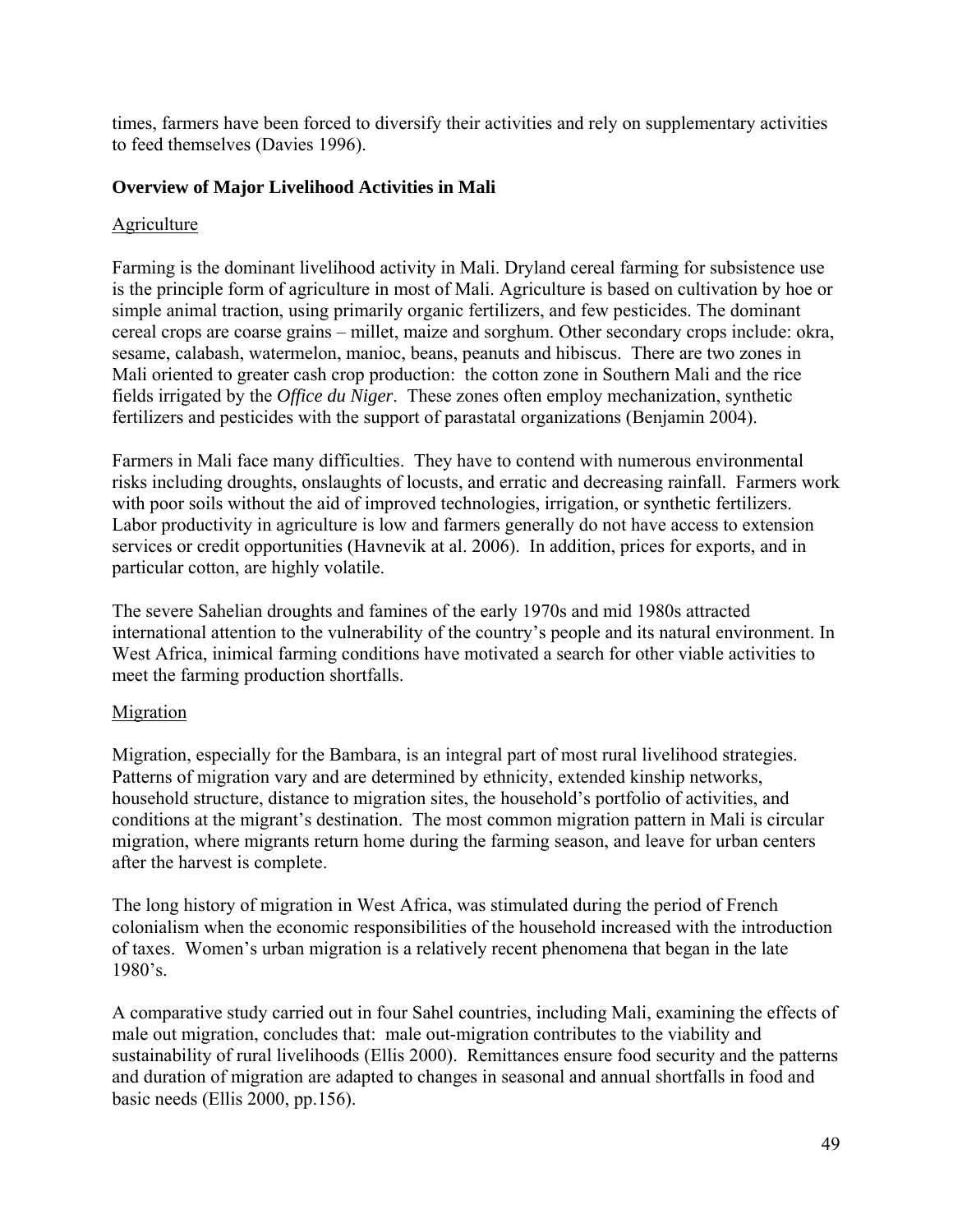times, farmers have been forced to diversify their activities and rely on supplementary activities to feed themselves (Davies 1996).

### Overview of Major Livelihood Activities in Mali

Agriculture

Farming is the dominant livelihood activity in Mali. Dryland cereal farming for subsistence use is the principle form of agriculture in most of Mali. Agriculture is based on cultivation by hoe or simple animal traction, using primarily organic fertilizers, and few pesticides. The dominant cereal crops are coarse grains – millet, maize and sorghum. Other secondary crops include: okra, sesame, calabash, watermelon, manioc, beans, peanuts and hibiscus. There are two zones in Mali oriented to greater cash crop production: the cotton zone in Southern Mali and the rice fields irrigated by the *Office du Niger*. These zones often employ mechanization, synthetic fertilizers and pesticides with the support of parastatal organizations (Benjamin 2004).

Farmers in Mali face many difficulties. They have to contend with numerous environmental risks including droughts, onslaughts of locusts, and erratic and decreasing rainfall. Farmers work with poor soils without the aid of improved technologies, irrigation, or synthetic fertilizers. Labor productivity in agriculture is low and farmers generally do not have access to extension services or credit opportunities (Havnevik at al. 2006). In addition, prices for exports, and in particular cotton, are highly volatile.

The severe Sahelian droughts and famines of the early 1970s and mid 1980s attracted international attention to the vulnerability of the country's people and its natural environment. In West Africa, inimical farming conditions have motivated a search for other viable activities to meet the farming production shortfalls.

Migration

Migration, especially for the Bambara, is an integral part of most rural livelihood strategies. Patterns of migration vary and are determined by ethnicity, extended kinship networks, household structure, distance to migration sites, the household's portfolio of activities, and conditions at the migrant's destination. The most common migration pattern in Mali is circular migration, where migrants return home during the farming season, and leave for urban centers after the harvest is complete.

The long history of migration in West Africa, was stimulated during the period of French colonialism when the economic responsibilities of the household increased with the introduction of taxes. Women's urban migration is a relatively recent phenomena that began in the late 1980's.

A comparative study carried out in four Sahel countries, including Mali, examining the effects of male out migration, concludes that: male out-migration contributes to the viability and sustainability of rural livelihoods (Ellis 2000). Remittances ensure food security and the patterns and duration of migration are adapted to changes in seasonal and annual shortfalls in food and basic needs (Ellis 2000, pp.156).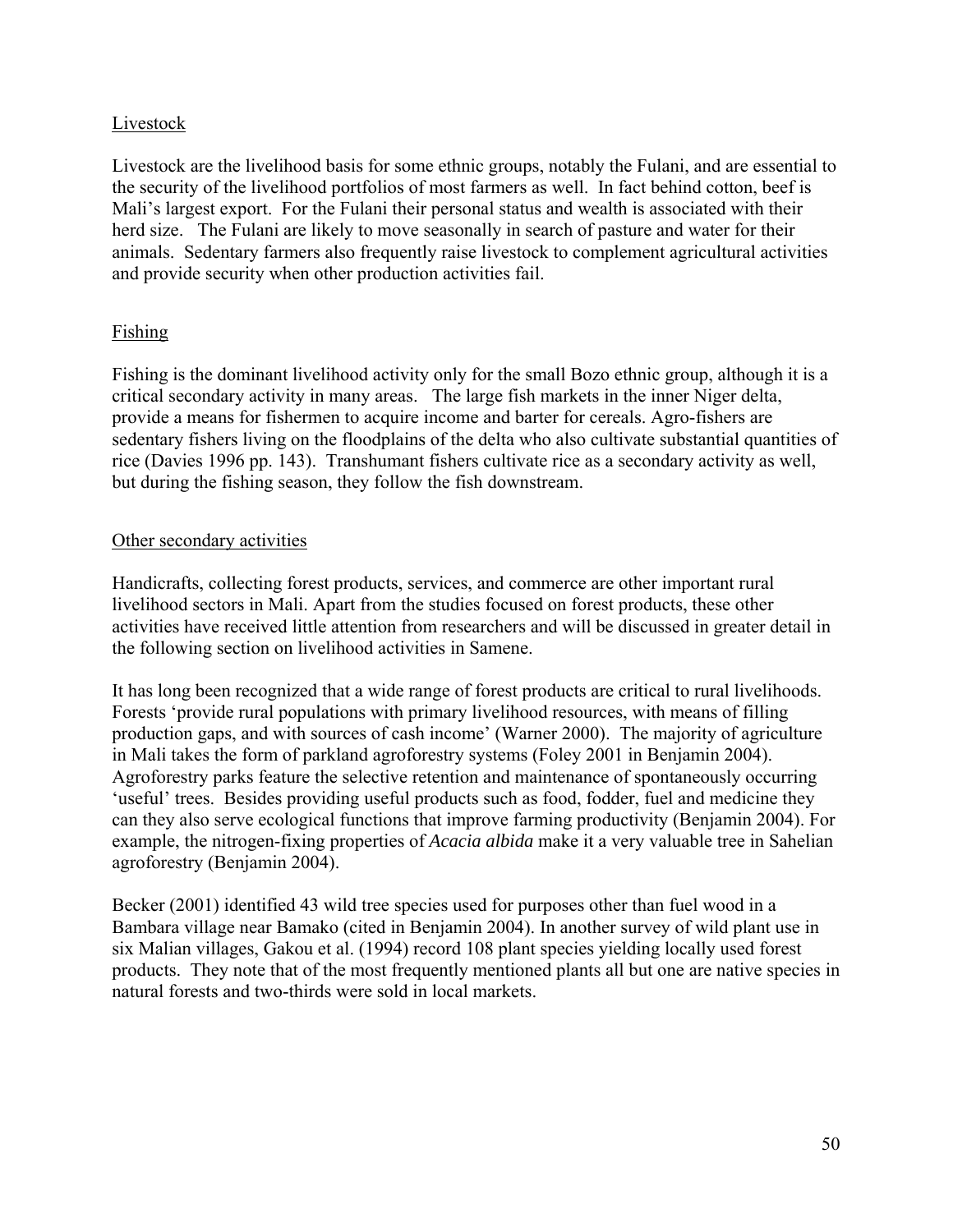Livestock

Livestock are the livelihood basis for some ethnic groups, notably the Fulani, and are essential to the security of the livelihood portfolios of most farmers as well. In fact behind cotton, beef is Mali's largest export. For the Fulani their personal status and wealth is associated with their herd size. The Fulani are likely to move seasonally in search of pasture and water for their animals. Sedentary farmers also frequently raise livestock to complement agricultural activities and provide security when other production activities fail.

Fishing

Fishing is the dominant livelihood activity only for the small Bozo ethnic group, although it is a critical secondary activity in many areas. The large fish markets in the inner Niger delta, provide a means for fishermen to acquire income and barter for cereals. Agro-fishers are sedentary fishers living on the floodplains of the delta who also cultivate substantial quantities of rice (Davies 1996 pp. 143). Transhumant fishers cultivate rice as a secondary activity as well, but during the fishing season, they follow the fish downstream.

Other secondary activities

Handicrafts, collecting forest products, services, and commerce are other important rural livelihood sectors in Mali. Apart from the studies focused on forest products, these other activities have received little attention from researchers and will be discussed in greater detail in the following section on livelihood activities in Samene.

It has long been recognized that a wide range of forest products are critical to rural livelihoods. Forests 'provide rural populations with primary livelihood resources, with means of filling production gaps, and with sources of cash income' (Warner 2000). The majority of agriculture in Mali takes the form of parkland agroforestry systems (Foley 2001 in Benjamin 2004). Agroforestry parks feature the selective retention and maintenance of spontaneously occurring 'useful' trees. Besides providing useful products such as food, fodder, fuel and medicine they can they also serve ecological functions that improve farming productivity (Benjamin 2004). For example, the nitrogen-fixing properties of *Acacia albida* make it a very valuable tree in Sahelian agroforestry (Benjamin 2004).

Becker (2001) identified 43 wild tree species used for purposes other than fuel wood in a Bambara village near Bamako (cited in Benjamin 2004). In another survey of wild plant use in six Malian villages, Gakou et al. (1994) record 108 plant species yielding locally used forest products. They note that of the most frequently mentioned plants all but one are native species in natural forests and two-thirds were sold in local markets.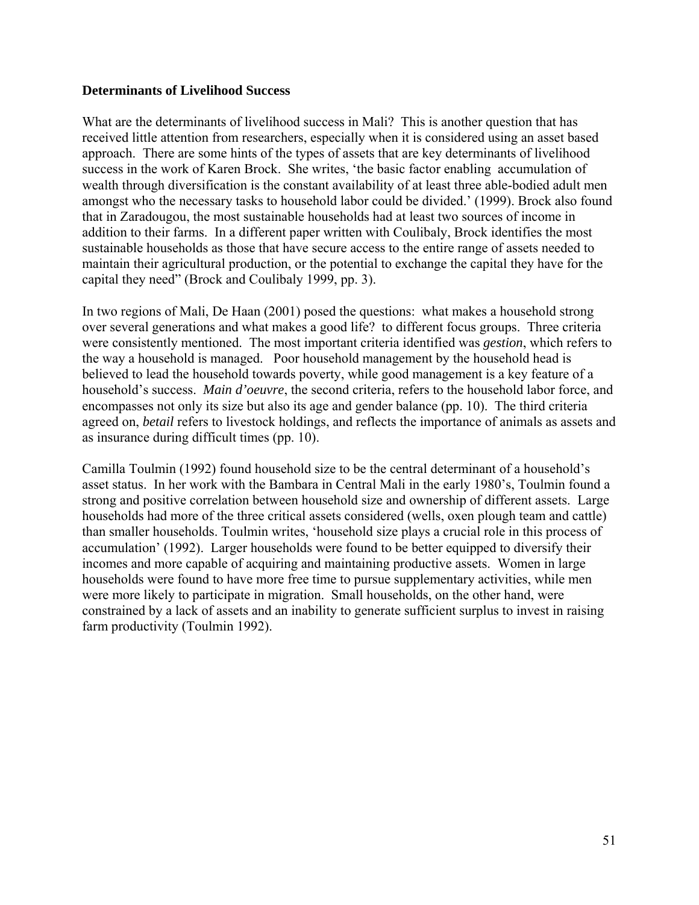**Determinants of Livelihood Success**

What are the determinants of livelihood success in Mali? This is another question that has received little attention from researchers, especially when it is considered using an asset based approach. There are some hints of the types of assets that are key determinants of livelihood success in the work of Karen Brock. She writes, 'the basic factor enabling accumulation of wealth through diversification is the constant availability of at least three able-bodied adult men amongst who the necessary tasks to household labor could be divided.' (1999). Brock also found that in Zaradougou, the most sustainable households had at least two sources of income in addition to their farms. In a different paper written with Coulibaly, Brock identifies the most sustainable households as those that have secure access to the entire range of assets needed to maintain their agricultural production, or the potential to exchange the capital they have for the capital they need" (Brock and Coulibaly 1999, pp. 3).

In two regions of Mali, De Haan (2001) posed the questions: what makes a household strong over several generations and what makes a good life? to different focus groups. Three criteria were consistently mentioned. The most important criteria identified was *gestion*, which refers to the way a household is managed. Poor household management by the household head is believed to lead the household towards poverty, while good management is a key feature of a household's success. *Main d'oeuvre*, the second criteria, refers to the household labor force, and encompasses not only its size but also its age and gender balance (pp. 10). The third criteria agreed on, *betail* refers to livestock holdings, and reflects the importance of animals as assets and as insurance during difficult times (pp. 10).

Camilla Toulmin (1992) found household size to be the central determinant of a household's asset status. In her work with the Bambara in Central Mali in the early 1980's, Toulmin found a strong and positive correlation between household size and ownership of different assets. Large households had more of the three critical assets considered (wells, oxen plough team and cattle) than smaller households. Toulmin writes, 'household size plays a crucial role in this process of accumulation' (1992). Larger households were found to be better equipped to diversify their incomes and more capable of acquiring and maintaining productive assets. Women in large households were found to have more free time to pursue supplementary activities, while men were more likely to participate in migration. Small households, on the other hand, were constrained by a lack of assets and an inability to generate sufficient surplus to invest in raising farm productivity (Toulmin 1992).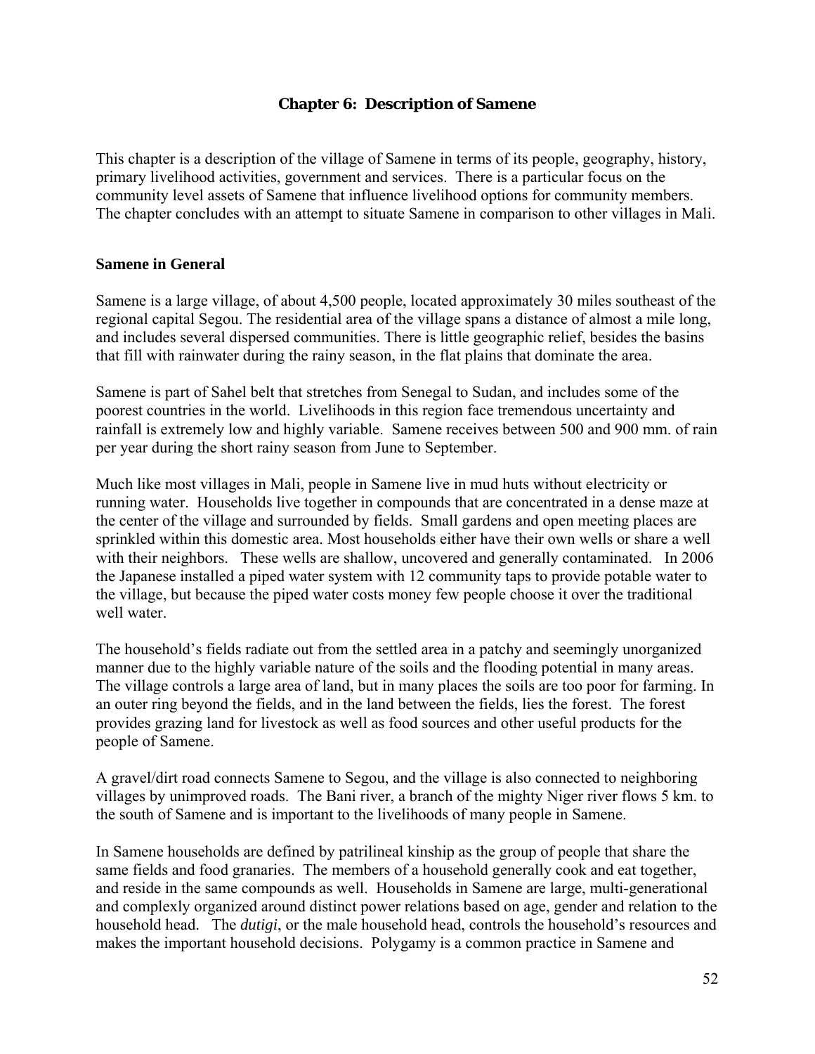# Chapter 6: Description of Samene

This chapter is a description of the village of Samene in terms of its people, geography, history, primary livelihood activities, government and services. There is a particular focus on the community level assets of Samene that influence livelihood options for community members. The chapter concludes with an attempt to situate Samene in comparison to other villages in Mali.

## Samene in General

Samene is a large village, of about 4,500 people, located approximately 30 miles southeast of the regional capital Segou. The residential area of the village spans a distance of almost a mile long, and includes several dispersed communities. There is little geographic relief, besides the basins that fill with rainwater during the rainy season, in the flat plains that dominate the area.

Samene is part of Sahel belt that stretches from Senegal to Sudan, and includes some of the poorest countries in the world. Livelihoods in this region face tremendous uncertainty and rainfall is extremely low and highly variable. Samene receives between 500 and 900 mm. of rain per year during the short rainy season from June to September.

Much like most villages in Mali, people in Samene live in mud huts without electricity or running water. Households live together in compounds that are concentrated in a dense maze at the center of the village and surrounded by fields. Small gardens and open meeting places are sprinkled within this domestic area. Most households either have their own wells or share a well with their neighbors. These wells are shallow, uncovered and generally contaminated. In 2006 the Japanese installed a piped water system with 12 community taps to provide potable water to the village, but because the piped water costs money few people choose it over the traditional well water.

The household's fields radiate out from the settled area in a patchy and seemingly unorganized manner due to the highly variable nature of the soils and the flooding potential in many areas. The village controls a large area of land, but in many places the soils are too poor for farming. In an outer ring beyond the fields, and in the land between the fields, lies the forest. The forest provides grazing land for livestock as well as food sources and other useful products for the people of Samene.

A gravel/dirt road connects Samene to Segou, and the village is also connected to neighboring villages by unimproved roads. The Bani river, a branch of the mighty Niger river flows 5 km. to the south of Samene and is important to the livelihoods of many people in Samene.

In Samene households are defined by patrilineal kinship as the group of people that share the same fields and food granaries. The members of a household generally cook and eat together, and reside in the same compounds as well. Households in Samene are large, multi-generational and complexly organized around distinct power relations based on age, gender and relation to the household head. The *dutigi*, or the male household head, controls the household's resources and makes the important household decisions. Polygamy is a common practice in Samene and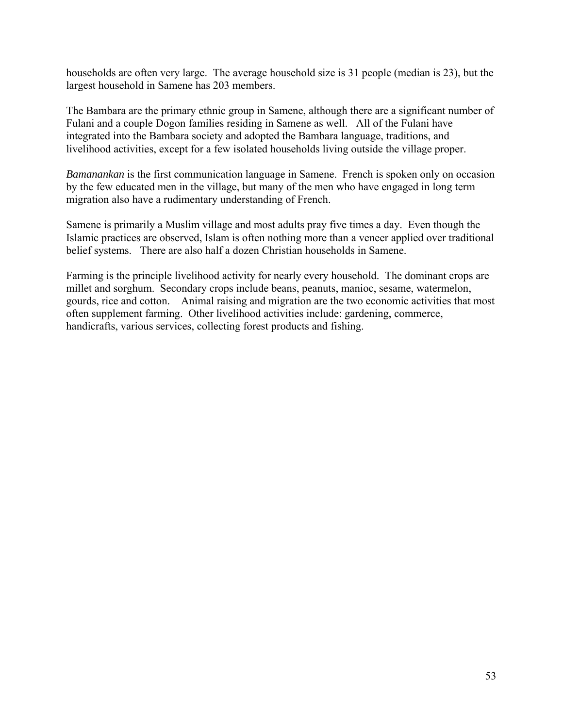households are often very large. The average household size is 31 people (median is 23), but the largest household in Samene has 203 members.

The Bambara are the primary ethnic group in Samene, although there are a significant number of Fulani and a couple Dogon families residing in Samene as well. All of the Fulani have integrated into the Bambara society and adopted the Bambara language, traditions, and livelihood activities, except for a few isolated households living outside the village proper.

*Bamanankan* is the first communication language in Samene. French is spoken only on occasion by the few educated men in the village, but many of the men who have engaged in long term migration also have a rudimentary understanding of French.

Samene is primarily a Muslim village and most adults pray five times a day. Even though the Islamic practices are observed, Islam is often nothing more than a veneer applied over traditional belief systems. There are also half a dozen Christian households in Samene.

Farming is the principle livelihood activity for nearly every household. The dominant crops are millet and sorghum. Secondary crops include beans, peanuts, manioc, sesame, watermelon, gourds, rice and cotton. Animal raising and migration are the two economic activities that most often supplement farming. Other livelihood activities include: gardening, commerce, handicrafts, various services, collecting forest products and fishing.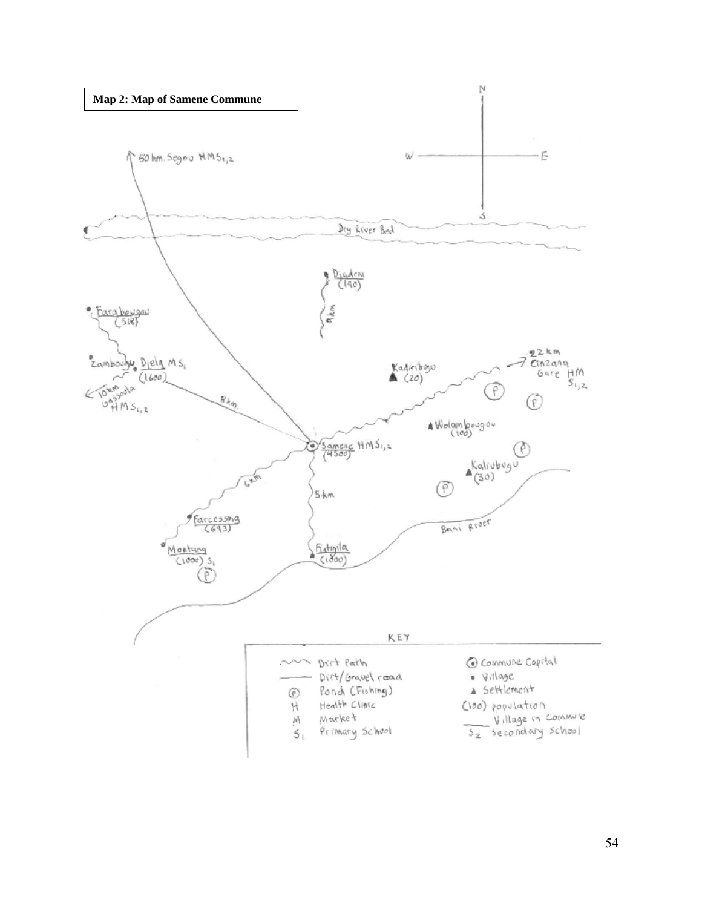**Map 2: Map of Samene Commune**

N

W — E

S

50 km. Segou HMS$_{1,2}$

Dry River Bed

Djademi (190)

6 km

Farabougou (518)

Zambougu

Djela MS$_1$ (1600)

10 km Gassoola HMS$_{1,2}$

8 km.

Kadiribugu (20)

22 km Cinzana Gare HM S$_{1,2}$

Wolambougou (100)

Samene HMS$_{1,2}$ (4500)

Kalibugu (30)

6 km

5 km

Farcessma (693)

Montana (1000) S$_1$

Fatigila (1000)

Bani River

KEY

- Dirt Path
- Dirt/Gravel road
- (P) Pond (Fishing)
- H Health Clinic
- M Market
- S$_1$ Primary School
- Commune Capital
- Village
- Settlement
- (190) population
- Village in Commune
- S$_2$ Secondary School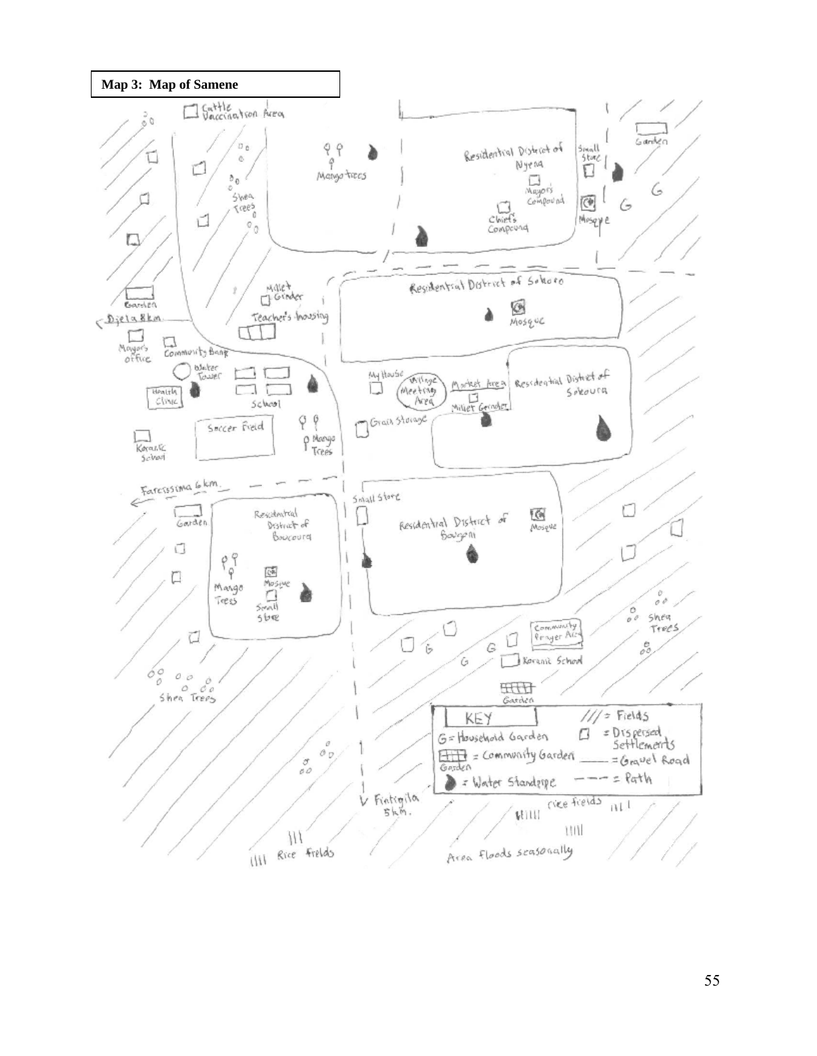**Map 3: Map of Samene**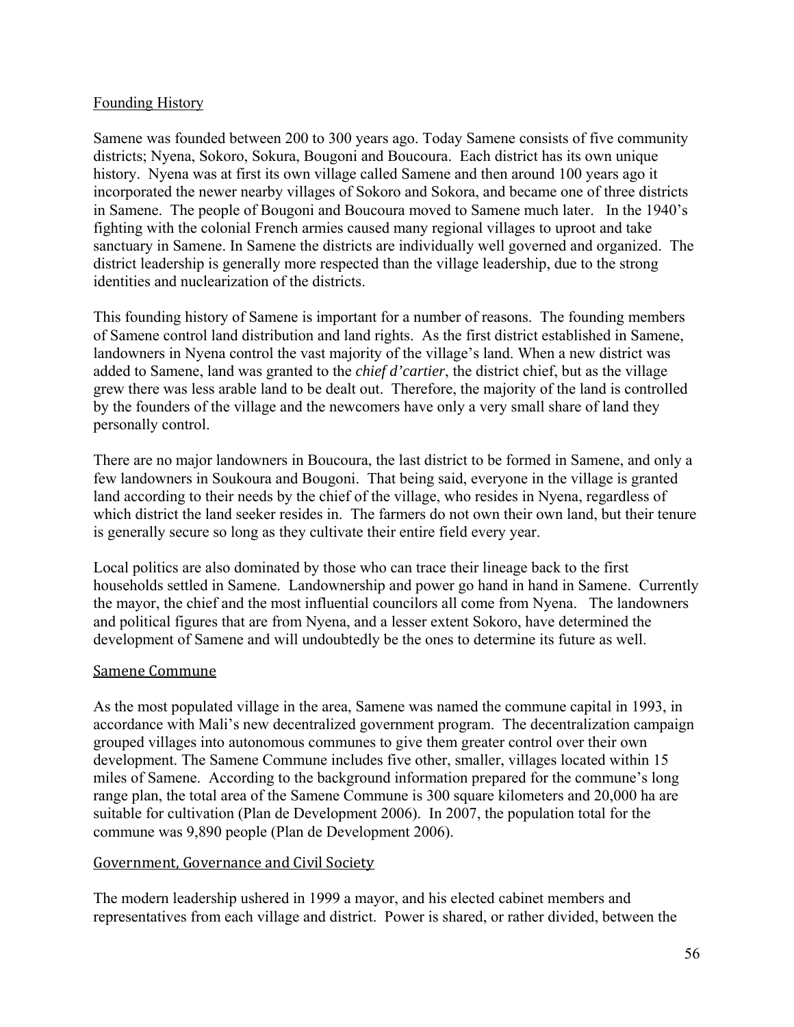## Founding History

Samene was founded between 200 to 300 years ago. Today Samene consists of five community districts; Nyena, Sokoro, Sokura, Bougoni and Boucoura. Each district has its own unique history. Nyena was at first its own village called Samene and then around 100 years ago it incorporated the newer nearby villages of Sokoro and Sokora, and became one of three districts in Samene. The people of Bougoni and Boucoura moved to Samene much later. In the 1940's fighting with the colonial French armies caused many regional villages to uproot and take sanctuary in Samene. In Samene the districts are individually well governed and organized. The district leadership is generally more respected than the village leadership, due to the strong identities and nuclearization of the districts.

This founding history of Samene is important for a number of reasons. The founding members of Samene control land distribution and land rights. As the first district established in Samene, landowners in Nyena control the vast majority of the village's land. When a new district was added to Samene, land was granted to the *chief d'cartier*, the district chief, but as the village grew there was less arable land to be dealt out. Therefore, the majority of the land is controlled by the founders of the village and the newcomers have only a very small share of land they personally control.

There are no major landowners in Boucoura, the last district to be formed in Samene, and only a few landowners in Soukoura and Bougoni. That being said, everyone in the village is granted land according to their needs by the chief of the village, who resides in Nyena, regardless of which district the land seeker resides in. The farmers do not own their own land, but their tenure is generally secure so long as they cultivate their entire field every year.

Local politics are also dominated by those who can trace their lineage back to the first households settled in Samene. Landownership and power go hand in hand in Samene. Currently the mayor, the chief and the most influential councilors all come from Nyena. The landowners and political figures that are from Nyena, and a lesser extent Sokoro, have determined the development of Samene and will undoubtedly be the ones to determine its future as well.

## Samene Commune

As the most populated village in the area, Samene was named the commune capital in 1993, in accordance with Mali's new decentralized government program. The decentralization campaign grouped villages into autonomous communes to give them greater control over their own development. The Samene Commune includes five other, smaller, villages located within 15 miles of Samene. According to the background information prepared for the commune's long range plan, the total area of the Samene Commune is 300 square kilometers and 20,000 ha are suitable for cultivation (Plan de Development 2006). In 2007, the population total for the commune was 9,890 people (Plan de Development 2006).

## Government, Governance and Civil Society

The modern leadership ushered in 1999 a mayor, and his elected cabinet members and representatives from each village and district. Power is shared, or rather divided, between the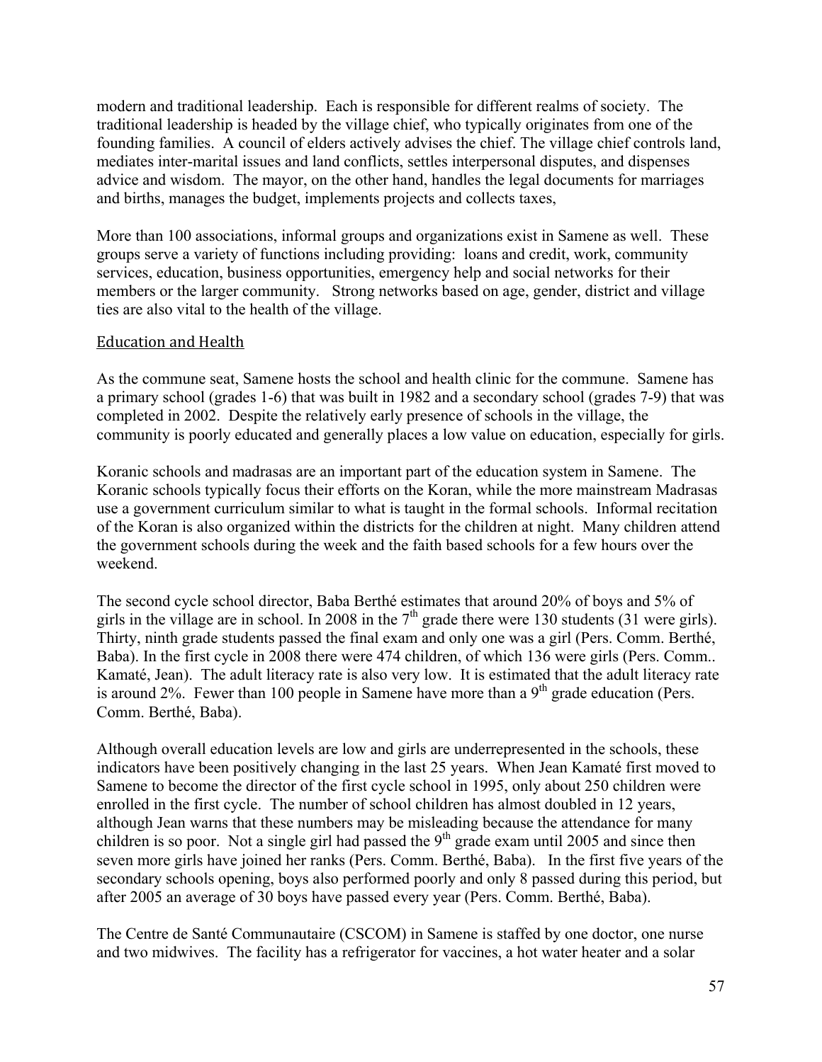modern and traditional leadership. Each is responsible for different realms of society. The traditional leadership is headed by the village chief, who typically originates from one of the founding families. A council of elders actively advises the chief. The village chief controls land, mediates inter-marital issues and land conflicts, settles interpersonal disputes, and dispenses advice and wisdom. The mayor, on the other hand, handles the legal documents for marriages and births, manages the budget, implements projects and collects taxes,

More than 100 associations, informal groups and organizations exist in Samene as well. These groups serve a variety of functions including providing: loans and credit, work, community services, education, business opportunities, emergency help and social networks for their members or the larger community. Strong networks based on age, gender, district and village ties are also vital to the health of the village.

## Education and Health

As the commune seat, Samene hosts the school and health clinic for the commune. Samene has a primary school (grades 1-6) that was built in 1982 and a secondary school (grades 7-9) that was completed in 2002. Despite the relatively early presence of schools in the village, the community is poorly educated and generally places a low value on education, especially for girls.

Koranic schools and madrasas are an important part of the education system in Samene. The Koranic schools typically focus their efforts on the Koran, while the more mainstream Madrasas use a government curriculum similar to what is taught in the formal schools. Informal recitation of the Koran is also organized within the districts for the children at night. Many children attend the government schools during the week and the faith based schools for a few hours over the weekend.

The second cycle school director, Baba Berthé estimates that around 20% of boys and 5% of girls in the village are in school. In 2008 in the 7th grade there were 130 students (31 were girls). Thirty, ninth grade students passed the final exam and only one was a girl (Pers. Comm. Berthé, Baba). In the first cycle in 2008 there were 474 children, of which 136 were girls (Pers. Comm.. Kamaté, Jean). The adult literacy rate is also very low. It is estimated that the adult literacy rate is around 2%. Fewer than 100 people in Samene have more than a 9th grade education (Pers. Comm. Berthé, Baba).

Although overall education levels are low and girls are underrepresented in the schools, these indicators have been positively changing in the last 25 years. When Jean Kamaté first moved to Samene to become the director of the first cycle school in 1995, only about 250 children were enrolled in the first cycle. The number of school children has almost doubled in 12 years, although Jean warns that these numbers may be misleading because the attendance for many children is so poor. Not a single girl had passed the 9th grade exam until 2005 and since then seven more girls have joined her ranks (Pers. Comm. Berthé, Baba). In the first five years of the secondary schools opening, boys also performed poorly and only 8 passed during this period, but after 2005 an average of 30 boys have passed every year (Pers. Comm. Berthé, Baba).

The Centre de Santé Communautaire (CSCOM) in Samene is staffed by one doctor, one nurse and two midwives. The facility has a refrigerator for vaccines, a hot water heater and a solar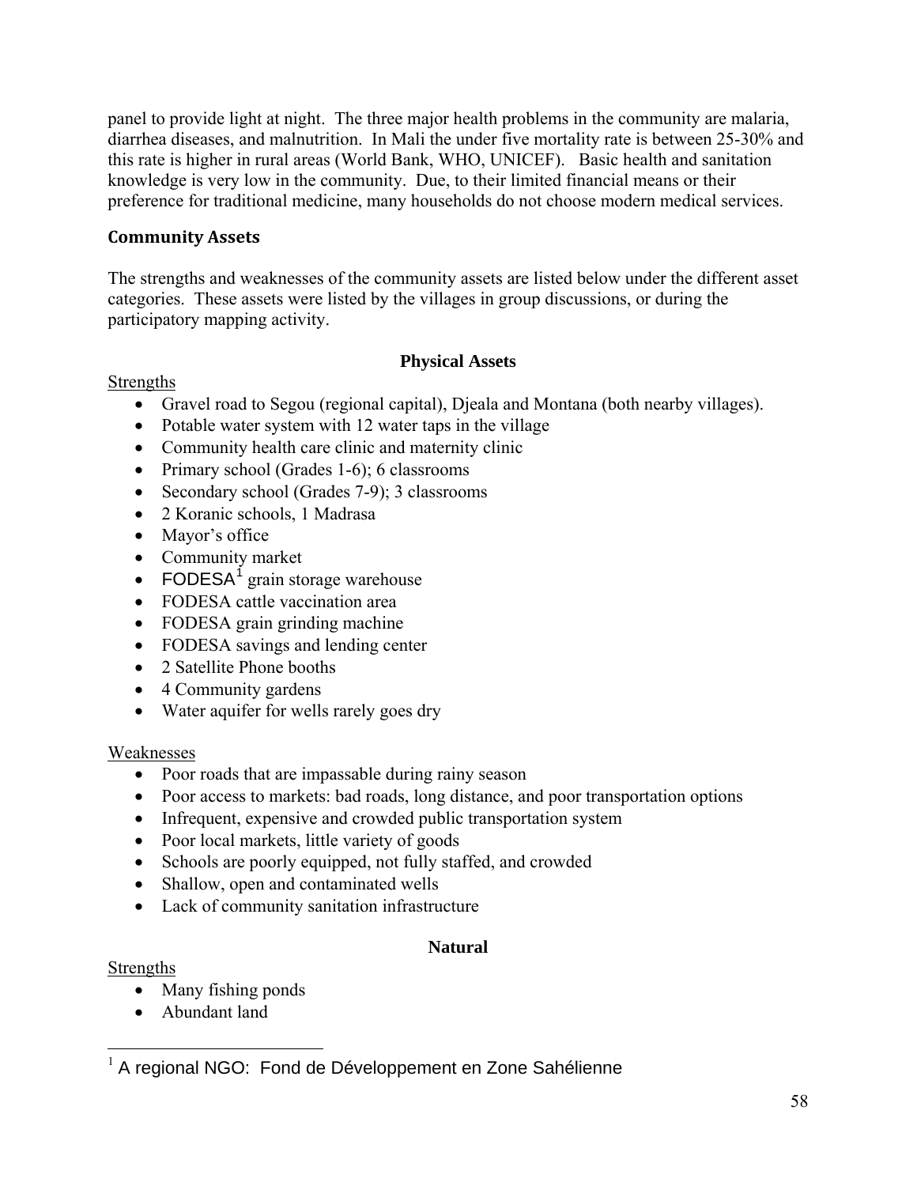panel to provide light at night. The three major health problems in the community are malaria, diarrhea diseases, and malnutrition. In Mali the under five mortality rate is between 25-30% and this rate is higher in rural areas (World Bank, WHO, UNICEF). Basic health and sanitation knowledge is very low in the community. Due, to their limited financial means or their preference for traditional medicine, many households do not choose modern medical services.

## Community Assets

The strengths and weaknesses of the community assets are listed below under the different asset categories. These assets were listed by the villages in group discussions, or during the participatory mapping activity.

### Physical Assets

Strengths

- Gravel road to Segou (regional capital), Djeala and Montana (both nearby villages).
- Potable water system with 12 water taps in the village
- Community health care clinic and maternity clinic
- Primary school (Grades 1-6); 6 classrooms
- Secondary school (Grades 7-9); 3 classrooms
- 2 Koranic schools, 1 Madrasa
- Mayor's office
- Community market
- FODESA[1] grain storage warehouse
- FODESA cattle vaccination area
- FODESA grain grinding machine
- FODESA savings and lending center
- 2 Satellite Phone booths
- 4 Community gardens
- Water aquifer for wells rarely goes dry

Weaknesses

- Poor roads that are impassable during rainy season
- Poor access to markets: bad roads, long distance, and poor transportation options
- Infrequent, expensive and crowded public transportation system
- Poor local markets, little variety of goods
- Schools are poorly equipped, not fully staffed, and crowded
- Shallow, open and contaminated wells
- Lack of community sanitation infrastructure

### Natural

Strengths

- Many fishing ponds
- Abundant land

[1] A regional NGO: Fond de Développement en Zone Sahélienne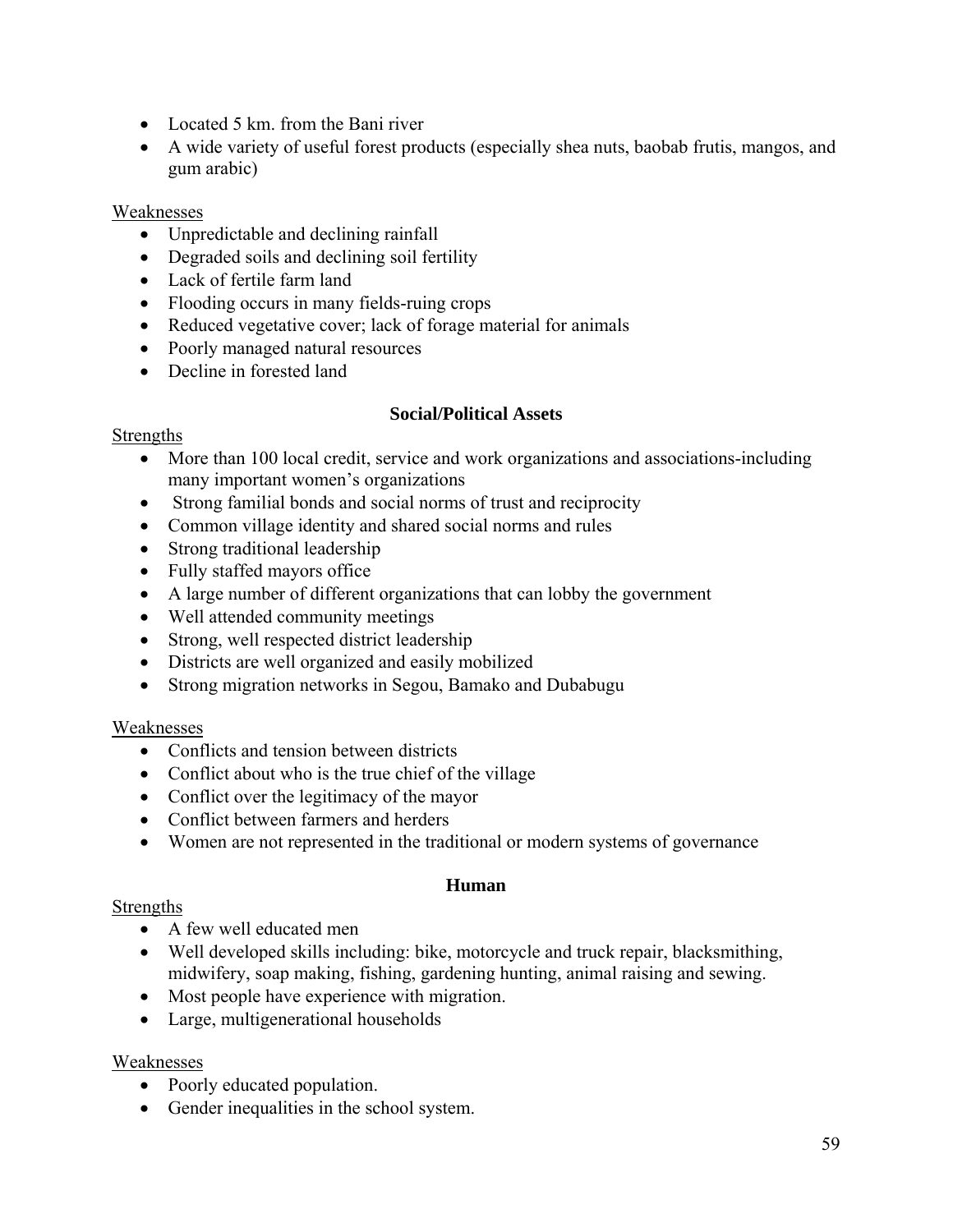- Located 5 km. from the Bani river
- A wide variety of useful forest products (especially shea nuts, baobab frutis, mangos, and gum arabic)

Weaknesses

- Unpredictable and declining rainfall
- Degraded soils and declining soil fertility
- Lack of fertile farm land
- Flooding occurs in many fields-ruing crops
- Reduced vegetative cover; lack of forage material for animals
- Poorly managed natural resources
- Decline in forested land

**Social/Political Assets**

Strengths

- More than 100 local credit, service and work organizations and associations-including many important women's organizations
- Strong familial bonds and social norms of trust and reciprocity
- Common village identity and shared social norms and rules
- Strong traditional leadership
- Fully staffed mayors office
- A large number of different organizations that can lobby the government
- Well attended community meetings
- Strong, well respected district leadership
- Districts are well organized and easily mobilized
- Strong migration networks in Segou, Bamako and Dubabugu

Weaknesses

- Conflicts and tension between districts
- Conflict about who is the true chief of the village
- Conflict over the legitimacy of the mayor
- Conflict between farmers and herders
- Women are not represented in the traditional or modern systems of governance

**Human**

Strengths

- A few well educated men
- Well developed skills including: bike, motorcycle and truck repair, blacksmithing, midwifery, soap making, fishing, gardening hunting, animal raising and sewing.
- Most people have experience with migration.
- Large, multigenerational households

Weaknesses

- Poorly educated population.
- Gender inequalities in the school system.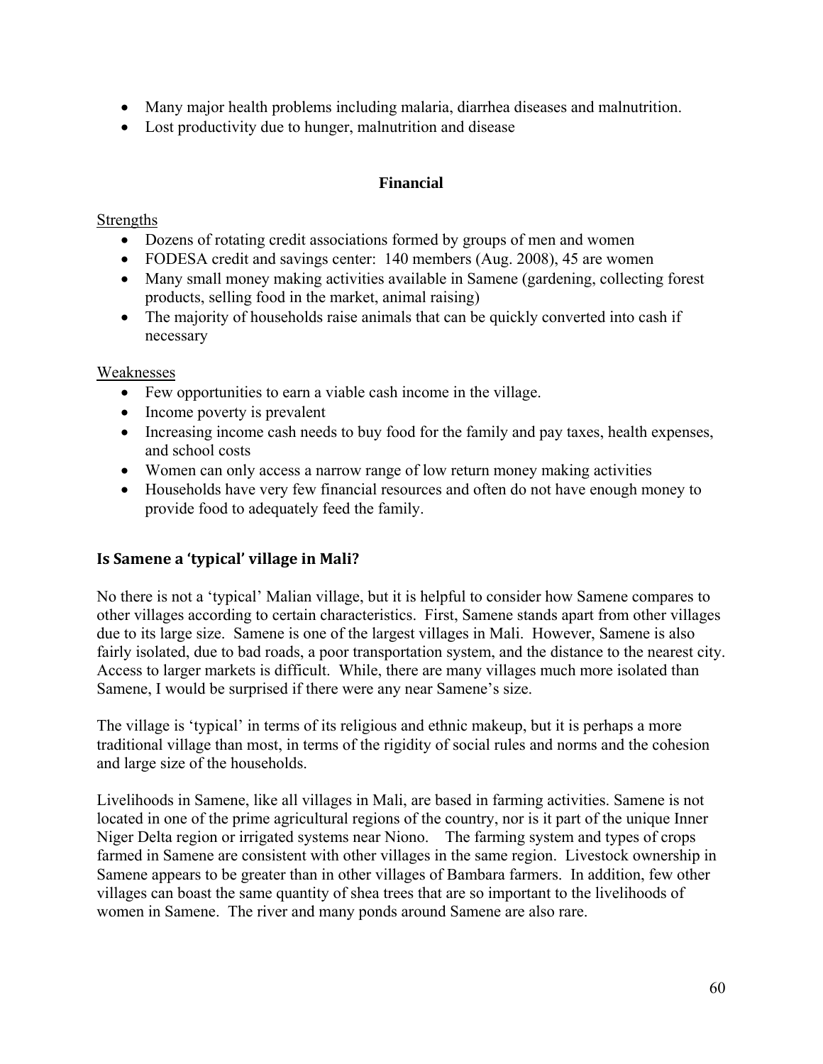- Many major health problems including malaria, diarrhea diseases and malnutrition.
- Lost productivity due to hunger, malnutrition and disease

### Financial

Strengths

- Dozens of rotating credit associations formed by groups of men and women
- FODESA credit and savings center: 140 members (Aug. 2008), 45 are women
- Many small money making activities available in Samene (gardening, collecting forest products, selling food in the market, animal raising)
- The majority of households raise animals that can be quickly converted into cash if necessary

Weaknesses

- Few opportunities to earn a viable cash income in the village.
- Income poverty is prevalent
- Increasing income cash needs to buy food for the family and pay taxes, health expenses, and school costs
- Women can only access a narrow range of low return money making activities
- Households have very few financial resources and often do not have enough money to provide food to adequately feed the family.

## Is Samene a 'typical' village in Mali?

No there is not a 'typical' Malian village, but it is helpful to consider how Samene compares to other villages according to certain characteristics. First, Samene stands apart from other villages due to its large size. Samene is one of the largest villages in Mali. However, Samene is also fairly isolated, due to bad roads, a poor transportation system, and the distance to the nearest city. Access to larger markets is difficult. While, there are many villages much more isolated than Samene, I would be surprised if there were any near Samene's size.

The village is 'typical' in terms of its religious and ethnic makeup, but it is perhaps a more traditional village than most, in terms of the rigidity of social rules and norms and the cohesion and large size of the households.

Livelihoods in Samene, like all villages in Mali, are based in farming activities. Samene is not located in one of the prime agricultural regions of the country, nor is it part of the unique Inner Niger Delta region or irrigated systems near Niono. The farming system and types of crops farmed in Samene are consistent with other villages in the same region. Livestock ownership in Samene appears to be greater than in other villages of Bambara farmers. In addition, few other villages can boast the same quantity of shea trees that are so important to the livelihoods of women in Samene. The river and many ponds around Samene are also rare.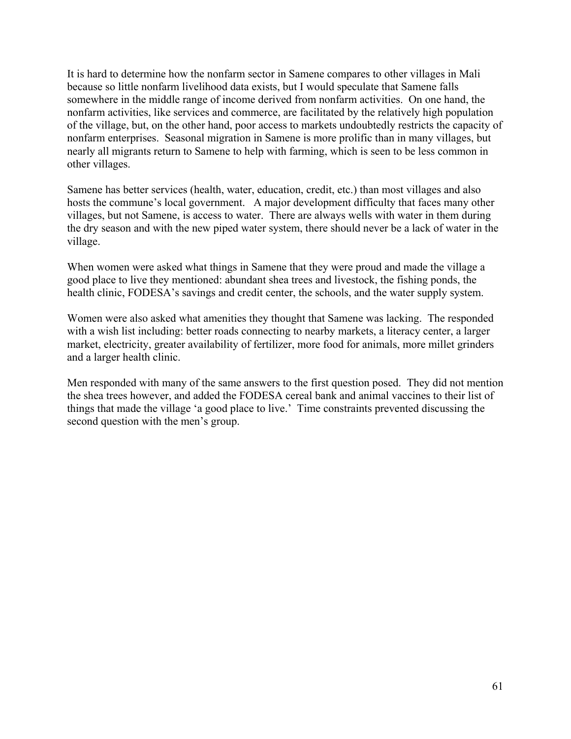It is hard to determine how the nonfarm sector in Samene compares to other villages in Mali because so little nonfarm livelihood data exists, but I would speculate that Samene falls somewhere in the middle range of income derived from nonfarm activities. On one hand, the nonfarm activities, like services and commerce, are facilitated by the relatively high population of the village, but, on the other hand, poor access to markets undoubtedly restricts the capacity of nonfarm enterprises. Seasonal migration in Samene is more prolific than in many villages, but nearly all migrants return to Samene to help with farming, which is seen to be less common in other villages.

Samene has better services (health, water, education, credit, etc.) than most villages and also hosts the commune's local government. A major development difficulty that faces many other villages, but not Samene, is access to water. There are always wells with water in them during the dry season and with the new piped water system, there should never be a lack of water in the village.

When women were asked what things in Samene that they were proud and made the village a good place to live they mentioned: abundant shea trees and livestock, the fishing ponds, the health clinic, FODESA's savings and credit center, the schools, and the water supply system.

Women were also asked what amenities they thought that Samene was lacking. The responded with a wish list including: better roads connecting to nearby markets, a literacy center, a larger market, electricity, greater availability of fertilizer, more food for animals, more millet grinders and a larger health clinic.

Men responded with many of the same answers to the first question posed. They did not mention the shea trees however, and added the FODESA cereal bank and animal vaccines to their list of things that made the village 'a good place to live.' Time constraints prevented discussing the second question with the men's group.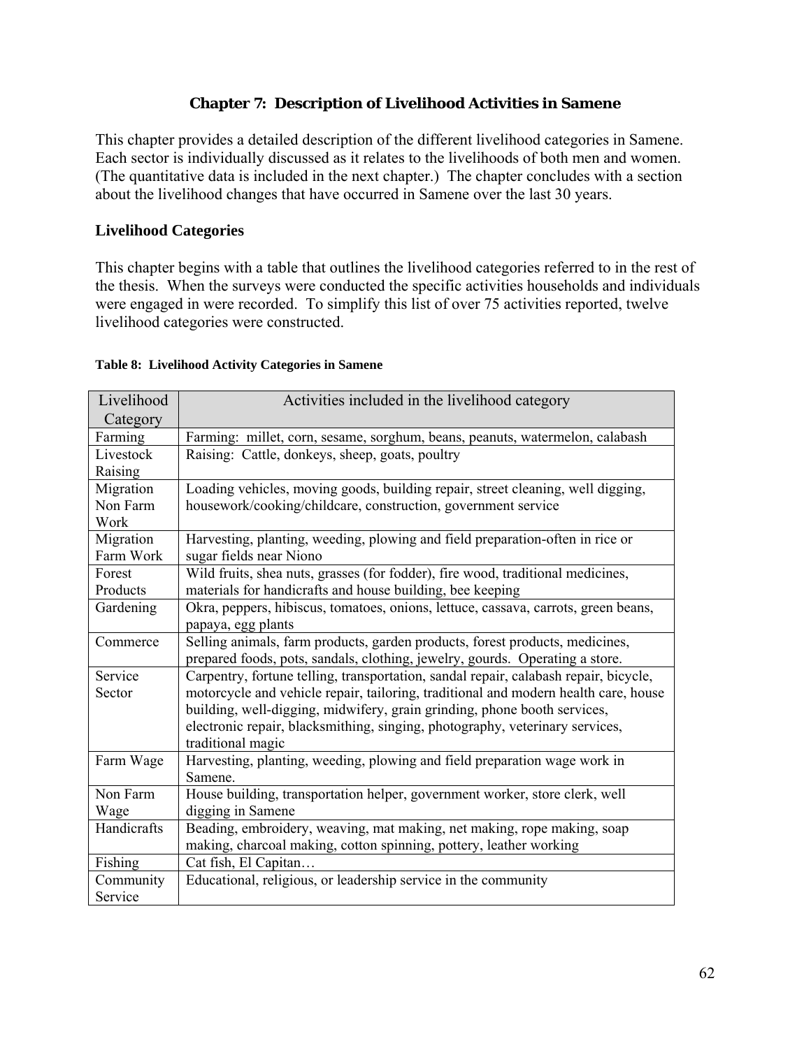## Chapter 7: Description of Livelihood Activities in Samene

This chapter provides a detailed description of the different livelihood categories in Samene. Each sector is individually discussed as it relates to the livelihoods of both men and women. (The quantitative data is included in the next chapter.) The chapter concludes with a section about the livelihood changes that have occurred in Samene over the last 30 years.

### Livelihood Categories

This chapter begins with a table that outlines the livelihood categories referred to in the rest of the thesis. When the surveys were conducted the specific activities households and individuals were engaged in were recorded. To simplify this list of over 75 activities reported, twelve livelihood categories were constructed.

**Table 8: Livelihood Activity Categories in Samene**

| Livelihood Category | Activities included in the livelihood category |
|---|---|
| Farming | Farming: millet, corn, sesame, sorghum, beans, peanuts, watermelon, calabash |
| Livestock Raising | Raising: Cattle, donkeys, sheep, goats, poultry |
| Migration Non Farm Work | Loading vehicles, moving goods, building repair, street cleaning, well digging, housework/cooking/childcare, construction, government service |
| Migration Farm Work | Harvesting, planting, weeding, plowing and field preparation-often in rice or sugar fields near Niono |
| Forest Products | Wild fruits, shea nuts, grasses (for fodder), fire wood, traditional medicines, materials for handicrafts and house building, bee keeping |
| Gardening | Okra, peppers, hibiscus, tomatoes, onions, lettuce, cassava, carrots, green beans, papaya, egg plants |
| Commerce | Selling animals, farm products, garden products, forest products, medicines, prepared foods, pots, sandals, clothing, jewelry, gourds. Operating a store. |
| Service Sector | Carpentry, fortune telling, transportation, sandal repair, calabash repair, bicycle, motorcycle and vehicle repair, tailoring, traditional and modern health care, house building, well-digging, midwifery, grain grinding, phone booth services, electronic repair, blacksmithing, singing, photography, veterinary services, traditional magic |
| Farm Wage | Harvesting, planting, weeding, plowing and field preparation wage work in Samene. |
| Non Farm Wage | House building, transportation helper, government worker, store clerk, well digging in Samene |
| Handicrafts | Beading, embroidery, weaving, mat making, net making, rope making, soap making, charcoal making, cotton spinning, pottery, leather working |
| Fishing | Cat fish, El Capitan… |
| Community Service | Educational, religious, or leadership service in the community |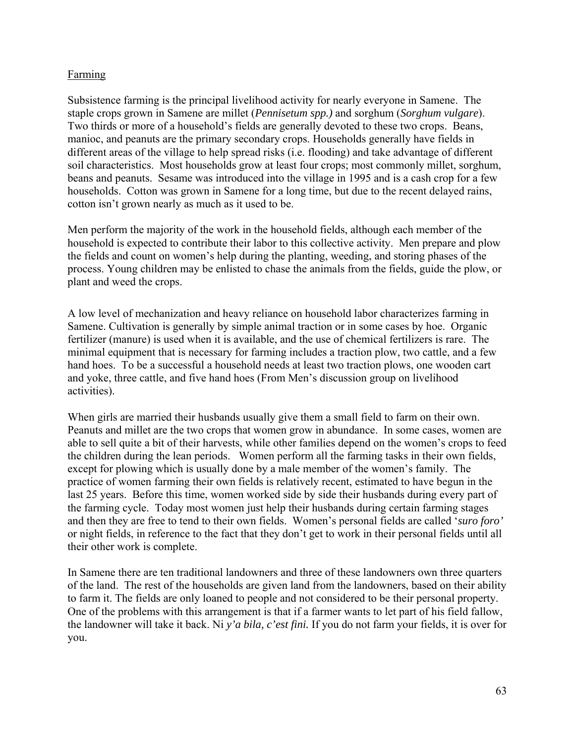Farming

Subsistence farming is the principal livelihood activity for nearly everyone in Samene. The staple crops grown in Samene are millet (*Pennisetum spp.)* and sorghum (*Sorghum vulgare*). Two thirds or more of a household's fields are generally devoted to these two crops. Beans, manioc, and peanuts are the primary secondary crops. Households generally have fields in different areas of the village to help spread risks (i.e. flooding) and take advantage of different soil characteristics. Most households grow at least four crops; most commonly millet, sorghum, beans and peanuts. Sesame was introduced into the village in 1995 and is a cash crop for a few households. Cotton was grown in Samene for a long time, but due to the recent delayed rains, cotton isn't grown nearly as much as it used to be.

Men perform the majority of the work in the household fields, although each member of the household is expected to contribute their labor to this collective activity. Men prepare and plow the fields and count on women's help during the planting, weeding, and storing phases of the process. Young children may be enlisted to chase the animals from the fields, guide the plow, or plant and weed the crops.

A low level of mechanization and heavy reliance on household labor characterizes farming in Samene. Cultivation is generally by simple animal traction or in some cases by hoe. Organic fertilizer (manure) is used when it is available, and the use of chemical fertilizers is rare. The minimal equipment that is necessary for farming includes a traction plow, two cattle, and a few hand hoes. To be a successful a household needs at least two traction plows, one wooden cart and yoke, three cattle, and five hand hoes (From Men's discussion group on livelihood activities).

When girls are married their husbands usually give them a small field to farm on their own. Peanuts and millet are the two crops that women grow in abundance. In some cases, women are able to sell quite a bit of their harvests, while other families depend on the women's crops to feed the children during the lean periods. Women perform all the farming tasks in their own fields, except for plowing which is usually done by a male member of the women's family. The practice of women farming their own fields is relatively recent, estimated to have begun in the last 25 years. Before this time, women worked side by side their husbands during every part of the farming cycle. Today most women just help their husbands during certain farming stages and then they are free to tend to their own fields. Women's personal fields are called '*suro foro'* or night fields, in reference to the fact that they don't get to work in their personal fields until all their other work is complete.

In Samene there are ten traditional landowners and three of these landowners own three quarters of the land. The rest of the households are given land from the landowners, based on their ability to farm it. The fields are only loaned to people and not considered to be their personal property. One of the problems with this arrangement is that if a farmer wants to let part of his field fallow, the landowner will take it back. Ni ***y'a bila, c'est fini.*** If you do not farm your fields, it is over for you.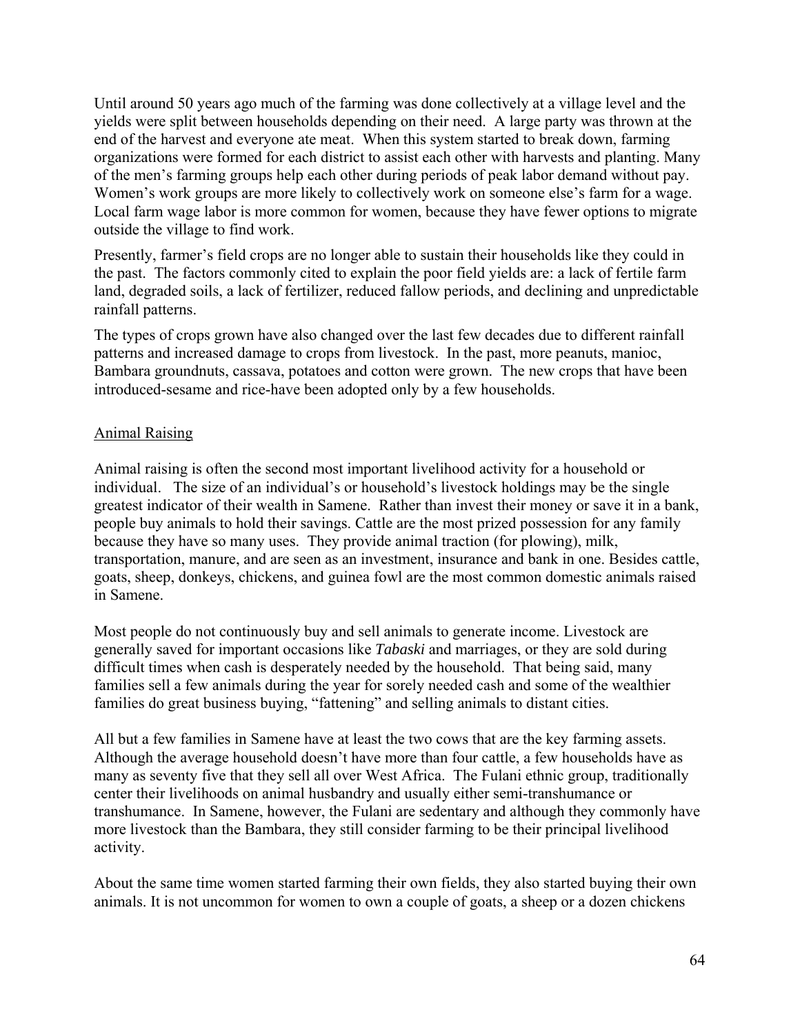Until around 50 years ago much of the farming was done collectively at a village level and the yields were split between households depending on their need. A large party was thrown at the end of the harvest and everyone ate meat. When this system started to break down, farming organizations were formed for each district to assist each other with harvests and planting. Many of the men's farming groups help each other during periods of peak labor demand without pay. Women's work groups are more likely to collectively work on someone else's farm for a wage. Local farm wage labor is more common for women, because they have fewer options to migrate outside the village to find work.

Presently, farmer's field crops are no longer able to sustain their households like they could in the past. The factors commonly cited to explain the poor field yields are: a lack of fertile farm land, degraded soils, a lack of fertilizer, reduced fallow periods, and declining and unpredictable rainfall patterns.

The types of crops grown have also changed over the last few decades due to different rainfall patterns and increased damage to crops from livestock. In the past, more peanuts, manioc, Bambara groundnuts, cassava, potatoes and cotton were grown. The new crops that have been introduced-sesame and rice-have been adopted only by a few households.

## Animal Raising

Animal raising is often the second most important livelihood activity for a household or individual. The size of an individual's or household's livestock holdings may be the single greatest indicator of their wealth in Samene. Rather than invest their money or save it in a bank, people buy animals to hold their savings. Cattle are the most prized possession for any family because they have so many uses. They provide animal traction (for plowing), milk, transportation, manure, and are seen as an investment, insurance and bank in one. Besides cattle, goats, sheep, donkeys, chickens, and guinea fowl are the most common domestic animals raised in Samene.

Most people do not continuously buy and sell animals to generate income. Livestock are generally saved for important occasions like *Tabaski* and marriages, or they are sold during difficult times when cash is desperately needed by the household. That being said, many families sell a few animals during the year for sorely needed cash and some of the wealthier families do great business buying, "fattening" and selling animals to distant cities.

All but a few families in Samene have at least the two cows that are the key farming assets. Although the average household doesn't have more than four cattle, a few households have as many as seventy five that they sell all over West Africa. The Fulani ethnic group, traditionally center their livelihoods on animal husbandry and usually either semi-transhumance or transhumance. In Samene, however, the Fulani are sedentary and although they commonly have more livestock than the Bambara, they still consider farming to be their principal livelihood activity.

About the same time women started farming their own fields, they also started buying their own animals. It is not uncommon for women to own a couple of goats, a sheep or a dozen chickens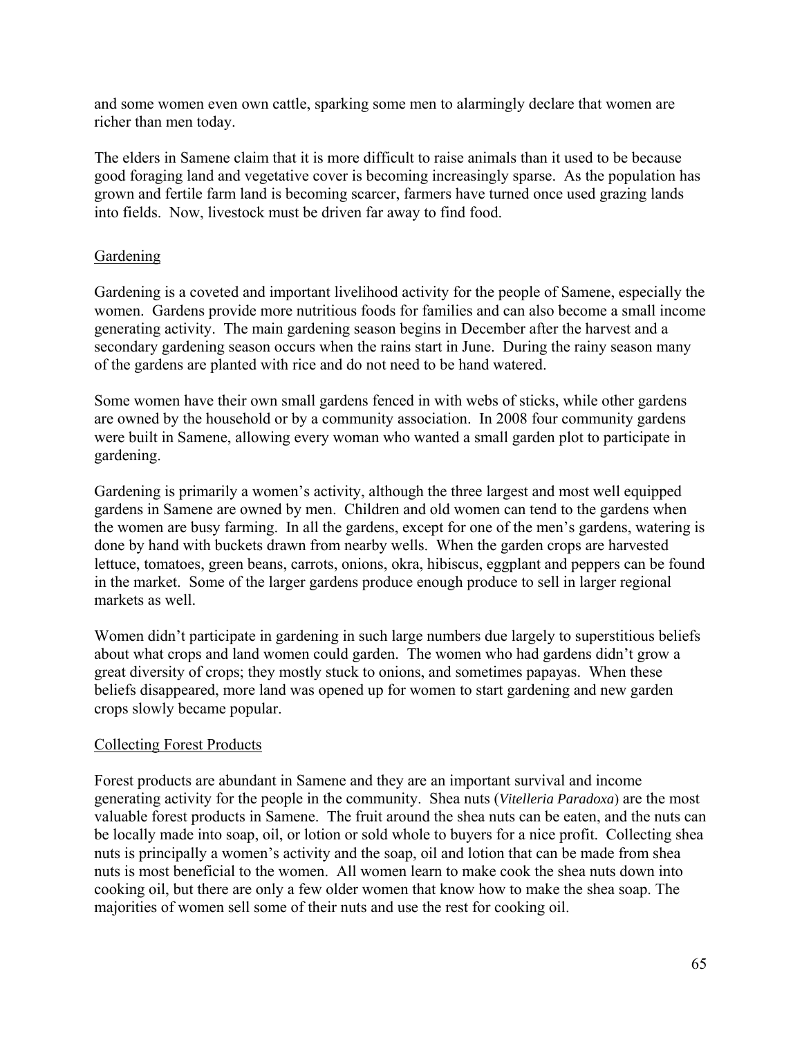and some women even own cattle, sparking some men to alarmingly declare that women are richer than men today.

The elders in Samene claim that it is more difficult to raise animals than it used to be because good foraging land and vegetative cover is becoming increasingly sparse. As the population has grown and fertile farm land is becoming scarcer, farmers have turned once used grazing lands into fields. Now, livestock must be driven far away to find food.

### Gardening

Gardening is a coveted and important livelihood activity for the people of Samene, especially the women. Gardens provide more nutritious foods for families and can also become a small income generating activity. The main gardening season begins in December after the harvest and a secondary gardening season occurs when the rains start in June. During the rainy season many of the gardens are planted with rice and do not need to be hand watered.

Some women have their own small gardens fenced in with webs of sticks, while other gardens are owned by the household or by a community association. In 2008 four community gardens were built in Samene, allowing every woman who wanted a small garden plot to participate in gardening.

Gardening is primarily a women's activity, although the three largest and most well equipped gardens in Samene are owned by men. Children and old women can tend to the gardens when the women are busy farming. In all the gardens, except for one of the men's gardens, watering is done by hand with buckets drawn from nearby wells. When the garden crops are harvested lettuce, tomatoes, green beans, carrots, onions, okra, hibiscus, eggplant and peppers can be found in the market. Some of the larger gardens produce enough produce to sell in larger regional markets as well.

Women didn't participate in gardening in such large numbers due largely to superstitious beliefs about what crops and land women could garden. The women who had gardens didn't grow a great diversity of crops; they mostly stuck to onions, and sometimes papayas. When these beliefs disappeared, more land was opened up for women to start gardening and new garden crops slowly became popular.

### Collecting Forest Products

Forest products are abundant in Samene and they are an important survival and income generating activity for the people in the community. Shea nuts (*Vitelleria Paradoxa*) are the most valuable forest products in Samene. The fruit around the shea nuts can be eaten, and the nuts can be locally made into soap, oil, or lotion or sold whole to buyers for a nice profit. Collecting shea nuts is principally a women's activity and the soap, oil and lotion that can be made from shea nuts is most beneficial to the women. All women learn to make cook the shea nuts down into cooking oil, but there are only a few older women that know how to make the shea soap. The majorities of women sell some of their nuts and use the rest for cooking oil.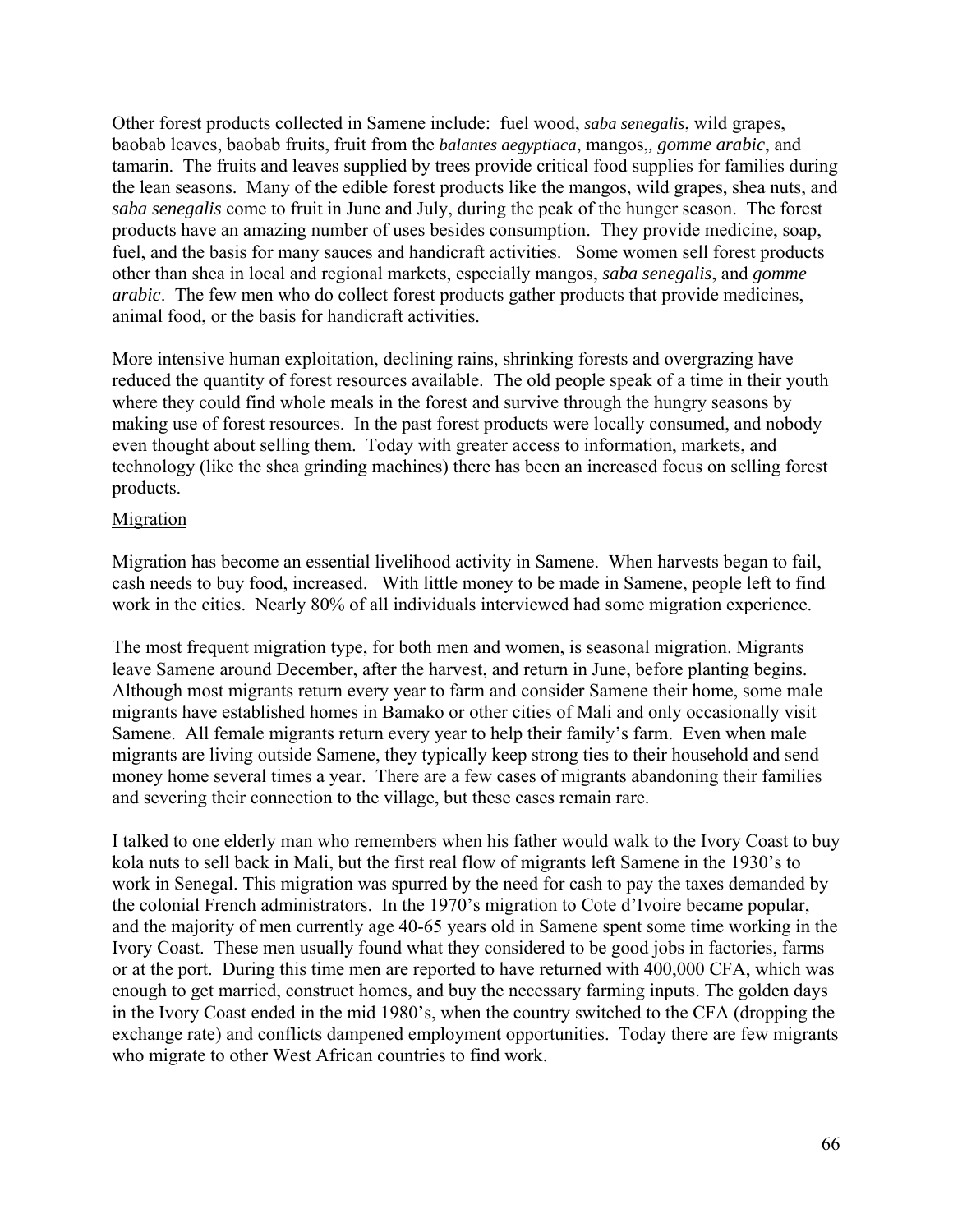Other forest products collected in Samene include: fuel wood, *saba senegalis*, wild grapes, baobab leaves, baobab fruits, fruit from the *balantes aegyptiaca*, mangos,, *gomme arabic*, and tamarin. The fruits and leaves supplied by trees provide critical food supplies for families during the lean seasons. Many of the edible forest products like the mangos, wild grapes, shea nuts, and *saba senegalis* come to fruit in June and July, during the peak of the hunger season. The forest products have an amazing number of uses besides consumption. They provide medicine, soap, fuel, and the basis for many sauces and handicraft activities. Some women sell forest products other than shea in local and regional markets, especially mangos, *saba senegalis*, and *gomme arabic*. The few men who do collect forest products gather products that provide medicines, animal food, or the basis for handicraft activities.

More intensive human exploitation, declining rains, shrinking forests and overgrazing have reduced the quantity of forest resources available. The old people speak of a time in their youth where they could find whole meals in the forest and survive through the hungry seasons by making use of forest resources. In the past forest products were locally consumed, and nobody even thought about selling them. Today with greater access to information, markets, and technology (like the shea grinding machines) there has been an increased focus on selling forest products.

Migration

Migration has become an essential livelihood activity in Samene. When harvests began to fail, cash needs to buy food, increased. With little money to be made in Samene, people left to find work in the cities. Nearly 80% of all individuals interviewed had some migration experience.

The most frequent migration type, for both men and women, is seasonal migration. Migrants leave Samene around December, after the harvest, and return in June, before planting begins. Although most migrants return every year to farm and consider Samene their home, some male migrants have established homes in Bamako or other cities of Mali and only occasionally visit Samene. All female migrants return every year to help their family's farm. Even when male migrants are living outside Samene, they typically keep strong ties to their household and send money home several times a year. There are a few cases of migrants abandoning their families and severing their connection to the village, but these cases remain rare.

I talked to one elderly man who remembers when his father would walk to the Ivory Coast to buy kola nuts to sell back in Mali, but the first real flow of migrants left Samene in the 1930's to work in Senegal. This migration was spurred by the need for cash to pay the taxes demanded by the colonial French administrators. In the 1970's migration to Cote d'Ivoire became popular, and the majority of men currently age 40-65 years old in Samene spent some time working in the Ivory Coast. These men usually found what they considered to be good jobs in factories, farms or at the port. During this time men are reported to have returned with 400,000 CFA, which was enough to get married, construct homes, and buy the necessary farming inputs. The golden days in the Ivory Coast ended in the mid 1980's, when the country switched to the CFA (dropping the exchange rate) and conflicts dampened employment opportunities. Today there are few migrants who migrate to other West African countries to find work.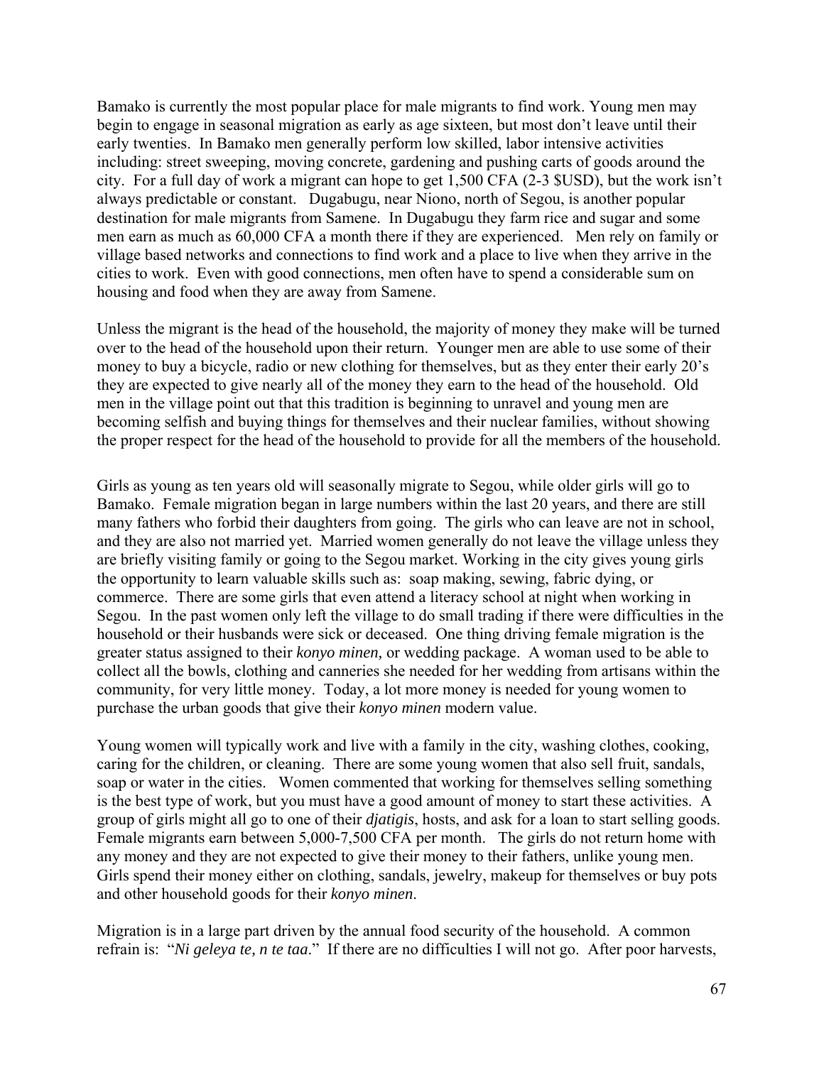Bamako is currently the most popular place for male migrants to find work. Young men may begin to engage in seasonal migration as early as age sixteen, but most don't leave until their early twenties. In Bamako men generally perform low skilled, labor intensive activities including: street sweeping, moving concrete, gardening and pushing carts of goods around the city. For a full day of work a migrant can hope to get 1,500 CFA (2-3 $USD), but the work isn't always predictable or constant. Dugabugu, near Niono, north of Segou, is another popular destination for male migrants from Samene. In Dugabugu they farm rice and sugar and some men earn as much as 60,000 CFA a month there if they are experienced. Men rely on family or village based networks and connections to find work and a place to live when they arrive in the cities to work. Even with good connections, men often have to spend a considerable sum on housing and food when they are away from Samene.

Unless the migrant is the head of the household, the majority of money they make will be turned over to the head of the household upon their return. Younger men are able to use some of their money to buy a bicycle, radio or new clothing for themselves, but as they enter their early 20's they are expected to give nearly all of the money they earn to the head of the household. Old men in the village point out that this tradition is beginning to unravel and young men are becoming selfish and buying things for themselves and their nuclear families, without showing the proper respect for the head of the household to provide for all the members of the household.

Girls as young as ten years old will seasonally migrate to Segou, while older girls will go to Bamako. Female migration began in large numbers within the last 20 years, and there are still many fathers who forbid their daughters from going. The girls who can leave are not in school, and they are also not married yet. Married women generally do not leave the village unless they are briefly visiting family or going to the Segou market. Working in the city gives young girls the opportunity to learn valuable skills such as: soap making, sewing, fabric dying, or commerce. There are some girls that even attend a literacy school at night when working in Segou. In the past women only left the village to do small trading if there were difficulties in the household or their husbands were sick or deceased. One thing driving female migration is the greater status assigned to their *konyo minen,* or wedding package. A woman used to be able to collect all the bowls, clothing and canneries she needed for her wedding from artisans within the community, for very little money. Today, a lot more money is needed for young women to purchase the urban goods that give their *konyo minen* modern value.

Young women will typically work and live with a family in the city, washing clothes, cooking, caring for the children, or cleaning. There are some young women that also sell fruit, sandals, soap or water in the cities. Women commented that working for themselves selling something is the best type of work, but you must have a good amount of money to start these activities. A group of girls might all go to one of their *djatigis*, hosts, and ask for a loan to start selling goods. Female migrants earn between 5,000-7,500 CFA per month. The girls do not return home with any money and they are not expected to give their money to their fathers, unlike young men. Girls spend their money either on clothing, sandals, jewelry, makeup for themselves or buy pots and other household goods for their *konyo minen*.

Migration is in a large part driven by the annual food security of the household. A common refrain is: "*Ni geleya te, n te taa.*" If there are no difficulties I will not go. After poor harvests,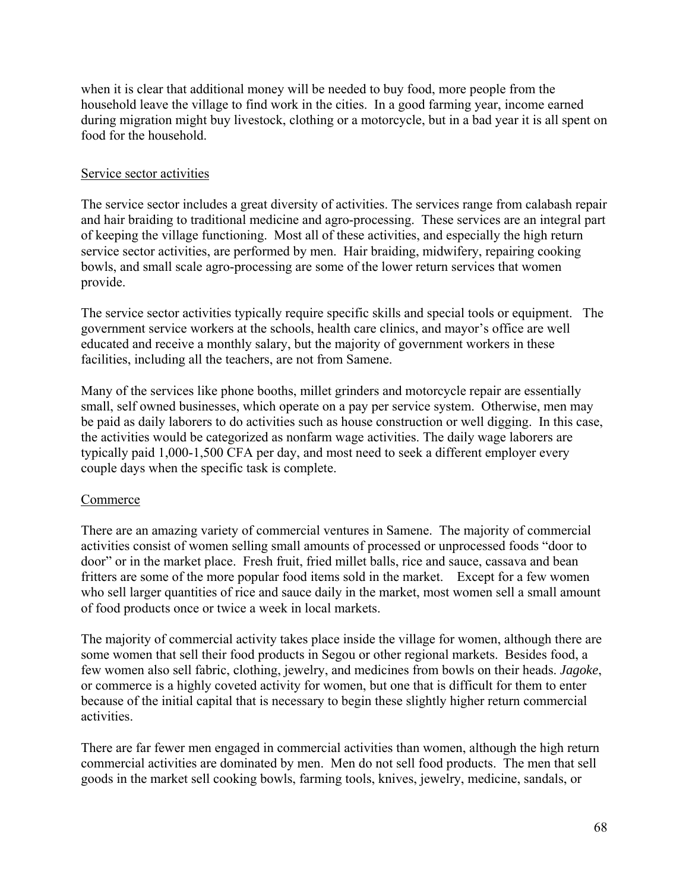when it is clear that additional money will be needed to buy food, more people from the household leave the village to find work in the cities. In a good farming year, income earned during migration might buy livestock, clothing or a motorcycle, but in a bad year it is all spent on food for the household.

<u>Service sector activities</u>

The service sector includes a great diversity of activities. The services range from calabash repair and hair braiding to traditional medicine and agro-processing. These services are an integral part of keeping the village functioning. Most all of these activities, and especially the high return service sector activities, are performed by men. Hair braiding, midwifery, repairing cooking bowls, and small scale agro-processing are some of the lower return services that women provide.

The service sector activities typically require specific skills and special tools or equipment. The government service workers at the schools, health care clinics, and mayor's office are well educated and receive a monthly salary, but the majority of government workers in these facilities, including all the teachers, are not from Samene.

Many of the services like phone booths, millet grinders and motorcycle repair are essentially small, self owned businesses, which operate on a pay per service system. Otherwise, men may be paid as daily laborers to do activities such as house construction or well digging. In this case, the activities would be categorized as nonfarm wage activities. The daily wage laborers are typically paid 1,000-1,500 CFA per day, and most need to seek a different employer every couple days when the specific task is complete.

<u>Commerce</u>

There are an amazing variety of commercial ventures in Samene. The majority of commercial activities consist of women selling small amounts of processed or unprocessed foods "door to door" or in the market place. Fresh fruit, fried millet balls, rice and sauce, cassava and bean fritters are some of the more popular food items sold in the market. Except for a few women who sell larger quantities of rice and sauce daily in the market, most women sell a small amount of food products once or twice a week in local markets.

The majority of commercial activity takes place inside the village for women, although there are some women that sell their food products in Segou or other regional markets. Besides food, a few women also sell fabric, clothing, jewelry, and medicines from bowls on their heads. *Jagoke*, or commerce is a highly coveted activity for women, but one that is difficult for them to enter because of the initial capital that is necessary to begin these slightly higher return commercial activities.

There are far fewer men engaged in commercial activities than women, although the high return commercial activities are dominated by men. Men do not sell food products. The men that sell goods in the market sell cooking bowls, farming tools, knives, jewelry, medicine, sandals, or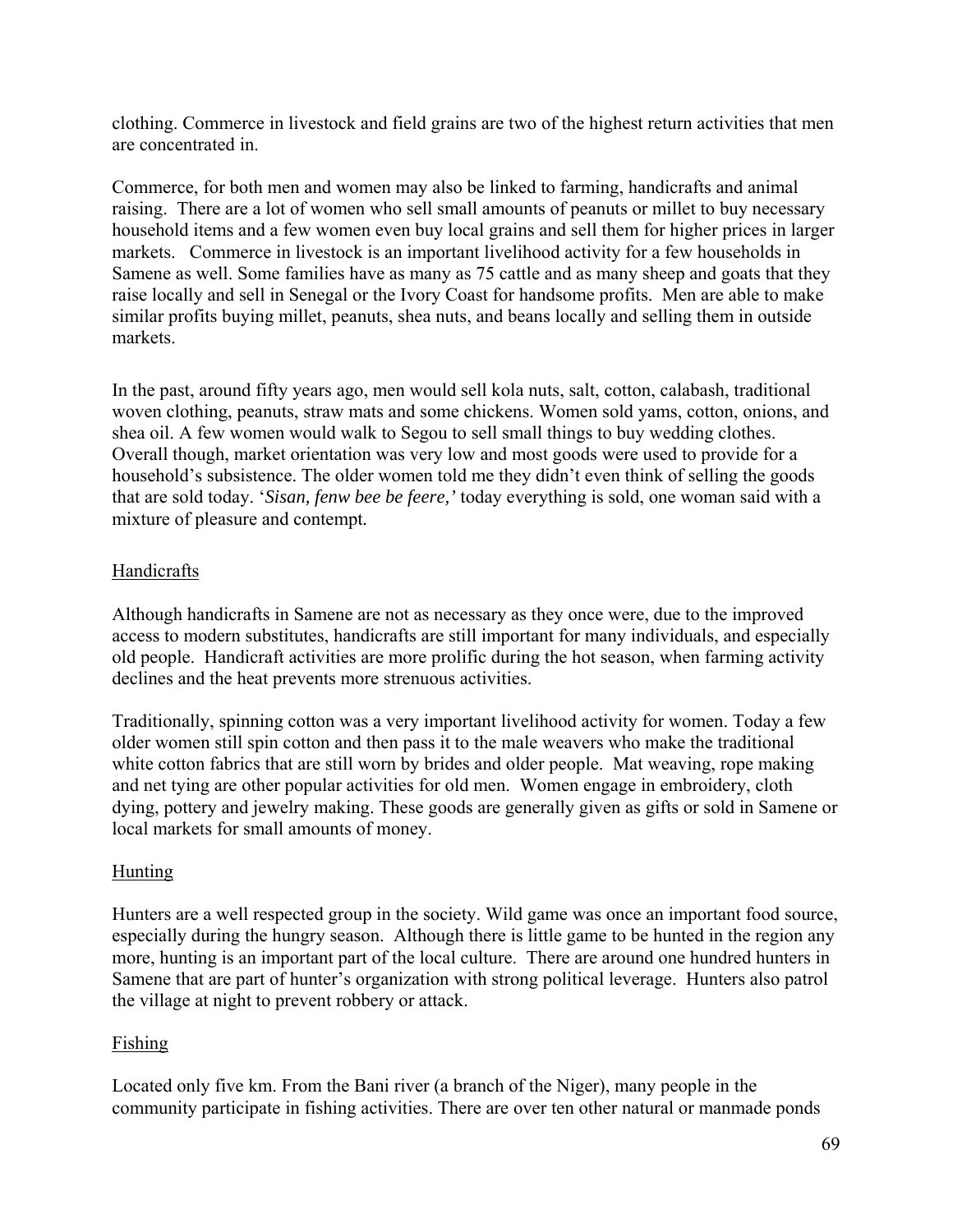clothing. Commerce in livestock and field grains are two of the highest return activities that men are concentrated in.

Commerce, for both men and women may also be linked to farming, handicrafts and animal raising. There are a lot of women who sell small amounts of peanuts or millet to buy necessary household items and a few women even buy local grains and sell them for higher prices in larger markets. Commerce in livestock is an important livelihood activity for a few households in Samene as well. Some families have as many as 75 cattle and as many sheep and goats that they raise locally and sell in Senegal or the Ivory Coast for handsome profits. Men are able to make similar profits buying millet, peanuts, shea nuts, and beans locally and selling them in outside markets.

In the past, around fifty years ago, men would sell kola nuts, salt, cotton, calabash, traditional woven clothing, peanuts, straw mats and some chickens. Women sold yams, cotton, onions, and shea oil. A few women would walk to Segou to sell small things to buy wedding clothes. Overall though, market orientation was very low and most goods were used to provide for a household's subsistence. The older women told me they didn't even think of selling the goods that are sold today. '*Sisan, fenw bee be feere,'* today everything is sold, one woman said with a mixture of pleasure and contempt.

## Handicrafts

Although handicrafts in Samene are not as necessary as they once were, due to the improved access to modern substitutes, handicrafts are still important for many individuals, and especially old people. Handicraft activities are more prolific during the hot season, when farming activity declines and the heat prevents more strenuous activities.

Traditionally, spinning cotton was a very important livelihood activity for women. Today a few older women still spin cotton and then pass it to the male weavers who make the traditional white cotton fabrics that are still worn by brides and older people. Mat weaving, rope making and net tying are other popular activities for old men. Women engage in embroidery, cloth dying, pottery and jewelry making. These goods are generally given as gifts or sold in Samene or local markets for small amounts of money.

## Hunting

Hunters are a well respected group in the society. Wild game was once an important food source, especially during the hungry season. Although there is little game to be hunted in the region any more, hunting is an important part of the local culture. There are around one hundred hunters in Samene that are part of hunter's organization with strong political leverage. Hunters also patrol the village at night to prevent robbery or attack.

## Fishing

Located only five km. From the Bani river (a branch of the Niger), many people in the community participate in fishing activities. There are over ten other natural or manmade ponds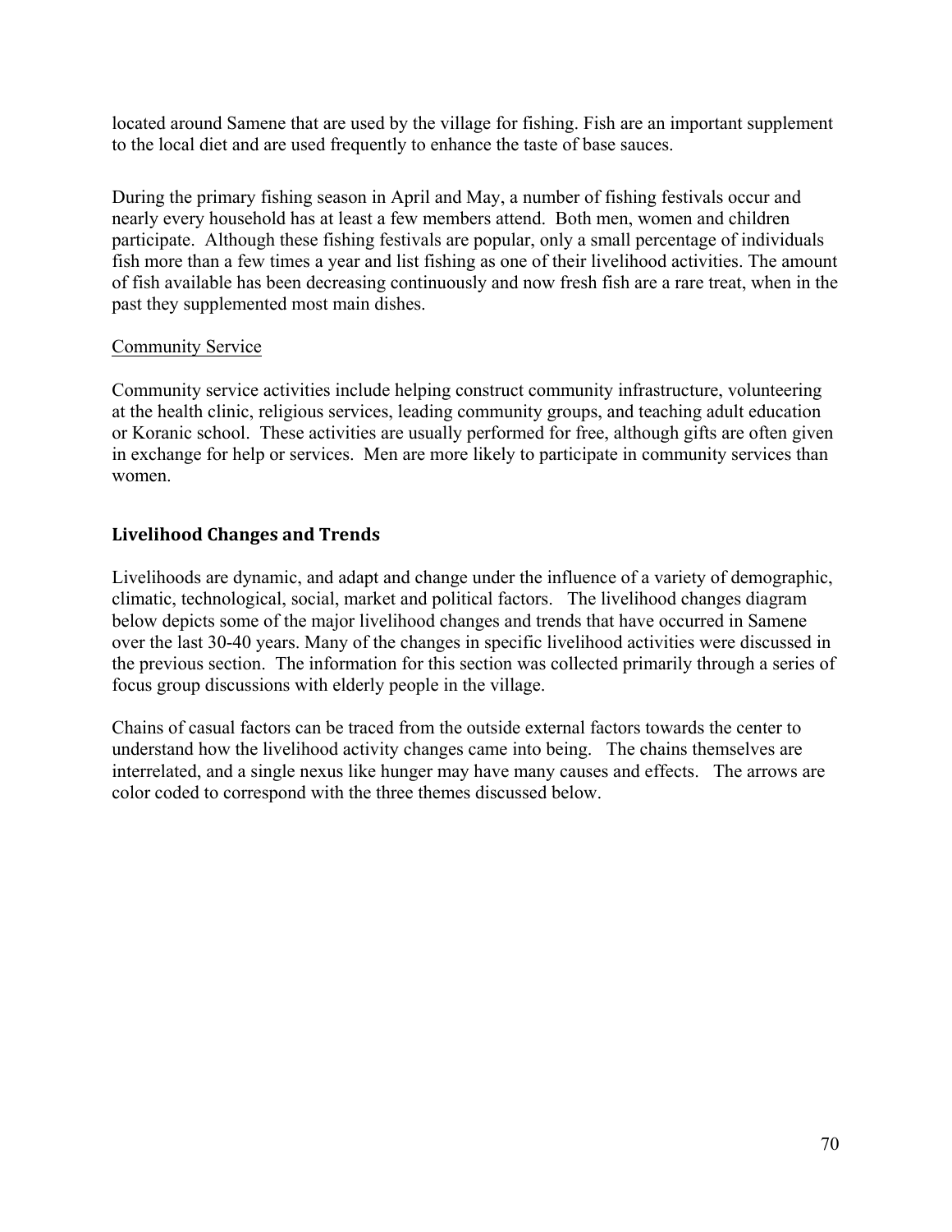located around Samene that are used by the village for fishing. Fish are an important supplement to the local diet and are used frequently to enhance the taste of base sauces.

During the primary fishing season in April and May, a number of fishing festivals occur and nearly every household has at least a few members attend. Both men, women and children participate. Although these fishing festivals are popular, only a small percentage of individuals fish more than a few times a year and list fishing as one of their livelihood activities. The amount of fish available has been decreasing continuously and now fresh fish are a rare treat, when in the past they supplemented most main dishes.

<u>Community Service</u>

Community service activities include helping construct community infrastructure, volunteering at the health clinic, religious services, leading community groups, and teaching adult education or Koranic school. These activities are usually performed for free, although gifts are often given in exchange for help or services. Men are more likely to participate in community services than women.

## Livelihood Changes and Trends

Livelihoods are dynamic, and adapt and change under the influence of a variety of demographic, climatic, technological, social, market and political factors. The livelihood changes diagram below depicts some of the major livelihood changes and trends that have occurred in Samene over the last 30-40 years. Many of the changes in specific livelihood activities were discussed in the previous section. The information for this section was collected primarily through a series of focus group discussions with elderly people in the village.

Chains of casual factors can be traced from the outside external factors towards the center to understand how the livelihood activity changes came into being. The chains themselves are interrelated, and a single nexus like hunger may have many causes and effects. The arrows are color coded to correspond with the three themes discussed below.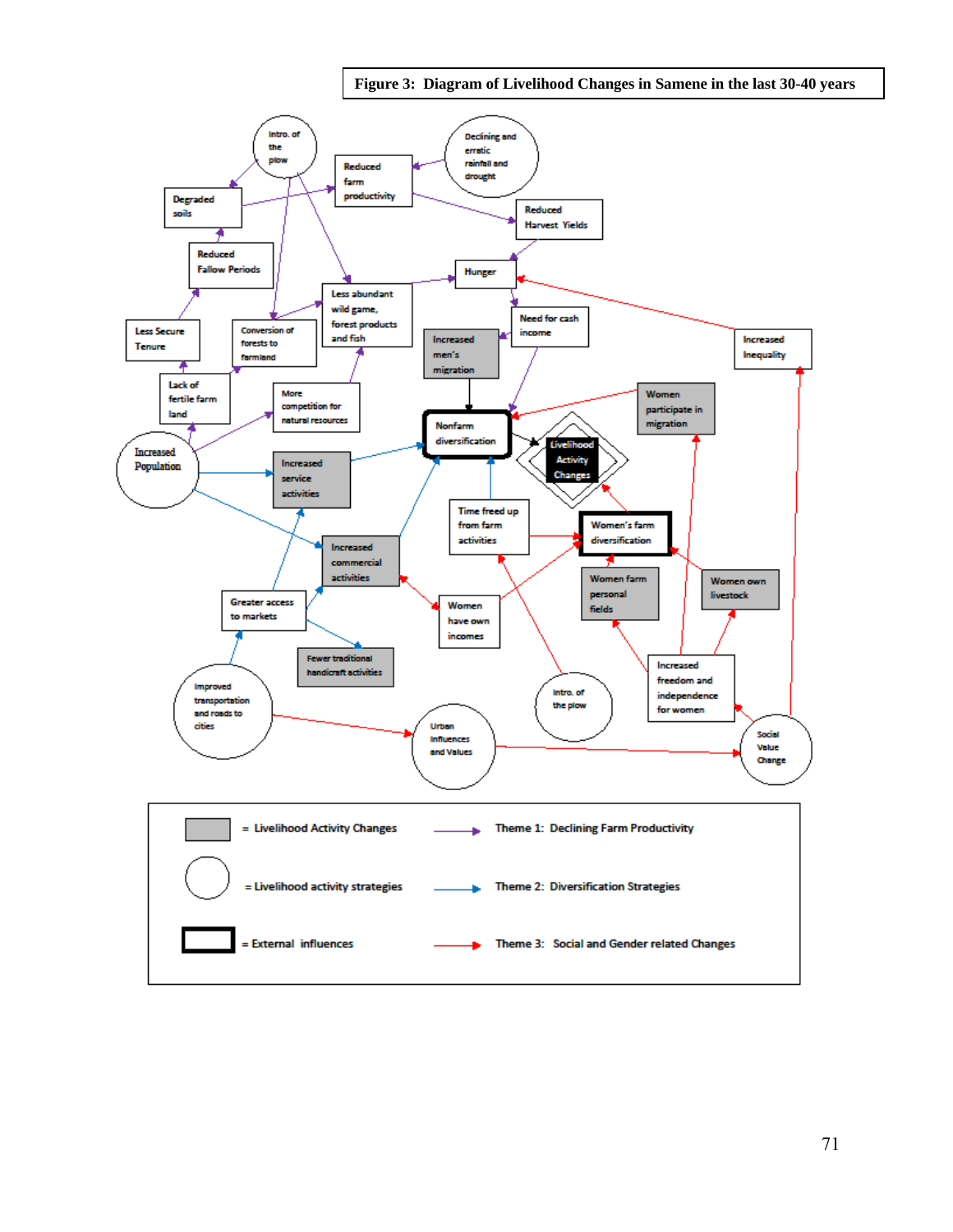**Figure 3: Diagram of Livelihood Changes in Samene in the last 30-40 years**

Intro. of the plow

Declining and erratic rainfall and drought

Reduced farm productivity

Degraded soils

Reduced Harvest Yields

Reduced Fallow Periods

Hunger

Less abundant wild game, forest products and fish

Less Secure Tenure

Conversion of forests to farmland

Need for cash income

Increased men's migration

Increased Inequality

Lack of fertile farm land

More competition for natural resources

Nonfarm diversification

Women participate in migration

Livelihood Activity Changes

Increased Population

Increased service activities

Time freed up from farm activities

Women's farm diversification

Increased commercial activities

Women have own incomes

Women farm personal fields

Women own livestock

Greater access to markets

Fewer traditional handicraft activities

Increased freedom and independence for women

Intro. of the plow

Improved transportation and roads to cities

Urban Influences and Values

Social Value Change

| Symbol | Meaning | Arrow | Theme |
|---|---|---|---|
| Grey box | = Livelihood Activity Changes | Purple arrow | Theme 1: Declining Farm Productivity |
| Circle | = Livelihood activity strategies | Blue arrow | Theme 2: Diversification Strategies |
| Bold box | = External influences | Red arrow | Theme 3: Social and Gender related Changes |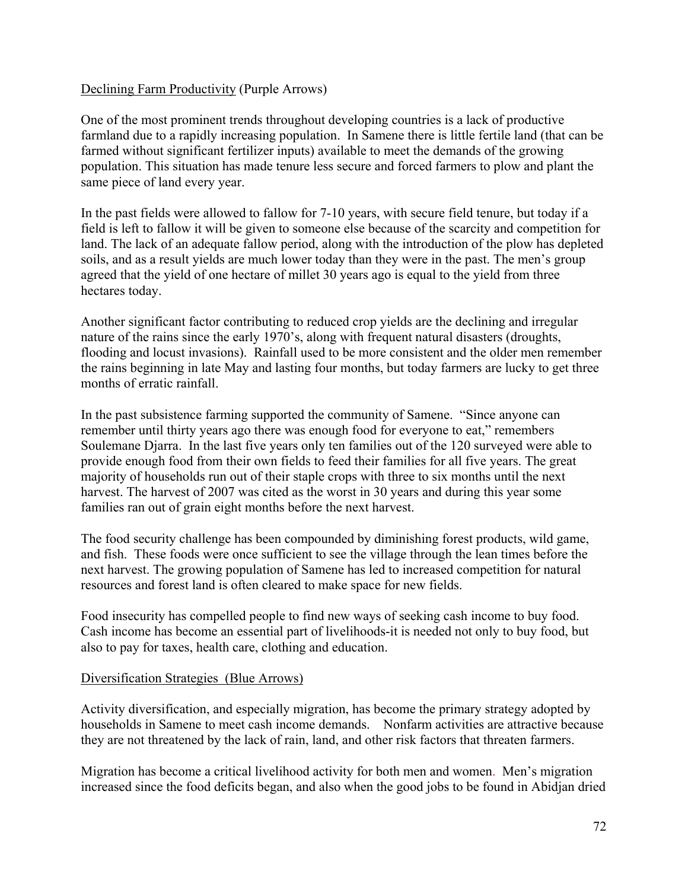Declining Farm Productivity (Purple Arrows)

One of the most prominent trends throughout developing countries is a lack of productive farmland due to a rapidly increasing population. In Samene there is little fertile land (that can be farmed without significant fertilizer inputs) available to meet the demands of the growing population. This situation has made tenure less secure and forced farmers to plow and plant the same piece of land every year.

In the past fields were allowed to fallow for 7-10 years, with secure field tenure, but today if a field is left to fallow it will be given to someone else because of the scarcity and competition for land. The lack of an adequate fallow period, along with the introduction of the plow has depleted soils, and as a result yields are much lower today than they were in the past. The men's group agreed that the yield of one hectare of millet 30 years ago is equal to the yield from three hectares today.

Another significant factor contributing to reduced crop yields are the declining and irregular nature of the rains since the early 1970's, along with frequent natural disasters (droughts, flooding and locust invasions). Rainfall used to be more consistent and the older men remember the rains beginning in late May and lasting four months, but today farmers are lucky to get three months of erratic rainfall.

In the past subsistence farming supported the community of Samene. "Since anyone can remember until thirty years ago there was enough food for everyone to eat," remembers Soulemane Djarra. In the last five years only ten families out of the 120 surveyed were able to provide enough food from their own fields to feed their families for all five years. The great majority of households run out of their staple crops with three to six months until the next harvest. The harvest of 2007 was cited as the worst in 30 years and during this year some families ran out of grain eight months before the next harvest.

The food security challenge has been compounded by diminishing forest products, wild game, and fish. These foods were once sufficient to see the village through the lean times before the next harvest. The growing population of Samene has led to increased competition for natural resources and forest land is often cleared to make space for new fields.

Food insecurity has compelled people to find new ways of seeking cash income to buy food. Cash income has become an essential part of livelihoods-it is needed not only to buy food, but also to pay for taxes, health care, clothing and education.

Diversification Strategies (Blue Arrows)

Activity diversification, and especially migration, has become the primary strategy adopted by households in Samene to meet cash income demands. Nonfarm activities are attractive because they are not threatened by the lack of rain, land, and other risk factors that threaten farmers.

Migration has become a critical livelihood activity for both men and women. Men's migration increased since the food deficits began, and also when the good jobs to be found in Abidjan dried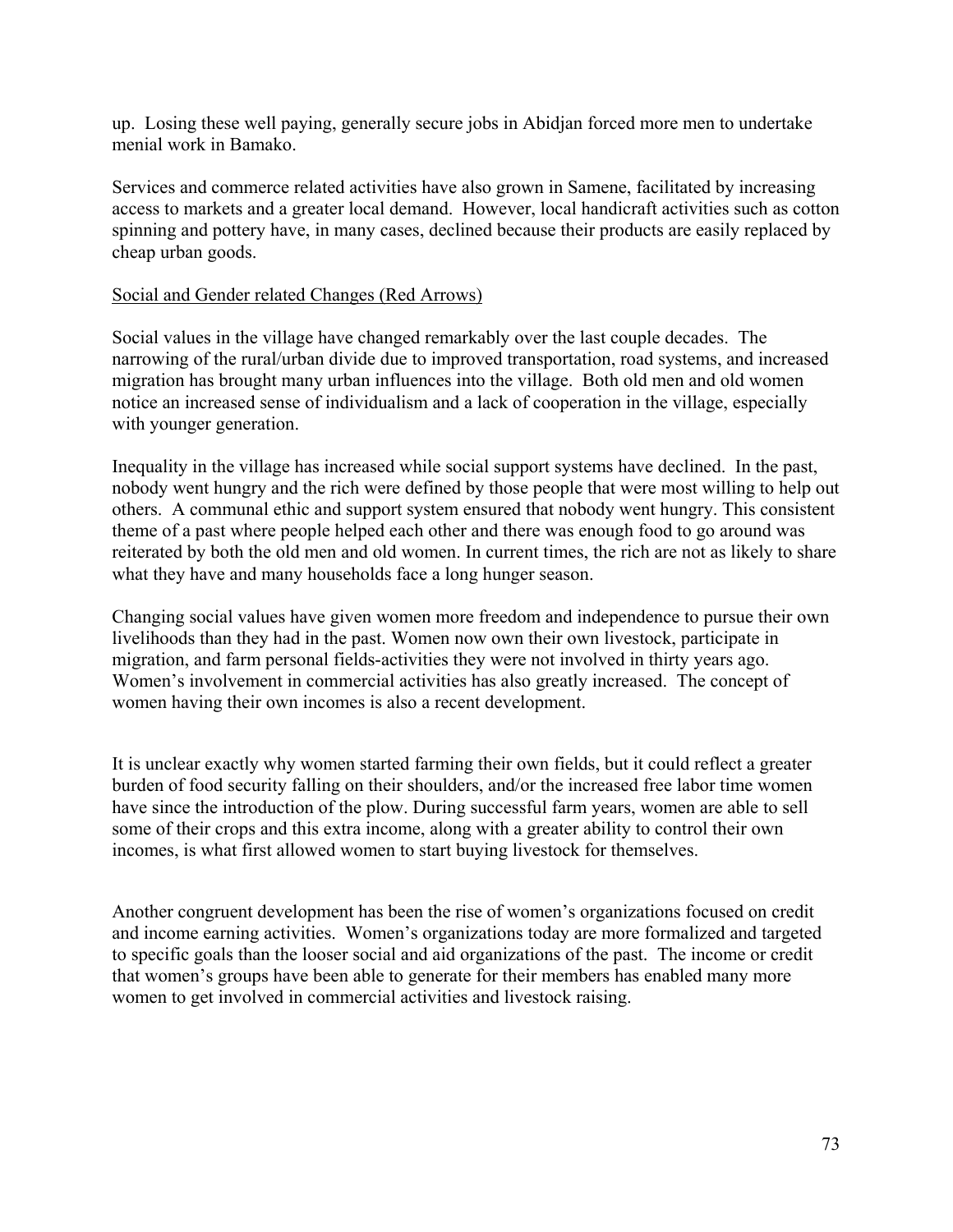up. Losing these well paying, generally secure jobs in Abidjan forced more men to undertake menial work in Bamako.

Services and commerce related activities have also grown in Samene, facilitated by increasing access to markets and a greater local demand. However, local handicraft activities such as cotton spinning and pottery have, in many cases, declined because their products are easily replaced by cheap urban goods.

<u>Social and Gender related Changes (Red Arrows)</u>

Social values in the village have changed remarkably over the last couple decades. The narrowing of the rural/urban divide due to improved transportation, road systems, and increased migration has brought many urban influences into the village. Both old men and old women notice an increased sense of individualism and a lack of cooperation in the village, especially with younger generation.

Inequality in the village has increased while social support systems have declined. In the past, nobody went hungry and the rich were defined by those people that were most willing to help out others. A communal ethic and support system ensured that nobody went hungry. This consistent theme of a past where people helped each other and there was enough food to go around was reiterated by both the old men and old women. In current times, the rich are not as likely to share what they have and many households face a long hunger season.

Changing social values have given women more freedom and independence to pursue their own livelihoods than they had in the past. Women now own their own livestock, participate in migration, and farm personal fields-activities they were not involved in thirty years ago. Women's involvement in commercial activities has also greatly increased. The concept of women having their own incomes is also a recent development.

It is unclear exactly why women started farming their own fields, but it could reflect a greater burden of food security falling on their shoulders, and/or the increased free labor time women have since the introduction of the plow. During successful farm years, women are able to sell some of their crops and this extra income, along with a greater ability to control their own incomes, is what first allowed women to start buying livestock for themselves.

Another congruent development has been the rise of women's organizations focused on credit and income earning activities. Women's organizations today are more formalized and targeted to specific goals than the looser social and aid organizations of the past. The income or credit that women's groups have been able to generate for their members has enabled many more women to get involved in commercial activities and livestock raising.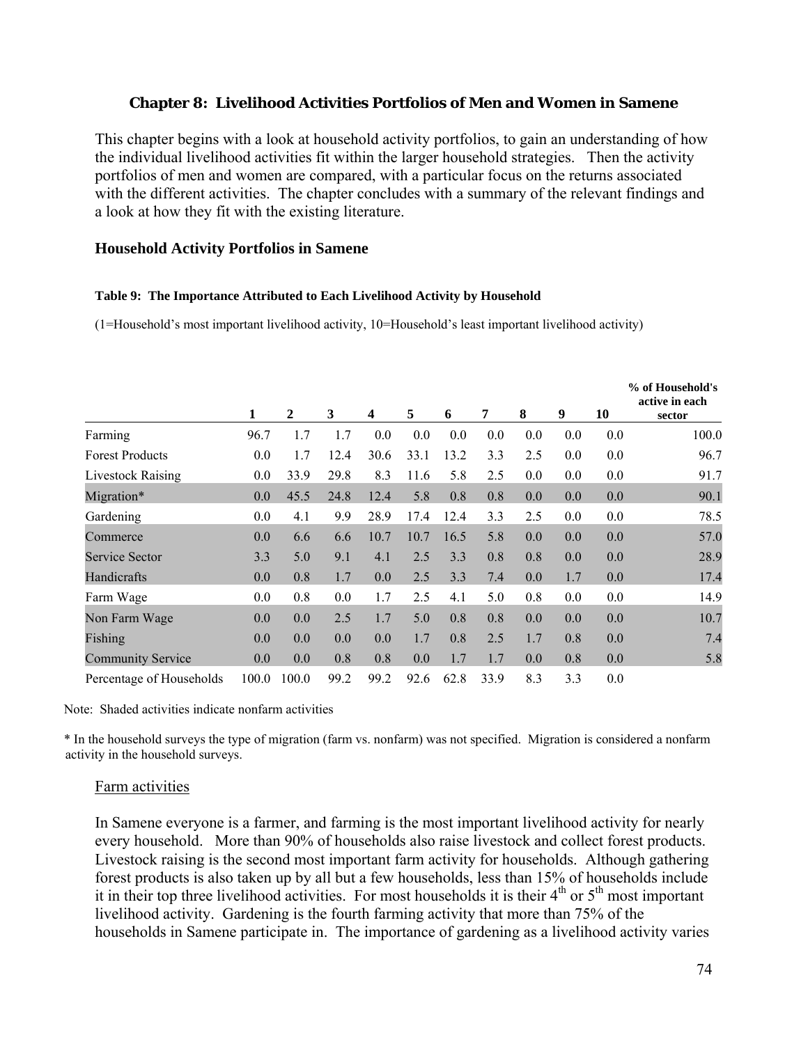### Chapter 8: Livelihood Activities Portfolios of Men and Women in Samene

This chapter begins with a look at household activity portfolios, to gain an understanding of how the individual livelihood activities fit within the larger household strategies. Then the activity portfolios of men and women are compared, with a particular focus on the returns associated with the different activities. The chapter concludes with a summary of the relevant findings and a look at how they fit with the existing literature.

#### Household Activity Portfolios in Samene

**Table 9: The Importance Attributed to Each Livelihood Activity by Household**

(1=Household's most important livelihood activity, 10=Household's least important livelihood activity)

| | 1 | 2 | 3 | 4 | 5 | 6 | 7 | 8 | 9 | 10 | % of Household's active in each sector |
|---|---|---|---|---|---|---|---|---|---|---|---|
| Farming | 96.7 | 1.7 | 1.7 | 0.0 | 0.0 | 0.0 | 0.0 | 0.0 | 0.0 | 0.0 | 100.0 |
| Forest Products | 0.0 | 1.7 | 12.4 | 30.6 | 33.1 | 13.2 | 3.3 | 2.5 | 0.0 | 0.0 | 96.7 |
| Livestock Raising | 0.0 | 33.9 | 29.8 | 8.3 | 11.6 | 5.8 | 2.5 | 0.0 | 0.0 | 0.0 | 91.7 |
| Migration* | 0.0 | 45.5 | 24.8 | 12.4 | 5.8 | 0.8 | 0.8 | 0.0 | 0.0 | 0.0 | 90.1 |
| Gardening | 0.0 | 4.1 | 9.9 | 28.9 | 17.4 | 12.4 | 3.3 | 2.5 | 0.0 | 0.0 | 78.5 |
| Commerce | 0.0 | 6.6 | 6.6 | 10.7 | 10.7 | 16.5 | 5.8 | 0.0 | 0.0 | 0.0 | 57.0 |
| Service Sector | 3.3 | 5.0 | 9.1 | 4.1 | 2.5 | 3.3 | 0.8 | 0.8 | 0.0 | 0.0 | 28.9 |
| Handicrafts | 0.0 | 0.8 | 1.7 | 0.0 | 2.5 | 3.3 | 7.4 | 0.0 | 1.7 | 0.0 | 17.4 |
| Farm Wage | 0.0 | 0.8 | 0.0 | 1.7 | 2.5 | 4.1 | 5.0 | 0.8 | 0.0 | 0.0 | 14.9 |
| Non Farm Wage | 0.0 | 0.0 | 2.5 | 1.7 | 5.0 | 0.8 | 0.8 | 0.0 | 0.0 | 0.0 | 10.7 |
| Fishing | 0.0 | 0.0 | 0.0 | 0.0 | 1.7 | 0.8 | 2.5 | 1.7 | 0.8 | 0.0 | 7.4 |
| Community Service | 0.0 | 0.0 | 0.8 | 0.8 | 0.0 | 1.7 | 1.7 | 0.0 | 0.8 | 0.0 | 5.8 |
| Percentage of Households | 100.0 | 100.0 | 99.2 | 99.2 | 92.6 | 62.8 | 33.9 | 8.3 | 3.3 | 0.0 | |

Note: Shaded activities indicate nonfarm activities

* In the household surveys the type of migration (farm vs. nonfarm) was not specified. Migration is considered a nonfarm activity in the household surveys.

Farm activities

In Samene everyone is a farmer, and farming is the most important livelihood activity for nearly every household. More than 90% of households also raise livestock and collect forest products. Livestock raising is the second most important farm activity for households. Although gathering forest products is also taken up by all but a few households, less than 15% of households include it in their top three livelihood activities. For most households it is their 4th or 5th most important livelihood activity. Gardening is the fourth farming activity that more than 75% of the households in Samene participate in. The importance of gardening as a livelihood activity varies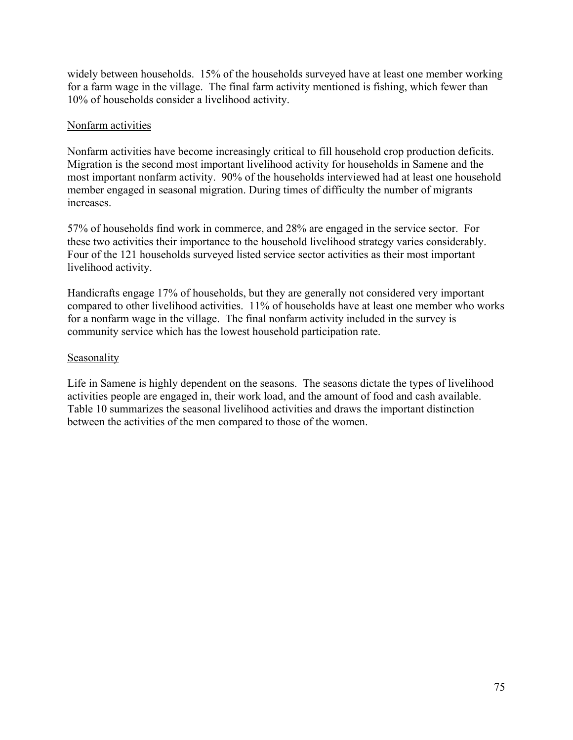widely between households. 15% of the households surveyed have at least one member working for a farm wage in the village. The final farm activity mentioned is fishing, which fewer than 10% of households consider a livelihood activity.

### Nonfarm activities

Nonfarm activities have become increasingly critical to fill household crop production deficits. Migration is the second most important livelihood activity for households in Samene and the most important nonfarm activity. 90% of the households interviewed had at least one household member engaged in seasonal migration. During times of difficulty the number of migrants increases.

57% of households find work in commerce, and 28% are engaged in the service sector. For these two activities their importance to the household livelihood strategy varies considerably. Four of the 121 households surveyed listed service sector activities as their most important livelihood activity.

Handicrafts engage 17% of households, but they are generally not considered very important compared to other livelihood activities. 11% of households have at least one member who works for a nonfarm wage in the village. The final nonfarm activity included in the survey is community service which has the lowest household participation rate.

### Seasonality

Life in Samene is highly dependent on the seasons. The seasons dictate the types of livelihood activities people are engaged in, their work load, and the amount of food and cash available. Table 10 summarizes the seasonal livelihood activities and draws the important distinction between the activities of the men compared to those of the women.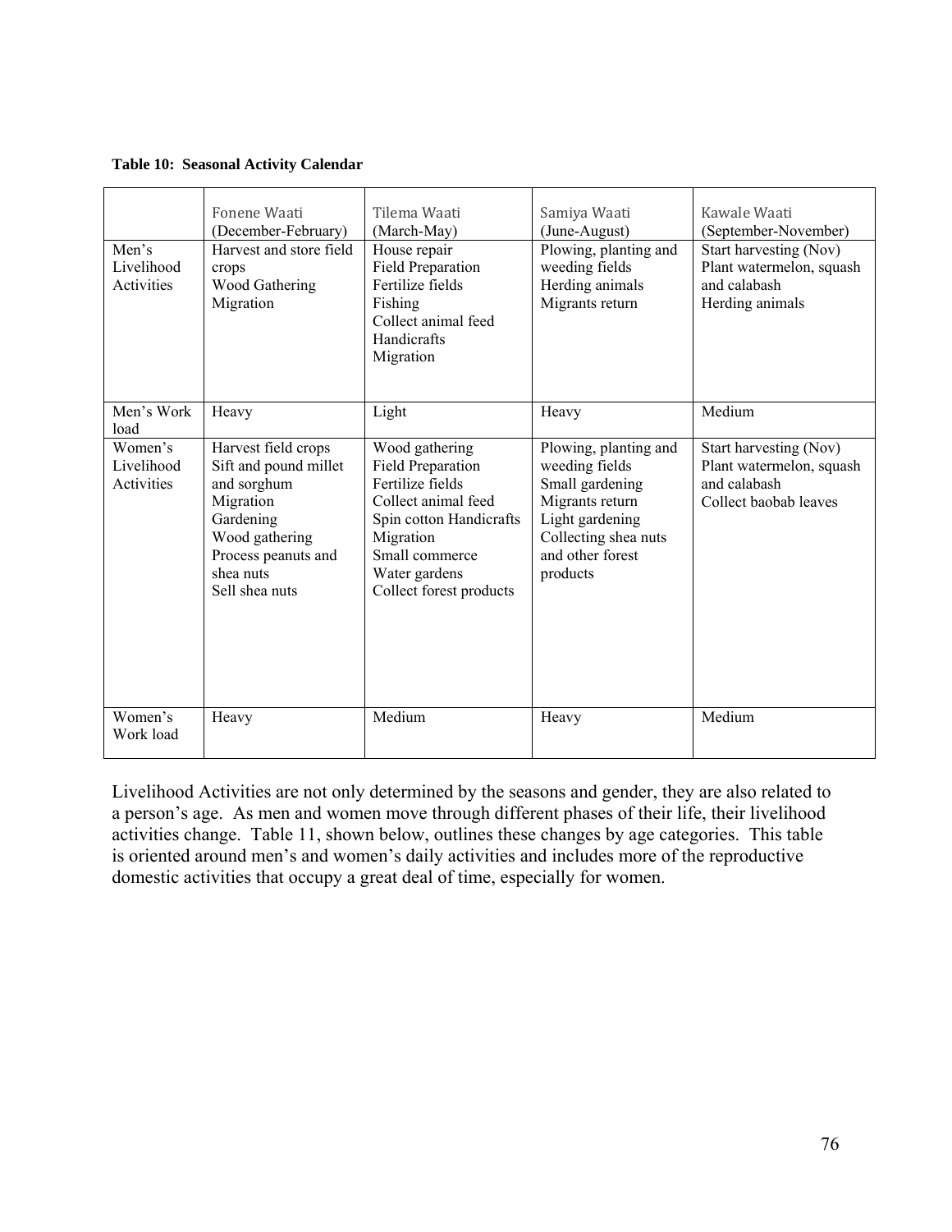**Table 10: Seasonal Activity Calendar**

| | Fonene Waati (December-February) | Tilema Waati (March-May) | Samiya Waati (June-August) | Kawale Waati (September-November) |
|---|---|---|---|---|
| Men's Livelihood Activities | Harvest and store field crops<br>Wood Gathering<br>Migration | House repair<br>Field Preparation<br>Fertilize fields<br>Fishing<br>Collect animal feed<br>Handicrafts<br>Migration | Plowing, planting and weeding fields<br>Herding animals<br>Migrants return | Start harvesting (Nov)<br>Plant watermelon, squash and calabash<br>Herding animals |
| Men's Work load | Heavy | Light | Heavy | Medium |
| Women's Livelihood Activities | Harvest field crops<br>Sift and pound millet and sorghum<br>Migration<br>Gardening<br>Wood gathering<br>Process peanuts and shea nuts<br>Sell shea nuts | Wood gathering<br>Field Preparation<br>Fertilize fields<br>Collect animal feed<br>Spin cotton Handicrafts<br>Migration<br>Small commerce<br>Water gardens<br>Collect forest products | Plowing, planting and weeding fields<br>Small gardening<br>Migrants return<br>Light gardening<br>Collecting shea nuts and other forest products | Start harvesting (Nov)<br>Plant watermelon, squash and calabash<br>Collect baobab leaves |
| Women's Work load | Heavy | Medium | Heavy | Medium |

Livelihood Activities are not only determined by the seasons and gender, they are also related to a person's age. As men and women move through different phases of their life, their livelihood activities change. Table 11, shown below, outlines these changes by age categories. This table is oriented around men's and women's daily activities and includes more of the reproductive domestic activities that occupy a great deal of time, especially for women.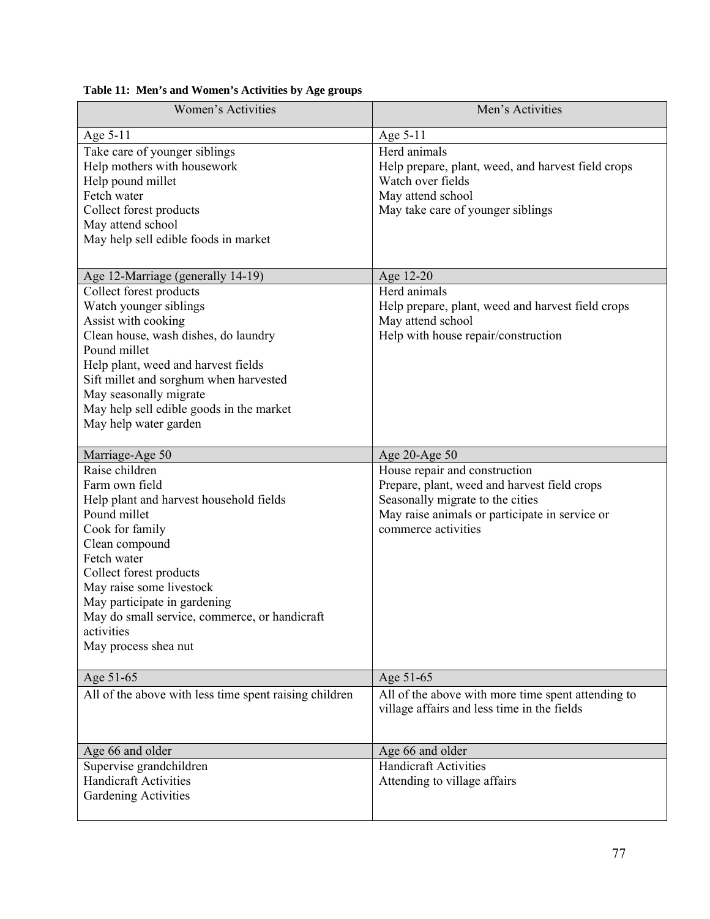**Table 11: Men's and Women's Activities by Age groups**

| Women's Activities | Men's Activities |
|---|---|
| Age 5-11 | Age 5-11 |
| Take care of younger siblings<br>Help mothers with housework<br>Help pound millet<br>Fetch water<br>Collect forest products<br>May attend school<br>May help sell edible foods in market | Herd animals<br>Help prepare, plant, weed, and harvest field crops<br>Watch over fields<br>May attend school<br>May take care of younger siblings |
| Age 12-Marriage (generally 14-19) | Age 12-20 |
| Collect forest products<br>Watch younger siblings<br>Assist with cooking<br>Clean house, wash dishes, do laundry<br>Pound millet<br>Help plant, weed and harvest fields<br>Sift millet and sorghum when harvested<br>May seasonally migrate<br>May help sell edible goods in the market<br>May help water garden | Herd animals<br>Help prepare, plant, weed and harvest field crops<br>May attend school<br>Help with house repair/construction |
| Marriage-Age 50 | Age 20-Age 50 |
| Raise children<br>Farm own field<br>Help plant and harvest household fields<br>Pound millet<br>Cook for family<br>Clean compound<br>Fetch water<br>Collect forest products<br>May raise some livestock<br>May participate in gardening<br>May do small service, commerce, or handicraft activities<br>May process shea nut | House repair and construction<br>Prepare, plant, weed and harvest field crops<br>Seasonally migrate to the cities<br>May raise animals or participate in service or commerce activities |
| Age 51-65 | Age 51-65 |
| All of the above with less time spent raising children | All of the above with more time spent attending to village affairs and less time in the fields |
| Age 66 and older | Age 66 and older |
| Supervise grandchildren<br>Handicraft Activities<br>Gardening Activities | Handicraft Activities<br>Attending to village affairs |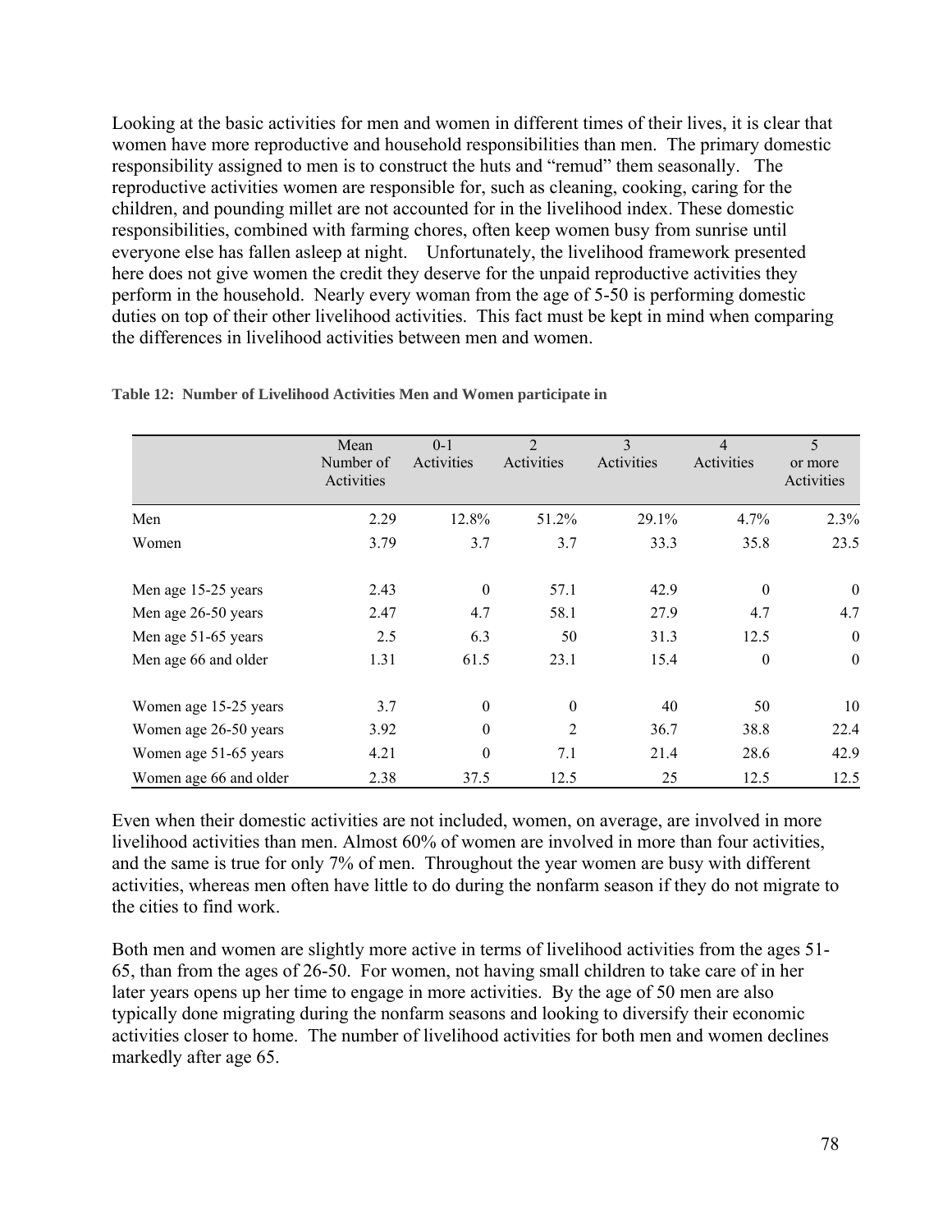Looking at the basic activities for men and women in different times of their lives, it is clear that women have more reproductive and household responsibilities than men. The primary domestic responsibility assigned to men is to construct the huts and "remud" them seasonally. The reproductive activities women are responsible for, such as cleaning, cooking, caring for the children, and pounding millet are not accounted for in the livelihood index. These domestic responsibilities, combined with farming chores, often keep women busy from sunrise until everyone else has fallen asleep at night. Unfortunately, the livelihood framework presented here does not give women the credit they deserve for the unpaid reproductive activities they perform in the household. Nearly every woman from the age of 5-50 is performing domestic duties on top of their other livelihood activities. This fact must be kept in mind when comparing the differences in livelihood activities between men and women.

**Table 12: Number of Livelihood Activities Men and Women participate in**

| | Mean Number of Activities | 0-1 Activities | 2 Activities | 3 Activities | 4 Activities | 5 or more Activities |
|---|---|---|---|---|---|---|
| Men | 2.29 | 12.8% | 51.2% | 29.1% | 4.7% | 2.3% |
| Women | 3.79 | 3.7 | 3.7 | 33.3 | 35.8 | 23.5 |
| | | | | | | |
| Men age 15-25 years | 2.43 | 0 | 57.1 | 42.9 | 0 | 0 |
| Men age 26-50 years | 2.47 | 4.7 | 58.1 | 27.9 | 4.7 | 4.7 |
| Men age 51-65 years | 2.5 | 6.3 | 50 | 31.3 | 12.5 | 0 |
| Men age 66 and older | 1.31 | 61.5 | 23.1 | 15.4 | 0 | 0 |
| | | | | | | |
| Women age 15-25 years | 3.7 | 0 | 0 | 40 | 50 | 10 |
| Women age 26-50 years | 3.92 | 0 | 2 | 36.7 | 38.8 | 22.4 |
| Women age 51-65 years | 4.21 | 0 | 7.1 | 21.4 | 28.6 | 42.9 |
| Women age 66 and older | 2.38 | 37.5 | 12.5 | 25 | 12.5 | 12.5 |

Even when their domestic activities are not included, women, on average, are involved in more livelihood activities than men. Almost 60% of women are involved in more than four activities, and the same is true for only 7% of men. Throughout the year women are busy with different activities, whereas men often have little to do during the nonfarm season if they do not migrate to the cities to find work.

Both men and women are slightly more active in terms of livelihood activities from the ages 51-65, than from the ages of 26-50. For women, not having small children to take care of in her later years opens up her time to engage in more activities. By the age of 50 men are also typically done migrating during the nonfarm seasons and looking to diversify their economic activities closer to home. The number of livelihood activities for both men and women declines markedly after age 65.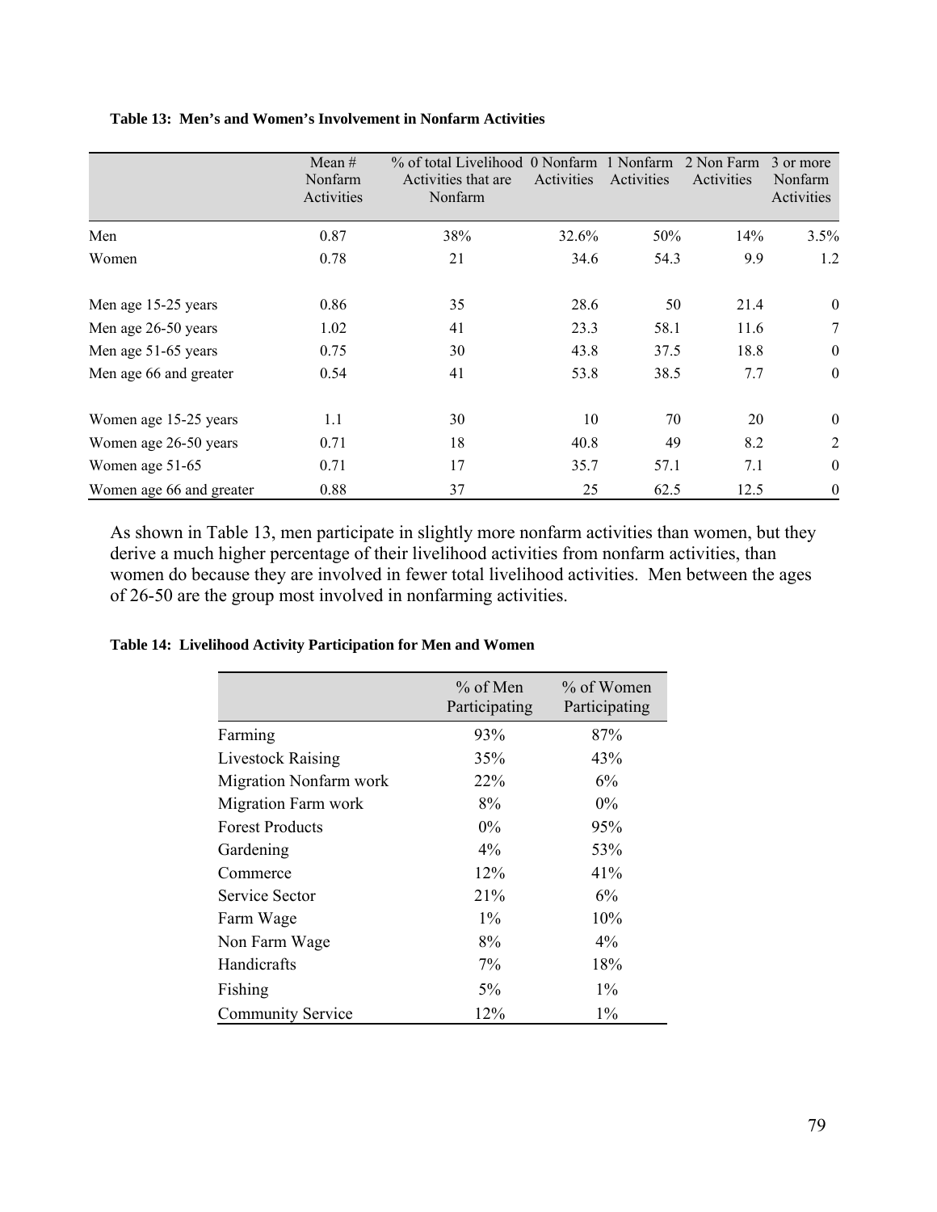**Table 13: Men's and Women's Involvement in Nonfarm Activities**

| | Mean # Nonfarm Activities | % of total Livelihood Activities that are Nonfarm | 0 Nonfarm Activities | 1 Nonfarm Activities | 2 Non Farm Activities | 3 or more Nonfarm Activities |
|---|---|---|---|---|---|---|
| Men | 0.87 | 38% | 32.6% | 50% | 14% | 3.5% |
| Women | 0.78 | 21 | 34.6 | 54.3 | 9.9 | 1.2 |
| | | | | | | |
| Men age 15-25 years | 0.86 | 35 | 28.6 | 50 | 21.4 | 0 |
| Men age 26-50 years | 1.02 | 41 | 23.3 | 58.1 | 11.6 | 7 |
| Men age 51-65 years | 0.75 | 30 | 43.8 | 37.5 | 18.8 | 0 |
| Men age 66 and greater | 0.54 | 41 | 53.8 | 38.5 | 7.7 | 0 |
| | | | | | | |
| Women age 15-25 years | 1.1 | 30 | 10 | 70 | 20 | 0 |
| Women age 26-50 years | 0.71 | 18 | 40.8 | 49 | 8.2 | 2 |
| Women age 51-65 | 0.71 | 17 | 35.7 | 57.1 | 7.1 | 0 |
| Women age 66 and greater | 0.88 | 37 | 25 | 62.5 | 12.5 | 0 |

As shown in Table 13, men participate in slightly more nonfarm activities than women, but they derive a much higher percentage of their livelihood activities from nonfarm activities, than women do because they are involved in fewer total livelihood activities. Men between the ages of 26-50 are the group most involved in nonfarming activities.

**Table 14: Livelihood Activity Participation for Men and Women**

| | % of Men Participating | % of Women Participating |
|---|---|---|
| Farming | 93% | 87% |
| Livestock Raising | 35% | 43% |
| Migration Nonfarm work | 22% | 6% |
| Migration Farm work | 8% | 0% |
| Forest Products | 0% | 95% |
| Gardening | 4% | 53% |
| Commerce | 12% | 41% |
| Service Sector | 21% | 6% |
| Farm Wage | 1% | 10% |
| Non Farm Wage | 8% | 4% |
| Handicrafts | 7% | 18% |
| Fishing | 5% | 1% |
| Community Service | 12% | 1% |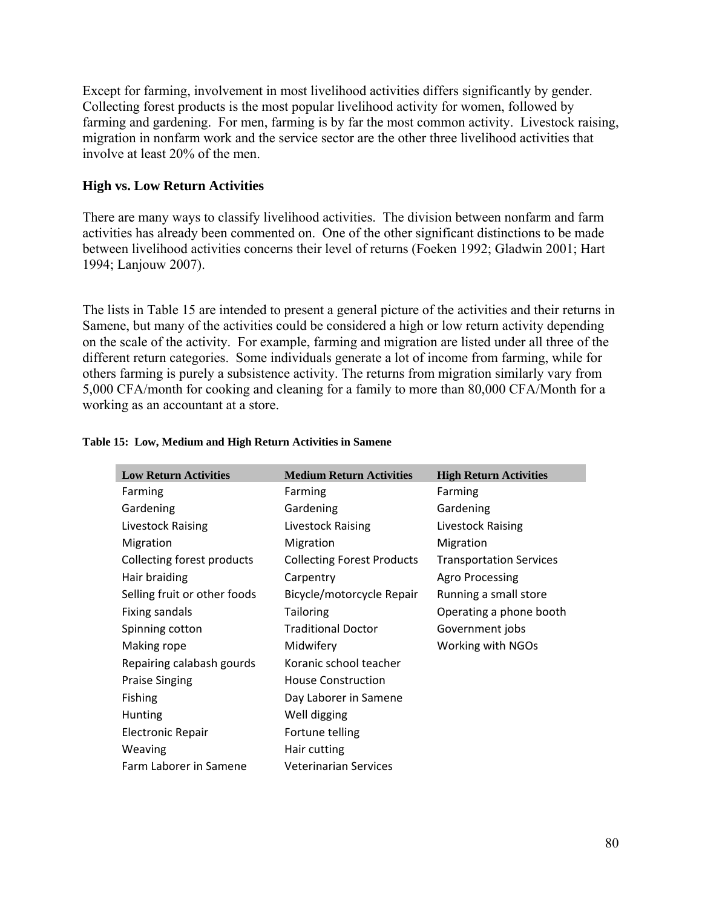Except for farming, involvement in most livelihood activities differs significantly by gender. Collecting forest products is the most popular livelihood activity for women, followed by farming and gardening. For men, farming is by far the most common activity. Livestock raising, migration in nonfarm work and the service sector are the other three livelihood activities that involve at least 20% of the men.

### High vs. Low Return Activities

There are many ways to classify livelihood activities. The division between nonfarm and farm activities has already been commented on. One of the other significant distinctions to be made between livelihood activities concerns their level of returns (Foeken 1992; Gladwin 2001; Hart 1994; Lanjouw 2007).

The lists in Table 15 are intended to present a general picture of the activities and their returns in Samene, but many of the activities could be considered a high or low return activity depending on the scale of the activity. For example, farming and migration are listed under all three of the different return categories. Some individuals generate a lot of income from farming, while for others farming is purely a subsistence activity. The returns from migration similarly vary from 5,000 CFA/month for cooking and cleaning for a family to more than 80,000 CFA/Month for a working as an accountant at a store.

**Table 15: Low, Medium and High Return Activities in Samene**

| Low Return Activities | Medium Return Activities | High Return Activities |
|---|---|---|
| Farming | Farming | Farming |
| Gardening | Gardening | Gardening |
| Livestock Raising | Livestock Raising | Livestock Raising |
| Migration | Migration | Migration |
| Collecting forest products | Collecting Forest Products | Transportation Services |
| Hair braiding | Carpentry | Agro Processing |
| Selling fruit or other foods | Bicycle/motorcycle Repair | Running a small store |
| Fixing sandals | Tailoring | Operating a phone booth |
| Spinning cotton | Traditional Doctor | Government jobs |
| Making rope | Midwifery | Working with NGOs |
| Repairing calabash gourds | Koranic school teacher | |
| Praise Singing | House Construction | |
| Fishing | Day Laborer in Samene | |
| Hunting | Well digging | |
| Electronic Repair | Fortune telling | |
| Weaving | Hair cutting | |
| Farm Laborer in Samene | Veterinarian Services | |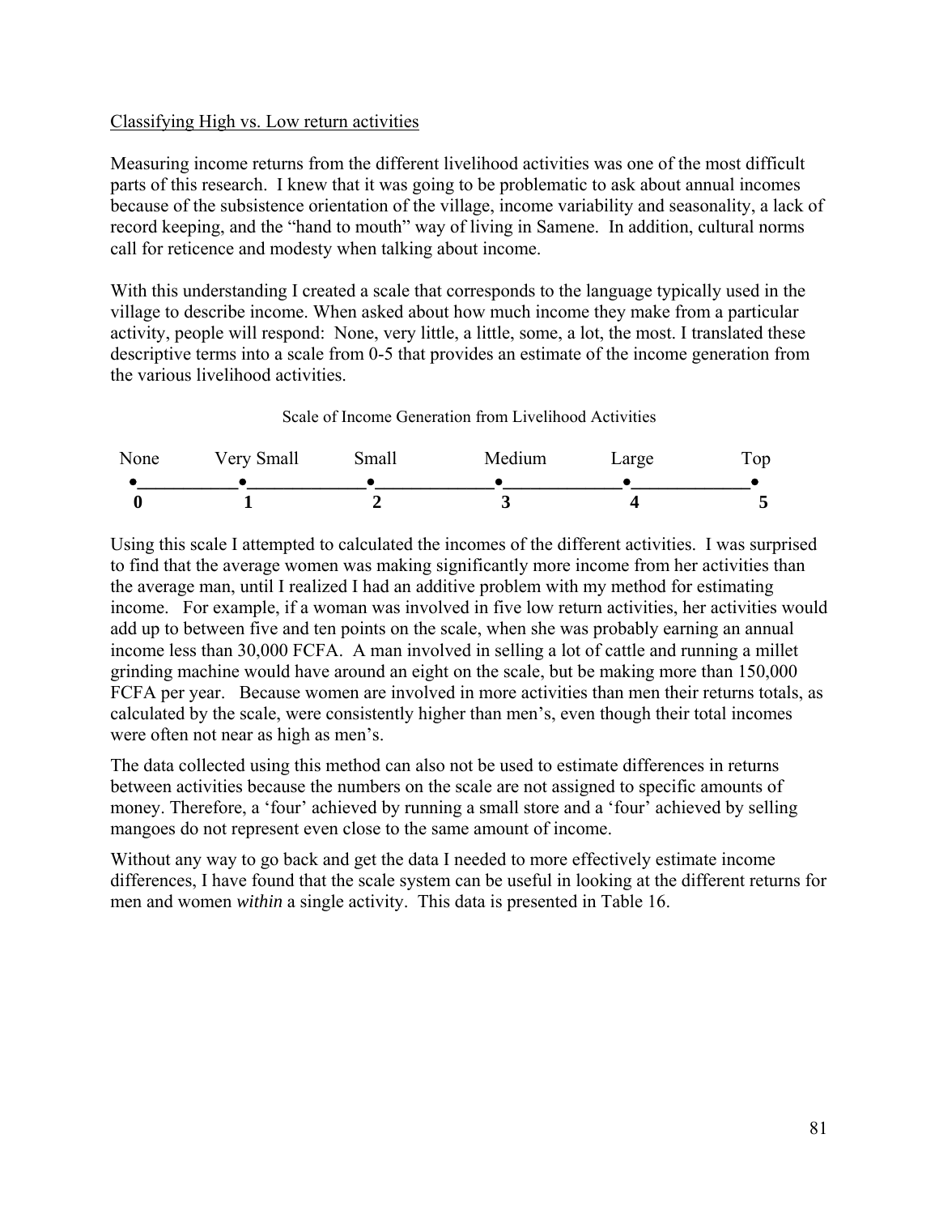Classifying High vs. Low return activities

Measuring income returns from the different livelihood activities was one of the most difficult parts of this research. I knew that it was going to be problematic to ask about annual incomes because of the subsistence orientation of the village, income variability and seasonality, a lack of record keeping, and the "hand to mouth" way of living in Samene. In addition, cultural norms call for reticence and modesty when talking about income.

With this understanding I created a scale that corresponds to the language typically used in the village to describe income. When asked about how much income they make from a particular activity, people will respond: None, very little, a little, some, a lot, the most. I translated these descriptive terms into a scale from 0-5 that provides an estimate of the income generation from the various livelihood activities.

Scale of Income Generation from Livelihood Activities

| None | Very Small | Small | Medium | Large | Top |
|---|---|---|---|---|---|
| **0** | **1** | **2** | **3** | **4** | **5** |

Using this scale I attempted to calculated the incomes of the different activities. I was surprised to find that the average women was making significantly more income from her activities than the average man, until I realized I had an additive problem with my method for estimating income. For example, if a woman was involved in five low return activities, her activities would add up to between five and ten points on the scale, when she was probably earning an annual income less than 30,000 FCFA. A man involved in selling a lot of cattle and running a millet grinding machine would have around an eight on the scale, but be making more than 150,000 FCFA per year. Because women are involved in more activities than men their returns totals, as calculated by the scale, were consistently higher than men's, even though their total incomes were often not near as high as men's.

The data collected using this method can also not be used to estimate differences in returns between activities because the numbers on the scale are not assigned to specific amounts of money. Therefore, a 'four' achieved by running a small store and a 'four' achieved by selling mangoes do not represent even close to the same amount of income.

Without any way to go back and get the data I needed to more effectively estimate income differences, I have found that the scale system can be useful in looking at the different returns for men and women *within* a single activity. This data is presented in Table 16.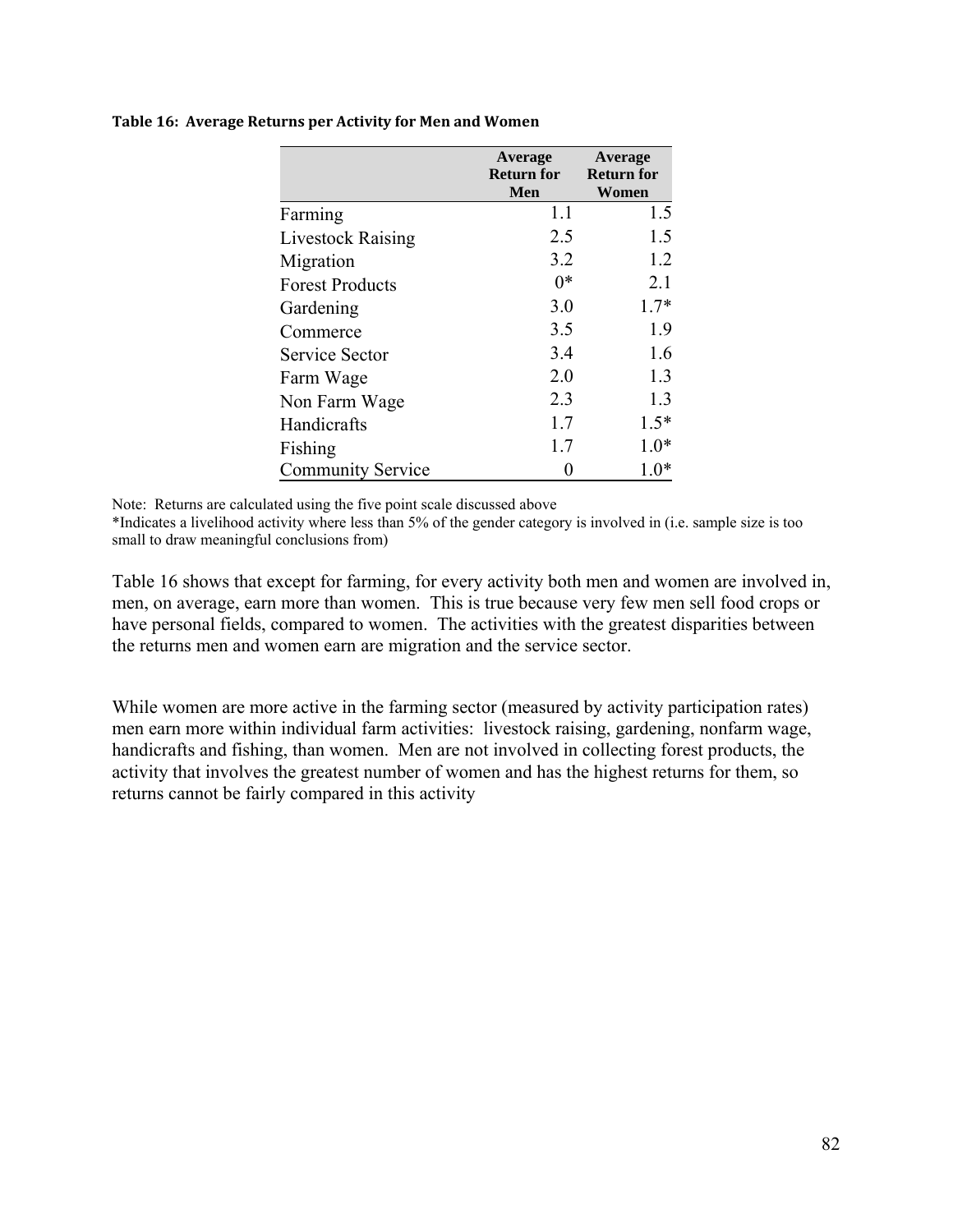**Table 16: Average Returns per Activity for Men and Women**

| | Average Return for Men | Average Return for Women |
|---|---|---|
| Farming | 1.1 | 1.5 |
| Livestock Raising | 2.5 | 1.5 |
| Migration | 3.2 | 1.2 |
| Forest Products | 0* | 2.1 |
| Gardening | 3.0 | 1.7* |
| Commerce | 3.5 | 1.9 |
| Service Sector | 3.4 | 1.6 |
| Farm Wage | 2.0 | 1.3 |
| Non Farm Wage | 2.3 | 1.3 |
| Handicrafts | 1.7 | 1.5* |
| Fishing | 1.7 | 1.0* |
| Community Service | 0 | 1.0* |

Note: Returns are calculated using the five point scale discussed above
*Indicates a livelihood activity where less than 5% of the gender category is involved in (i.e. sample size is too small to draw meaningful conclusions from)

Table 16 shows that except for farming, for every activity both men and women are involved in, men, on average, earn more than women. This is true because very few men sell food crops or have personal fields, compared to women. The activities with the greatest disparities between the returns men and women earn are migration and the service sector.

While women are more active in the farming sector (measured by activity participation rates) men earn more within individual farm activities: livestock raising, gardening, nonfarm wage, handicrafts and fishing, than women. Men are not involved in collecting forest products, the activity that involves the greatest number of women and has the highest returns for them, so returns cannot be fairly compared in this activity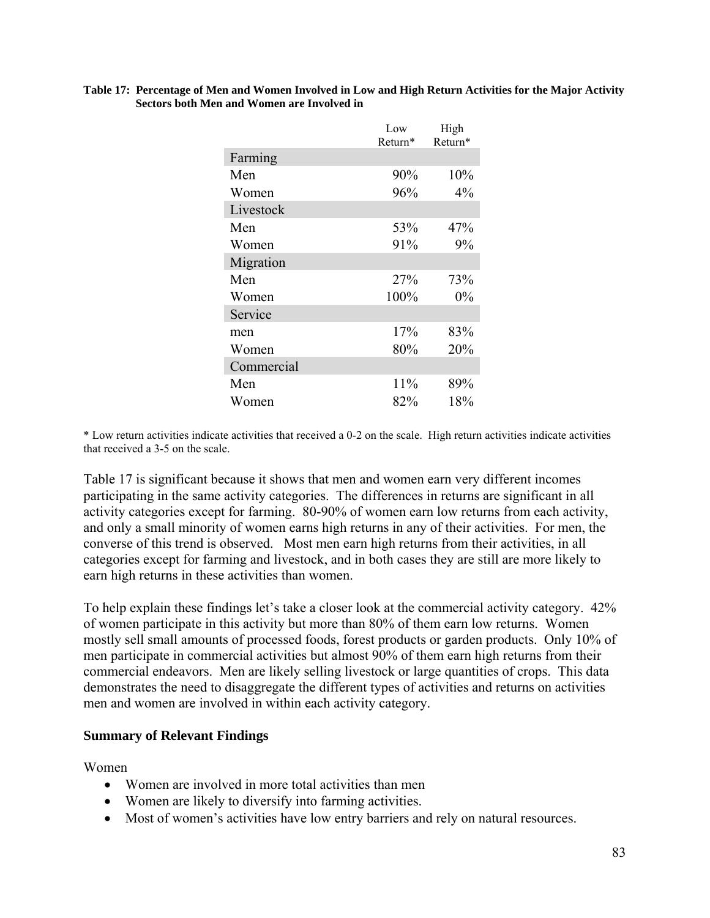**Table 17: Percentage of Men and Women Involved in Low and High Return Activities for the Major Activity Sectors both Men and Women are Involved in**

| | Low Return* | High Return* |
|---|---|---|
| Farming | | |
| Men | 90% | 10% |
| Women | 96% | 4% |
| Livestock | | |
| Men | 53% | 47% |
| Women | 91% | 9% |
| Migration | | |
| Men | 27% | 73% |
| Women | 100% | 0% |
| Service | | |
| men | 17% | 83% |
| Women | 80% | 20% |
| Commercial | | |
| Men | 11% | 89% |
| Women | 82% | 18% |

* Low return activities indicate activities that received a 0-2 on the scale. High return activities indicate activities that received a 3-5 on the scale.

Table 17 is significant because it shows that men and women earn very different incomes participating in the same activity categories. The differences in returns are significant in all activity categories except for farming. 80-90% of women earn low returns from each activity, and only a small minority of women earns high returns in any of their activities. For men, the converse of this trend is observed. Most men earn high returns from their activities, in all categories except for farming and livestock, and in both cases they are still are more likely to earn high returns in these activities than women.

To help explain these findings let's take a closer look at the commercial activity category. 42% of women participate in this activity but more than 80% of them earn low returns. Women mostly sell small amounts of processed foods, forest products or garden products. Only 10% of men participate in commercial activities but almost 90% of them earn high returns from their commercial endeavors. Men are likely selling livestock or large quantities of crops. This data demonstrates the need to disaggregate the different types of activities and returns on activities men and women are involved in within each activity category.

### Summary of Relevant Findings

Women

- Women are involved in more total activities than men
- Women are likely to diversify into farming activities.
- Most of women's activities have low entry barriers and rely on natural resources.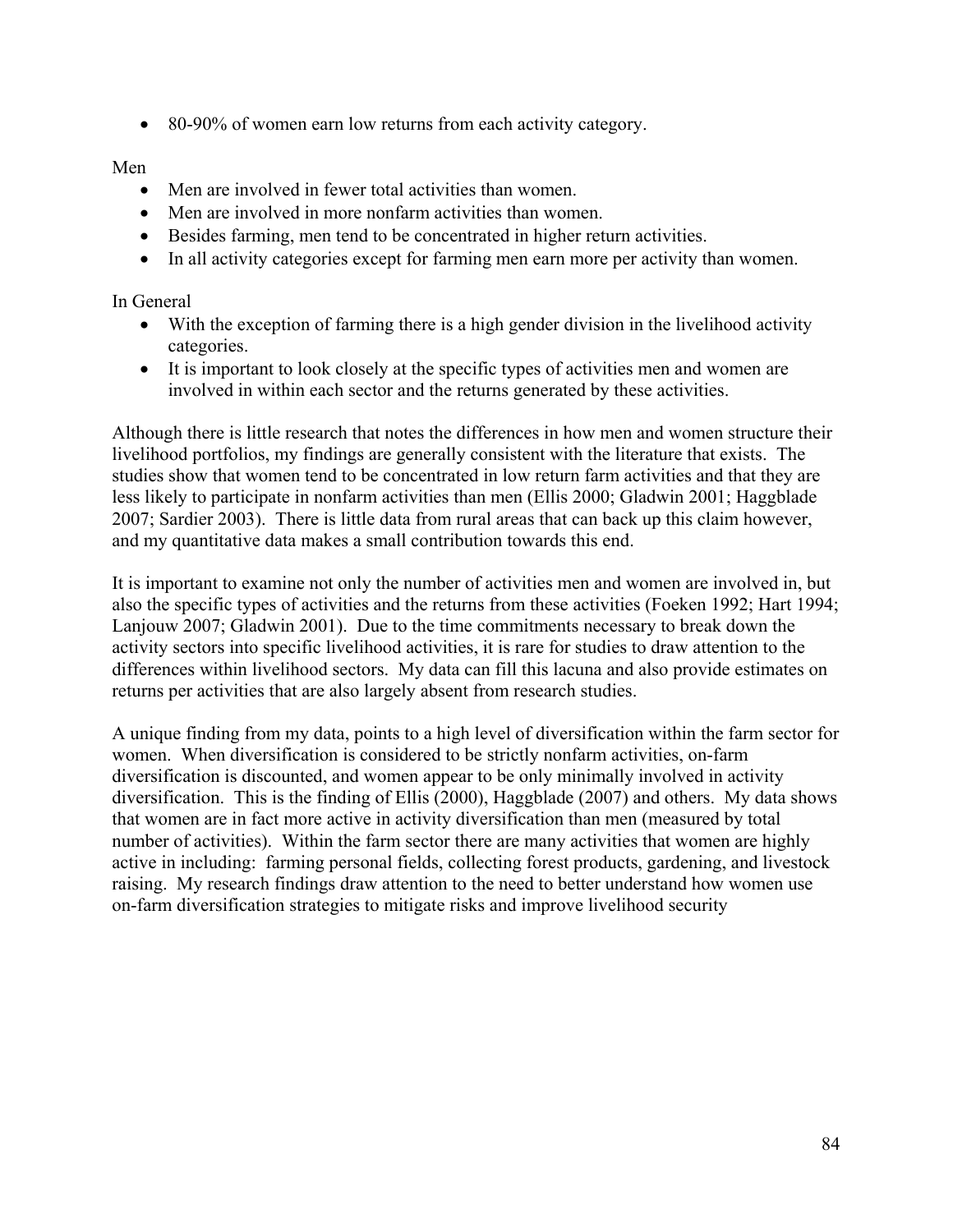- 80-90% of women earn low returns from each activity category.

Men

- Men are involved in fewer total activities than women.
- Men are involved in more nonfarm activities than women.
- Besides farming, men tend to be concentrated in higher return activities.
- In all activity categories except for farming men earn more per activity than women.

In General

- With the exception of farming there is a high gender division in the livelihood activity categories.
- It is important to look closely at the specific types of activities men and women are involved in within each sector and the returns generated by these activities.

Although there is little research that notes the differences in how men and women structure their livelihood portfolios, my findings are generally consistent with the literature that exists. The studies show that women tend to be concentrated in low return farm activities and that they are less likely to participate in nonfarm activities than men (Ellis 2000; Gladwin 2001; Haggblade 2007; Sardier 2003). There is little data from rural areas that can back up this claim however, and my quantitative data makes a small contribution towards this end.

It is important to examine not only the number of activities men and women are involved in, but also the specific types of activities and the returns from these activities (Foeken 1992; Hart 1994; Lanjouw 2007; Gladwin 2001). Due to the time commitments necessary to break down the activity sectors into specific livelihood activities, it is rare for studies to draw attention to the differences within livelihood sectors. My data can fill this lacuna and also provide estimates on returns per activities that are also largely absent from research studies.

A unique finding from my data, points to a high level of diversification within the farm sector for women. When diversification is considered to be strictly nonfarm activities, on-farm diversification is discounted, and women appear to be only minimally involved in activity diversification. This is the finding of Ellis (2000), Haggblade (2007) and others. My data shows that women are in fact more active in activity diversification than men (measured by total number of activities). Within the farm sector there are many activities that women are highly active in including: farming personal fields, collecting forest products, gardening, and livestock raising. My research findings draw attention to the need to better understand how women use on-farm diversification strategies to mitigate risks and improve livelihood security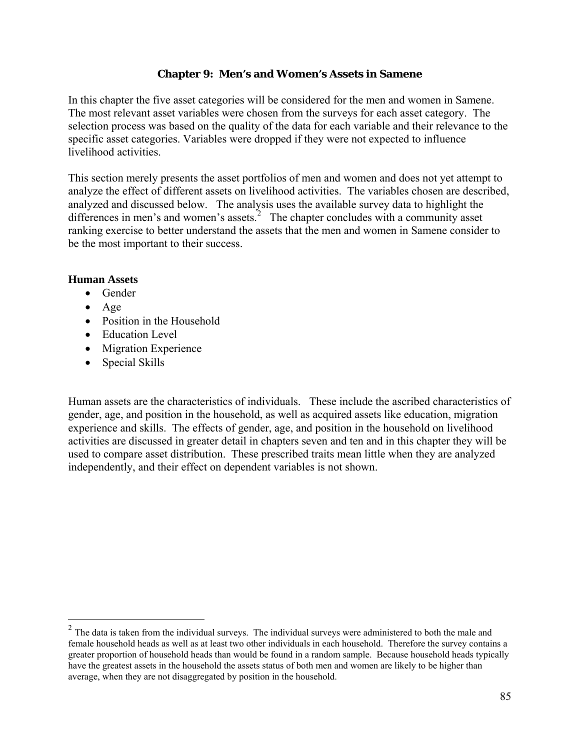# Chapter 9: Men's and Women's Assets in Samene

In this chapter the five asset categories will be considered for the men and women in Samene. The most relevant asset variables were chosen from the surveys for each asset category. The selection process was based on the quality of the data for each variable and their relevance to the specific asset categories. Variables were dropped if they were not expected to influence livelihood activities.

This section merely presents the asset portfolios of men and women and does not yet attempt to analyze the effect of different assets on livelihood activities. The variables chosen are described, analyzed and discussed below. The analysis uses the available survey data to highlight the differences in men's and women's assets.[2] The chapter concludes with a community asset ranking exercise to better understand the assets that the men and women in Samene consider to be the most important to their success.

**Human Assets**

- Gender
- Age
- Position in the Household
- Education Level
- Migration Experience
- Special Skills

Human assets are the characteristics of individuals. These include the ascribed characteristics of gender, age, and position in the household, as well as acquired assets like education, migration experience and skills. The effects of gender, age, and position in the household on livelihood activities are discussed in greater detail in chapters seven and ten and in this chapter they will be used to compare asset distribution. These prescribed traits mean little when they are analyzed independently, and their effect on dependent variables is not shown.

[2] The data is taken from the individual surveys. The individual surveys were administered to both the male and female household heads as well as at least two other individuals in each household. Therefore the survey contains a greater proportion of household heads than would be found in a random sample. Because household heads typically have the greatest assets in the household the assets status of both men and women are likely to be higher than average, when they are not disaggregated by position in the household.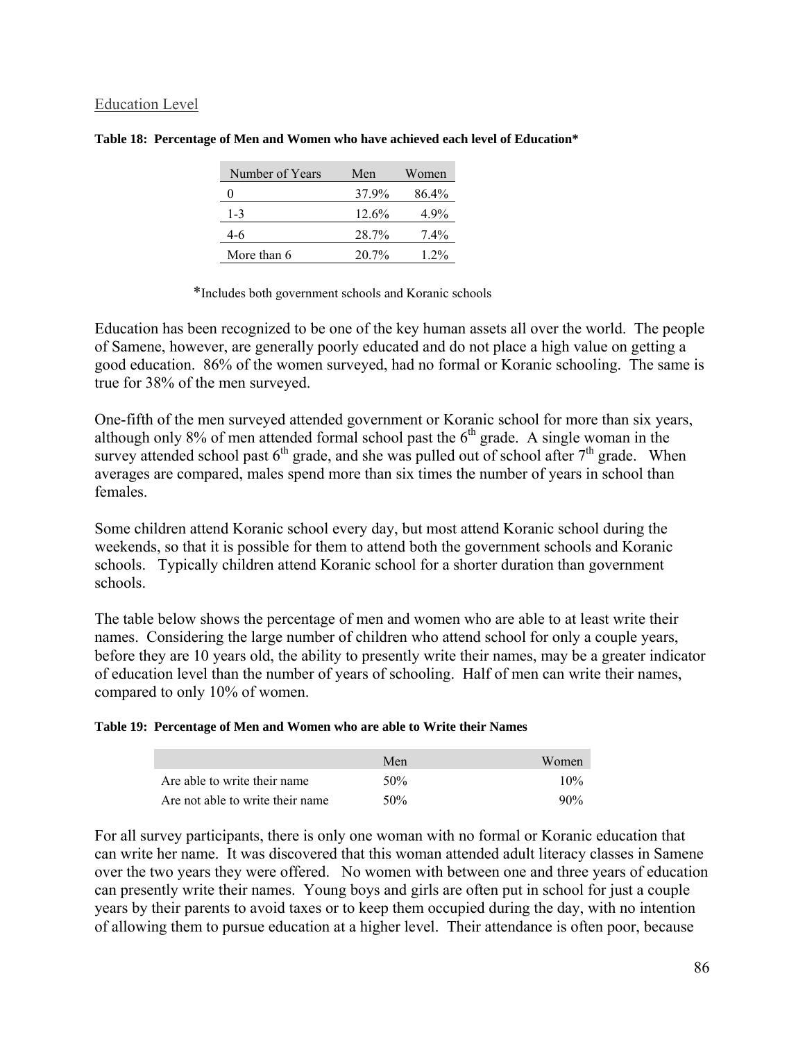## Education Level

**Table 18: Percentage of Men and Women who have achieved each level of Education***

| Number of Years | Men | Women |
|---|---|---|
| 0 | 37.9% | 86.4% |
| 1-3 | 12.6% | 4.9% |
| 4-6 | 28.7% | 7.4% |
| More than 6 | 20.7% | 1.2% |

*Includes both government schools and Koranic schools

Education has been recognized to be one of the key human assets all over the world. The people of Samene, however, are generally poorly educated and do not place a high value on getting a good education. 86% of the women surveyed, had no formal or Koranic schooling. The same is true for 38% of the men surveyed.

One-fifth of the men surveyed attended government or Koranic school for more than six years, although only 8% of men attended formal school past the 6th grade. A single woman in the survey attended school past 6th grade, and she was pulled out of school after 7th grade. When averages are compared, males spend more than six times the number of years in school than females.

Some children attend Koranic school every day, but most attend Koranic school during the weekends, so that it is possible for them to attend both the government schools and Koranic schools. Typically children attend Koranic school for a shorter duration than government schools.

The table below shows the percentage of men and women who are able to at least write their names. Considering the large number of children who attend school for only a couple years, before they are 10 years old, the ability to presently write their names, may be a greater indicator of education level than the number of years of schooling. Half of men can write their names, compared to only 10% of women.

**Table 19: Percentage of Men and Women who are able to Write their Names**

| | Men | Women |
|---|---|---|
| Are able to write their name | 50% | 10% |
| Are not able to write their name | 50% | 90% |

For all survey participants, there is only one woman with no formal or Koranic education that can write her name. It was discovered that this woman attended adult literacy classes in Samene over the two years they were offered. No women with between one and three years of education can presently write their names. Young boys and girls are often put in school for just a couple years by their parents to avoid taxes or to keep them occupied during the day, with no intention of allowing them to pursue education at a higher level. Their attendance is often poor, because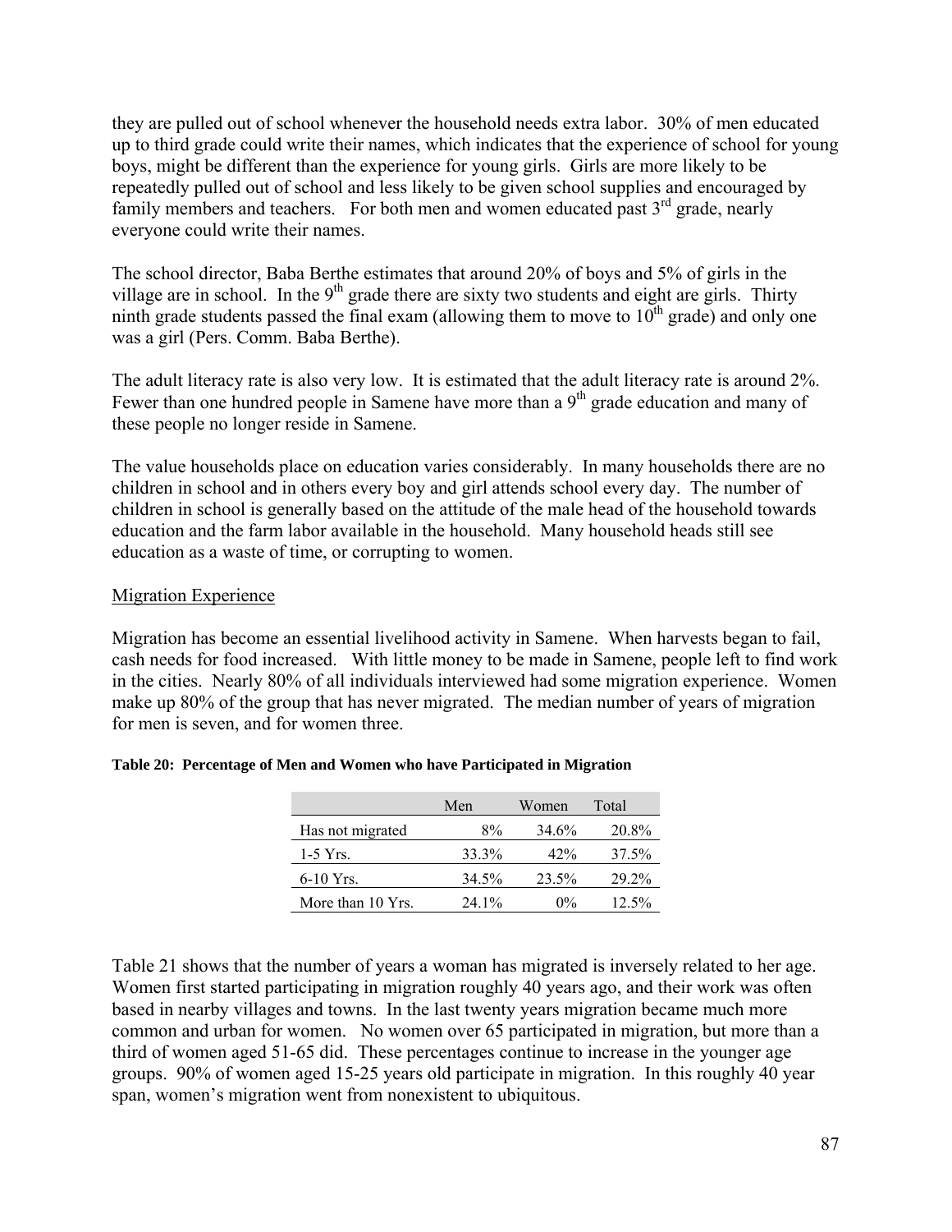they are pulled out of school whenever the household needs extra labor. 30% of men educated up to third grade could write their names, which indicates that the experience of school for young boys, might be different than the experience for young girls. Girls are more likely to be repeatedly pulled out of school and less likely to be given school supplies and encouraged by family members and teachers. For both men and women educated past 3rd grade, nearly everyone could write their names.

The school director, Baba Berthe estimates that around 20% of boys and 5% of girls in the village are in school. In the 9th grade there are sixty two students and eight are girls. Thirty ninth grade students passed the final exam (allowing them to move to 10th grade) and only one was a girl (Pers. Comm. Baba Berthe).

The adult literacy rate is also very low. It is estimated that the adult literacy rate is around 2%. Fewer than one hundred people in Samene have more than a 9th grade education and many of these people no longer reside in Samene.

The value households place on education varies considerably. In many households there are no children in school and in others every boy and girl attends school every day. The number of children in school is generally based on the attitude of the male head of the household towards education and the farm labor available in the household. Many household heads still see education as a waste of time, or corrupting to women.

## Migration Experience

Migration has become an essential livelihood activity in Samene. When harvests began to fail, cash needs for food increased. With little money to be made in Samene, people left to find work in the cities. Nearly 80% of all individuals interviewed had some migration experience. Women make up 80% of the group that has never migrated. The median number of years of migration for men is seven, and for women three.

**Table 20: Percentage of Men and Women who have Participated in Migration**

| | Men | Women | Total |
|---|---|---|---|
| Has not migrated | 8% | 34.6% | 20.8% |
| 1-5 Yrs. | 33.3% | 42% | 37.5% |
| 6-10 Yrs. | 34.5% | 23.5% | 29.2% |
| More than 10 Yrs. | 24.1% | 0% | 12.5% |

Table 21 shows that the number of years a woman has migrated is inversely related to her age. Women first started participating in migration roughly 40 years ago, and their work was often based in nearby villages and towns. In the last twenty years migration became much more common and urban for women. No women over 65 participated in migration, but more than a third of women aged 51-65 did. These percentages continue to increase in the younger age groups. 90% of women aged 15-25 years old participate in migration. In this roughly 40 year span, women's migration went from nonexistent to ubiquitous.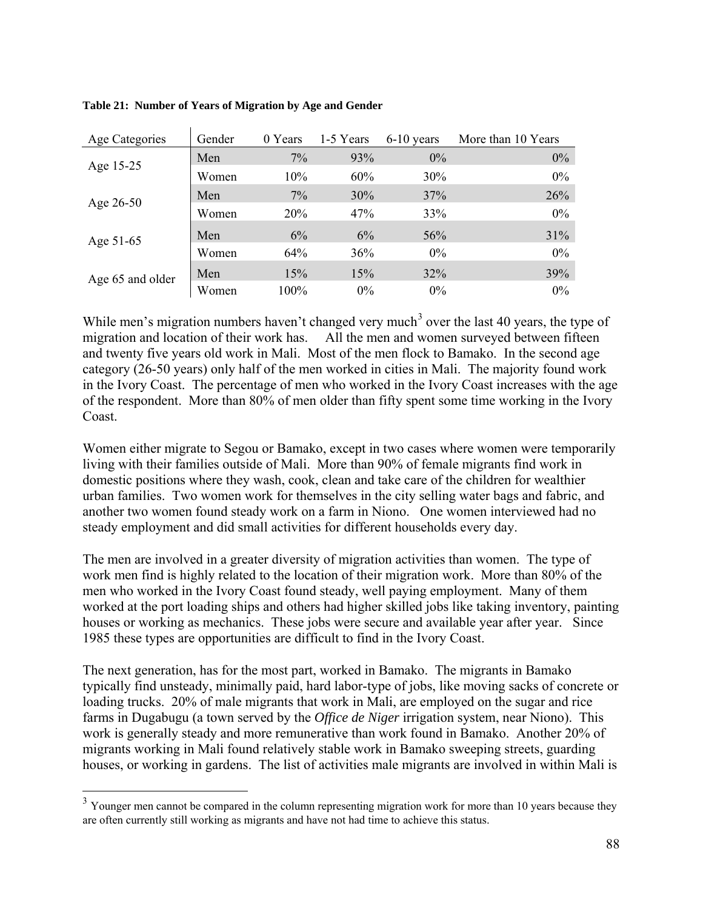**Table 21: Number of Years of Migration by Age and Gender**

| Age Categories | Gender | 0 Years | 1-5 Years | 6-10 years | More than 10 Years |
|---|---|---|---|---|---|
| Age 15-25 | Men | 7% | 93% | 0% | 0% |
| | Women | 10% | 60% | 30% | 0% |
| Age 26-50 | Men | 7% | 30% | 37% | 26% |
| | Women | 20% | 47% | 33% | 0% |
| Age 51-65 | Men | 6% | 6% | 56% | 31% |
| | Women | 64% | 36% | 0% | 0% |
| Age 65 and older | Men | 15% | 15% | 32% | 39% |
| | Women | 100% | 0% | 0% | 0% |

While men's migration numbers haven't changed very much[3] over the last 40 years, the type of migration and location of their work has. All the men and women surveyed between fifteen and twenty five years old work in Mali. Most of the men flock to Bamako. In the second age category (26-50 years) only half of the men worked in cities in Mali. The majority found work in the Ivory Coast. The percentage of men who worked in the Ivory Coast increases with the age of the respondent. More than 80% of men older than fifty spent some time working in the Ivory Coast.

Women either migrate to Segou or Bamako, except in two cases where women were temporarily living with their families outside of Mali. More than 90% of female migrants find work in domestic positions where they wash, cook, clean and take care of the children for wealthier urban families. Two women work for themselves in the city selling water bags and fabric, and another two women found steady work on a farm in Niono. One women interviewed had no steady employment and did small activities for different households every day.

The men are involved in a greater diversity of migration activities than women. The type of work men find is highly related to the location of their migration work. More than 80% of the men who worked in the Ivory Coast found steady, well paying employment. Many of them worked at the port loading ships and others had higher skilled jobs like taking inventory, painting houses or working as mechanics. These jobs were secure and available year after year. Since 1985 these types are opportunities are difficult to find in the Ivory Coast.

The next generation, has for the most part, worked in Bamako. The migrants in Bamako typically find unsteady, minimally paid, hard labor-type of jobs, like moving sacks of concrete or loading trucks. 20% of male migrants that work in Mali, are employed on the sugar and rice farms in Dugabugu (a town served by the *Office de Niger* irrigation system, near Niono). This work is generally steady and more remunerative than work found in Bamako. Another 20% of migrants working in Mali found relatively stable work in Bamako sweeping streets, guarding houses, or working in gardens. The list of activities male migrants are involved in within Mali is

[3] Younger men cannot be compared in the column representing migration work for more than 10 years because they are often currently still working as migrants and have not had time to achieve this status.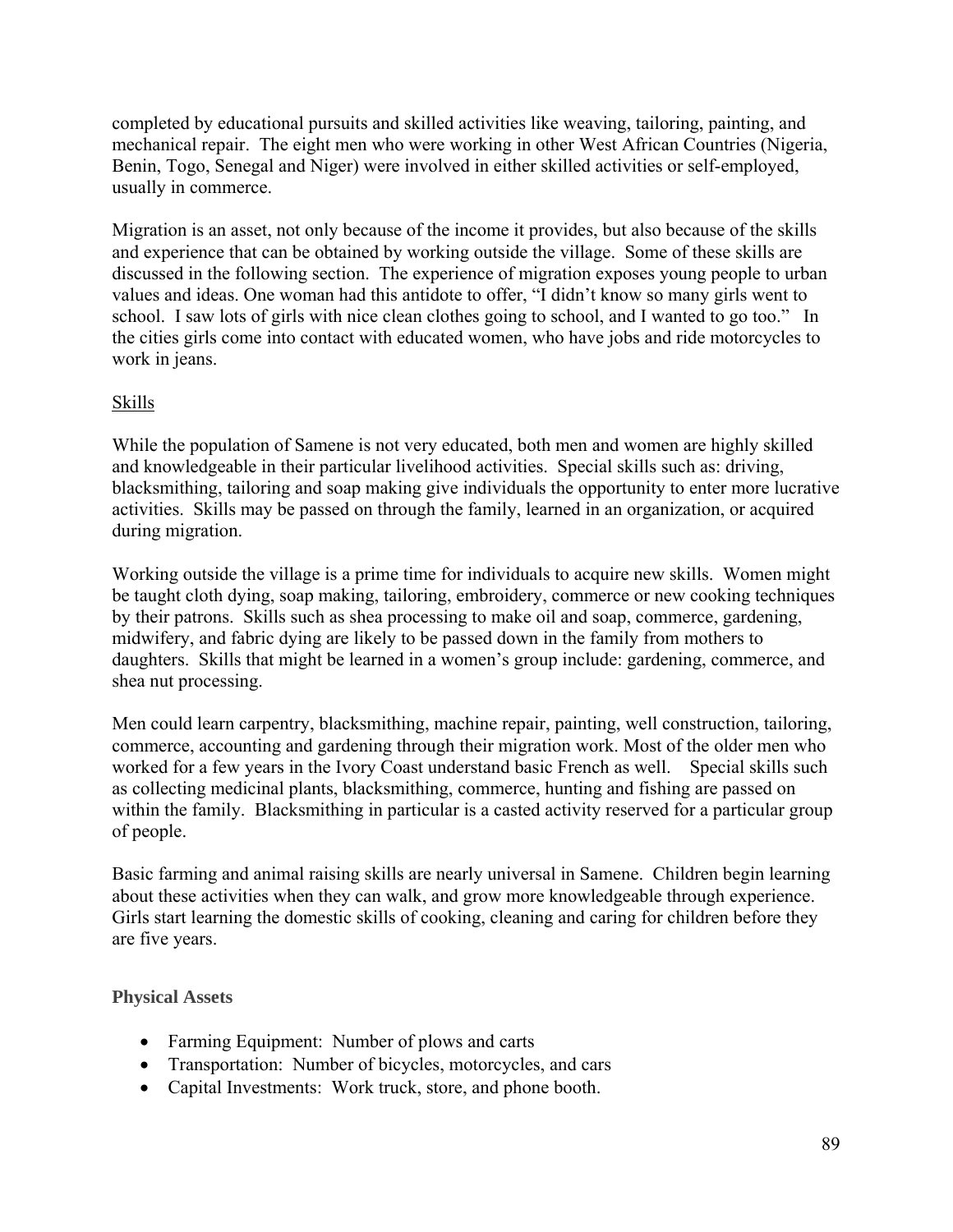completed by educational pursuits and skilled activities like weaving, tailoring, painting, and mechanical repair. The eight men who were working in other West African Countries (Nigeria, Benin, Togo, Senegal and Niger) were involved in either skilled activities or self-employed, usually in commerce.

Migration is an asset, not only because of the income it provides, but also because of the skills and experience that can be obtained by working outside the village. Some of these skills are discussed in the following section. The experience of migration exposes young people to urban values and ideas. One woman had this antidote to offer, "I didn't know so many girls went to school. I saw lots of girls with nice clean clothes going to school, and I wanted to go too." In the cities girls come into contact with educated women, who have jobs and ride motorcycles to work in jeans.

<u>Skills</u>

While the population of Samene is not very educated, both men and women are highly skilled and knowledgeable in their particular livelihood activities. Special skills such as: driving, blacksmithing, tailoring and soap making give individuals the opportunity to enter more lucrative activities. Skills may be passed on through the family, learned in an organization, or acquired during migration.

Working outside the village is a prime time for individuals to acquire new skills. Women might be taught cloth dying, soap making, tailoring, embroidery, commerce or new cooking techniques by their patrons. Skills such as shea processing to make oil and soap, commerce, gardening, midwifery, and fabric dying are likely to be passed down in the family from mothers to daughters. Skills that might be learned in a women's group include: gardening, commerce, and shea nut processing.

Men could learn carpentry, blacksmithing, machine repair, painting, well construction, tailoring, commerce, accounting and gardening through their migration work. Most of the older men who worked for a few years in the Ivory Coast understand basic French as well. Special skills such as collecting medicinal plants, blacksmithing, commerce, hunting and fishing are passed on within the family. Blacksmithing in particular is a casted activity reserved for a particular group of people.

Basic farming and animal raising skills are nearly universal in Samene. Children begin learning about these activities when they can walk, and grow more knowledgeable through experience. Girls start learning the domestic skills of cooking, cleaning and caring for children before they are five years.

### Physical Assets

- Farming Equipment: Number of plows and carts
- Transportation: Number of bicycles, motorcycles, and cars
- Capital Investments: Work truck, store, and phone booth.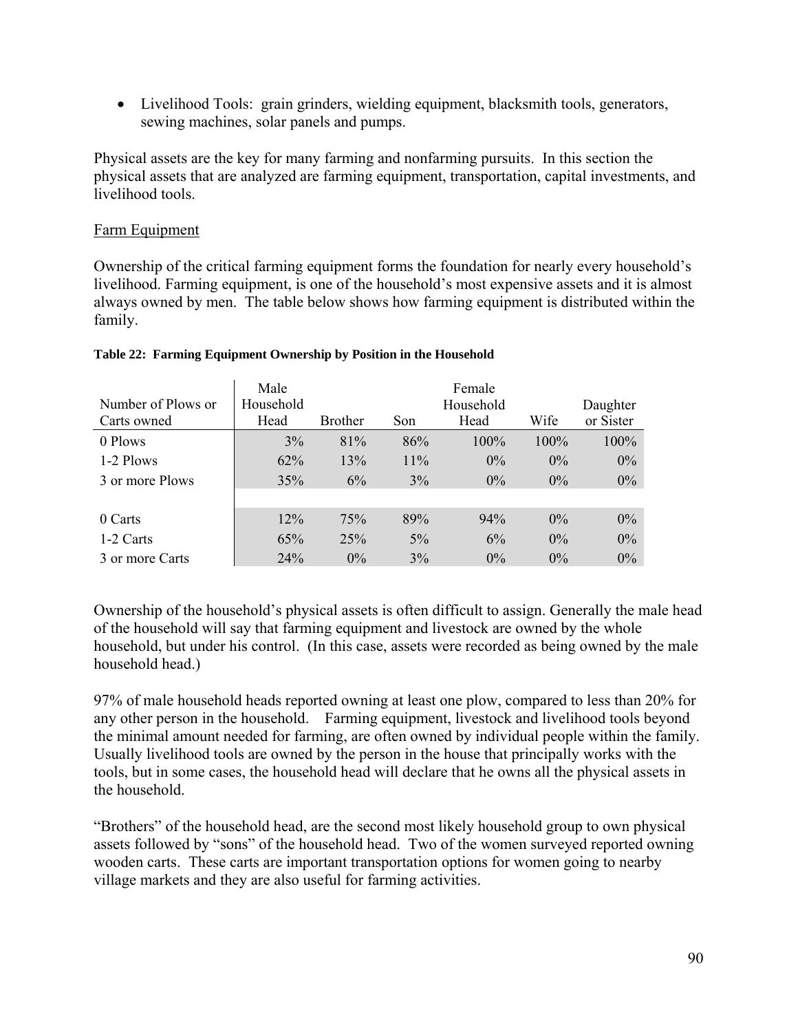- Livelihood Tools: grain grinders, wielding equipment, blacksmith tools, generators, sewing machines, solar panels and pumps.

Physical assets are the key for many farming and nonfarming pursuits. In this section the physical assets that are analyzed are farming equipment, transportation, capital investments, and livelihood tools.

Farm Equipment

Ownership of the critical farming equipment forms the foundation for nearly every household's livelihood. Farming equipment, is one of the household's most expensive assets and it is almost always owned by men. The table below shows how farming equipment is distributed within the family.

**Table 22: Farming Equipment Ownership by Position in the Household**

| Number of Plows or Carts owned | Male Household Head | Brother | Son | Female Household Head | Wife | Daughter or Sister |
|---|---|---|---|---|---|---|
| 0 Plows | 3% | 81% | 86% | 100% | 100% | 100% |
| 1-2 Plows | 62% | 13% | 11% | 0% | 0% | 0% |
| 3 or more Plows | 35% | 6% | 3% | 0% | 0% | 0% |
| | | | | | | |
| 0 Carts | 12% | 75% | 89% | 94% | 0% | 0% |
| 1-2 Carts | 65% | 25% | 5% | 6% | 0% | 0% |
| 3 or more Carts | 24% | 0% | 3% | 0% | 0% | 0% |

Ownership of the household's physical assets is often difficult to assign. Generally the male head of the household will say that farming equipment and livestock are owned by the whole household, but under his control. (In this case, assets were recorded as being owned by the male household head.)

97% of male household heads reported owning at least one plow, compared to less than 20% for any other person in the household. Farming equipment, livestock and livelihood tools beyond the minimal amount needed for farming, are often owned by individual people within the family. Usually livelihood tools are owned by the person in the house that principally works with the tools, but in some cases, the household head will declare that he owns all the physical assets in the household.

"Brothers" of the household head, are the second most likely household group to own physical assets followed by "sons" of the household head. Two of the women surveyed reported owning wooden carts. These carts are important transportation options for women going to nearby village markets and they are also useful for farming activities.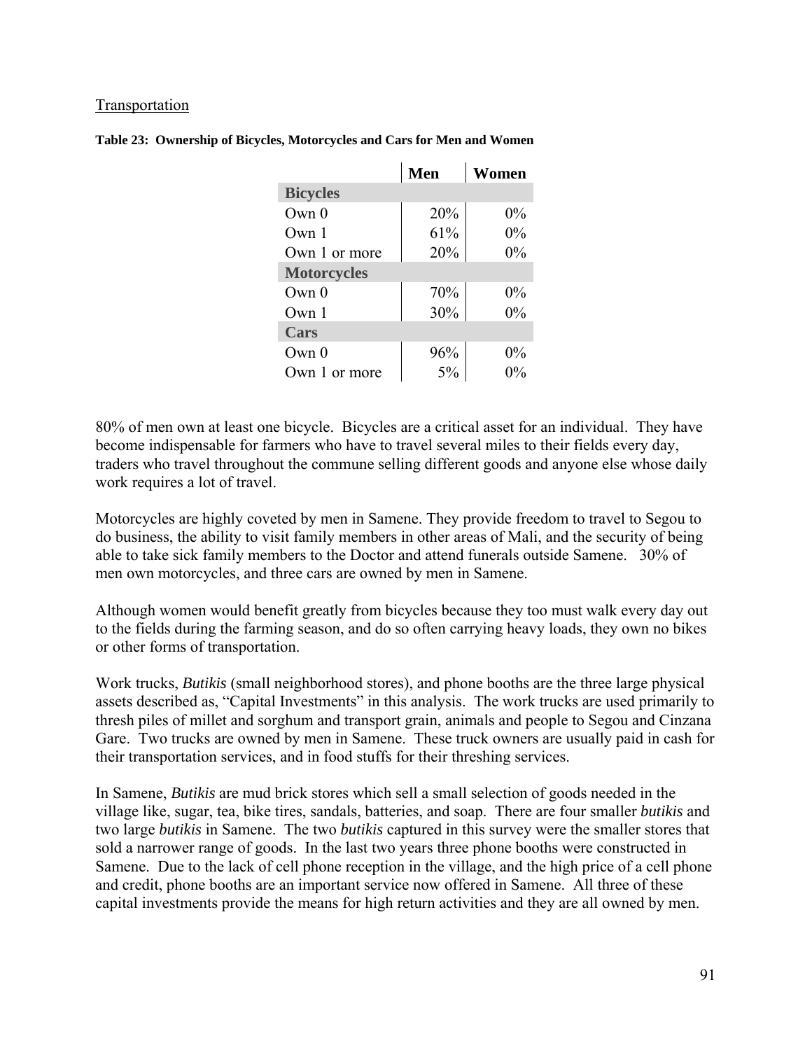Transportation

**Table 23: Ownership of Bicycles, Motorcycles and Cars for Men and Women**

| | Men | Women |
|---|---|---|
| **Bicycles** | | |
| Own 0 | 20% | 0% |
| Own 1 | 61% | 0% |
| Own 1 or more | 20% | 0% |
| **Motorcycles** | | |
| Own 0 | 70% | 0% |
| Own 1 | 30% | 0% |
| **Cars** | | |
| Own 0 | 96% | 0% |
| Own 1 or more | 5% | 0% |

80% of men own at least one bicycle. Bicycles are a critical asset for an individual. They have become indispensable for farmers who have to travel several miles to their fields every day, traders who travel throughout the commune selling different goods and anyone else whose daily work requires a lot of travel.

Motorcycles are highly coveted by men in Samene. They provide freedom to travel to Segou to do business, the ability to visit family members in other areas of Mali, and the security of being able to take sick family members to the Doctor and attend funerals outside Samene. 30% of men own motorcycles, and three cars are owned by men in Samene.

Although women would benefit greatly from bicycles because they too must walk every day out to the fields during the farming season, and do so often carrying heavy loads, they own no bikes or other forms of transportation.

Work trucks, *Butikis* (small neighborhood stores), and phone booths are the three large physical assets described as, "Capital Investments" in this analysis. The work trucks are used primarily to thresh piles of millet and sorghum and transport grain, animals and people to Segou and Cinzana Gare. Two trucks are owned by men in Samene. These truck owners are usually paid in cash for their transportation services, and in food stuffs for their threshing services.

In Samene, *Butikis* are mud brick stores which sell a small selection of goods needed in the village like, sugar, tea, bike tires, sandals, batteries, and soap. There are four smaller *butikis* and two large *butikis* in Samene. The two *butikis* captured in this survey were the smaller stores that sold a narrower range of goods. In the last two years three phone booths were constructed in Samene. Due to the lack of cell phone reception in the village, and the high price of a cell phone and credit, phone booths are an important service now offered in Samene. All three of these capital investments provide the means for high return activities and they are all owned by men.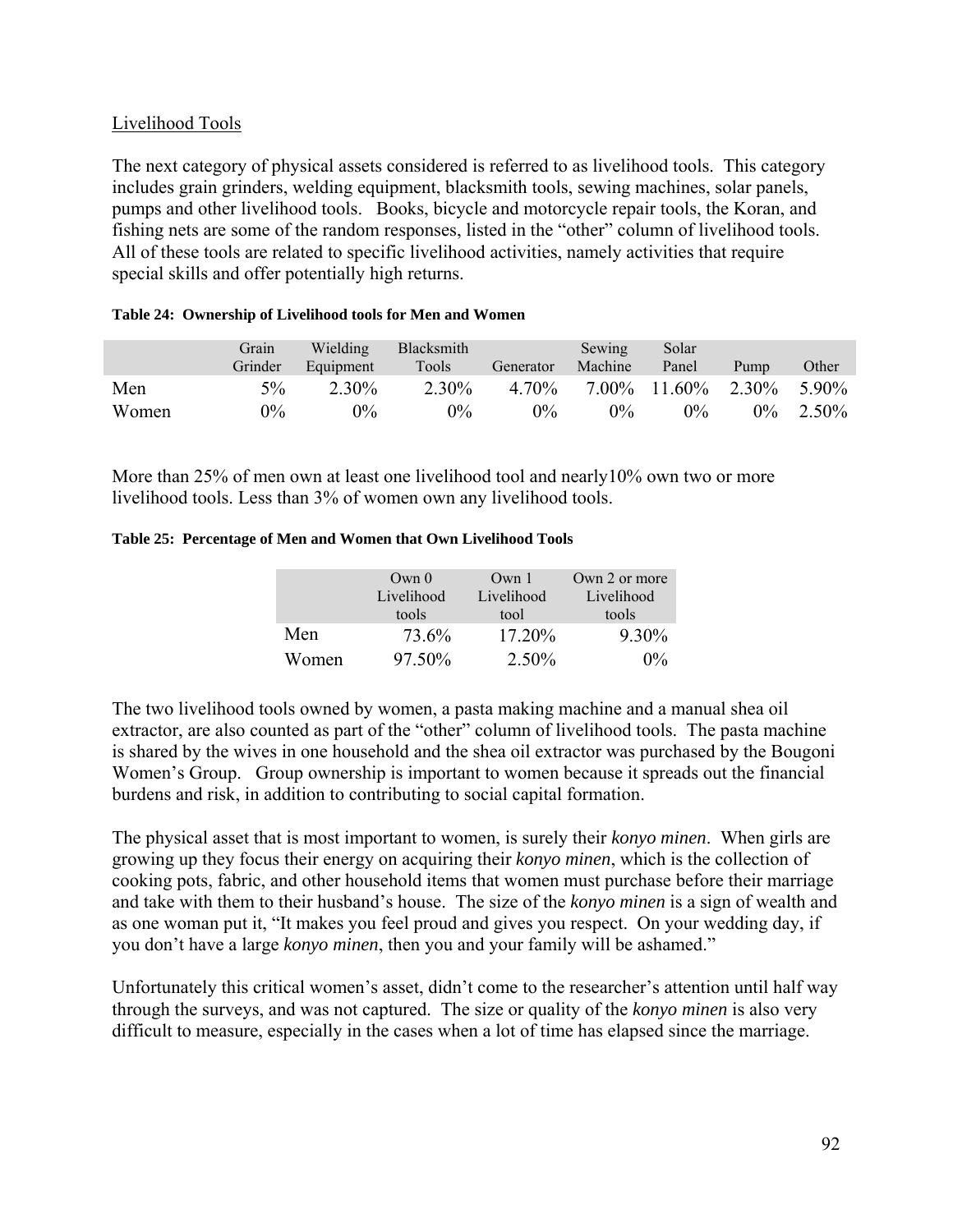Livelihood Tools

The next category of physical assets considered is referred to as livelihood tools. This category includes grain grinders, welding equipment, blacksmith tools, sewing machines, solar panels, pumps and other livelihood tools. Books, bicycle and motorcycle repair tools, the Koran, and fishing nets are some of the random responses, listed in the "other" column of livelihood tools. All of these tools are related to specific livelihood activities, namely activities that require special skills and offer potentially high returns.

**Table 24: Ownership of Livelihood tools for Men and Women**

| | Grain Grinder | Wielding Equipment | Blacksmith Tools | Generator | Sewing Machine | Solar Panel | Pump | Other |
|---|---|---|---|---|---|---|---|---|
| Men | 5% | 2.30% | 2.30% | 4.70% | 7.00% | 11.60% | 2.30% | 5.90% |
| Women | 0% | 0% | 0% | 0% | 0% | 0% | 0% | 2.50% |

More than 25% of men own at least one livelihood tool and nearly10% own two or more livelihood tools. Less than 3% of women own any livelihood tools.

**Table 25: Percentage of Men and Women that Own Livelihood Tools**

| | Own 0 Livelihood tools | Own 1 Livelihood tool | Own 2 or more Livelihood tools |
|---|---|---|---|
| Men | 73.6% | 17.20% | 9.30% |
| Women | 97.50% | 2.50% | 0% |

The two livelihood tools owned by women, a pasta making machine and a manual shea oil extractor, are also counted as part of the "other" column of livelihood tools. The pasta machine is shared by the wives in one household and the shea oil extractor was purchased by the Bougoni Women's Group. Group ownership is important to women because it spreads out the financial burdens and risk, in addition to contributing to social capital formation.

The physical asset that is most important to women, is surely their *konyo minen*. When girls are growing up they focus their energy on acquiring their *konyo minen*, which is the collection of cooking pots, fabric, and other household items that women must purchase before their marriage and take with them to their husband's house. The size of the *konyo minen* is a sign of wealth and as one woman put it, "It makes you feel proud and gives you respect. On your wedding day, if you don't have a large *konyo minen*, then you and your family will be ashamed."

Unfortunately this critical women's asset, didn't come to the researcher's attention until half way through the surveys, and was not captured. The size or quality of the *konyo minen* is also very difficult to measure, especially in the cases when a lot of time has elapsed since the marriage.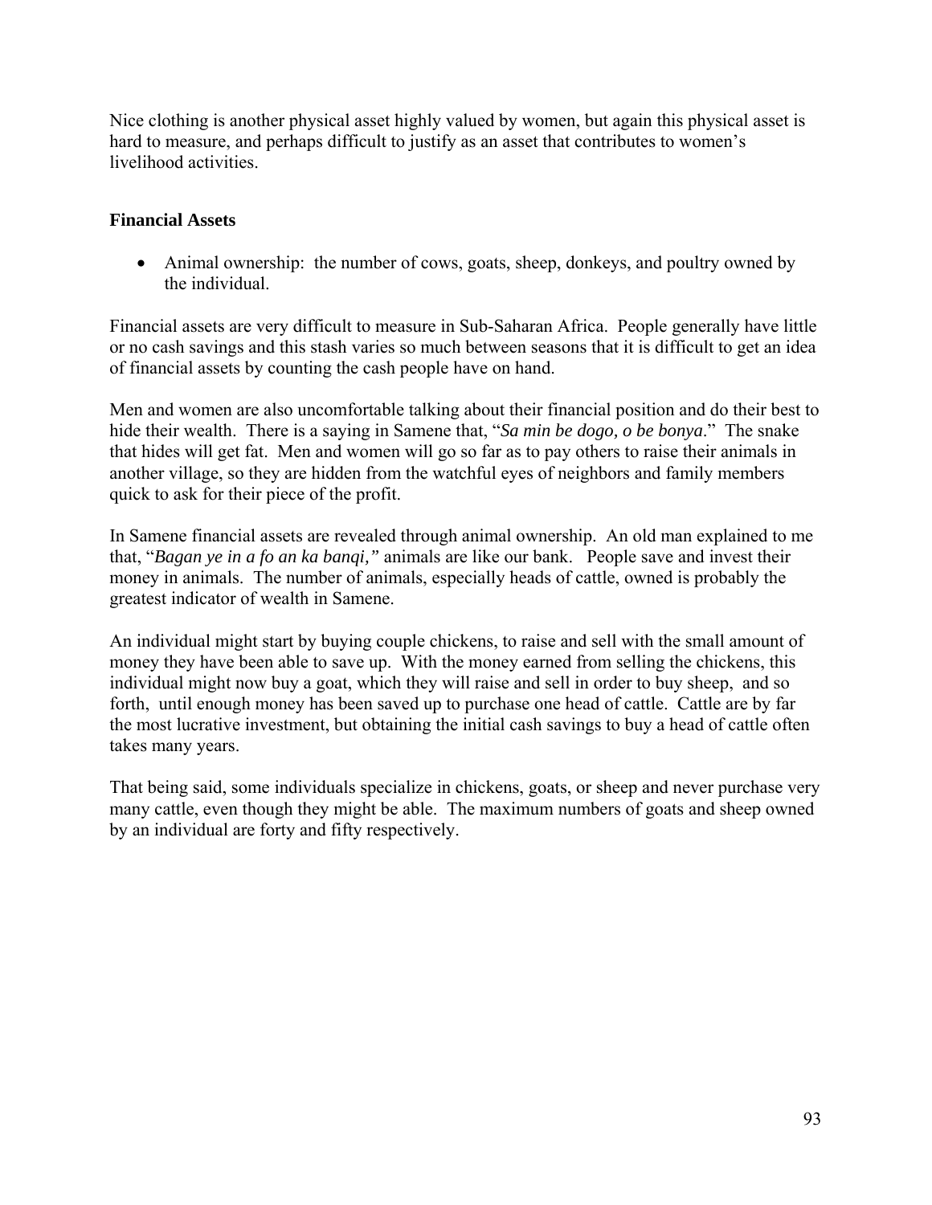Nice clothing is another physical asset highly valued by women, but again this physical asset is hard to measure, and perhaps difficult to justify as an asset that contributes to women's livelihood activities.

**Financial Assets**

- Animal ownership: the number of cows, goats, sheep, donkeys, and poultry owned by the individual.

Financial assets are very difficult to measure in Sub-Saharan Africa. People generally have little or no cash savings and this stash varies so much between seasons that it is difficult to get an idea of financial assets by counting the cash people have on hand.

Men and women are also uncomfortable talking about their financial position and do their best to hide their wealth. There is a saying in Samene that, "*Sa min be dogo, o be bonya*." The snake that hides will get fat. Men and women will go so far as to pay others to raise their animals in another village, so they are hidden from the watchful eyes of neighbors and family members quick to ask for their piece of the profit.

In Samene financial assets are revealed through animal ownership. An old man explained to me that, "*Bagan ye in a fo an ka banqi,"* animals are like our bank. People save and invest their money in animals. The number of animals, especially heads of cattle, owned is probably the greatest indicator of wealth in Samene.

An individual might start by buying couple chickens, to raise and sell with the small amount of money they have been able to save up. With the money earned from selling the chickens, this individual might now buy a goat, which they will raise and sell in order to buy sheep, and so forth, until enough money has been saved up to purchase one head of cattle. Cattle are by far the most lucrative investment, but obtaining the initial cash savings to buy a head of cattle often takes many years.

That being said, some individuals specialize in chickens, goats, or sheep and never purchase very many cattle, even though they might be able. The maximum numbers of goats and sheep owned by an individual are forty and fifty respectively.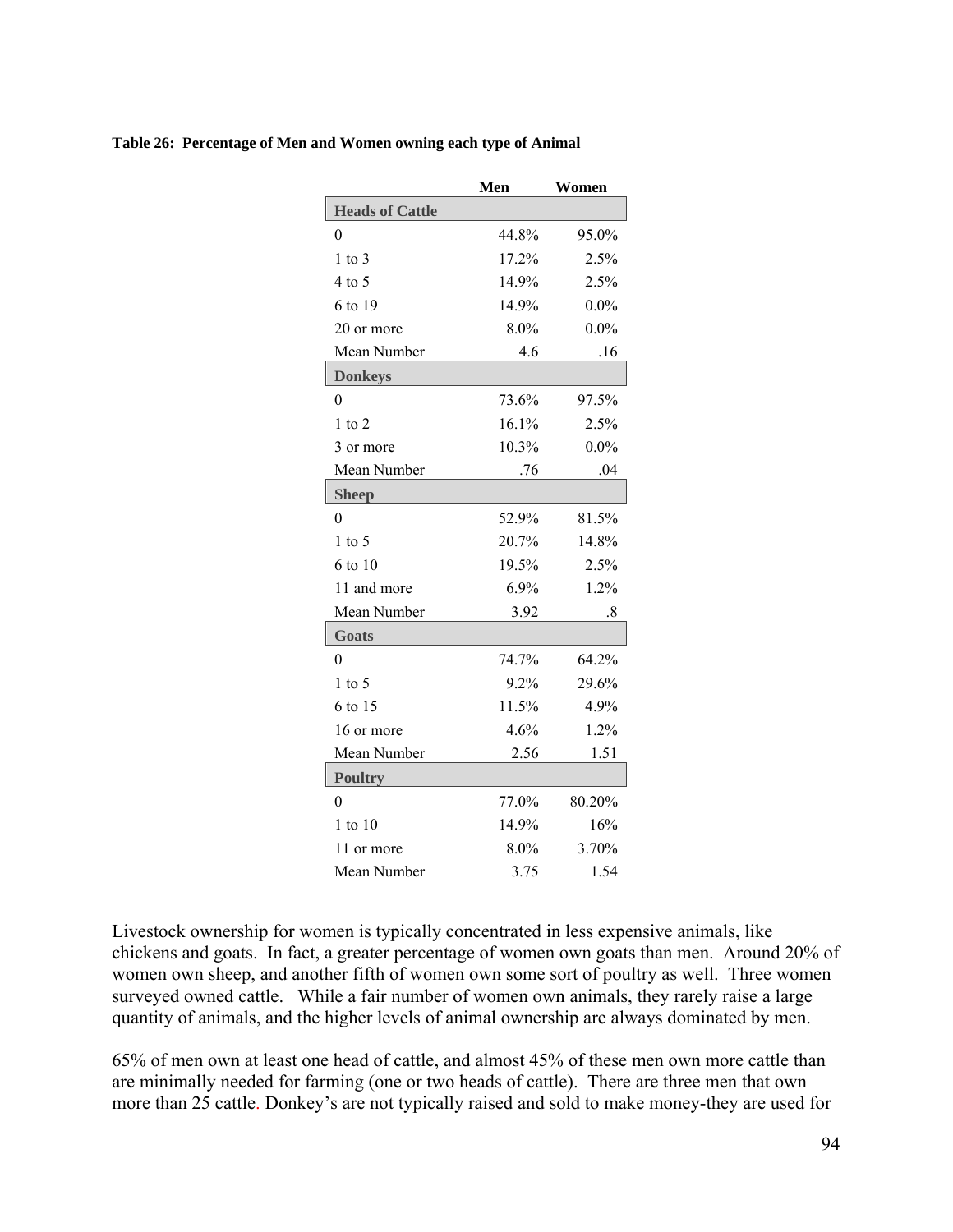**Table 26: Percentage of Men and Women owning each type of Animal**

| | Men | Women |
|---|---|---|
| **Heads of Cattle** | | |
| 0 | 44.8% | 95.0% |
| 1 to 3 | 17.2% | 2.5% |
| 4 to 5 | 14.9% | 2.5% |
| 6 to 19 | 14.9% | 0.0% |
| 20 or more | 8.0% | 0.0% |
| Mean Number | 4.6 | .16 |
| **Donkeys** | | |
| 0 | 73.6% | 97.5% |
| 1 to 2 | 16.1% | 2.5% |
| 3 or more | 10.3% | 0.0% |
| Mean Number | .76 | .04 |
| **Sheep** | | |
| 0 | 52.9% | 81.5% |
| 1 to 5 | 20.7% | 14.8% |
| 6 to 10 | 19.5% | 2.5% |
| 11 and more | 6.9% | 1.2% |
| Mean Number | 3.92 | .8 |
| **Goats** | | |
| 0 | 74.7% | 64.2% |
| 1 to 5 | 9.2% | 29.6% |
| 6 to 15 | 11.5% | 4.9% |
| 16 or more | 4.6% | 1.2% |
| Mean Number | 2.56 | 1.51 |
| **Poultry** | | |
| 0 | 77.0% | 80.20% |
| 1 to 10 | 14.9% | 16% |
| 11 or more | 8.0% | 3.70% |
| Mean Number | 3.75 | 1.54 |

Livestock ownership for women is typically concentrated in less expensive animals, like chickens and goats. In fact, a greater percentage of women own goats than men. Around 20% of women own sheep, and another fifth of women own some sort of poultry as well. Three women surveyed owned cattle. While a fair number of women own animals, they rarely raise a large quantity of animals, and the higher levels of animal ownership are always dominated by men.

65% of men own at least one head of cattle, and almost 45% of these men own more cattle than are minimally needed for farming (one or two heads of cattle). There are three men that own more than 25 cattle. Donkey's are not typically raised and sold to make money-they are used for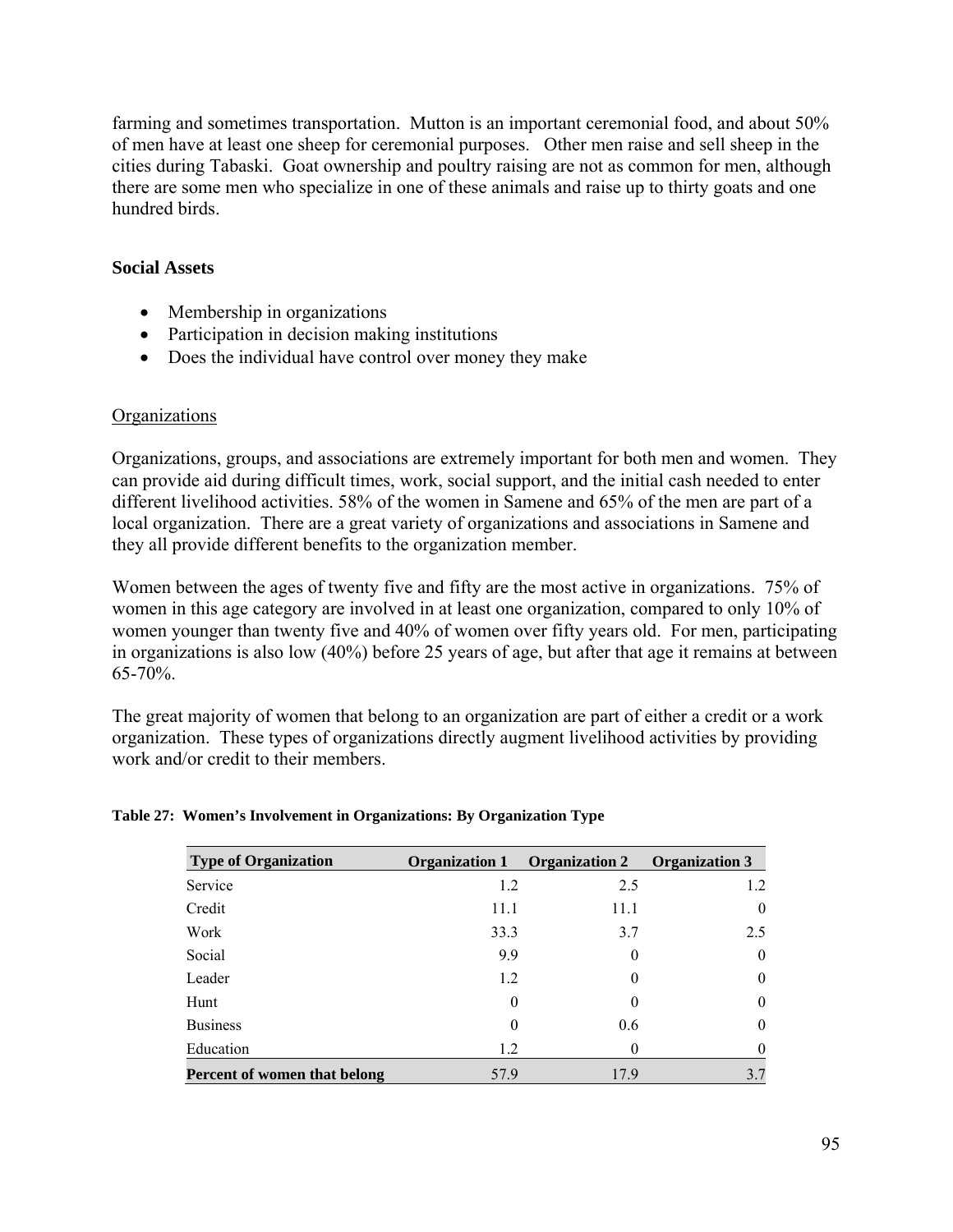farming and sometimes transportation. Mutton is an important ceremonial food, and about 50% of men have at least one sheep for ceremonial purposes. Other men raise and sell sheep in the cities during Tabaski. Goat ownership and poultry raising are not as common for men, although there are some men who specialize in one of these animals and raise up to thirty goats and one hundred birds.

### Social Assets

- Membership in organizations
- Participation in decision making institutions
- Does the individual have control over money they make

#### Organizations

Organizations, groups, and associations are extremely important for both men and women. They can provide aid during difficult times, work, social support, and the initial cash needed to enter different livelihood activities. 58% of the women in Samene and 65% of the men are part of a local organization. There are a great variety of organizations and associations in Samene and they all provide different benefits to the organization member.

Women between the ages of twenty five and fifty are the most active in organizations. 75% of women in this age category are involved in at least one organization, compared to only 10% of women younger than twenty five and 40% of women over fifty years old. For men, participating in organizations is also low (40%) before 25 years of age, but after that age it remains at between 65-70%.

The great majority of women that belong to an organization are part of either a credit or a work organization. These types of organizations directly augment livelihood activities by providing work and/or credit to their members.

**Table 27: Women's Involvement in Organizations: By Organization Type**

| Type of Organization | Organization 1 | Organization 2 | Organization 3 |
|---|---|---|---|
| Service | 1.2 | 2.5 | 1.2 |
| Credit | 11.1 | 11.1 | 0 |
| Work | 33.3 | 3.7 | 2.5 |
| Social | 9.9 | 0 | 0 |
| Leader | 1.2 | 0 | 0 |
| Hunt | 0 | 0 | 0 |
| Business | 0 | 0.6 | 0 |
| Education | 1.2 | 0 | 0 |
| **Percent of women that belong** | 57.9 | 17.9 | 3.7 |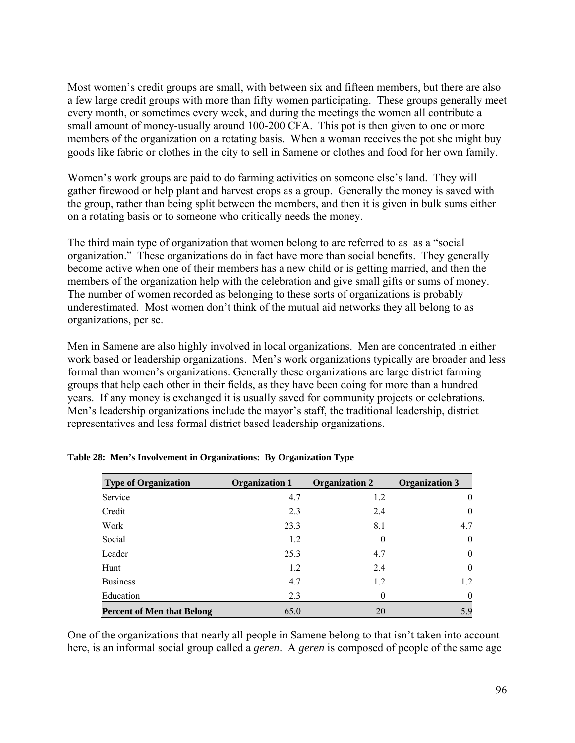Most women's credit groups are small, with between six and fifteen members, but there are also a few large credit groups with more than fifty women participating. These groups generally meet every month, or sometimes every week, and during the meetings the women all contribute a small amount of money-usually around 100-200 CFA. This pot is then given to one or more members of the organization on a rotating basis. When a woman receives the pot she might buy goods like fabric or clothes in the city to sell in Samene or clothes and food for her own family.

Women's work groups are paid to do farming activities on someone else's land. They will gather firewood or help plant and harvest crops as a group. Generally the money is saved with the group, rather than being split between the members, and then it is given in bulk sums either on a rotating basis or to someone who critically needs the money.

The third main type of organization that women belong to are referred to as as a "social organization." These organizations do in fact have more than social benefits. They generally become active when one of their members has a new child or is getting married, and then the members of the organization help with the celebration and give small gifts or sums of money. The number of women recorded as belonging to these sorts of organizations is probably underestimated. Most women don't think of the mutual aid networks they all belong to as organizations, per se.

Men in Samene are also highly involved in local organizations. Men are concentrated in either work based or leadership organizations. Men's work organizations typically are broader and less formal than women's organizations. Generally these organizations are large district farming groups that help each other in their fields, as they have been doing for more than a hundred years. If any money is exchanged it is usually saved for community projects or celebrations. Men's leadership organizations include the mayor's staff, the traditional leadership, district representatives and less formal district based leadership organizations.

**Table 28: Men's Involvement in Organizations: By Organization Type**

| Type of Organization | Organization 1 | Organization 2 | Organization 3 |
|---|---|---|---|
| Service | 4.7 | 1.2 | 0 |
| Credit | 2.3 | 2.4 | 0 |
| Work | 23.3 | 8.1 | 4.7 |
| Social | 1.2 | 0 | 0 |
| Leader | 25.3 | 4.7 | 0 |
| Hunt | 1.2 | 2.4 | 0 |
| Business | 4.7 | 1.2 | 1.2 |
| Education | 2.3 | 0 | 0 |
| **Percent of Men that Belong** | 65.0 | 20 | 5.9 |

One of the organizations that nearly all people in Samene belong to that isn't taken into account here, is an informal social group called a *geren*. A *geren* is composed of people of the same age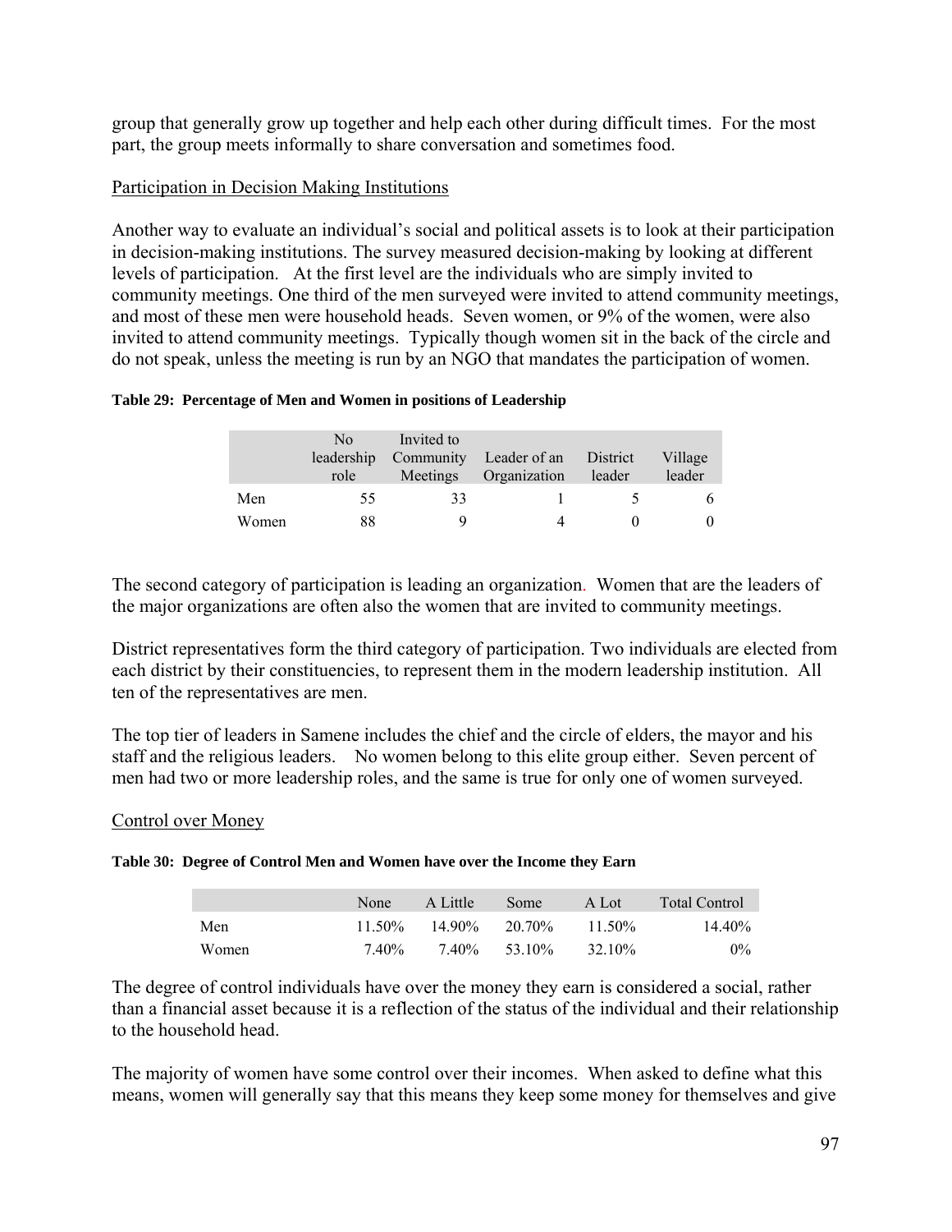group that generally grow up together and help each other during difficult times. For the most part, the group meets informally to share conversation and sometimes food.

Participation in Decision Making Institutions

Another way to evaluate an individual's social and political assets is to look at their participation in decision-making institutions. The survey measured decision-making by looking at different levels of participation. At the first level are the individuals who are simply invited to community meetings. One third of the men surveyed were invited to attend community meetings, and most of these men were household heads. Seven women, or 9% of the women, were also invited to attend community meetings. Typically though women sit in the back of the circle and do not speak, unless the meeting is run by an NGO that mandates the participation of women.

**Table 29: Percentage of Men and Women in positions of Leadership**

| | No leadership role | Invited to Community Meetings | Leader of an Organization | District leader | Village leader |
|---|---|---|---|---|---|
| Men | 55 | 33 | 1 | 5 | 6 |
| Women | 88 | 9 | 4 | 0 | 0 |

The second category of participation is leading an organization. Women that are the leaders of the major organizations are often also the women that are invited to community meetings.

District representatives form the third category of participation. Two individuals are elected from each district by their constituencies, to represent them in the modern leadership institution. All ten of the representatives are men.

The top tier of leaders in Samene includes the chief and the circle of elders, the mayor and his staff and the religious leaders. No women belong to this elite group either. Seven percent of men had two or more leadership roles, and the same is true for only one of women surveyed.

Control over Money

**Table 30: Degree of Control Men and Women have over the Income they Earn**

| | None | A Little | Some | A Lot | Total Control |
|---|---|---|---|---|---|
| Men | 11.50% | 14.90% | 20.70% | 11.50% | 14.40% |
| Women | 7.40% | 7.40% | 53.10% | 32.10% | 0% |

The degree of control individuals have over the money they earn is considered a social, rather than a financial asset because it is a reflection of the status of the individual and their relationship to the household head.

The majority of women have some control over their incomes. When asked to define what this means, women will generally say that this means they keep some money for themselves and give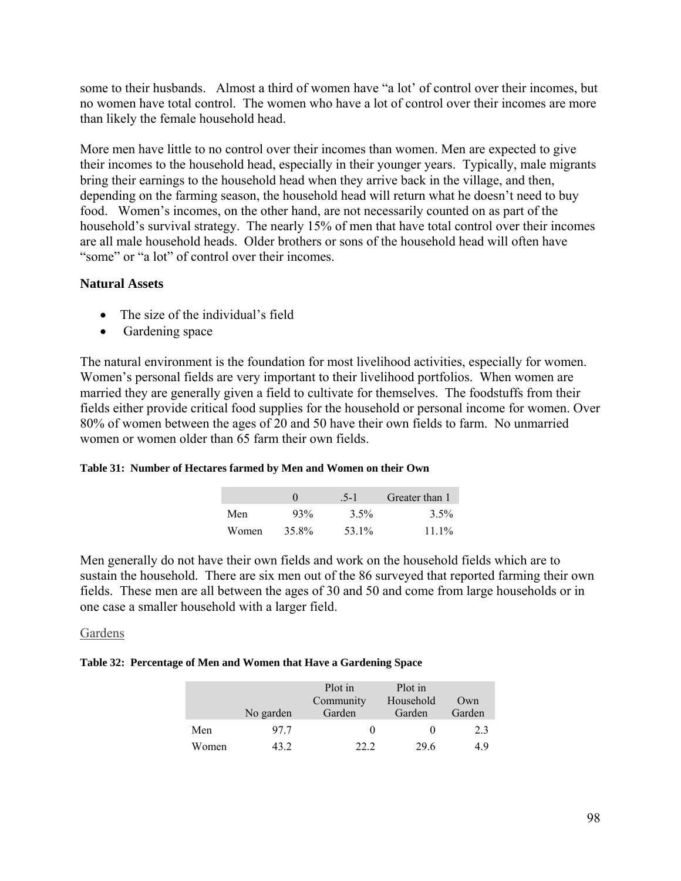some to their husbands.  Almost a third of women have "a lot' of control over their incomes, but no women have total control.  The women who have a lot of control over their incomes are more than likely the female household head.

More men have little to no control over their incomes than women. Men are expected to give their incomes to the household head, especially in their younger years.  Typically, male migrants bring their earnings to the household head when they arrive back in the village, and then, depending on the farming season, the household head will return what he doesn't need to buy food.  Women's incomes, on the other hand, are not necessarily counted on as part of the household's survival strategy.  The nearly 15% of men that have total control over their incomes are all male household heads.  Older brothers or sons of the household head will often have "some" or "a lot" of control over their incomes.

### Natural Assets

- The size of the individual's field
- Gardening space

The natural environment is the foundation for most livelihood activities, especially for women. Women's personal fields are very important to their livelihood portfolios.  When women are married they are generally given a field to cultivate for themselves.  The foodstuffs from their fields either provide critical food supplies for the household or personal income for women. Over 80% of women between the ages of 20 and 50 have their own fields to farm.  No unmarried women or women older than 65 farm their own fields.

**Table 31: Number of Hectares farmed by Men and Women on their Own**

| | 0 | .5-1 | Greater than 1 |
|---|---|---|---|
| Men | 93% | 3.5% | 3.5% |
| Women | 35.8% | 53.1% | 11.1% |

Men generally do not have their own fields and work on the household fields which are to sustain the household.  There are six men out of the 86 surveyed that reported farming their own fields.  These men are all between the ages of 30 and 50 and come from large households or in one case a smaller household with a larger field.

Gardens

**Table 32: Percentage of Men and Women that Have a Gardening Space**

| | No garden | Plot in Community Garden | Plot in Household Garden | Own Garden |
|---|---|---|---|---|
| Men | 97.7 | 0 | 0 | 2.3 |
| Women | 43.2 | 22.2 | 29.6 | 4.9 |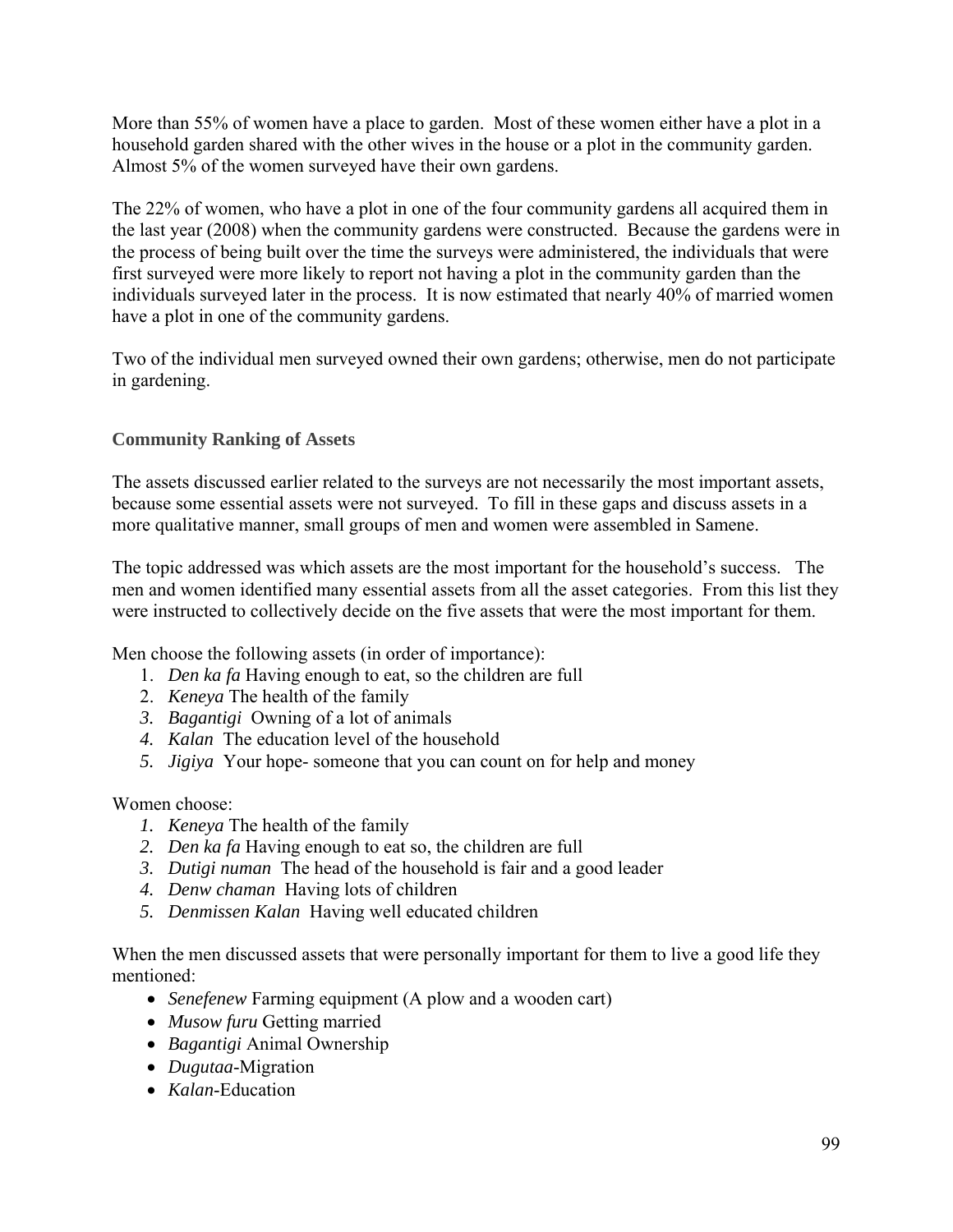More than 55% of women have a place to garden. Most of these women either have a plot in a household garden shared with the other wives in the house or a plot in the community garden. Almost 5% of the women surveyed have their own gardens.

The 22% of women, who have a plot in one of the four community gardens all acquired them in the last year (2008) when the community gardens were constructed. Because the gardens were in the process of being built over the time the surveys were administered, the individuals that were first surveyed were more likely to report not having a plot in the community garden than the individuals surveyed later in the process. It is now estimated that nearly 40% of married women have a plot in one of the community gardens.

Two of the individual men surveyed owned their own gardens; otherwise, men do not participate in gardening.

### Community Ranking of Assets

The assets discussed earlier related to the surveys are not necessarily the most important assets, because some essential assets were not surveyed. To fill in these gaps and discuss assets in a more qualitative manner, small groups of men and women were assembled in Samene.

The topic addressed was which assets are the most important for the household's success. The men and women identified many essential assets from all the asset categories. From this list they were instructed to collectively decide on the five assets that were the most important for them.

Men choose the following assets (in order of importance):

1. *Den ka fa* Having enough to eat, so the children are full
2. *Keneya* The health of the family
3. *Bagantigi* Owning of a lot of animals
4. *Kalan* The education level of the household
5. *Jigiya* Your hope- someone that you can count on for help and money

Women choose:

1. *Keneya* The health of the family
2. *Den ka fa* Having enough to eat so, the children are full
3. *Dutigi numan* The head of the household is fair and a good leader
4. *Denw chaman* Having lots of children
5. *Denmissen Kalan* Having well educated children

When the men discussed assets that were personally important for them to live a good life they mentioned:

- *Senefenew* Farming equipment (A plow and a wooden cart)
- *Musow furu* Getting married
- *Bagantigi* Animal Ownership
- *Dugutaa*-Migration
- *Kalan*-Education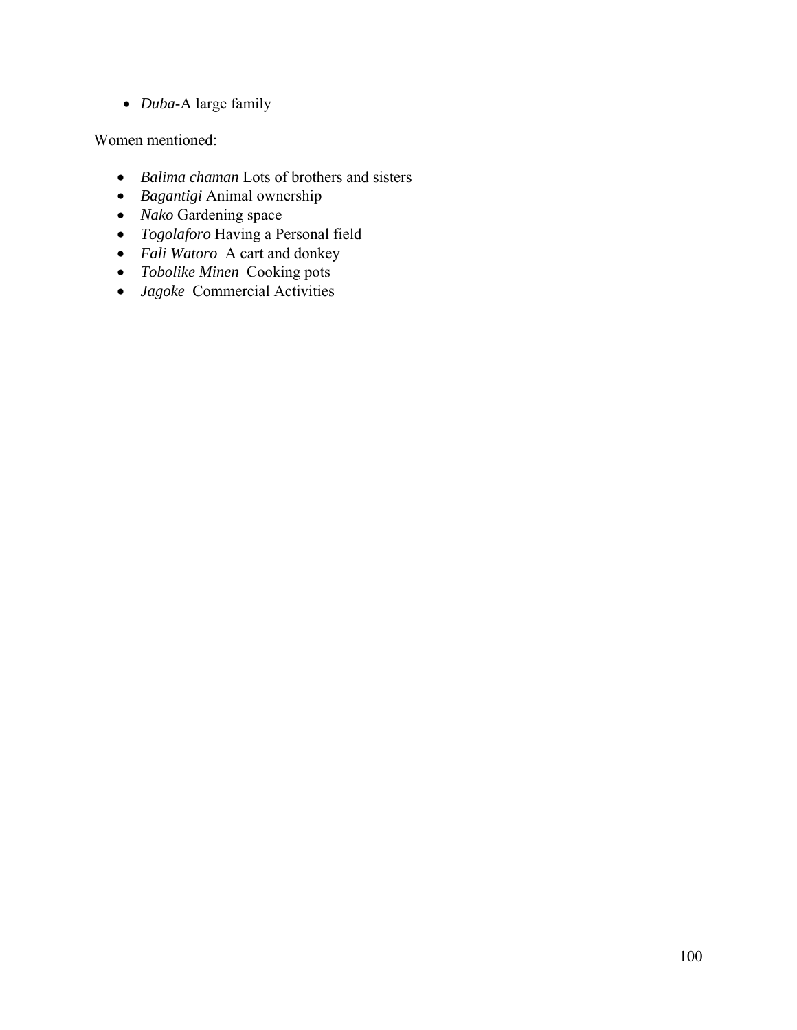- *Duba*-A large family

Women mentioned:

- *Balima chaman* Lots of brothers and sisters
- *Bagantigi* Animal ownership
- *Nako* Gardening space
- *Togolaforo* Having a Personal field
- *Fali Watoro* A cart and donkey
- *Tobolike Minen* Cooking pots
- *Jagoke* Commercial Activities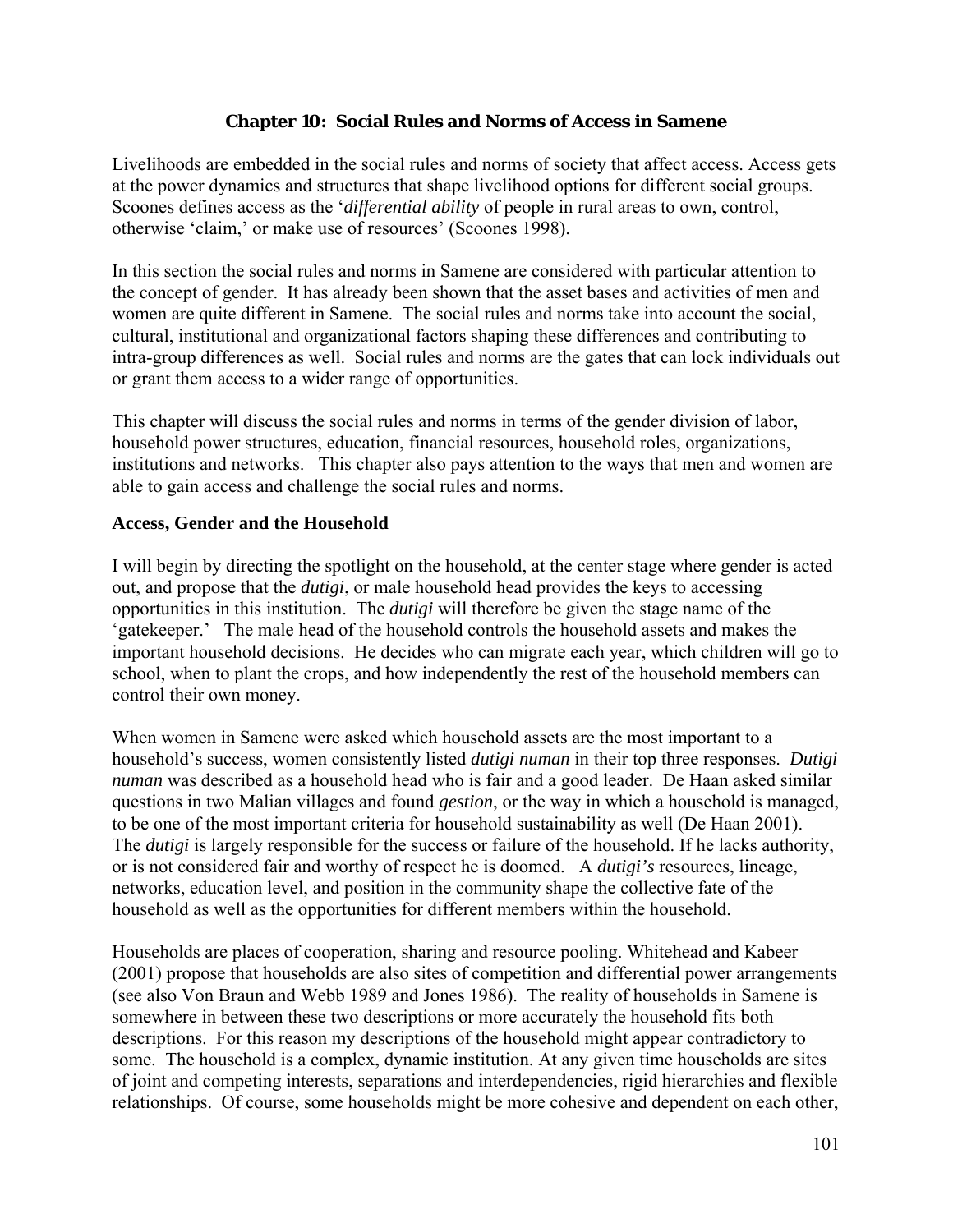## Chapter 10: Social Rules and Norms of Access in Samene

Livelihoods are embedded in the social rules and norms of society that affect access. Access gets at the power dynamics and structures that shape livelihood options for different social groups. Scoones defines access as the '*differential ability* of people in rural areas to own, control, otherwise 'claim,' or make use of resources' (Scoones 1998).

In this section the social rules and norms in Samene are considered with particular attention to the concept of gender. It has already been shown that the asset bases and activities of men and women are quite different in Samene. The social rules and norms take into account the social, cultural, institutional and organizational factors shaping these differences and contributing to intra-group differences as well. Social rules and norms are the gates that can lock individuals out or grant them access to a wider range of opportunities.

This chapter will discuss the social rules and norms in terms of the gender division of labor, household power structures, education, financial resources, household roles, organizations, institutions and networks. This chapter also pays attention to the ways that men and women are able to gain access and challenge the social rules and norms.

### Access, Gender and the Household

I will begin by directing the spotlight on the household, at the center stage where gender is acted out, and propose that the *dutigi*, or male household head provides the keys to accessing opportunities in this institution. The *dutigi* will therefore be given the stage name of the 'gatekeeper.' The male head of the household controls the household assets and makes the important household decisions. He decides who can migrate each year, which children will go to school, when to plant the crops, and how independently the rest of the household members can control their own money.

When women in Samene were asked which household assets are the most important to a household's success, women consistently listed *dutigi numan* in their top three responses. *Dutigi numan* was described as a household head who is fair and a good leader. De Haan asked similar questions in two Malian villages and found *gestion*, or the way in which a household is managed, to be one of the most important criteria for household sustainability as well (De Haan 2001). The *dutigi* is largely responsible for the success or failure of the household. If he lacks authority, or is not considered fair and worthy of respect he is doomed. A *dutigi's* resources, lineage, networks, education level, and position in the community shape the collective fate of the household as well as the opportunities for different members within the household.

Households are places of cooperation, sharing and resource pooling. Whitehead and Kabeer (2001) propose that households are also sites of competition and differential power arrangements (see also Von Braun and Webb 1989 and Jones 1986). The reality of households in Samene is somewhere in between these two descriptions or more accurately the household fits both descriptions. For this reason my descriptions of the household might appear contradictory to some. The household is a complex, dynamic institution. At any given time households are sites of joint and competing interests, separations and interdependencies, rigid hierarchies and flexible relationships. Of course, some households might be more cohesive and dependent on each other,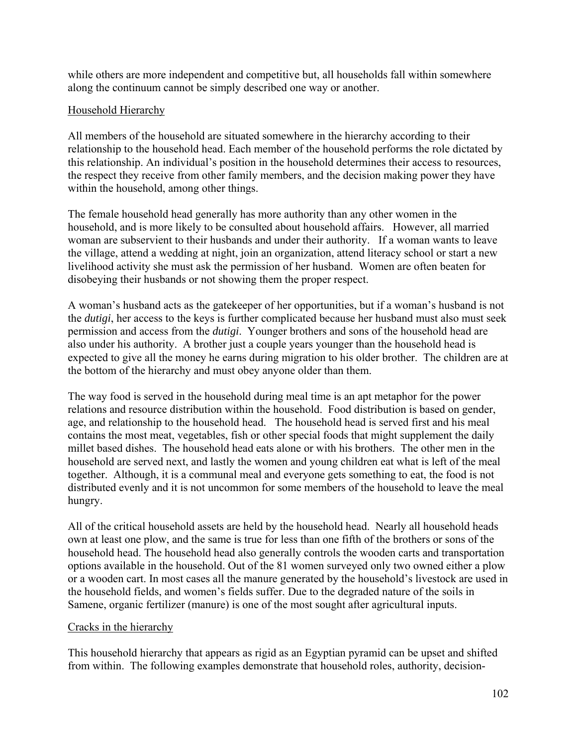while others are more independent and competitive but, all households fall within somewhere along the continuum cannot be simply described one way or another.

Household Hierarchy

All members of the household are situated somewhere in the hierarchy according to their relationship to the household head. Each member of the household performs the role dictated by this relationship. An individual's position in the household determines their access to resources, the respect they receive from other family members, and the decision making power they have within the household, among other things.

The female household head generally has more authority than any other women in the household, and is more likely to be consulted about household affairs. However, all married woman are subservient to their husbands and under their authority. If a woman wants to leave the village, attend a wedding at night, join an organization, attend literacy school or start a new livelihood activity she must ask the permission of her husband. Women are often beaten for disobeying their husbands or not showing them the proper respect.

A woman's husband acts as the gatekeeper of her opportunities, but if a woman's husband is not the *dutigi*, her access to the keys is further complicated because her husband must also must seek permission and access from the *dutigi*. Younger brothers and sons of the household head are also under his authority. A brother just a couple years younger than the household head is expected to give all the money he earns during migration to his older brother. The children are at the bottom of the hierarchy and must obey anyone older than them.

The way food is served in the household during meal time is an apt metaphor for the power relations and resource distribution within the household. Food distribution is based on gender, age, and relationship to the household head. The household head is served first and his meal contains the most meat, vegetables, fish or other special foods that might supplement the daily millet based dishes. The household head eats alone or with his brothers. The other men in the household are served next, and lastly the women and young children eat what is left of the meal together. Although, it is a communal meal and everyone gets something to eat, the food is not distributed evenly and it is not uncommon for some members of the household to leave the meal hungry.

All of the critical household assets are held by the household head. Nearly all household heads own at least one plow, and the same is true for less than one fifth of the brothers or sons of the household head. The household head also generally controls the wooden carts and transportation options available in the household. Out of the 81 women surveyed only two owned either a plow or a wooden cart. In most cases all the manure generated by the household's livestock are used in the household fields, and women's fields suffer. Due to the degraded nature of the soils in Samene, organic fertilizer (manure) is one of the most sought after agricultural inputs.

Cracks in the hierarchy

This household hierarchy that appears as rigid as an Egyptian pyramid can be upset and shifted from within. The following examples demonstrate that household roles, authority, decision-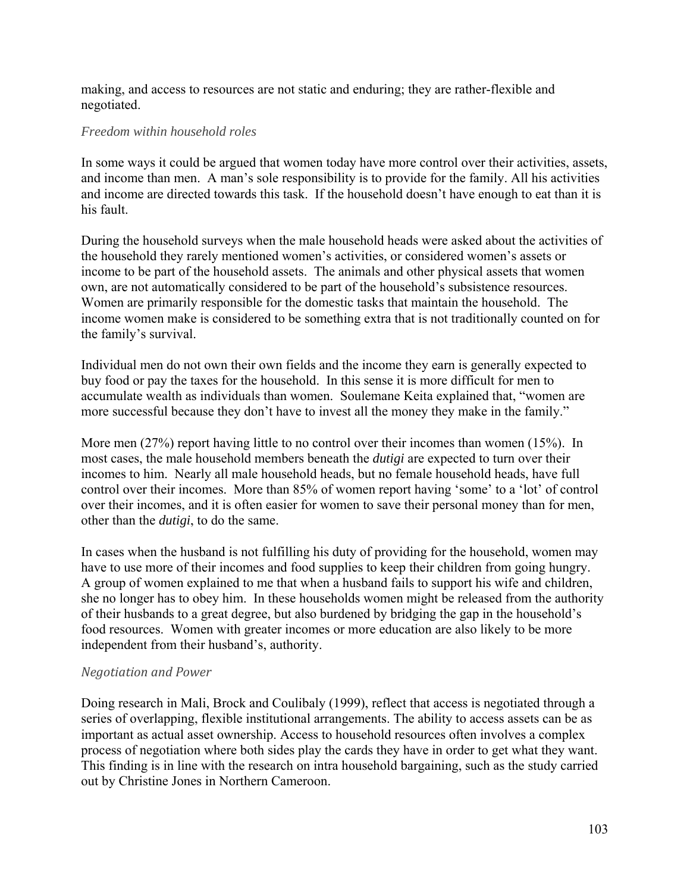making, and access to resources are not static and enduring; they are rather-flexible and negotiated.

### *Freedom within household roles*

In some ways it could be argued that women today have more control over their activities, assets, and income than men. A man's sole responsibility is to provide for the family. All his activities and income are directed towards this task. If the household doesn't have enough to eat than it is his fault.

During the household surveys when the male household heads were asked about the activities of the household they rarely mentioned women's activities, or considered women's assets or income to be part of the household assets. The animals and other physical assets that women own, are not automatically considered to be part of the household's subsistence resources. Women are primarily responsible for the domestic tasks that maintain the household. The income women make is considered to be something extra that is not traditionally counted on for the family's survival.

Individual men do not own their own fields and the income they earn is generally expected to buy food or pay the taxes for the household. In this sense it is more difficult for men to accumulate wealth as individuals than women. Soulemane Keita explained that, "women are more successful because they don't have to invest all the money they make in the family."

More men (27%) report having little to no control over their incomes than women (15%). In most cases, the male household members beneath the *dutigi* are expected to turn over their incomes to him. Nearly all male household heads, but no female household heads, have full control over their incomes. More than 85% of women report having 'some' to a 'lot' of control over their incomes, and it is often easier for women to save their personal money than for men, other than the *dutigi*, to do the same.

In cases when the husband is not fulfilling his duty of providing for the household, women may have to use more of their incomes and food supplies to keep their children from going hungry. A group of women explained to me that when a husband fails to support his wife and children, she no longer has to obey him. In these households women might be released from the authority of their husbands to a great degree, but also burdened by bridging the gap in the household's food resources. Women with greater incomes or more education are also likely to be more independent from their husband's, authority.

### *Negotiation and Power*

Doing research in Mali, Brock and Coulibaly (1999), reflect that access is negotiated through a series of overlapping, flexible institutional arrangements. The ability to access assets can be as important as actual asset ownership. Access to household resources often involves a complex process of negotiation where both sides play the cards they have in order to get what they want. This finding is in line with the research on intra household bargaining, such as the study carried out by Christine Jones in Northern Cameroon.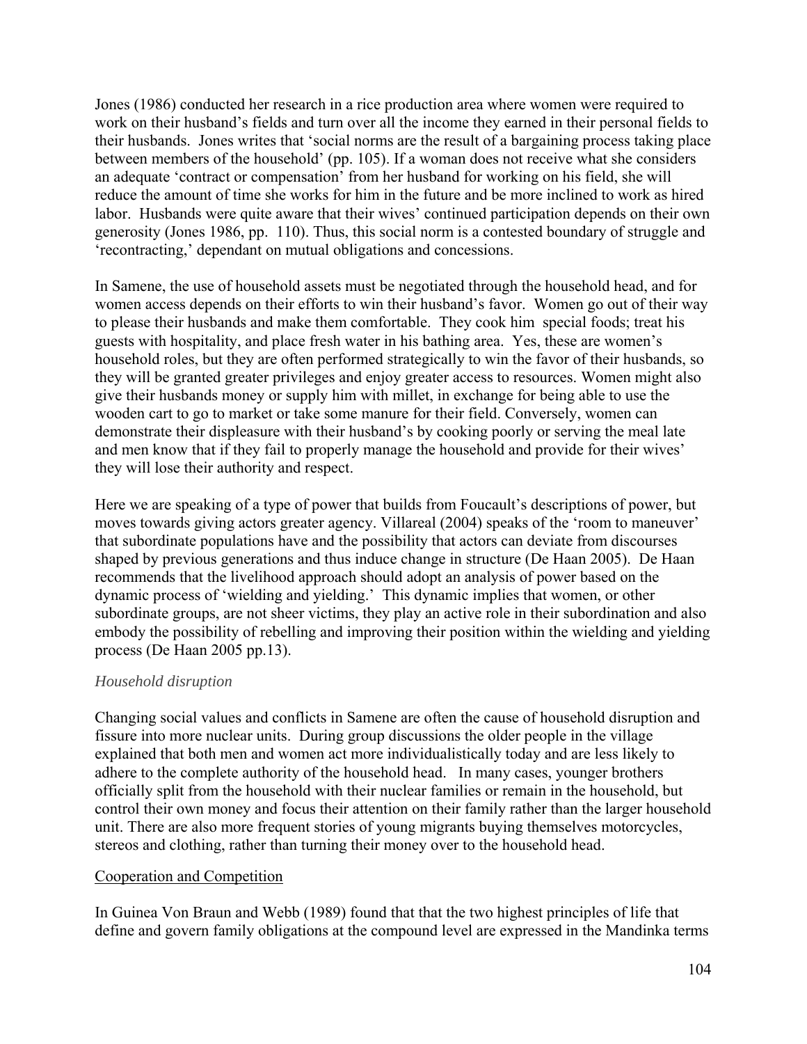Jones (1986) conducted her research in a rice production area where women were required to work on their husband's fields and turn over all the income they earned in their personal fields to their husbands. Jones writes that 'social norms are the result of a bargaining process taking place between members of the household' (pp. 105). If a woman does not receive what she considers an adequate 'contract or compensation' from her husband for working on his field, she will reduce the amount of time she works for him in the future and be more inclined to work as hired labor. Husbands were quite aware that their wives' continued participation depends on their own generosity (Jones 1986, pp. 110). Thus, this social norm is a contested boundary of struggle and 'recontracting,' dependant on mutual obligations and concessions.

In Samene, the use of household assets must be negotiated through the household head, and for women access depends on their efforts to win their husband's favor. Women go out of their way to please their husbands and make them comfortable. They cook him special foods; treat his guests with hospitality, and place fresh water in his bathing area. Yes, these are women's household roles, but they are often performed strategically to win the favor of their husbands, so they will be granted greater privileges and enjoy greater access to resources. Women might also give their husbands money or supply him with millet, in exchange for being able to use the wooden cart to go to market or take some manure for their field. Conversely, women can demonstrate their displeasure with their husband's by cooking poorly or serving the meal late and men know that if they fail to properly manage the household and provide for their wives' they will lose their authority and respect.

Here we are speaking of a type of power that builds from Foucault's descriptions of power, but moves towards giving actors greater agency. Villareal (2004) speaks of the 'room to maneuver' that subordinate populations have and the possibility that actors can deviate from discourses shaped by previous generations and thus induce change in structure (De Haan 2005). De Haan recommends that the livelihood approach should adopt an analysis of power based on the dynamic process of 'wielding and yielding.' This dynamic implies that women, or other subordinate groups, are not sheer victims, they play an active role in their subordination and also embody the possibility of rebelling and improving their position within the wielding and yielding process (De Haan 2005 pp.13).

*Household disruption*

Changing social values and conflicts in Samene are often the cause of household disruption and fissure into more nuclear units. During group discussions the older people in the village explained that both men and women act more individualistically today and are less likely to adhere to the complete authority of the household head. In many cases, younger brothers officially split from the household with their nuclear families or remain in the household, but control their own money and focus their attention on their family rather than the larger household unit. There are also more frequent stories of young migrants buying themselves motorcycles, stereos and clothing, rather than turning their money over to the household head.

<u>Cooperation and Competition</u>

In Guinea Von Braun and Webb (1989) found that that the two highest principles of life that define and govern family obligations at the compound level are expressed in the Mandinka terms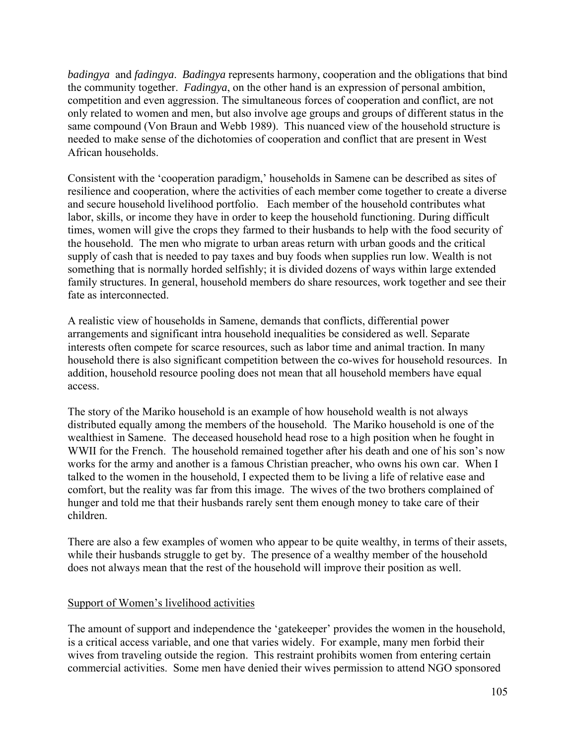*badingya* and *fadingya*. *Badingya* represents harmony, cooperation and the obligations that bind the community together. *Fadingya*, on the other hand is an expression of personal ambition, competition and even aggression. The simultaneous forces of cooperation and conflict, are not only related to women and men, but also involve age groups and groups of different status in the same compound (Von Braun and Webb 1989). This nuanced view of the household structure is needed to make sense of the dichotomies of cooperation and conflict that are present in West African households.

Consistent with the 'cooperation paradigm,' households in Samene can be described as sites of resilience and cooperation, where the activities of each member come together to create a diverse and secure household livelihood portfolio. Each member of the household contributes what labor, skills, or income they have in order to keep the household functioning. During difficult times, women will give the crops they farmed to their husbands to help with the food security of the household. The men who migrate to urban areas return with urban goods and the critical supply of cash that is needed to pay taxes and buy foods when supplies run low. Wealth is not something that is normally horded selfishly; it is divided dozens of ways within large extended family structures. In general, household members do share resources, work together and see their fate as interconnected.

A realistic view of households in Samene, demands that conflicts, differential power arrangements and significant intra household inequalities be considered as well. Separate interests often compete for scarce resources, such as labor time and animal traction. In many household there is also significant competition between the co-wives for household resources. In addition, household resource pooling does not mean that all household members have equal access.

The story of the Mariko household is an example of how household wealth is not always distributed equally among the members of the household. The Mariko household is one of the wealthiest in Samene. The deceased household head rose to a high position when he fought in WWII for the French. The household remained together after his death and one of his son's now works for the army and another is a famous Christian preacher, who owns his own car. When I talked to the women in the household, I expected them to be living a life of relative ease and comfort, but the reality was far from this image. The wives of the two brothers complained of hunger and told me that their husbands rarely sent them enough money to take care of their children.

There are also a few examples of women who appear to be quite wealthy, in terms of their assets, while their husbands struggle to get by. The presence of a wealthy member of the household does not always mean that the rest of the household will improve their position as well.

## Support of Women's livelihood activities

The amount of support and independence the 'gatekeeper' provides the women in the household, is a critical access variable, and one that varies widely. For example, many men forbid their wives from traveling outside the region. This restraint prohibits women from entering certain commercial activities. Some men have denied their wives permission to attend NGO sponsored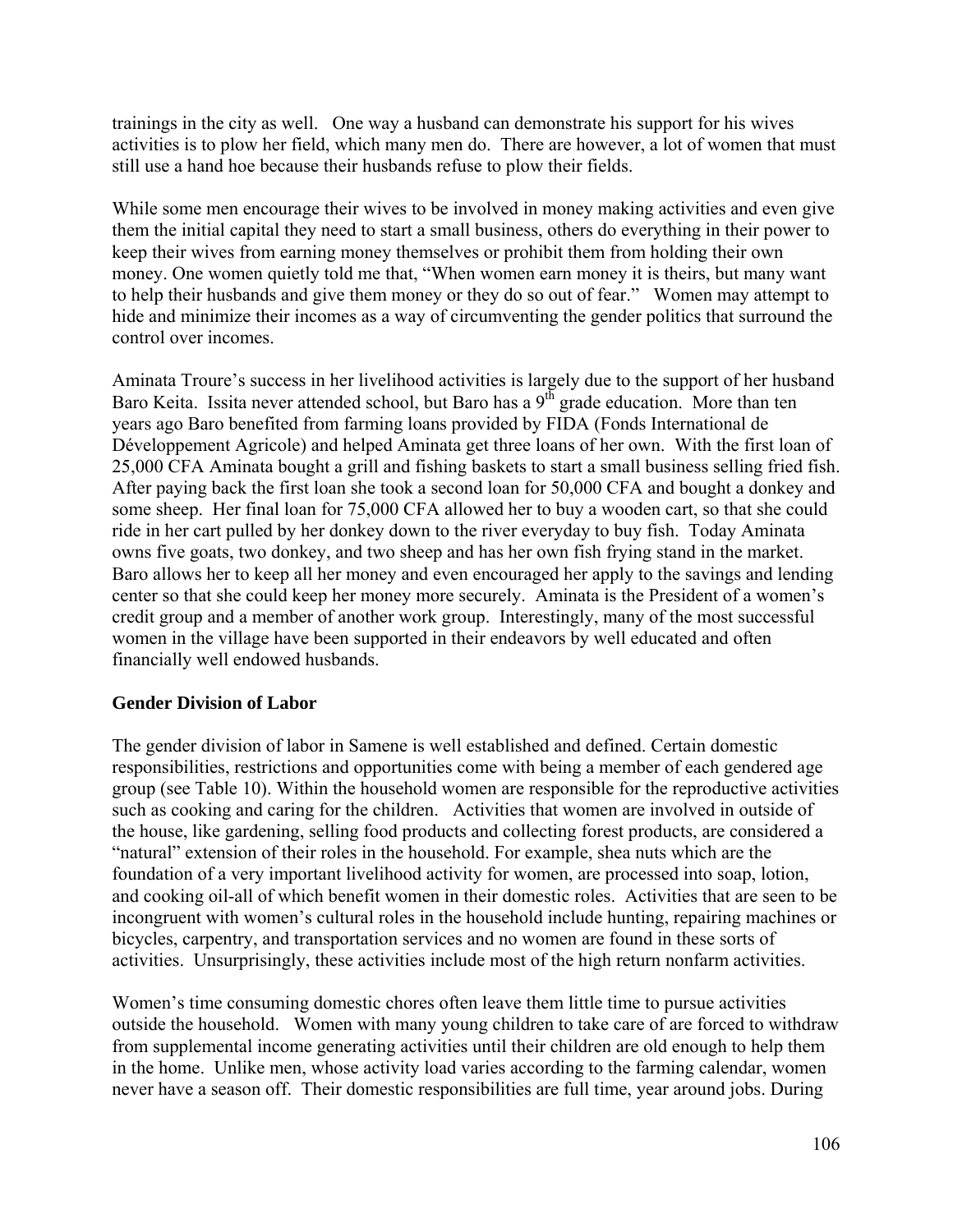trainings in the city as well. One way a husband can demonstrate his support for his wives activities is to plow her field, which many men do. There are however, a lot of women that must still use a hand hoe because their husbands refuse to plow their fields.

While some men encourage their wives to be involved in money making activities and even give them the initial capital they need to start a small business, others do everything in their power to keep their wives from earning money themselves or prohibit them from holding their own money. One women quietly told me that, "When women earn money it is theirs, but many want to help their husbands and give them money or they do so out of fear." Women may attempt to hide and minimize their incomes as a way of circumventing the gender politics that surround the control over incomes.

Aminata Troure's success in her livelihood activities is largely due to the support of her husband Baro Keita. Issita never attended school, but Baro has a 9th grade education. More than ten years ago Baro benefited from farming loans provided by FIDA (Fonds International de Développement Agricole) and helped Aminata get three loans of her own. With the first loan of 25,000 CFA Aminata bought a grill and fishing baskets to start a small business selling fried fish. After paying back the first loan she took a second loan for 50,000 CFA and bought a donkey and some sheep. Her final loan for 75,000 CFA allowed her to buy a wooden cart, so that she could ride in her cart pulled by her donkey down to the river everyday to buy fish. Today Aminata owns five goats, two donkey, and two sheep and has her own fish frying stand in the market. Baro allows her to keep all her money and even encouraged her apply to the savings and lending center so that she could keep her money more securely. Aminata is the President of a women's credit group and a member of another work group. Interestingly, many of the most successful women in the village have been supported in their endeavors by well educated and often financially well endowed husbands.

**Gender Division of Labor**

The gender division of labor in Samene is well established and defined. Certain domestic responsibilities, restrictions and opportunities come with being a member of each gendered age group (see Table 10). Within the household women are responsible for the reproductive activities such as cooking and caring for the children. Activities that women are involved in outside of the house, like gardening, selling food products and collecting forest products, are considered a "natural" extension of their roles in the household. For example, shea nuts which are the foundation of a very important livelihood activity for women, are processed into soap, lotion, and cooking oil-all of which benefit women in their domestic roles. Activities that are seen to be incongruent with women's cultural roles in the household include hunting, repairing machines or bicycles, carpentry, and transportation services and no women are found in these sorts of activities. Unsurprisingly, these activities include most of the high return nonfarm activities.

Women's time consuming domestic chores often leave them little time to pursue activities outside the household. Women with many young children to take care of are forced to withdraw from supplemental income generating activities until their children are old enough to help them in the home. Unlike men, whose activity load varies according to the farming calendar, women never have a season off. Their domestic responsibilities are full time, year around jobs. During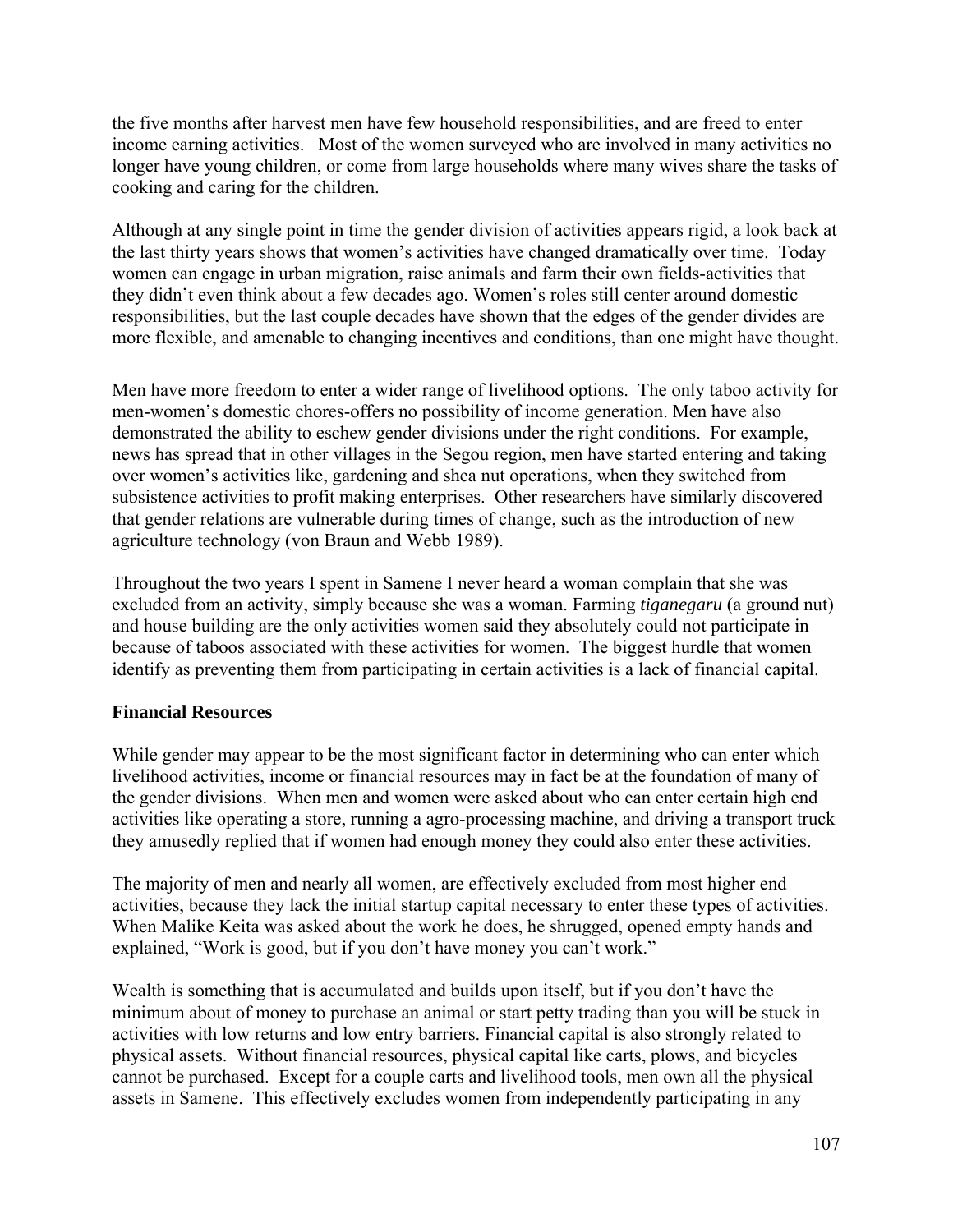the five months after harvest men have few household responsibilities, and are freed to enter income earning activities. Most of the women surveyed who are involved in many activities no longer have young children, or come from large households where many wives share the tasks of cooking and caring for the children.

Although at any single point in time the gender division of activities appears rigid, a look back at the last thirty years shows that women's activities have changed dramatically over time. Today women can engage in urban migration, raise animals and farm their own fields-activities that they didn't even think about a few decades ago. Women's roles still center around domestic responsibilities, but the last couple decades have shown that the edges of the gender divides are more flexible, and amenable to changing incentives and conditions, than one might have thought.

Men have more freedom to enter a wider range of livelihood options. The only taboo activity for men-women's domestic chores-offers no possibility of income generation. Men have also demonstrated the ability to eschew gender divisions under the right conditions. For example, news has spread that in other villages in the Segou region, men have started entering and taking over women's activities like, gardening and shea nut operations, when they switched from subsistence activities to profit making enterprises. Other researchers have similarly discovered that gender relations are vulnerable during times of change, such as the introduction of new agriculture technology (von Braun and Webb 1989).

Throughout the two years I spent in Samene I never heard a woman complain that she was excluded from an activity, simply because she was a woman. Farming *tiganegaru* (a ground nut) and house building are the only activities women said they absolutely could not participate in because of taboos associated with these activities for women. The biggest hurdle that women identify as preventing them from participating in certain activities is a lack of financial capital.

### Financial Resources

While gender may appear to be the most significant factor in determining who can enter which livelihood activities, income or financial resources may in fact be at the foundation of many of the gender divisions. When men and women were asked about who can enter certain high end activities like operating a store, running a agro-processing machine, and driving a transport truck they amusedly replied that if women had enough money they could also enter these activities.

The majority of men and nearly all women, are effectively excluded from most higher end activities, because they lack the initial startup capital necessary to enter these types of activities. When Malike Keita was asked about the work he does, he shrugged, opened empty hands and explained, "Work is good, but if you don't have money you can't work."

Wealth is something that is accumulated and builds upon itself, but if you don't have the minimum about of money to purchase an animal or start petty trading than you will be stuck in activities with low returns and low entry barriers. Financial capital is also strongly related to physical assets. Without financial resources, physical capital like carts, plows, and bicycles cannot be purchased. Except for a couple carts and livelihood tools, men own all the physical assets in Samene. This effectively excludes women from independently participating in any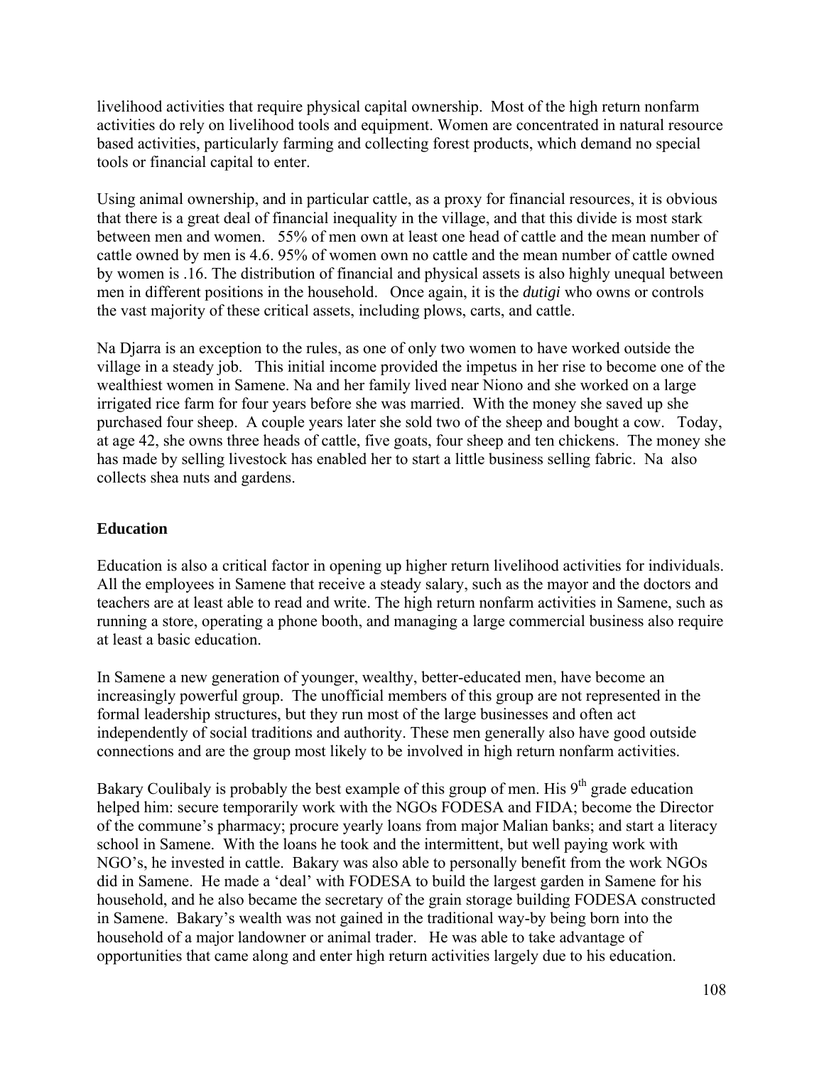livelihood activities that require physical capital ownership. Most of the high return nonfarm activities do rely on livelihood tools and equipment. Women are concentrated in natural resource based activities, particularly farming and collecting forest products, which demand no special tools or financial capital to enter.

Using animal ownership, and in particular cattle, as a proxy for financial resources, it is obvious that there is a great deal of financial inequality in the village, and that this divide is most stark between men and women. 55% of men own at least one head of cattle and the mean number of cattle owned by men is 4.6. 95% of women own no cattle and the mean number of cattle owned by women is .16. The distribution of financial and physical assets is also highly unequal between men in different positions in the household. Once again, it is the *dutigi* who owns or controls the vast majority of these critical assets, including plows, carts, and cattle.

Na Djarra is an exception to the rules, as one of only two women to have worked outside the village in a steady job. This initial income provided the impetus in her rise to become one of the wealthiest women in Samene. Na and her family lived near Niono and she worked on a large irrigated rice farm for four years before she was married. With the money she saved up she purchased four sheep. A couple years later she sold two of the sheep and bought a cow. Today, at age 42, she owns three heads of cattle, five goats, four sheep and ten chickens. The money she has made by selling livestock has enabled her to start a little business selling fabric. Na also collects shea nuts and gardens.

## Education

Education is also a critical factor in opening up higher return livelihood activities for individuals. All the employees in Samene that receive a steady salary, such as the mayor and the doctors and teachers are at least able to read and write. The high return nonfarm activities in Samene, such as running a store, operating a phone booth, and managing a large commercial business also require at least a basic education.

In Samene a new generation of younger, wealthy, better-educated men, have become an increasingly powerful group. The unofficial members of this group are not represented in the formal leadership structures, but they run most of the large businesses and often act independently of social traditions and authority. These men generally also have good outside connections and are the group most likely to be involved in high return nonfarm activities.

Bakary Coulibaly is probably the best example of this group of men. His 9th grade education helped him: secure temporarily work with the NGOs FODESA and FIDA; become the Director of the commune's pharmacy; procure yearly loans from major Malian banks; and start a literacy school in Samene. With the loans he took and the intermittent, but well paying work with NGO's, he invested in cattle. Bakary was also able to personally benefit from the work NGOs did in Samene. He made a 'deal' with FODESA to build the largest garden in Samene for his household, and he also became the secretary of the grain storage building FODESA constructed in Samene. Bakary's wealth was not gained in the traditional way-by being born into the household of a major landowner or animal trader. He was able to take advantage of opportunities that came along and enter high return activities largely due to his education.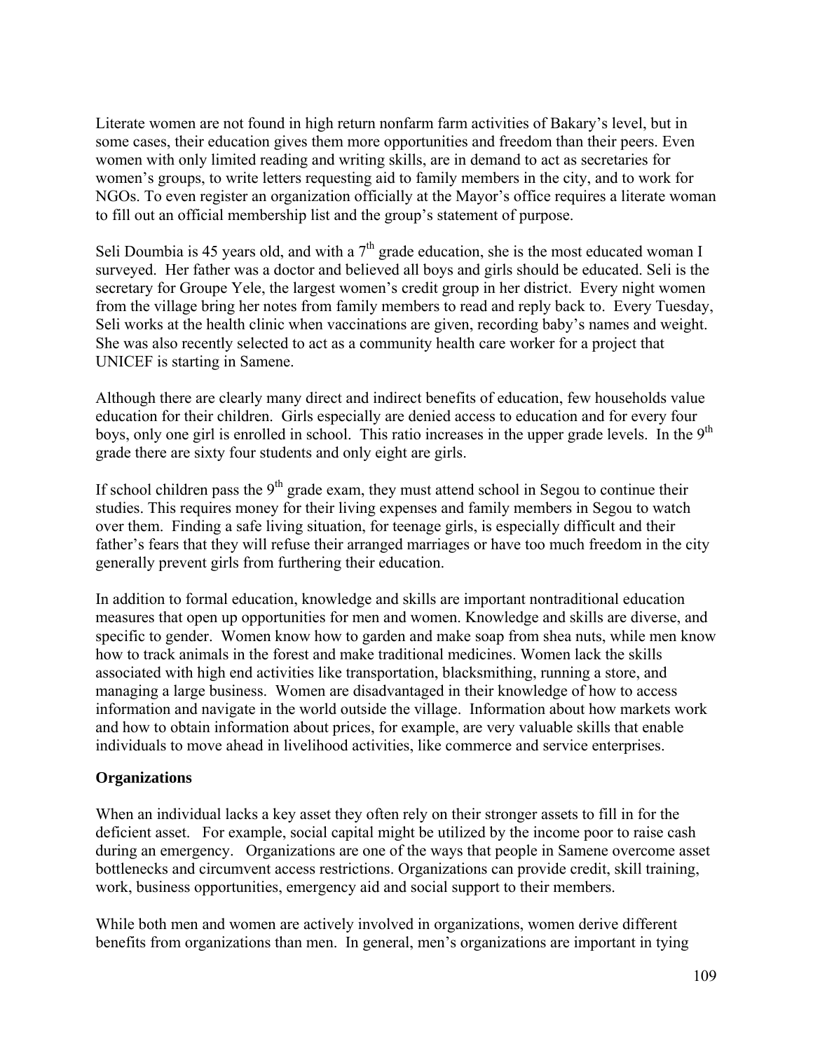Literate women are not found in high return nonfarm farm activities of Bakary's level, but in some cases, their education gives them more opportunities and freedom than their peers. Even women with only limited reading and writing skills, are in demand to act as secretaries for women's groups, to write letters requesting aid to family members in the city, and to work for NGOs. To even register an organization officially at the Mayor's office requires a literate woman to fill out an official membership list and the group's statement of purpose.

Seli Doumbia is 45 years old, and with a 7th grade education, she is the most educated woman I surveyed. Her father was a doctor and believed all boys and girls should be educated. Seli is the secretary for Groupe Yele, the largest women's credit group in her district. Every night women from the village bring her notes from family members to read and reply back to. Every Tuesday, Seli works at the health clinic when vaccinations are given, recording baby's names and weight. She was also recently selected to act as a community health care worker for a project that UNICEF is starting in Samene.

Although there are clearly many direct and indirect benefits of education, few households value education for their children. Girls especially are denied access to education and for every four boys, only one girl is enrolled in school. This ratio increases in the upper grade levels. In the 9th grade there are sixty four students and only eight are girls.

If school children pass the 9th grade exam, they must attend school in Segou to continue their studies. This requires money for their living expenses and family members in Segou to watch over them. Finding a safe living situation, for teenage girls, is especially difficult and their father's fears that they will refuse their arranged marriages or have too much freedom in the city generally prevent girls from furthering their education.

In addition to formal education, knowledge and skills are important nontraditional education measures that open up opportunities for men and women. Knowledge and skills are diverse, and specific to gender. Women know how to garden and make soap from shea nuts, while men know how to track animals in the forest and make traditional medicines. Women lack the skills associated with high end activities like transportation, blacksmithing, running a store, and managing a large business. Women are disadvantaged in their knowledge of how to access information and navigate in the world outside the village. Information about how markets work and how to obtain information about prices, for example, are very valuable skills that enable individuals to move ahead in livelihood activities, like commerce and service enterprises.

**Organizations**

When an individual lacks a key asset they often rely on their stronger assets to fill in for the deficient asset. For example, social capital might be utilized by the income poor to raise cash during an emergency. Organizations are one of the ways that people in Samene overcome asset bottlenecks and circumvent access restrictions. Organizations can provide credit, skill training, work, business opportunities, emergency aid and social support to their members.

While both men and women are actively involved in organizations, women derive different benefits from organizations than men. In general, men's organizations are important in tying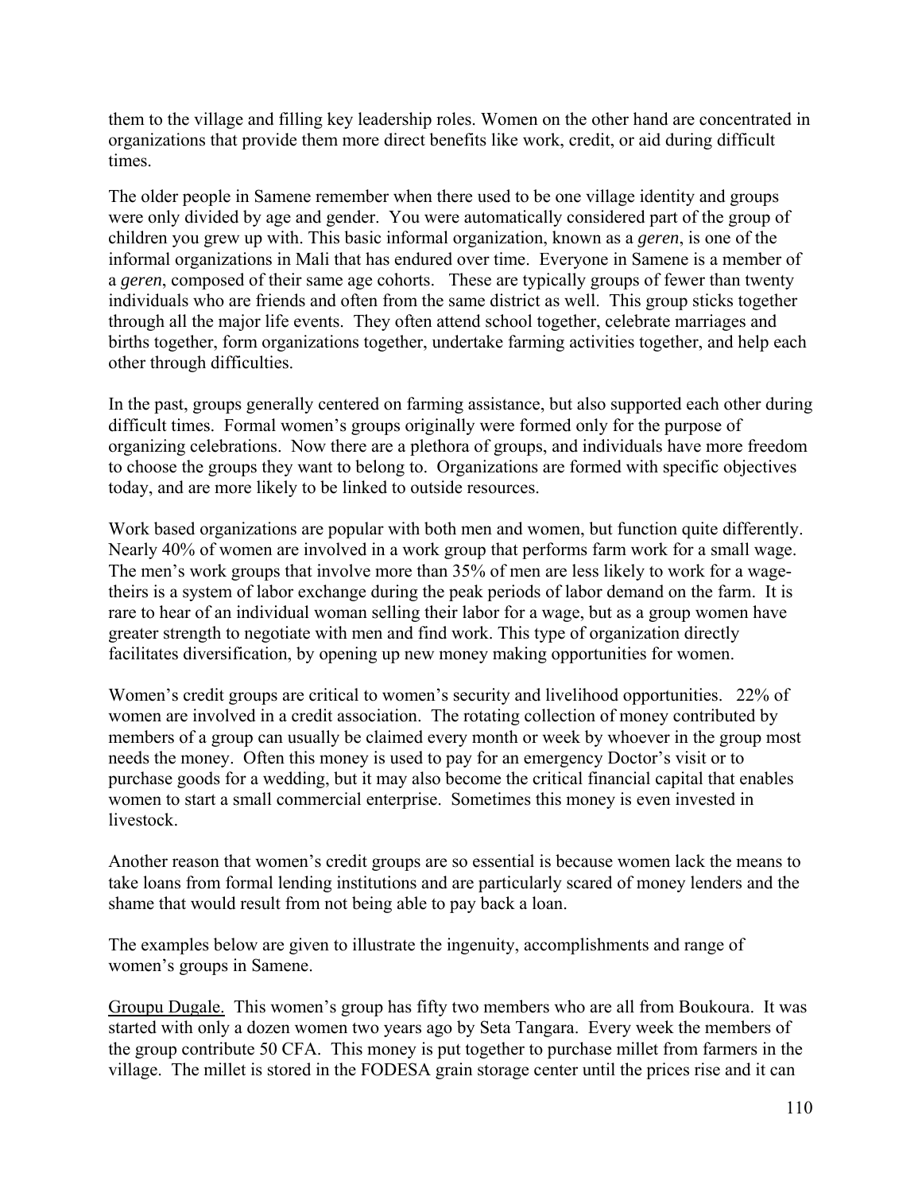them to the village and filling key leadership roles. Women on the other hand are concentrated in organizations that provide them more direct benefits like work, credit, or aid during difficult times.

The older people in Samene remember when there used to be one village identity and groups were only divided by age and gender. You were automatically considered part of the group of children you grew up with. This basic informal organization, known as a *geren*, is one of the informal organizations in Mali that has endured over time. Everyone in Samene is a member of a *geren*, composed of their same age cohorts. These are typically groups of fewer than twenty individuals who are friends and often from the same district as well. This group sticks together through all the major life events. They often attend school together, celebrate marriages and births together, form organizations together, undertake farming activities together, and help each other through difficulties.

In the past, groups generally centered on farming assistance, but also supported each other during difficult times. Formal women's groups originally were formed only for the purpose of organizing celebrations. Now there are a plethora of groups, and individuals have more freedom to choose the groups they want to belong to. Organizations are formed with specific objectives today, and are more likely to be linked to outside resources.

Work based organizations are popular with both men and women, but function quite differently. Nearly 40% of women are involved in a work group that performs farm work for a small wage. The men's work groups that involve more than 35% of men are less likely to work for a wage- theirs is a system of labor exchange during the peak periods of labor demand on the farm. It is rare to hear of an individual woman selling their labor for a wage, but as a group women have greater strength to negotiate with men and find work. This type of organization directly facilitates diversification, by opening up new money making opportunities for women.

Women's credit groups are critical to women's security and livelihood opportunities. 22% of women are involved in a credit association. The rotating collection of money contributed by members of a group can usually be claimed every month or week by whoever in the group most needs the money. Often this money is used to pay for an emergency Doctor's visit or to purchase goods for a wedding, but it may also become the critical financial capital that enables women to start a small commercial enterprise. Sometimes this money is even invested in livestock.

Another reason that women's credit groups are so essential is because women lack the means to take loans from formal lending institutions and are particularly scared of money lenders and the shame that would result from not being able to pay back a loan.

The examples below are given to illustrate the ingenuity, accomplishments and range of women's groups in Samene.

<u>Groupu Dugale.</u> This women's group has fifty two members who are all from Boukoura. It was started with only a dozen women two years ago by Seta Tangara. Every week the members of the group contribute 50 CFA. This money is put together to purchase millet from farmers in the village. The millet is stored in the FODESA grain storage center until the prices rise and it can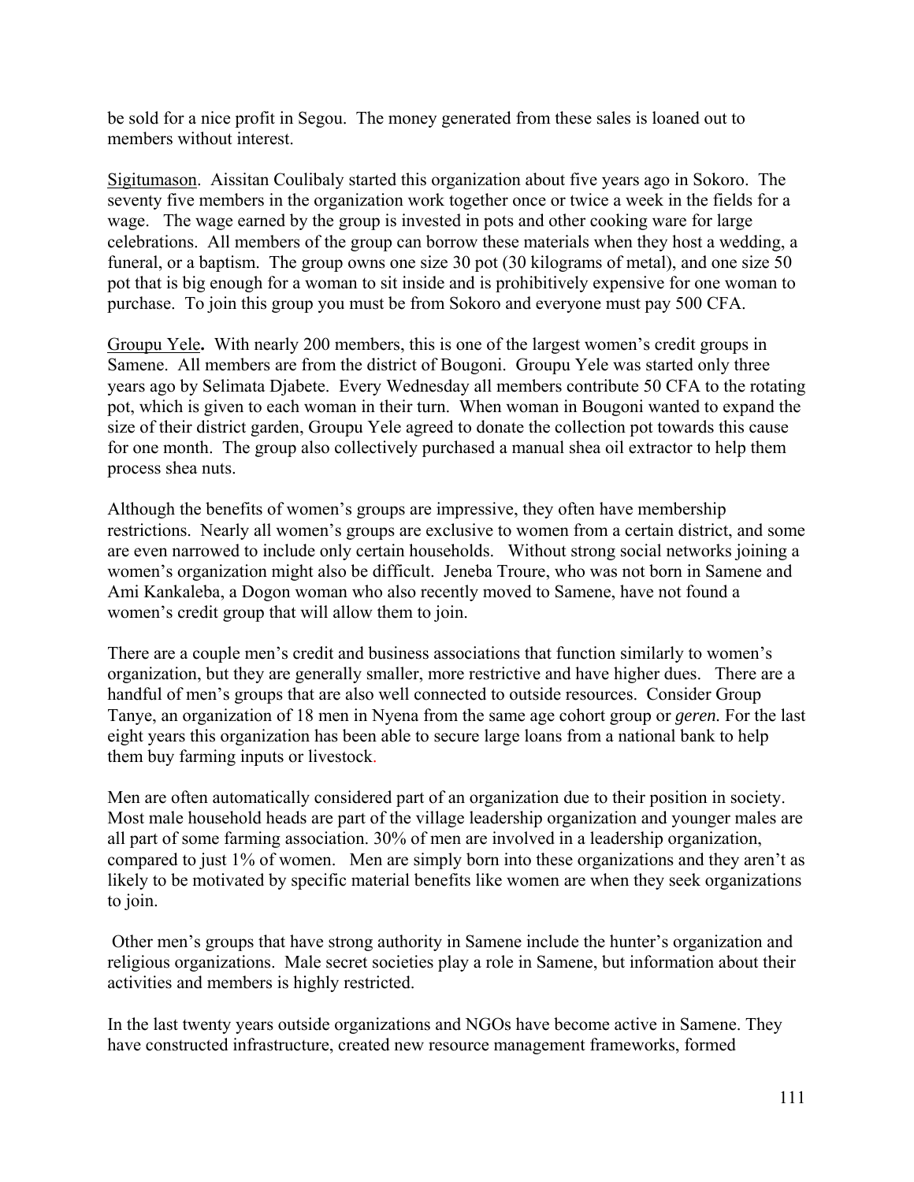be sold for a nice profit in Segou. The money generated from these sales is loaned out to members without interest.

<u>Sigitumason</u>. Aissitan Coulibaly started this organization about five years ago in Sokoro. The seventy five members in the organization work together once or twice a week in the fields for a wage. The wage earned by the group is invested in pots and other cooking ware for large celebrations. All members of the group can borrow these materials when they host a wedding, a funeral, or a baptism. The group owns one size 30 pot (30 kilograms of metal), and one size 50 pot that is big enough for a woman to sit inside and is prohibitively expensive for one woman to purchase. To join this group you must be from Sokoro and everyone must pay 500 CFA.

<u>Groupu Yele</u>**.** With nearly 200 members, this is one of the largest women's credit groups in Samene. All members are from the district of Bougoni. Groupu Yele was started only three years ago by Selimata Djabete. Every Wednesday all members contribute 50 CFA to the rotating pot, which is given to each woman in their turn. When woman in Bougoni wanted to expand the size of their district garden, Groupu Yele agreed to donate the collection pot towards this cause for one month. The group also collectively purchased a manual shea oil extractor to help them process shea nuts.

Although the benefits of women's groups are impressive, they often have membership restrictions. Nearly all women's groups are exclusive to women from a certain district, and some are even narrowed to include only certain households. Without strong social networks joining a women's organization might also be difficult. Jeneba Troure, who was not born in Samene and Ami Kankaleba, a Dogon woman who also recently moved to Samene, have not found a women's credit group that will allow them to join.

There are a couple men's credit and business associations that function similarly to women's organization, but they are generally smaller, more restrictive and have higher dues. There are a handful of men's groups that are also well connected to outside resources. Consider Group Tanye, an organization of 18 men in Nyena from the same age cohort group or *geren.* For the last eight years this organization has been able to secure large loans from a national bank to help them buy farming inputs or livestock.

Men are often automatically considered part of an organization due to their position in society. Most male household heads are part of the village leadership organization and younger males are all part of some farming association. 30% of men are involved in a leadership organization, compared to just 1% of women. Men are simply born into these organizations and they aren't as likely to be motivated by specific material benefits like women are when they seek organizations to join.

Other men's groups that have strong authority in Samene include the hunter's organization and religious organizations. Male secret societies play a role in Samene, but information about their activities and members is highly restricted.

In the last twenty years outside organizations and NGOs have become active in Samene. They have constructed infrastructure, created new resource management frameworks, formed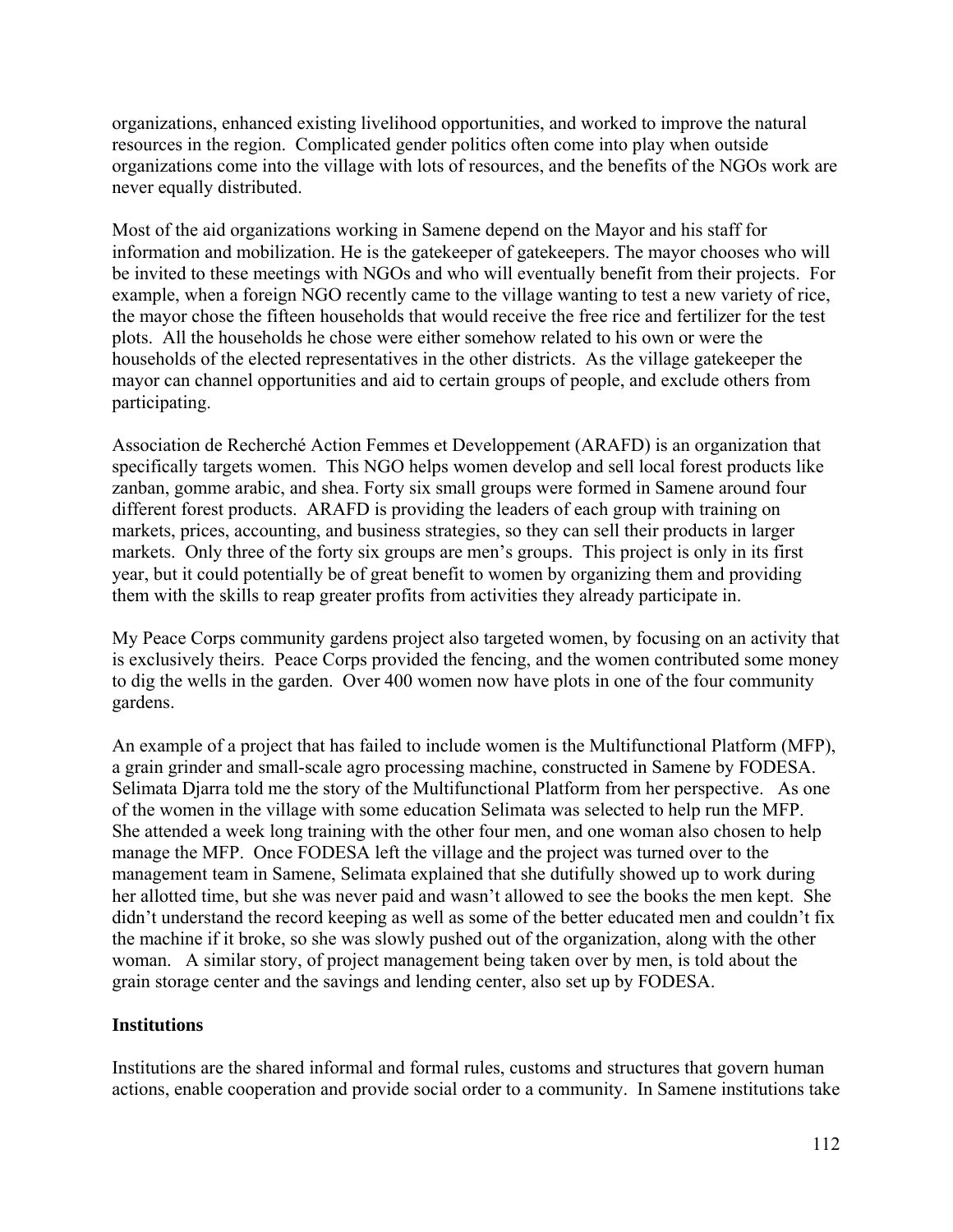organizations, enhanced existing livelihood opportunities, and worked to improve the natural resources in the region. Complicated gender politics often come into play when outside organizations come into the village with lots of resources, and the benefits of the NGOs work are never equally distributed.

Most of the aid organizations working in Samene depend on the Mayor and his staff for information and mobilization. He is the gatekeeper of gatekeepers. The mayor chooses who will be invited to these meetings with NGOs and who will eventually benefit from their projects. For example, when a foreign NGO recently came to the village wanting to test a new variety of rice, the mayor chose the fifteen households that would receive the free rice and fertilizer for the test plots. All the households he chose were either somehow related to his own or were the households of the elected representatives in the other districts. As the village gatekeeper the mayor can channel opportunities and aid to certain groups of people, and exclude others from participating.

Association de Recherché Action Femmes et Developpement (ARAFD) is an organization that specifically targets women. This NGO helps women develop and sell local forest products like zanban, gomme arabic, and shea. Forty six small groups were formed in Samene around four different forest products. ARAFD is providing the leaders of each group with training on markets, prices, accounting, and business strategies, so they can sell their products in larger markets. Only three of the forty six groups are men's groups. This project is only in its first year, but it could potentially be of great benefit to women by organizing them and providing them with the skills to reap greater profits from activities they already participate in.

My Peace Corps community gardens project also targeted women, by focusing on an activity that is exclusively theirs. Peace Corps provided the fencing, and the women contributed some money to dig the wells in the garden. Over 400 women now have plots in one of the four community gardens.

An example of a project that has failed to include women is the Multifunctional Platform (MFP), a grain grinder and small-scale agro processing machine, constructed in Samene by FODESA. Selimata Djarra told me the story of the Multifunctional Platform from her perspective. As one of the women in the village with some education Selimata was selected to help run the MFP. She attended a week long training with the other four men, and one woman also chosen to help manage the MFP. Once FODESA left the village and the project was turned over to the management team in Samene, Selimata explained that she dutifully showed up to work during her allotted time, but she was never paid and wasn't allowed to see the books the men kept. She didn't understand the record keeping as well as some of the better educated men and couldn't fix the machine if it broke, so she was slowly pushed out of the organization, along with the other woman. A similar story, of project management being taken over by men, is told about the grain storage center and the savings and lending center, also set up by FODESA.

**Institutions**

Institutions are the shared informal and formal rules, customs and structures that govern human actions, enable cooperation and provide social order to a community. In Samene institutions take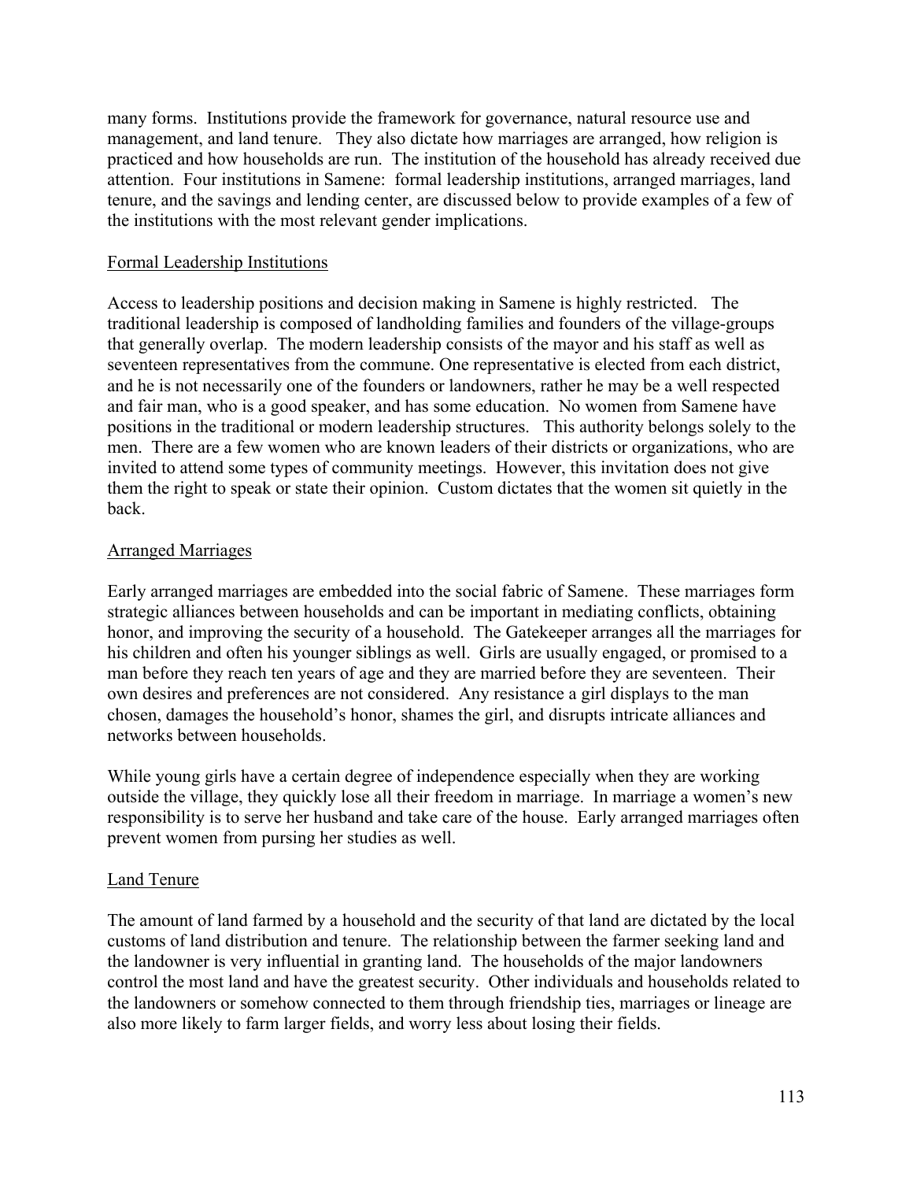many forms. Institutions provide the framework for governance, natural resource use and management, and land tenure. They also dictate how marriages are arranged, how religion is practiced and how households are run. The institution of the household has already received due attention. Four institutions in Samene: formal leadership institutions, arranged marriages, land tenure, and the savings and lending center, are discussed below to provide examples of a few of the institutions with the most relevant gender implications.

### Formal Leadership Institutions

Access to leadership positions and decision making in Samene is highly restricted. The traditional leadership is composed of landholding families and founders of the village-groups that generally overlap. The modern leadership consists of the mayor and his staff as well as seventeen representatives from the commune. One representative is elected from each district, and he is not necessarily one of the founders or landowners, rather he may be a well respected and fair man, who is a good speaker, and has some education. No women from Samene have positions in the traditional or modern leadership structures. This authority belongs solely to the men. There are a few women who are known leaders of their districts or organizations, who are invited to attend some types of community meetings. However, this invitation does not give them the right to speak or state their opinion. Custom dictates that the women sit quietly in the back.

### Arranged Marriages

Early arranged marriages are embedded into the social fabric of Samene. These marriages form strategic alliances between households and can be important in mediating conflicts, obtaining honor, and improving the security of a household. The Gatekeeper arranges all the marriages for his children and often his younger siblings as well. Girls are usually engaged, or promised to a man before they reach ten years of age and they are married before they are seventeen. Their own desires and preferences are not considered. Any resistance a girl displays to the man chosen, damages the household's honor, shames the girl, and disrupts intricate alliances and networks between households.

While young girls have a certain degree of independence especially when they are working outside the village, they quickly lose all their freedom in marriage. In marriage a women's new responsibility is to serve her husband and take care of the house. Early arranged marriages often prevent women from pursing her studies as well.

### Land Tenure

The amount of land farmed by a household and the security of that land are dictated by the local customs of land distribution and tenure. The relationship between the farmer seeking land and the landowner is very influential in granting land. The households of the major landowners control the most land and have the greatest security. Other individuals and households related to the landowners or somehow connected to them through friendship ties, marriages or lineage are also more likely to farm larger fields, and worry less about losing their fields.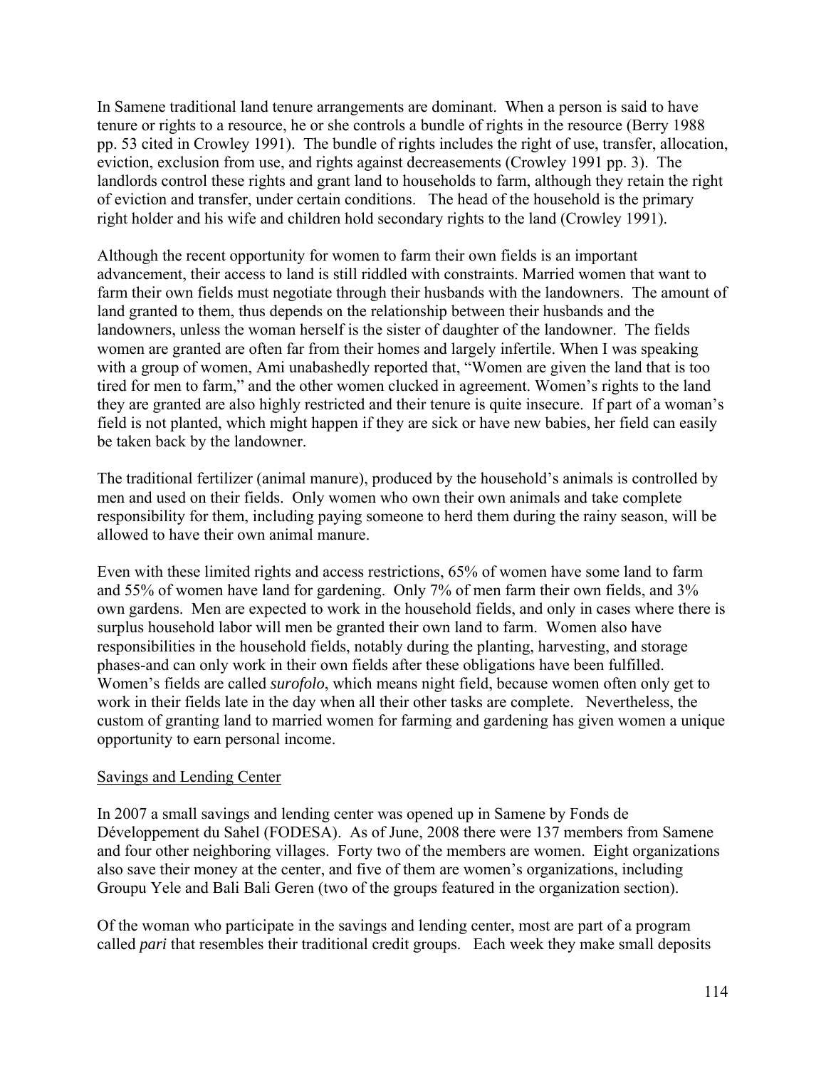In Samene traditional land tenure arrangements are dominant. When a person is said to have tenure or rights to a resource, he or she controls a bundle of rights in the resource (Berry 1988 pp. 53 cited in Crowley 1991). The bundle of rights includes the right of use, transfer, allocation, eviction, exclusion from use, and rights against decreasements (Crowley 1991 pp. 3). The landlords control these rights and grant land to households to farm, although they retain the right of eviction and transfer, under certain conditions. The head of the household is the primary right holder and his wife and children hold secondary rights to the land (Crowley 1991).

Although the recent opportunity for women to farm their own fields is an important advancement, their access to land is still riddled with constraints. Married women that want to farm their own fields must negotiate through their husbands with the landowners. The amount of land granted to them, thus depends on the relationship between their husbands and the landowners, unless the woman herself is the sister of daughter of the landowner. The fields women are granted are often far from their homes and largely infertile. When I was speaking with a group of women, Ami unabashedly reported that, "Women are given the land that is too tired for men to farm," and the other women clucked in agreement. Women's rights to the land they are granted are also highly restricted and their tenure is quite insecure. If part of a woman's field is not planted, which might happen if they are sick or have new babies, her field can easily be taken back by the landowner.

The traditional fertilizer (animal manure), produced by the household's animals is controlled by men and used on their fields. Only women who own their own animals and take complete responsibility for them, including paying someone to herd them during the rainy season, will be allowed to have their own animal manure.

Even with these limited rights and access restrictions, 65% of women have some land to farm and 55% of women have land for gardening. Only 7% of men farm their own fields, and 3% own gardens. Men are expected to work in the household fields, and only in cases where there is surplus household labor will men be granted their own land to farm. Women also have responsibilities in the household fields, notably during the planting, harvesting, and storage phases-and can only work in their own fields after these obligations have been fulfilled. Women's fields are called *surofolo*, which means night field, because women often only get to work in their fields late in the day when all their other tasks are complete. Nevertheless, the custom of granting land to married women for farming and gardening has given women a unique opportunity to earn personal income.

Savings and Lending Center

In 2007 a small savings and lending center was opened up in Samene by Fonds de Développement du Sahel (FODESA). As of June, 2008 there were 137 members from Samene and four other neighboring villages. Forty two of the members are women. Eight organizations also save their money at the center, and five of them are women's organizations, including Groupu Yele and Bali Bali Geren (two of the groups featured in the organization section).

Of the woman who participate in the savings and lending center, most are part of a program called *pari* that resembles their traditional credit groups. Each week they make small deposits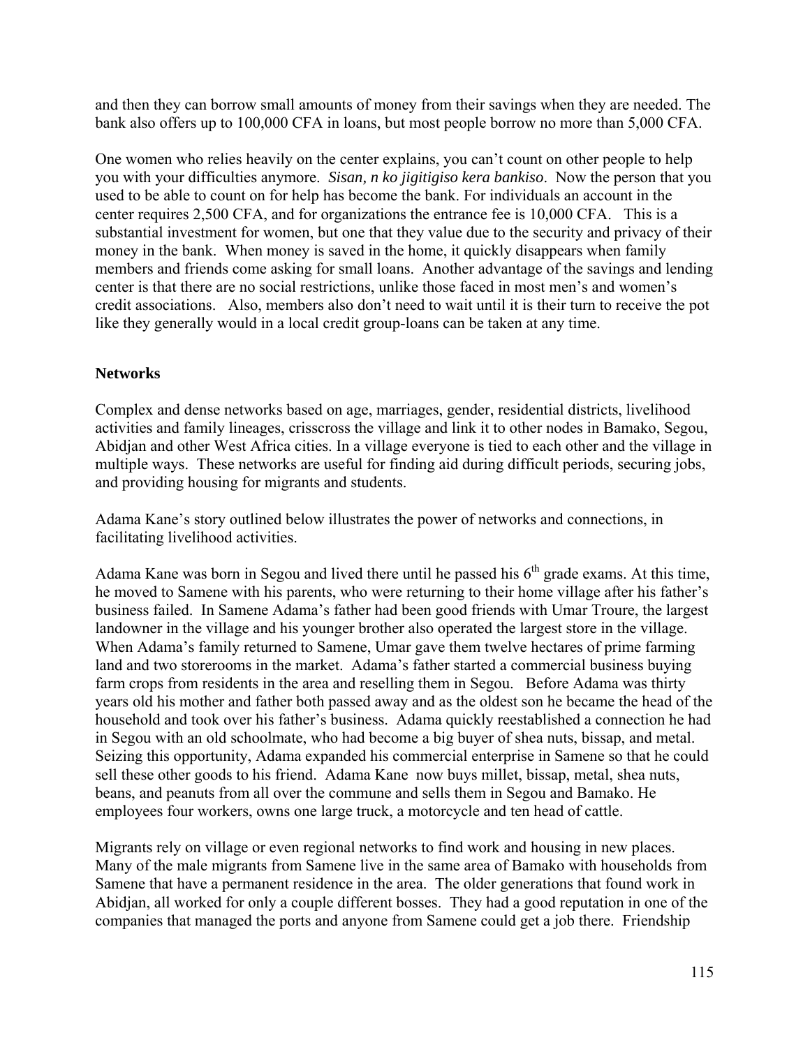and then they can borrow small amounts of money from their savings when they are needed. The bank also offers up to 100,000 CFA in loans, but most people borrow no more than 5,000 CFA.

One women who relies heavily on the center explains, you can't count on other people to help you with your difficulties anymore. *Sisan, n ko jigitigiso kera bankiso*. Now the person that you used to be able to count on for help has become the bank. For individuals an account in the center requires 2,500 CFA, and for organizations the entrance fee is 10,000 CFA. This is a substantial investment for women, but one that they value due to the security and privacy of their money in the bank. When money is saved in the home, it quickly disappears when family members and friends come asking for small loans. Another advantage of the savings and lending center is that there are no social restrictions, unlike those faced in most men's and women's credit associations. Also, members also don't need to wait until it is their turn to receive the pot like they generally would in a local credit group-loans can be taken at any time.

**Networks**

Complex and dense networks based on age, marriages, gender, residential districts, livelihood activities and family lineages, crisscross the village and link it to other nodes in Bamako, Segou, Abidjan and other West Africa cities. In a village everyone is tied to each other and the village in multiple ways. These networks are useful for finding aid during difficult periods, securing jobs, and providing housing for migrants and students.

Adama Kane's story outlined below illustrates the power of networks and connections, in facilitating livelihood activities.

Adama Kane was born in Segou and lived there until he passed his 6th grade exams. At this time, he moved to Samene with his parents, who were returning to their home village after his father's business failed. In Samene Adama's father had been good friends with Umar Troure, the largest landowner in the village and his younger brother also operated the largest store in the village. When Adama's family returned to Samene, Umar gave them twelve hectares of prime farming land and two storerooms in the market. Adama's father started a commercial business buying farm crops from residents in the area and reselling them in Segou. Before Adama was thirty years old his mother and father both passed away and as the oldest son he became the head of the household and took over his father's business. Adama quickly reestablished a connection he had in Segou with an old schoolmate, who had become a big buyer of shea nuts, bissap, and metal. Seizing this opportunity, Adama expanded his commercial enterprise in Samene so that he could sell these other goods to his friend. Adama Kane now buys millet, bissap, metal, shea nuts, beans, and peanuts from all over the commune and sells them in Segou and Bamako. He employees four workers, owns one large truck, a motorcycle and ten head of cattle.

Migrants rely on village or even regional networks to find work and housing in new places. Many of the male migrants from Samene live in the same area of Bamako with households from Samene that have a permanent residence in the area. The older generations that found work in Abidjan, all worked for only a couple different bosses. They had a good reputation in one of the companies that managed the ports and anyone from Samene could get a job there. Friendship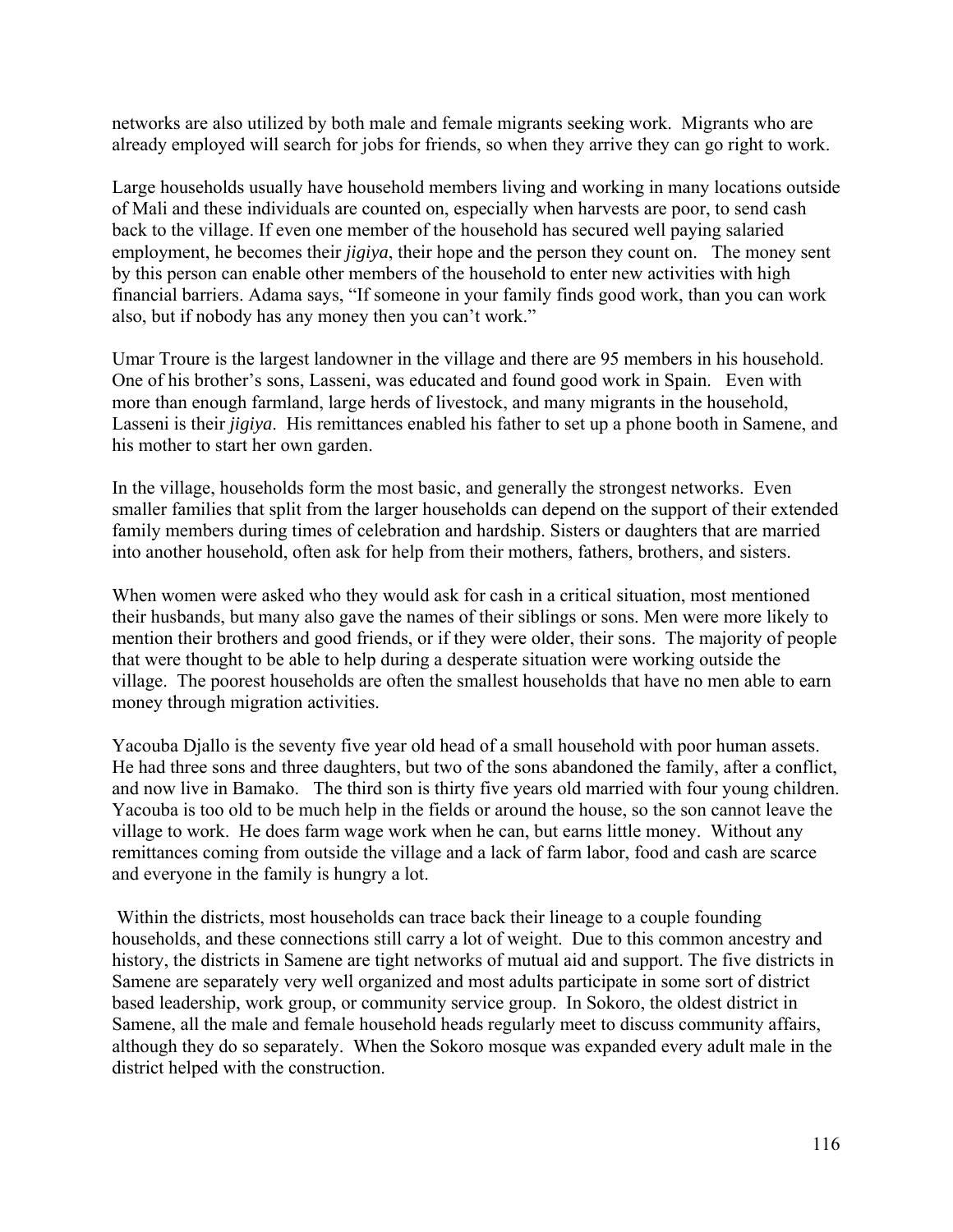networks are also utilized by both male and female migrants seeking work. Migrants who are already employed will search for jobs for friends, so when they arrive they can go right to work.

Large households usually have household members living and working in many locations outside of Mali and these individuals are counted on, especially when harvests are poor, to send cash back to the village. If even one member of the household has secured well paying salaried employment, he becomes their *jigiya*, their hope and the person they count on. The money sent by this person can enable other members of the household to enter new activities with high financial barriers. Adama says, "If someone in your family finds good work, than you can work also, but if nobody has any money then you can't work."

Umar Troure is the largest landowner in the village and there are 95 members in his household. One of his brother's sons, Lasseni, was educated and found good work in Spain. Even with more than enough farmland, large herds of livestock, and many migrants in the household, Lasseni is their *jigiya*. His remittances enabled his father to set up a phone booth in Samene, and his mother to start her own garden.

In the village, households form the most basic, and generally the strongest networks. Even smaller families that split from the larger households can depend on the support of their extended family members during times of celebration and hardship. Sisters or daughters that are married into another household, often ask for help from their mothers, fathers, brothers, and sisters.

When women were asked who they would ask for cash in a critical situation, most mentioned their husbands, but many also gave the names of their siblings or sons. Men were more likely to mention their brothers and good friends, or if they were older, their sons. The majority of people that were thought to be able to help during a desperate situation were working outside the village. The poorest households are often the smallest households that have no men able to earn money through migration activities.

Yacouba Djallo is the seventy five year old head of a small household with poor human assets. He had three sons and three daughters, but two of the sons abandoned the family, after a conflict, and now live in Bamako. The third son is thirty five years old married with four young children. Yacouba is too old to be much help in the fields or around the house, so the son cannot leave the village to work. He does farm wage work when he can, but earns little money. Without any remittances coming from outside the village and a lack of farm labor, food and cash are scarce and everyone in the family is hungry a lot.

Within the districts, most households can trace back their lineage to a couple founding households, and these connections still carry a lot of weight. Due to this common ancestry and history, the districts in Samene are tight networks of mutual aid and support. The five districts in Samene are separately very well organized and most adults participate in some sort of district based leadership, work group, or community service group. In Sokoro, the oldest district in Samene, all the male and female household heads regularly meet to discuss community affairs, although they do so separately. When the Sokoro mosque was expanded every adult male in the district helped with the construction.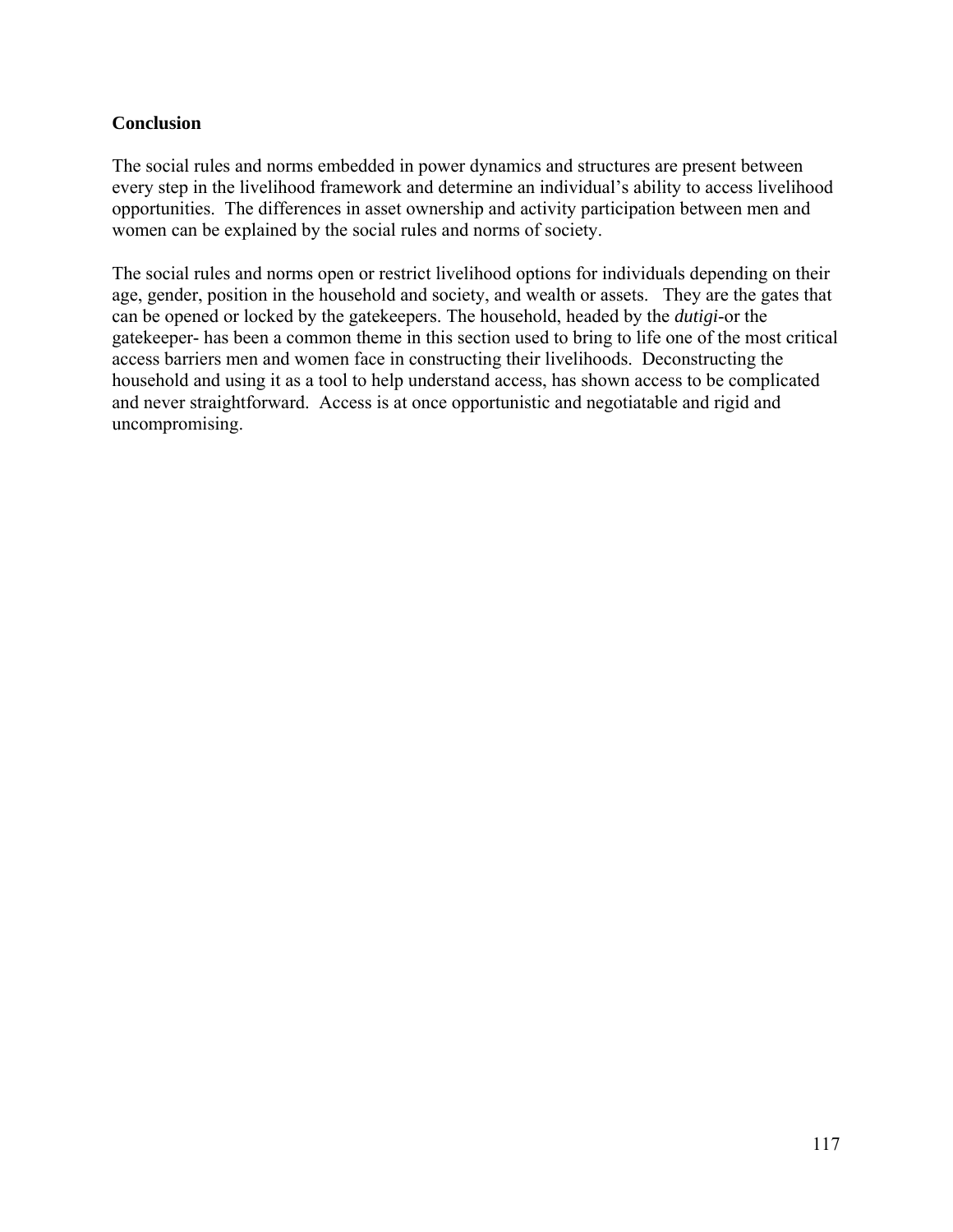## Conclusion

The social rules and norms embedded in power dynamics and structures are present between every step in the livelihood framework and determine an individual's ability to access livelihood opportunities. The differences in asset ownership and activity participation between men and women can be explained by the social rules and norms of society.

The social rules and norms open or restrict livelihood options for individuals depending on their age, gender, position in the household and society, and wealth or assets. They are the gates that can be opened or locked by the gatekeepers. The household, headed by the *dutigi*-or the gatekeeper- has been a common theme in this section used to bring to life one of the most critical access barriers men and women face in constructing their livelihoods. Deconstructing the household and using it as a tool to help understand access, has shown access to be complicated and never straightforward. Access is at once opportunistic and negotiatable and rigid and uncompromising.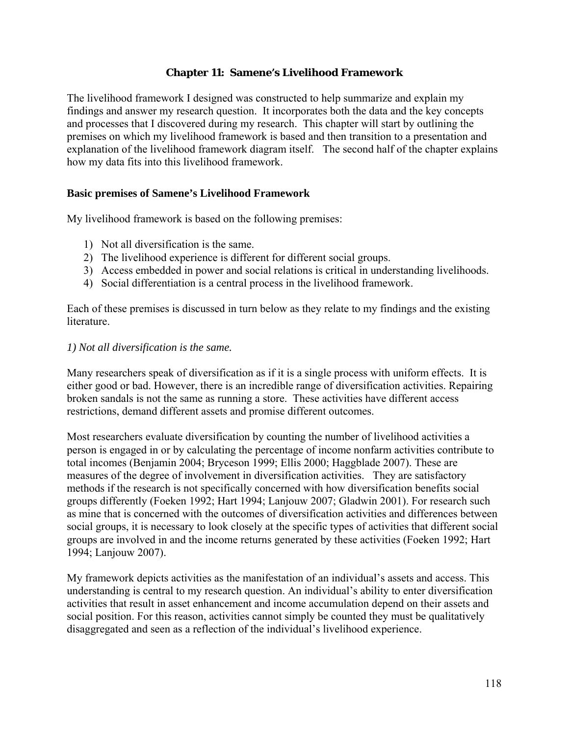## Chapter 11: Samene's Livelihood Framework

The livelihood framework I designed was constructed to help summarize and explain my findings and answer my research question. It incorporates both the data and the key concepts and processes that I discovered during my research. This chapter will start by outlining the premises on which my livelihood framework is based and then transition to a presentation and explanation of the livelihood framework diagram itself. The second half of the chapter explains how my data fits into this livelihood framework.

### Basic premises of Samene's Livelihood Framework

My livelihood framework is based on the following premises:

1) Not all diversification is the same.
2) The livelihood experience is different for different social groups.
3) Access embedded in power and social relations is critical in understanding livelihoods.
4) Social differentiation is a central process in the livelihood framework.

Each of these premises is discussed in turn below as they relate to my findings and the existing literature.

*1) Not all diversification is the same.*

Many researchers speak of diversification as if it is a single process with uniform effects. It is either good or bad. However, there is an incredible range of diversification activities. Repairing broken sandals is not the same as running a store. These activities have different access restrictions, demand different assets and promise different outcomes.

Most researchers evaluate diversification by counting the number of livelihood activities a person is engaged in or by calculating the percentage of income nonfarm activities contribute to total incomes (Benjamin 2004; Bryceson 1999; Ellis 2000; Haggblade 2007). These are measures of the degree of involvement in diversification activities. They are satisfactory methods if the research is not specifically concerned with how diversification benefits social groups differently (Foeken 1992; Hart 1994; Lanjouw 2007; Gladwin 2001). For research such as mine that is concerned with the outcomes of diversification activities and differences between social groups, it is necessary to look closely at the specific types of activities that different social groups are involved in and the income returns generated by these activities (Foeken 1992; Hart 1994; Lanjouw 2007).

My framework depicts activities as the manifestation of an individual's assets and access. This understanding is central to my research question. An individual's ability to enter diversification activities that result in asset enhancement and income accumulation depend on their assets and social position. For this reason, activities cannot simply be counted they must be qualitatively disaggregated and seen as a reflection of the individual's livelihood experience.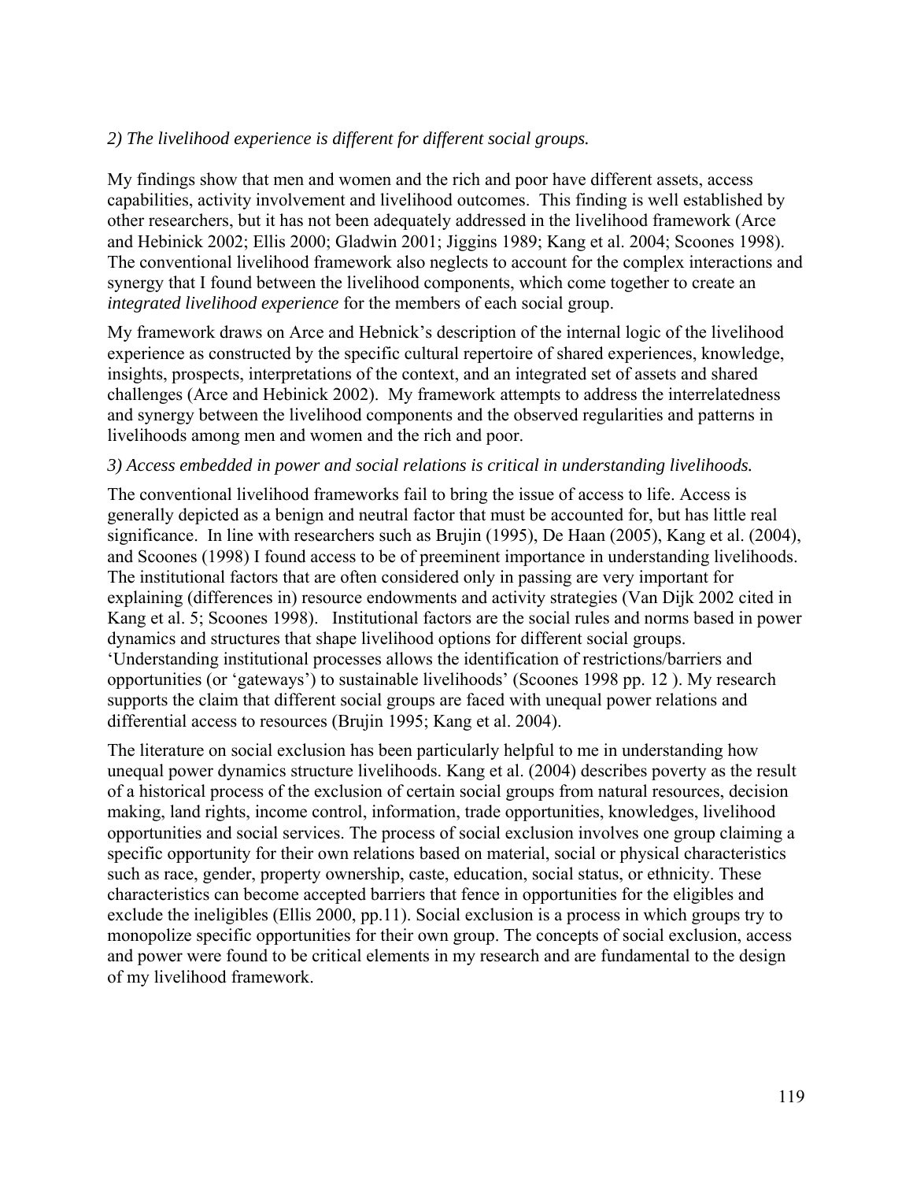*2) The livelihood experience is different for different social groups.*

My findings show that men and women and the rich and poor have different assets, access capabilities, activity involvement and livelihood outcomes. This finding is well established by other researchers, but it has not been adequately addressed in the livelihood framework (Arce and Hebinick 2002; Ellis 2000; Gladwin 2001; Jiggins 1989; Kang et al. 2004; Scoones 1998). The conventional livelihood framework also neglects to account for the complex interactions and synergy that I found between the livelihood components, which come together to create an *integrated livelihood experience* for the members of each social group.

My framework draws on Arce and Hebnick's description of the internal logic of the livelihood experience as constructed by the specific cultural repertoire of shared experiences, knowledge, insights, prospects, interpretations of the context, and an integrated set of assets and shared challenges (Arce and Hebinick 2002). My framework attempts to address the interrelatedness and synergy between the livelihood components and the observed regularities and patterns in livelihoods among men and women and the rich and poor.

*3) Access embedded in power and social relations is critical in understanding livelihoods.*

The conventional livelihood frameworks fail to bring the issue of access to life. Access is generally depicted as a benign and neutral factor that must be accounted for, but has little real significance. In line with researchers such as Brujin (1995), De Haan (2005), Kang et al. (2004), and Scoones (1998) I found access to be of preeminent importance in understanding livelihoods. The institutional factors that are often considered only in passing are very important for explaining (differences in) resource endowments and activity strategies (Van Dijk 2002 cited in Kang et al. 5; Scoones 1998). Institutional factors are the social rules and norms based in power dynamics and structures that shape livelihood options for different social groups. 'Understanding institutional processes allows the identification of restrictions/barriers and opportunities (or 'gateways') to sustainable livelihoods' (Scoones 1998 pp. 12 ). My research supports the claim that different social groups are faced with unequal power relations and differential access to resources (Brujin 1995; Kang et al. 2004).

The literature on social exclusion has been particularly helpful to me in understanding how unequal power dynamics structure livelihoods. Kang et al. (2004) describes poverty as the result of a historical process of the exclusion of certain social groups from natural resources, decision making, land rights, income control, information, trade opportunities, knowledges, livelihood opportunities and social services. The process of social exclusion involves one group claiming a specific opportunity for their own relations based on material, social or physical characteristics such as race, gender, property ownership, caste, education, social status, or ethnicity. These characteristics can become accepted barriers that fence in opportunities for the eligibles and exclude the ineligibles (Ellis 2000, pp.11). Social exclusion is a process in which groups try to monopolize specific opportunities for their own group. The concepts of social exclusion, access and power were found to be critical elements in my research and are fundamental to the design of my livelihood framework.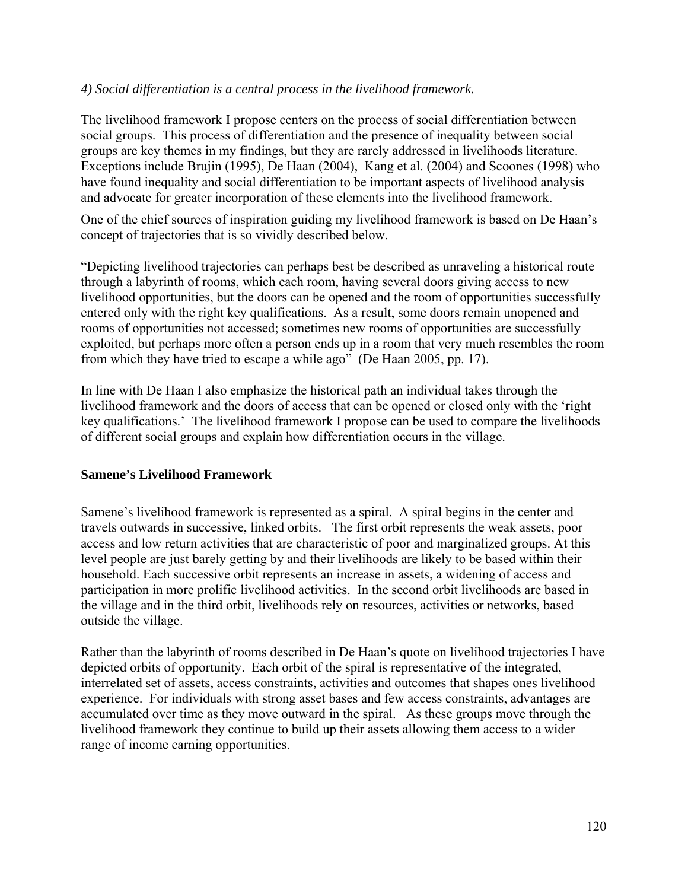*4) Social differentiation is a central process in the livelihood framework.*

The livelihood framework I propose centers on the process of social differentiation between social groups. This process of differentiation and the presence of inequality between social groups are key themes in my findings, but they are rarely addressed in livelihoods literature. Exceptions include Brujin (1995), De Haan (2004), Kang et al. (2004) and Scoones (1998) who have found inequality and social differentiation to be important aspects of livelihood analysis and advocate for greater incorporation of these elements into the livelihood framework.

One of the chief sources of inspiration guiding my livelihood framework is based on De Haan's concept of trajectories that is so vividly described below.

"Depicting livelihood trajectories can perhaps best be described as unraveling a historical route through a labyrinth of rooms, which each room, having several doors giving access to new livelihood opportunities, but the doors can be opened and the room of opportunities successfully entered only with the right key qualifications. As a result, some doors remain unopened and rooms of opportunities not accessed; sometimes new rooms of opportunities are successfully exploited, but perhaps more often a person ends up in a room that very much resembles the room from which they have tried to escape a while ago" (De Haan 2005, pp. 17).

In line with De Haan I also emphasize the historical path an individual takes through the livelihood framework and the doors of access that can be opened or closed only with the 'right key qualifications.' The livelihood framework I propose can be used to compare the livelihoods of different social groups and explain how differentiation occurs in the village.

**Samene's Livelihood Framework**

Samene's livelihood framework is represented as a spiral. A spiral begins in the center and travels outwards in successive, linked orbits. The first orbit represents the weak assets, poor access and low return activities that are characteristic of poor and marginalized groups. At this level people are just barely getting by and their livelihoods are likely to be based within their household. Each successive orbit represents an increase in assets, a widening of access and participation in more prolific livelihood activities. In the second orbit livelihoods are based in the village and in the third orbit, livelihoods rely on resources, activities or networks, based outside the village.

Rather than the labyrinth of rooms described in De Haan's quote on livelihood trajectories I have depicted orbits of opportunity. Each orbit of the spiral is representative of the integrated, interrelated set of assets, access constraints, activities and outcomes that shapes ones livelihood experience. For individuals with strong asset bases and few access constraints, advantages are accumulated over time as they move outward in the spiral. As these groups move through the livelihood framework they continue to build up their assets allowing them access to a wider range of income earning opportunities.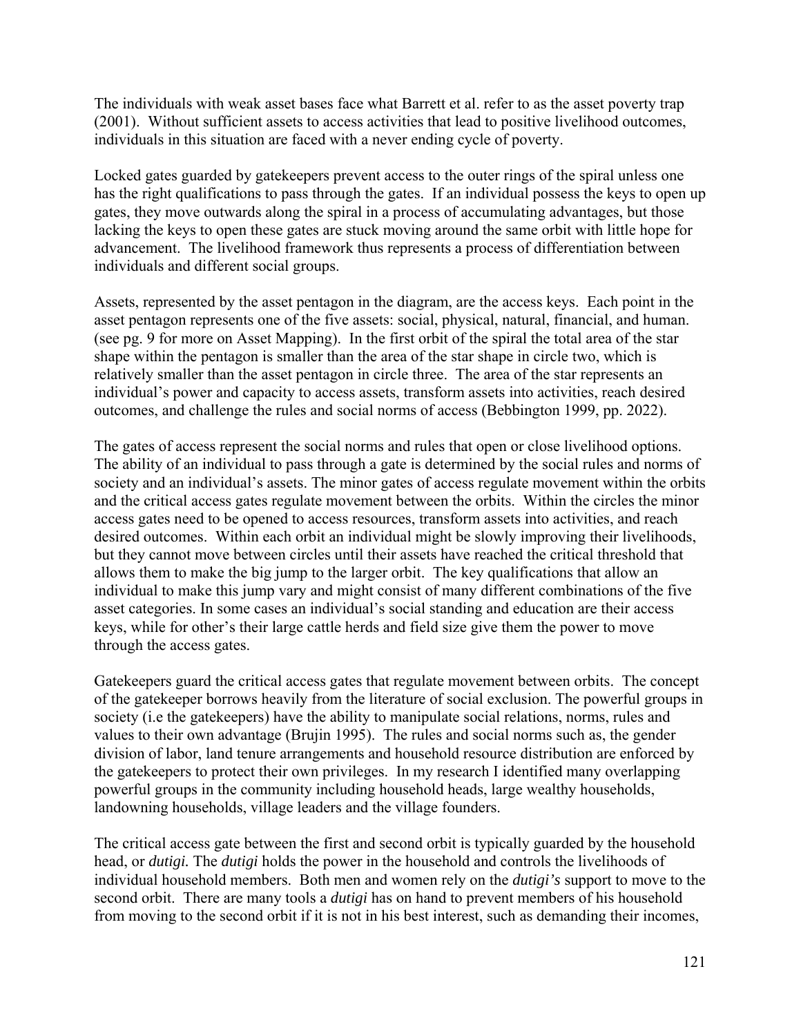The individuals with weak asset bases face what Barrett et al. refer to as the asset poverty trap (2001). Without sufficient assets to access activities that lead to positive livelihood outcomes, individuals in this situation are faced with a never ending cycle of poverty.

Locked gates guarded by gatekeepers prevent access to the outer rings of the spiral unless one has the right qualifications to pass through the gates. If an individual possess the keys to open up gates, they move outwards along the spiral in a process of accumulating advantages, but those lacking the keys to open these gates are stuck moving around the same orbit with little hope for advancement. The livelihood framework thus represents a process of differentiation between individuals and different social groups.

Assets, represented by the asset pentagon in the diagram, are the access keys. Each point in the asset pentagon represents one of the five assets: social, physical, natural, financial, and human. (see pg. 9 for more on Asset Mapping). In the first orbit of the spiral the total area of the star shape within the pentagon is smaller than the area of the star shape in circle two, which is relatively smaller than the asset pentagon in circle three. The area of the star represents an individual's power and capacity to access assets, transform assets into activities, reach desired outcomes, and challenge the rules and social norms of access (Bebbington 1999, pp. 2022).

The gates of access represent the social norms and rules that open or close livelihood options. The ability of an individual to pass through a gate is determined by the social rules and norms of society and an individual's assets. The minor gates of access regulate movement within the orbits and the critical access gates regulate movement between the orbits. Within the circles the minor access gates need to be opened to access resources, transform assets into activities, and reach desired outcomes. Within each orbit an individual might be slowly improving their livelihoods, but they cannot move between circles until their assets have reached the critical threshold that allows them to make the big jump to the larger orbit. The key qualifications that allow an individual to make this jump vary and might consist of many different combinations of the five asset categories. In some cases an individual's social standing and education are their access keys, while for other's their large cattle herds and field size give them the power to move through the access gates.

Gatekeepers guard the critical access gates that regulate movement between orbits. The concept of the gatekeeper borrows heavily from the literature of social exclusion. The powerful groups in society (i.e the gatekeepers) have the ability to manipulate social relations, norms, rules and values to their own advantage (Brujin 1995). The rules and social norms such as, the gender division of labor, land tenure arrangements and household resource distribution are enforced by the gatekeepers to protect their own privileges. In my research I identified many overlapping powerful groups in the community including household heads, large wealthy households, landowning households, village leaders and the village founders.

The critical access gate between the first and second orbit is typically guarded by the household head, or *dutigi.* The *dutigi* holds the power in the household and controls the livelihoods of individual household members. Both men and women rely on the *dutigi's* support to move to the second orbit. There are many tools a *dutigi* has on hand to prevent members of his household from moving to the second orbit if it is not in his best interest, such as demanding their incomes,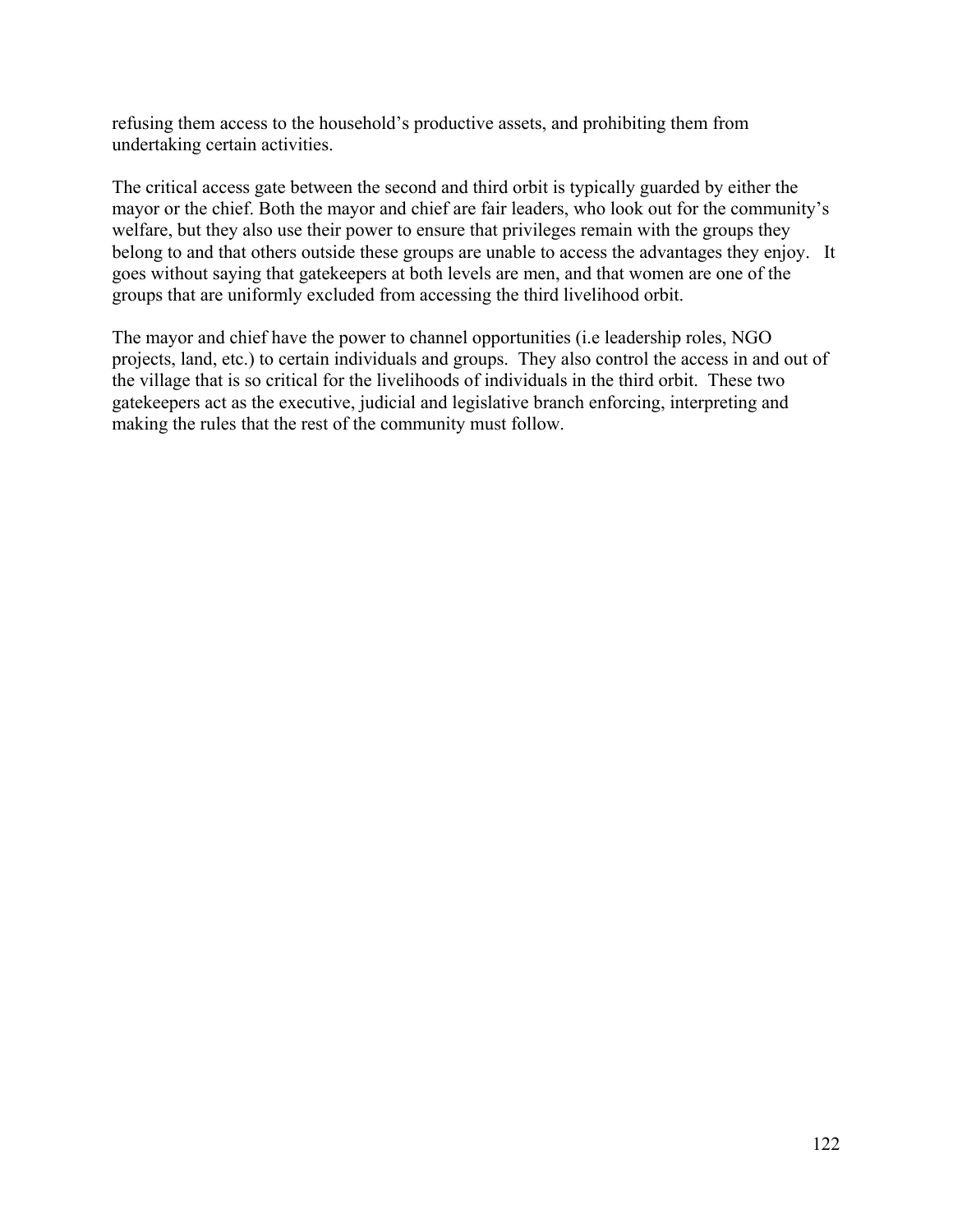refusing them access to the household's productive assets, and prohibiting them from undertaking certain activities.

The critical access gate between the second and third orbit is typically guarded by either the mayor or the chief. Both the mayor and chief are fair leaders, who look out for the community's welfare, but they also use their power to ensure that privileges remain with the groups they belong to and that others outside these groups are unable to access the advantages they enjoy. It goes without saying that gatekeepers at both levels are men, and that women are one of the groups that are uniformly excluded from accessing the third livelihood orbit.

The mayor and chief have the power to channel opportunities (i.e leadership roles, NGO projects, land, etc.) to certain individuals and groups. They also control the access in and out of the village that is so critical for the livelihoods of individuals in the third orbit. These two gatekeepers act as the executive, judicial and legislative branch enforcing, interpreting and making the rules that the rest of the community must follow.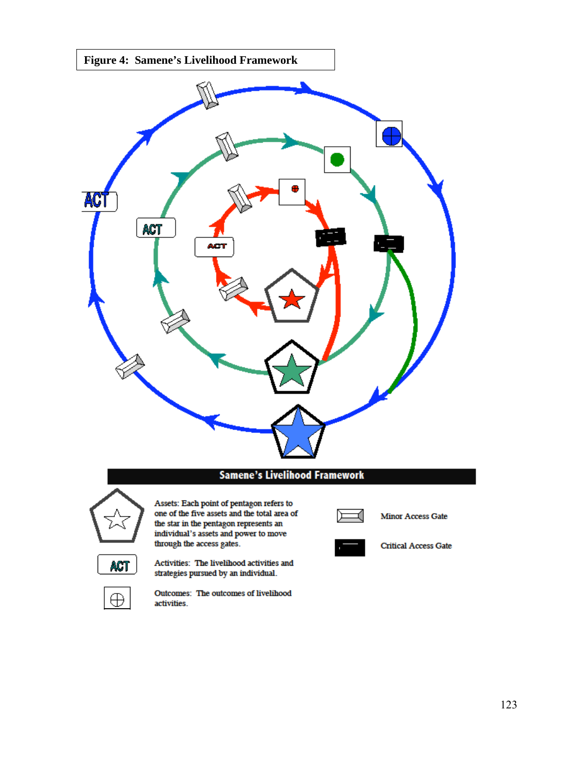**Figure 4: Samene's Livelihood Framework**

**Samene's Livelihood Framework**

Assets: Each point of pentagon refers to one of the five assets and the total area of the star in the pentagon represents an individual's assets and power to move through the access gates.

Activities: The livelihood activities and strategies pursued by an individual.

Outcomes: The outcomes of livelihood activities.

Minor Access Gate

Critical Access Gate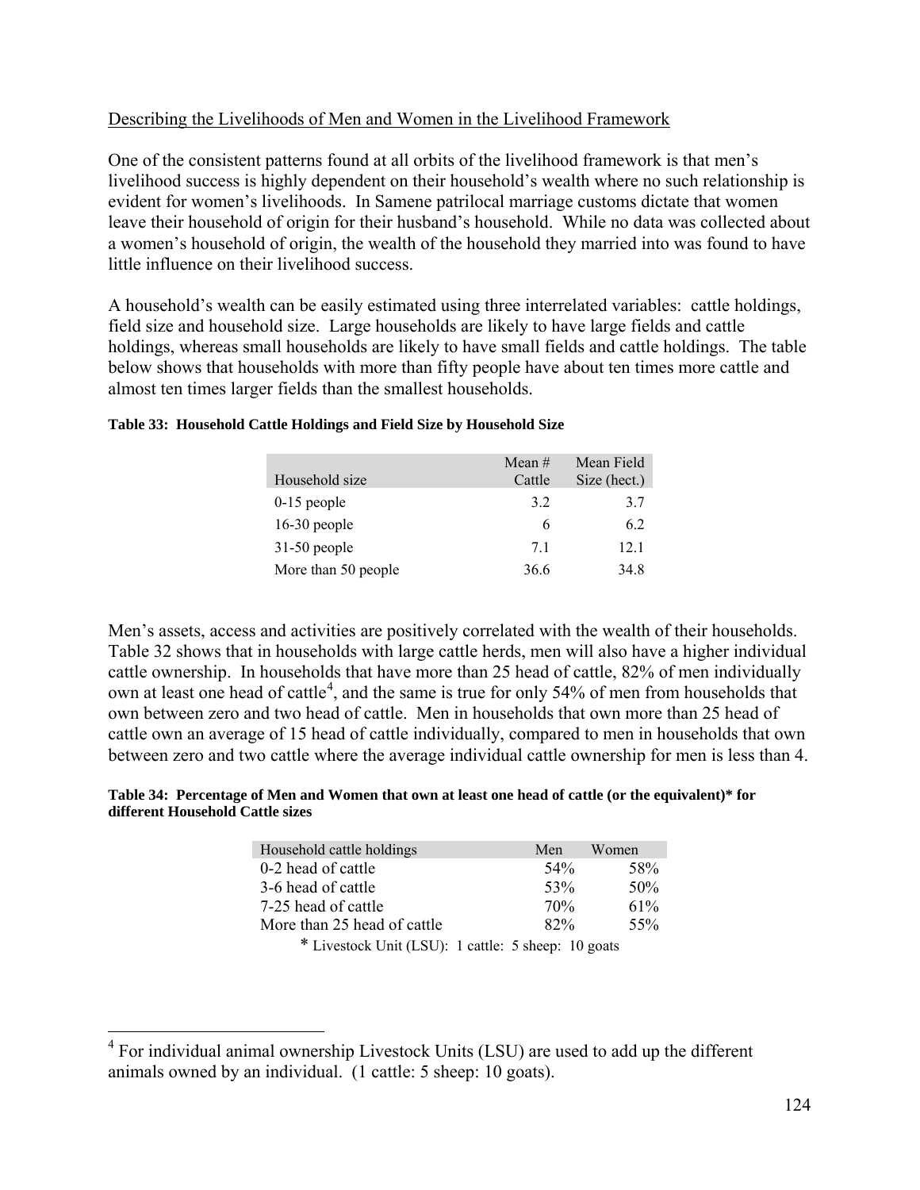Describing the Livelihoods of Men and Women in the Livelihood Framework

One of the consistent patterns found at all orbits of the livelihood framework is that men's livelihood success is highly dependent on their household's wealth where no such relationship is evident for women's livelihoods. In Samene patrilocal marriage customs dictate that women leave their household of origin for their husband's household. While no data was collected about a women's household of origin, the wealth of the household they married into was found to have little influence on their livelihood success.

A household's wealth can be easily estimated using three interrelated variables: cattle holdings, field size and household size. Large households are likely to have large fields and cattle holdings, whereas small households are likely to have small fields and cattle holdings. The table below shows that households with more than fifty people have about ten times more cattle and almost ten times larger fields than the smallest households.

**Table 33: Household Cattle Holdings and Field Size by Household Size**

| Household size | Mean # Cattle | Mean Field Size (hect.) |
|---|---|---|
| 0-15 people | 3.2 | 3.7 |
| 16-30 people | 6 | 6.2 |
| 31-50 people | 7.1 | 12.1 |
| More than 50 people | 36.6 | 34.8 |

Men's assets, access and activities are positively correlated with the wealth of their households. Table 32 shows that in households with large cattle herds, men will also have a higher individual cattle ownership. In households that have more than 25 head of cattle, 82% of men individually own at least one head of cattle[4], and the same is true for only 54% of men from households that own between zero and two head of cattle. Men in households that own more than 25 head of cattle own an average of 15 head of cattle individually, compared to men in households that own between zero and two cattle where the average individual cattle ownership for men is less than 4.

**Table 34: Percentage of Men and Women that own at least one head of cattle (or the equivalent)* for different Household Cattle sizes**

| Household cattle holdings | Men | Women |
|---|---|---|
| 0-2 head of cattle | 54% | 58% |
| 3-6 head of cattle | 53% | 50% |
| 7-25 head of cattle | 70% | 61% |
| More than 25 head of cattle | 82% | 55% |

* Livestock Unit (LSU): 1 cattle: 5 sheep: 10 goats

[4] For individual animal ownership Livestock Units (LSU) are used to add up the different animals owned by an individual. (1 cattle: 5 sheep: 10 goats).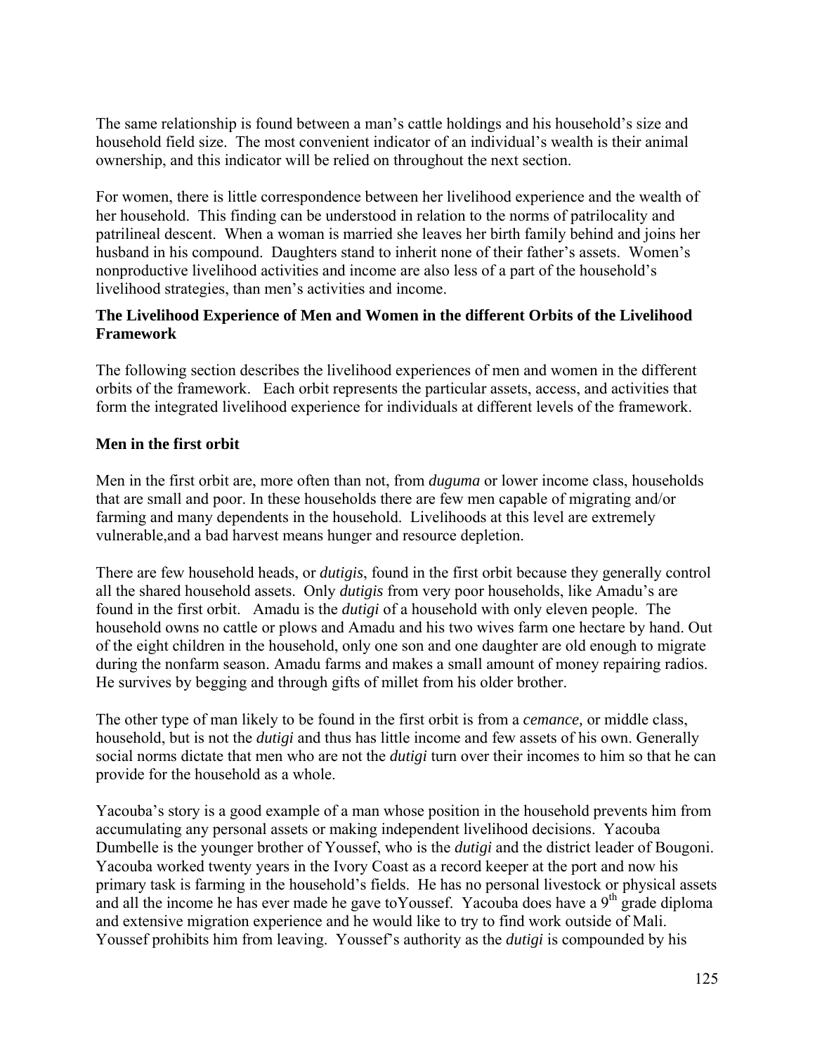The same relationship is found between a man's cattle holdings and his household's size and household field size. The most convenient indicator of an individual's wealth is their animal ownership, and this indicator will be relied on throughout the next section.

For women, there is little correspondence between her livelihood experience and the wealth of her household. This finding can be understood in relation to the norms of patrilocality and patrilineal descent. When a woman is married she leaves her birth family behind and joins her husband in his compound. Daughters stand to inherit none of their father's assets. Women's nonproductive livelihood activities and income are also less of a part of the household's livelihood strategies, than men's activities and income.

**The Livelihood Experience of Men and Women in the different Orbits of the Livelihood Framework**

The following section describes the livelihood experiences of men and women in the different orbits of the framework. Each orbit represents the particular assets, access, and activities that form the integrated livelihood experience for individuals at different levels of the framework.

**Men in the first orbit**

Men in the first orbit are, more often than not, from *duguma* or lower income class, households that are small and poor. In these households there are few men capable of migrating and/or farming and many dependents in the household. Livelihoods at this level are extremely vulnerable,and a bad harvest means hunger and resource depletion.

There are few household heads, or *dutigis*, found in the first orbit because they generally control all the shared household assets. Only *dutigis* from very poor households, like Amadu's are found in the first orbit. Amadu is the *dutigi* of a household with only eleven people. The household owns no cattle or plows and Amadu and his two wives farm one hectare by hand. Out of the eight children in the household, only one son and one daughter are old enough to migrate during the nonfarm season. Amadu farms and makes a small amount of money repairing radios. He survives by begging and through gifts of millet from his older brother.

The other type of man likely to be found in the first orbit is from a *cemance,* or middle class, household, but is not the *dutigi* and thus has little income and few assets of his own. Generally social norms dictate that men who are not the *dutigi* turn over their incomes to him so that he can provide for the household as a whole.

Yacouba's story is a good example of a man whose position in the household prevents him from accumulating any personal assets or making independent livelihood decisions. Yacouba Dumbelle is the younger brother of Youssef, who is the *dutigi* and the district leader of Bougoni. Yacouba worked twenty years in the Ivory Coast as a record keeper at the port and now his primary task is farming in the household's fields. He has no personal livestock or physical assets and all the income he has ever made he gave toYoussef. Yacouba does have a 9th grade diploma and extensive migration experience and he would like to try to find work outside of Mali. Youssef prohibits him from leaving. Youssef's authority as the *dutigi* is compounded by his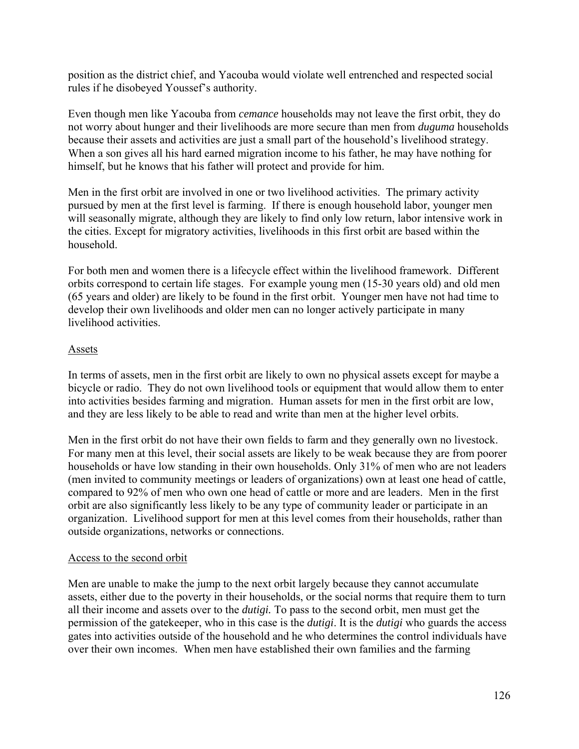position as the district chief, and Yacouba would violate well entrenched and respected social rules if he disobeyed Youssef's authority.

Even though men like Yacouba from *cemance* households may not leave the first orbit, they do not worry about hunger and their livelihoods are more secure than men from *duguma* households because their assets and activities are just a small part of the household's livelihood strategy. When a son gives all his hard earned migration income to his father, he may have nothing for himself, but he knows that his father will protect and provide for him.

Men in the first orbit are involved in one or two livelihood activities. The primary activity pursued by men at the first level is farming. If there is enough household labor, younger men will seasonally migrate, although they are likely to find only low return, labor intensive work in the cities. Except for migratory activities, livelihoods in this first orbit are based within the household.

For both men and women there is a lifecycle effect within the livelihood framework. Different orbits correspond to certain life stages. For example young men (15-30 years old) and old men (65 years and older) are likely to be found in the first orbit. Younger men have not had time to develop their own livelihoods and older men can no longer actively participate in many livelihood activities.

<u>Assets</u>

In terms of assets, men in the first orbit are likely to own no physical assets except for maybe a bicycle or radio. They do not own livelihood tools or equipment that would allow them to enter into activities besides farming and migration. Human assets for men in the first orbit are low, and they are less likely to be able to read and write than men at the higher level orbits.

Men in the first orbit do not have their own fields to farm and they generally own no livestock. For many men at this level, their social assets are likely to be weak because they are from poorer households or have low standing in their own households. Only 31% of men who are not leaders (men invited to community meetings or leaders of organizations) own at least one head of cattle, compared to 92% of men who own one head of cattle or more and are leaders. Men in the first orbit are also significantly less likely to be any type of community leader or participate in an organization. Livelihood support for men at this level comes from their households, rather than outside organizations, networks or connections.

<u>Access to the second orbit</u>

Men are unable to make the jump to the next orbit largely because they cannot accumulate assets, either due to the poverty in their households, or the social norms that require them to turn all their income and assets over to the *dutigi.* To pass to the second orbit, men must get the permission of the gatekeeper, who in this case is the *dutigi*. It is the *dutigi* who guards the access gates into activities outside of the household and he who determines the control individuals have over their own incomes. When men have established their own families and the farming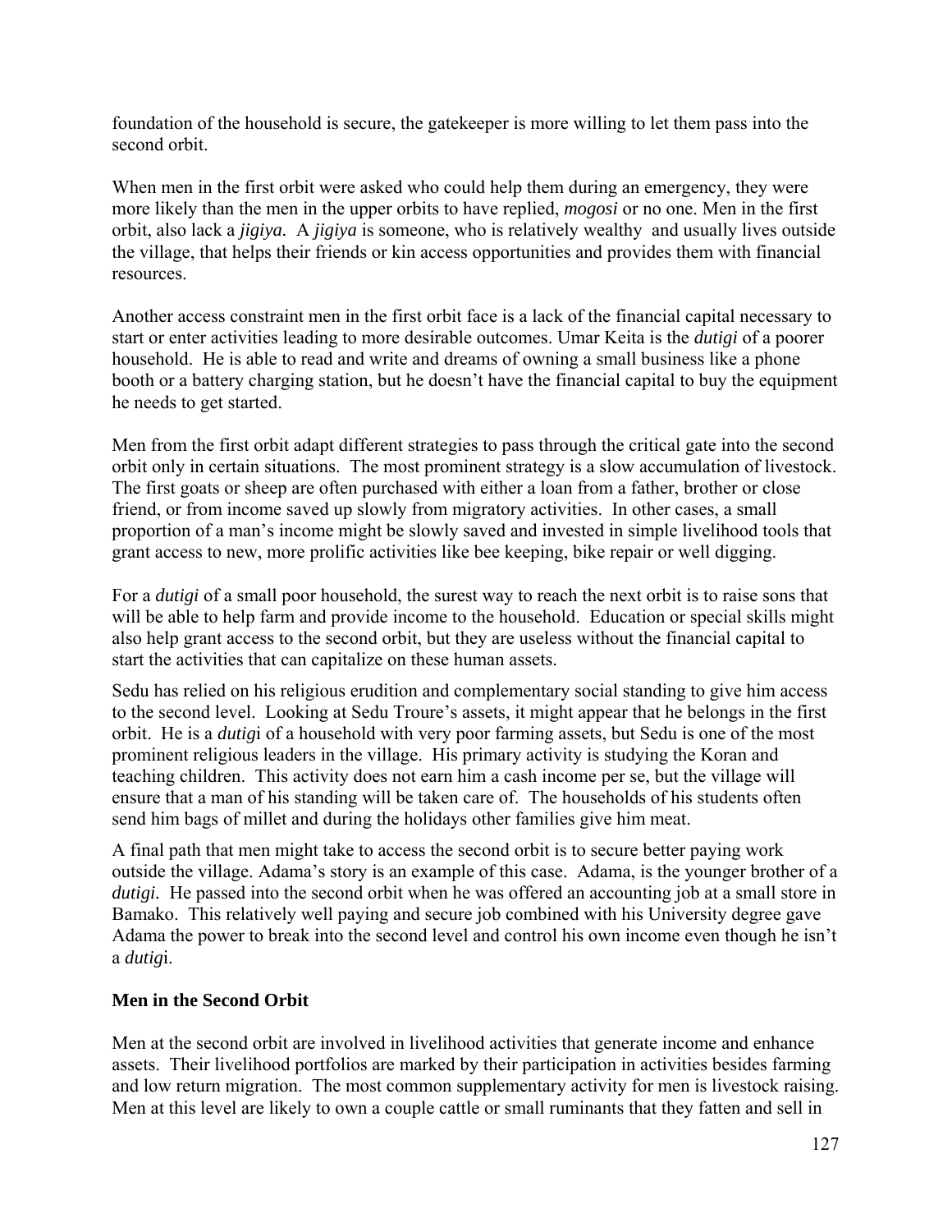foundation of the household is secure, the gatekeeper is more willing to let them pass into the second orbit.

When men in the first orbit were asked who could help them during an emergency, they were more likely than the men in the upper orbits to have replied, *mogosi* or no one. Men in the first orbit, also lack a *jigiya.* A *jigiya* is someone, who is relatively wealthy and usually lives outside the village, that helps their friends or kin access opportunities and provides them with financial resources.

Another access constraint men in the first orbit face is a lack of the financial capital necessary to start or enter activities leading to more desirable outcomes. Umar Keita is the *dutigi* of a poorer household. He is able to read and write and dreams of owning a small business like a phone booth or a battery charging station, but he doesn't have the financial capital to buy the equipment he needs to get started.

Men from the first orbit adapt different strategies to pass through the critical gate into the second orbit only in certain situations. The most prominent strategy is a slow accumulation of livestock. The first goats or sheep are often purchased with either a loan from a father, brother or close friend, or from income saved up slowly from migratory activities. In other cases, a small proportion of a man's income might be slowly saved and invested in simple livelihood tools that grant access to new, more prolific activities like bee keeping, bike repair or well digging.

For a *dutigi* of a small poor household, the surest way to reach the next orbit is to raise sons that will be able to help farm and provide income to the household. Education or special skills might also help grant access to the second orbit, but they are useless without the financial capital to start the activities that can capitalize on these human assets.

Sedu has relied on his religious erudition and complementary social standing to give him access to the second level. Looking at Sedu Troure's assets, it might appear that he belongs in the first orbit. He is a *dutig*i of a household with very poor farming assets, but Sedu is one of the most prominent religious leaders in the village. His primary activity is studying the Koran and teaching children. This activity does not earn him a cash income per se, but the village will ensure that a man of his standing will be taken care of. The households of his students often send him bags of millet and during the holidays other families give him meat.

A final path that men might take to access the second orbit is to secure better paying work outside the village. Adama's story is an example of this case. Adama, is the younger brother of a *dutigi.* He passed into the second orbit when he was offered an accounting job at a small store in Bamako. This relatively well paying and secure job combined with his University degree gave Adama the power to break into the second level and control his own income even though he isn't a *dutig*i.

**Men in the Second Orbit**

Men at the second orbit are involved in livelihood activities that generate income and enhance assets. Their livelihood portfolios are marked by their participation in activities besides farming and low return migration. The most common supplementary activity for men is livestock raising. Men at this level are likely to own a couple cattle or small ruminants that they fatten and sell in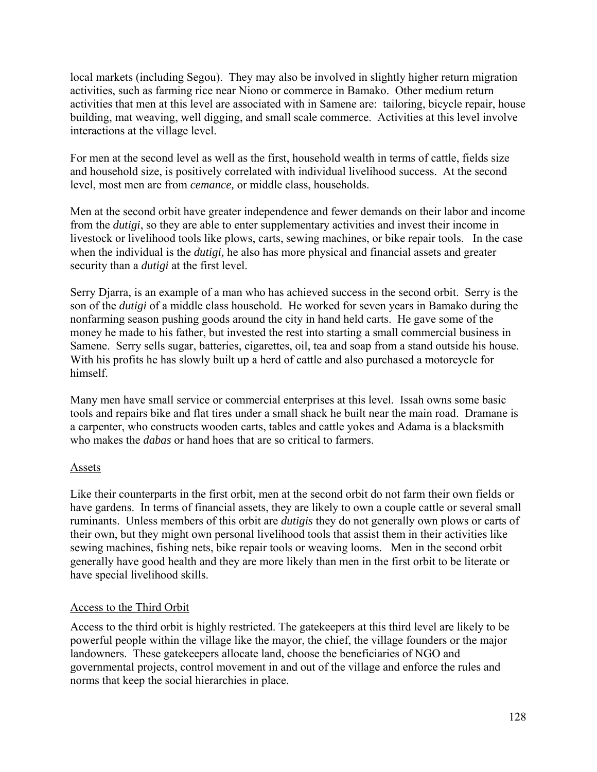local markets (including Segou). They may also be involved in slightly higher return migration activities, such as farming rice near Niono or commerce in Bamako. Other medium return activities that men at this level are associated with in Samene are: tailoring, bicycle repair, house building, mat weaving, well digging, and small scale commerce. Activities at this level involve interactions at the village level.

For men at the second level as well as the first, household wealth in terms of cattle, fields size and household size, is positively correlated with individual livelihood success. At the second level, most men are from *cemance,* or middle class, households.

Men at the second orbit have greater independence and fewer demands on their labor and income from the *dutigi*, so they are able to enter supplementary activities and invest their income in livestock or livelihood tools like plows, carts, sewing machines, or bike repair tools. In the case when the individual is the *dutigi,* he also has more physical and financial assets and greater security than a *dutigi* at the first level.

Serry Djarra, is an example of a man who has achieved success in the second orbit. Serry is the son of the *dutigi* of a middle class household. He worked for seven years in Bamako during the nonfarming season pushing goods around the city in hand held carts. He gave some of the money he made to his father, but invested the rest into starting a small commercial business in Samene. Serry sells sugar, batteries, cigarettes, oil, tea and soap from a stand outside his house. With his profits he has slowly built up a herd of cattle and also purchased a motorcycle for himself.

Many men have small service or commercial enterprises at this level. Issah owns some basic tools and repairs bike and flat tires under a small shack he built near the main road. Dramane is a carpenter, who constructs wooden carts, tables and cattle yokes and Adama is a blacksmith who makes the *dabas* or hand hoes that are so critical to farmers.

Assets

Like their counterparts in the first orbit, men at the second orbit do not farm their own fields or have gardens. In terms of financial assets, they are likely to own a couple cattle or several small ruminants. Unless members of this orbit are *dutigis* they do not generally own plows or carts of their own, but they might own personal livelihood tools that assist them in their activities like sewing machines, fishing nets, bike repair tools or weaving looms. Men in the second orbit generally have good health and they are more likely than men in the first orbit to be literate or have special livelihood skills.

Access to the Third Orbit

Access to the third orbit is highly restricted. The gatekeepers at this third level are likely to be powerful people within the village like the mayor, the chief, the village founders or the major landowners. These gatekeepers allocate land, choose the beneficiaries of NGO and governmental projects, control movement in and out of the village and enforce the rules and norms that keep the social hierarchies in place.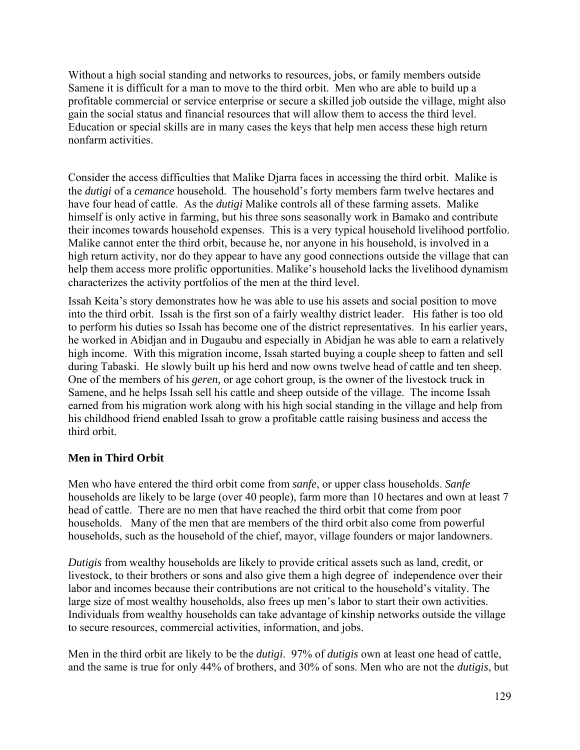Without a high social standing and networks to resources, jobs, or family members outside Samene it is difficult for a man to move to the third orbit. Men who are able to build up a profitable commercial or service enterprise or secure a skilled job outside the village, might also gain the social status and financial resources that will allow them to access the third level. Education or special skills are in many cases the keys that help men access these high return nonfarm activities.

Consider the access difficulties that Malike Djarra faces in accessing the third orbit. Malike is the *dutigi* of a *cemance* household. The household's forty members farm twelve hectares and have four head of cattle. As the *dutigi* Malike controls all of these farming assets. Malike himself is only active in farming, but his three sons seasonally work in Bamako and contribute their incomes towards household expenses. This is a very typical household livelihood portfolio. Malike cannot enter the third orbit, because he, nor anyone in his household, is involved in a high return activity, nor do they appear to have any good connections outside the village that can help them access more prolific opportunities. Malike's household lacks the livelihood dynamism characterizes the activity portfolios of the men at the third level.

Issah Keita's story demonstrates how he was able to use his assets and social position to move into the third orbit. Issah is the first son of a fairly wealthy district leader. His father is too old to perform his duties so Issah has become one of the district representatives. In his earlier years, he worked in Abidjan and in Dugaubu and especially in Abidjan he was able to earn a relatively high income. With this migration income, Issah started buying a couple sheep to fatten and sell during Tabaski. He slowly built up his herd and now owns twelve head of cattle and ten sheep. One of the members of his *geren,* or age cohort group, is the owner of the livestock truck in Samene, and he helps Issah sell his cattle and sheep outside of the village. The income Issah earned from his migration work along with his high social standing in the village and help from his childhood friend enabled Issah to grow a profitable cattle raising business and access the third orbit.

### Men in Third Orbit

Men who have entered the third orbit come from *sanfe*, or upper class households. *Sanfe* households are likely to be large (over 40 people), farm more than 10 hectares and own at least 7 head of cattle. There are no men that have reached the third orbit that come from poor households. Many of the men that are members of the third orbit also come from powerful households, such as the household of the chief, mayor, village founders or major landowners.

*Dutigis* from wealthy households are likely to provide critical assets such as land, credit, or livestock, to their brothers or sons and also give them a high degree of independence over their labor and incomes because their contributions are not critical to the household's vitality. The large size of most wealthy households, also frees up men's labor to start their own activities. Individuals from wealthy households can take advantage of kinship networks outside the village to secure resources, commercial activities, information, and jobs.

Men in the third orbit are likely to be the *dutigi*. 97% of *dutigis* own at least one head of cattle, and the same is true for only 44% of brothers, and 30% of sons. Men who are not the *dutigis*, but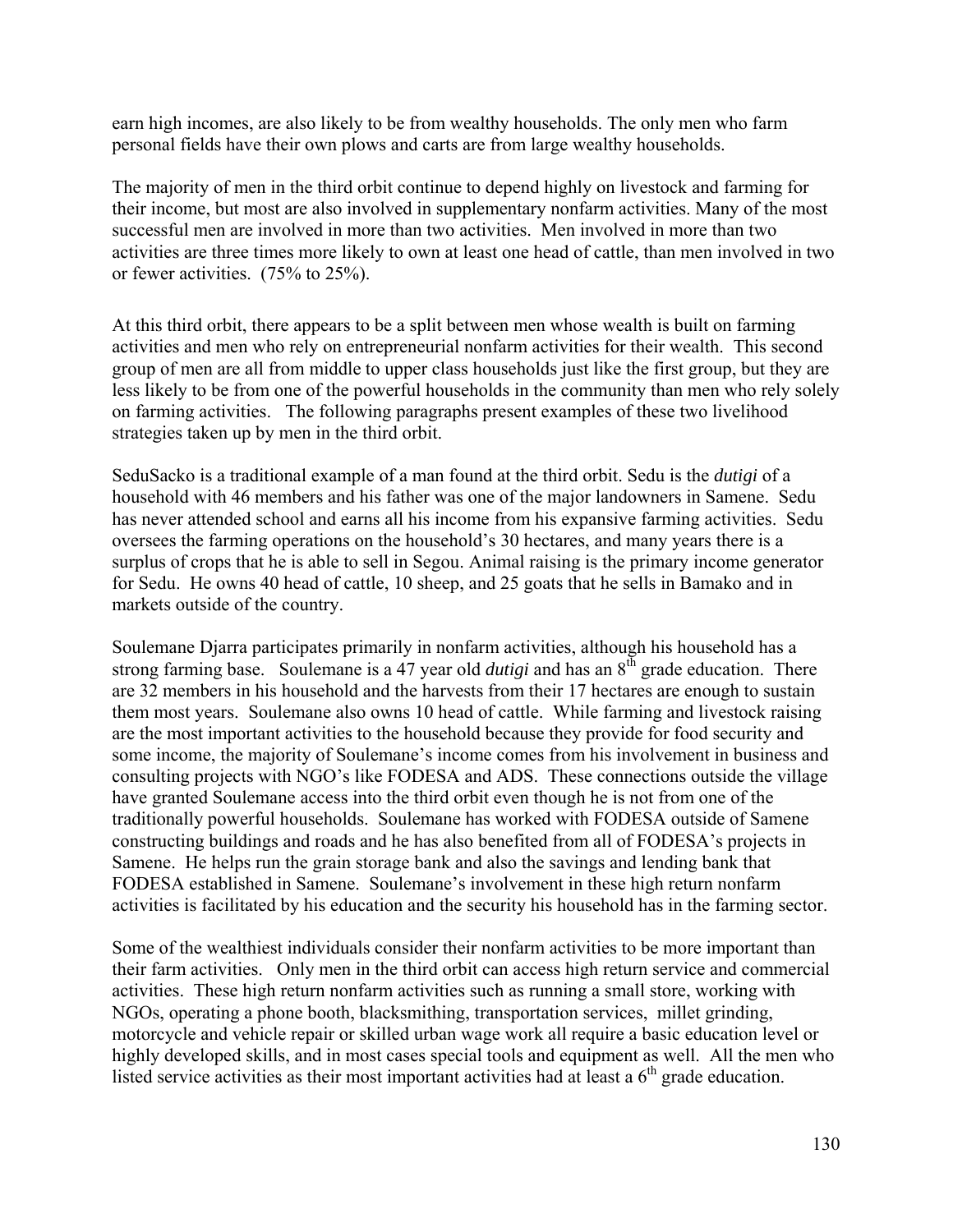earn high incomes, are also likely to be from wealthy households. The only men who farm personal fields have their own plows and carts are from large wealthy households.

The majority of men in the third orbit continue to depend highly on livestock and farming for their income, but most are also involved in supplementary nonfarm activities. Many of the most successful men are involved in more than two activities. Men involved in more than two activities are three times more likely to own at least one head of cattle, than men involved in two or fewer activities. (75% to 25%).

At this third orbit, there appears to be a split between men whose wealth is built on farming activities and men who rely on entrepreneurial nonfarm activities for their wealth. This second group of men are all from middle to upper class households just like the first group, but they are less likely to be from one of the powerful households in the community than men who rely solely on farming activities. The following paragraphs present examples of these two livelihood strategies taken up by men in the third orbit.

SeduSacko is a traditional example of a man found at the third orbit. Sedu is the *dutigi* of a household with 46 members and his father was one of the major landowners in Samene. Sedu has never attended school and earns all his income from his expansive farming activities. Sedu oversees the farming operations on the household's 30 hectares, and many years there is a surplus of crops that he is able to sell in Segou. Animal raising is the primary income generator for Sedu. He owns 40 head of cattle, 10 sheep, and 25 goats that he sells in Bamako and in markets outside of the country.

Soulemane Djarra participates primarily in nonfarm activities, although his household has a strong farming base. Soulemane is a 47 year old *dutigi* and has an 8th grade education. There are 32 members in his household and the harvests from their 17 hectares are enough to sustain them most years. Soulemane also owns 10 head of cattle. While farming and livestock raising are the most important activities to the household because they provide for food security and some income, the majority of Soulemane's income comes from his involvement in business and consulting projects with NGO's like FODESA and ADS. These connections outside the village have granted Soulemane access into the third orbit even though he is not from one of the traditionally powerful households. Soulemane has worked with FODESA outside of Samene constructing buildings and roads and he has also benefited from all of FODESA's projects in Samene. He helps run the grain storage bank and also the savings and lending bank that FODESA established in Samene. Soulemane's involvement in these high return nonfarm activities is facilitated by his education and the security his household has in the farming sector.

Some of the wealthiest individuals consider their nonfarm activities to be more important than their farm activities. Only men in the third orbit can access high return service and commercial activities. These high return nonfarm activities such as running a small store, working with NGOs, operating a phone booth, blacksmithing, transportation services, millet grinding, motorcycle and vehicle repair or skilled urban wage work all require a basic education level or highly developed skills, and in most cases special tools and equipment as well. All the men who listed service activities as their most important activities had at least a 6th grade education.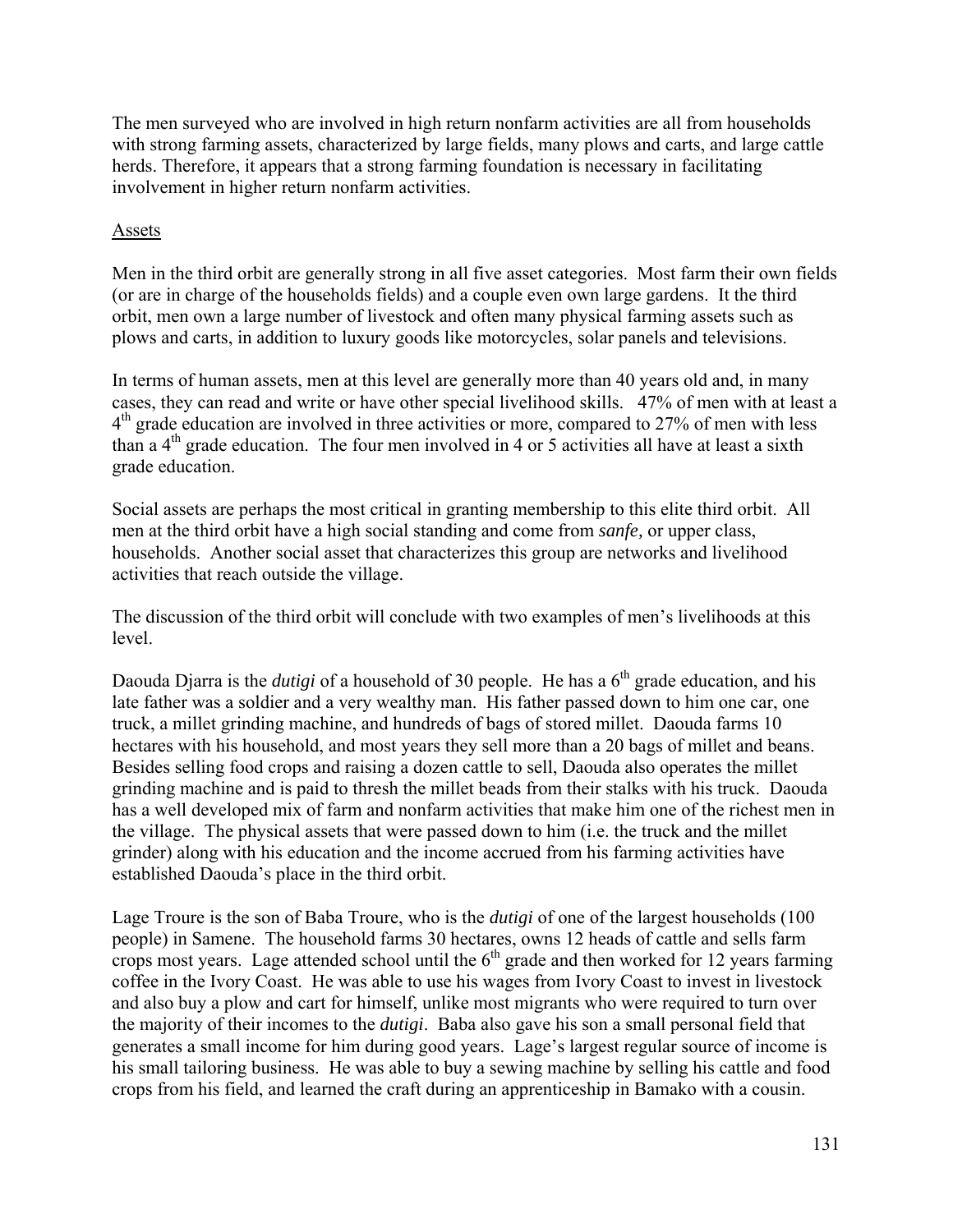The men surveyed who are involved in high return nonfarm activities are all from households with strong farming assets, characterized by large fields, many plows and carts, and large cattle herds. Therefore, it appears that a strong farming foundation is necessary in facilitating involvement in higher return nonfarm activities.

<u>Assets</u>

Men in the third orbit are generally strong in all five asset categories. Most farm their own fields (or are in charge of the households fields) and a couple even own large gardens. It the third orbit, men own a large number of livestock and often many physical farming assets such as plows and carts, in addition to luxury goods like motorcycles, solar panels and televisions.

In terms of human assets, men at this level are generally more than 40 years old and, in many cases, they can read and write or have other special livelihood skills. 47% of men with at least a 4th grade education are involved in three activities or more, compared to 27% of men with less than a 4th grade education. The four men involved in 4 or 5 activities all have at least a sixth grade education.

Social assets are perhaps the most critical in granting membership to this elite third orbit. All men at the third orbit have a high social standing and come from *sanfe,* or upper class, households. Another social asset that characterizes this group are networks and livelihood activities that reach outside the village.

The discussion of the third orbit will conclude with two examples of men's livelihoods at this level.

Daouda Djarra is the *dutigi* of a household of 30 people. He has a 6th grade education, and his late father was a soldier and a very wealthy man. His father passed down to him one car, one truck, a millet grinding machine, and hundreds of bags of stored millet. Daouda farms 10 hectares with his household, and most years they sell more than a 20 bags of millet and beans. Besides selling food crops and raising a dozen cattle to sell, Daouda also operates the millet grinding machine and is paid to thresh the millet beads from their stalks with his truck. Daouda has a well developed mix of farm and nonfarm activities that make him one of the richest men in the village. The physical assets that were passed down to him (i.e. the truck and the millet grinder) along with his education and the income accrued from his farming activities have established Daouda's place in the third orbit.

Lage Troure is the son of Baba Troure, who is the *dutigi* of one of the largest households (100 people) in Samene. The household farms 30 hectares, owns 12 heads of cattle and sells farm crops most years. Lage attended school until the 6th grade and then worked for 12 years farming coffee in the Ivory Coast. He was able to use his wages from Ivory Coast to invest in livestock and also buy a plow and cart for himself, unlike most migrants who were required to turn over the majority of their incomes to the *dutigi*. Baba also gave his son a small personal field that generates a small income for him during good years. Lage's largest regular source of income is his small tailoring business. He was able to buy a sewing machine by selling his cattle and food crops from his field, and learned the craft during an apprenticeship in Bamako with a cousin.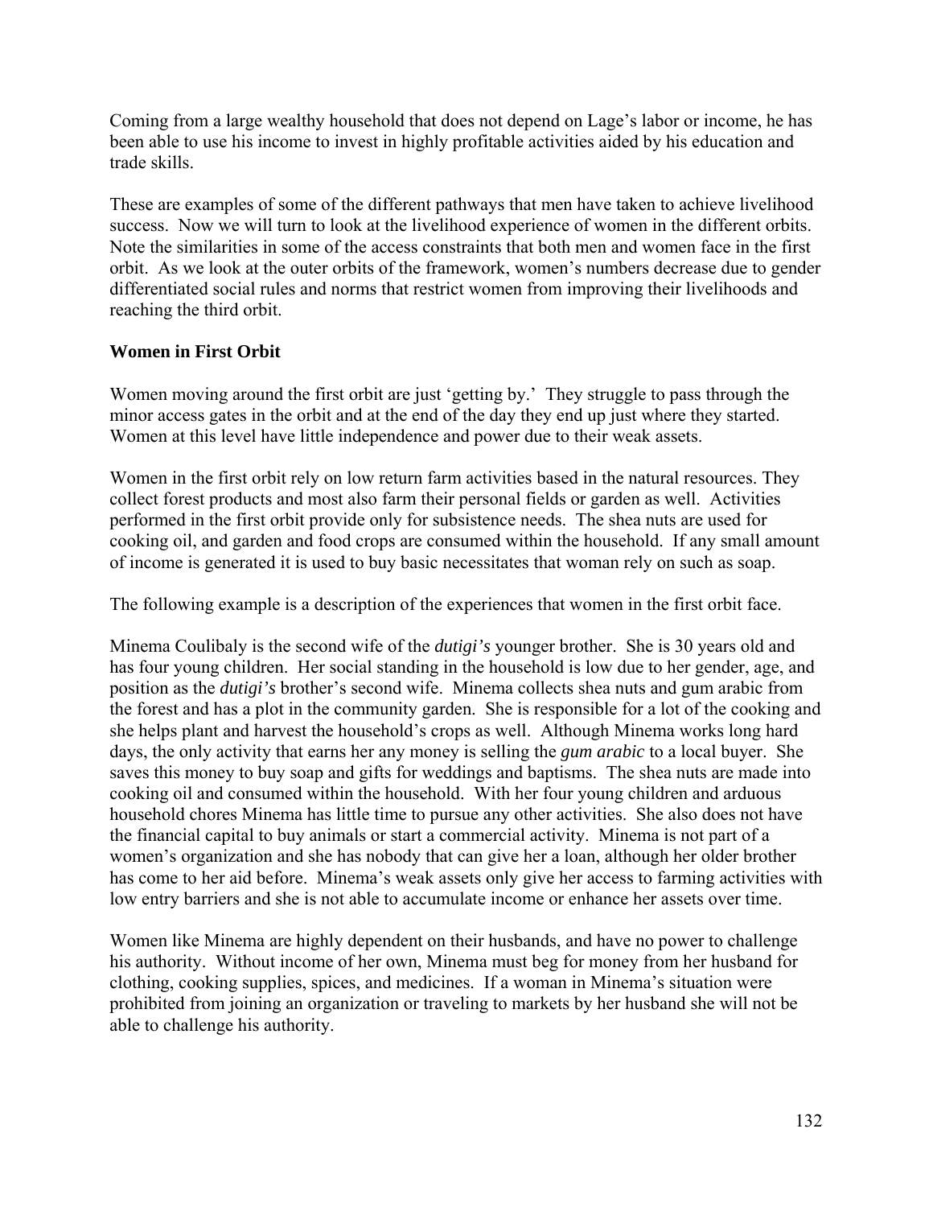Coming from a large wealthy household that does not depend on Lage's labor or income, he has been able to use his income to invest in highly profitable activities aided by his education and trade skills.

These are examples of some of the different pathways that men have taken to achieve livelihood success. Now we will turn to look at the livelihood experience of women in the different orbits. Note the similarities in some of the access constraints that both men and women face in the first orbit. As we look at the outer orbits of the framework, women's numbers decrease due to gender differentiated social rules and norms that restrict women from improving their livelihoods and reaching the third orbit.

### Women in First Orbit

Women moving around the first orbit are just 'getting by.' They struggle to pass through the minor access gates in the orbit and at the end of the day they end up just where they started. Women at this level have little independence and power due to their weak assets.

Women in the first orbit rely on low return farm activities based in the natural resources. They collect forest products and most also farm their personal fields or garden as well. Activities performed in the first orbit provide only for subsistence needs. The shea nuts are used for cooking oil, and garden and food crops are consumed within the household. If any small amount of income is generated it is used to buy basic necessitates that woman rely on such as soap.

The following example is a description of the experiences that women in the first orbit face.

Minema Coulibaly is the second wife of the *dutigi's* younger brother. She is 30 years old and has four young children. Her social standing in the household is low due to her gender, age, and position as the *dutigi's* brother's second wife. Minema collects shea nuts and gum arabic from the forest and has a plot in the community garden. She is responsible for a lot of the cooking and she helps plant and harvest the household's crops as well. Although Minema works long hard days, the only activity that earns her any money is selling the *gum arabic* to a local buyer. She saves this money to buy soap and gifts for weddings and baptisms. The shea nuts are made into cooking oil and consumed within the household. With her four young children and arduous household chores Minema has little time to pursue any other activities. She also does not have the financial capital to buy animals or start a commercial activity. Minema is not part of a women's organization and she has nobody that can give her a loan, although her older brother has come to her aid before. Minema's weak assets only give her access to farming activities with low entry barriers and she is not able to accumulate income or enhance her assets over time.

Women like Minema are highly dependent on their husbands, and have no power to challenge his authority. Without income of her own, Minema must beg for money from her husband for clothing, cooking supplies, spices, and medicines. If a woman in Minema's situation were prohibited from joining an organization or traveling to markets by her husband she will not be able to challenge his authority.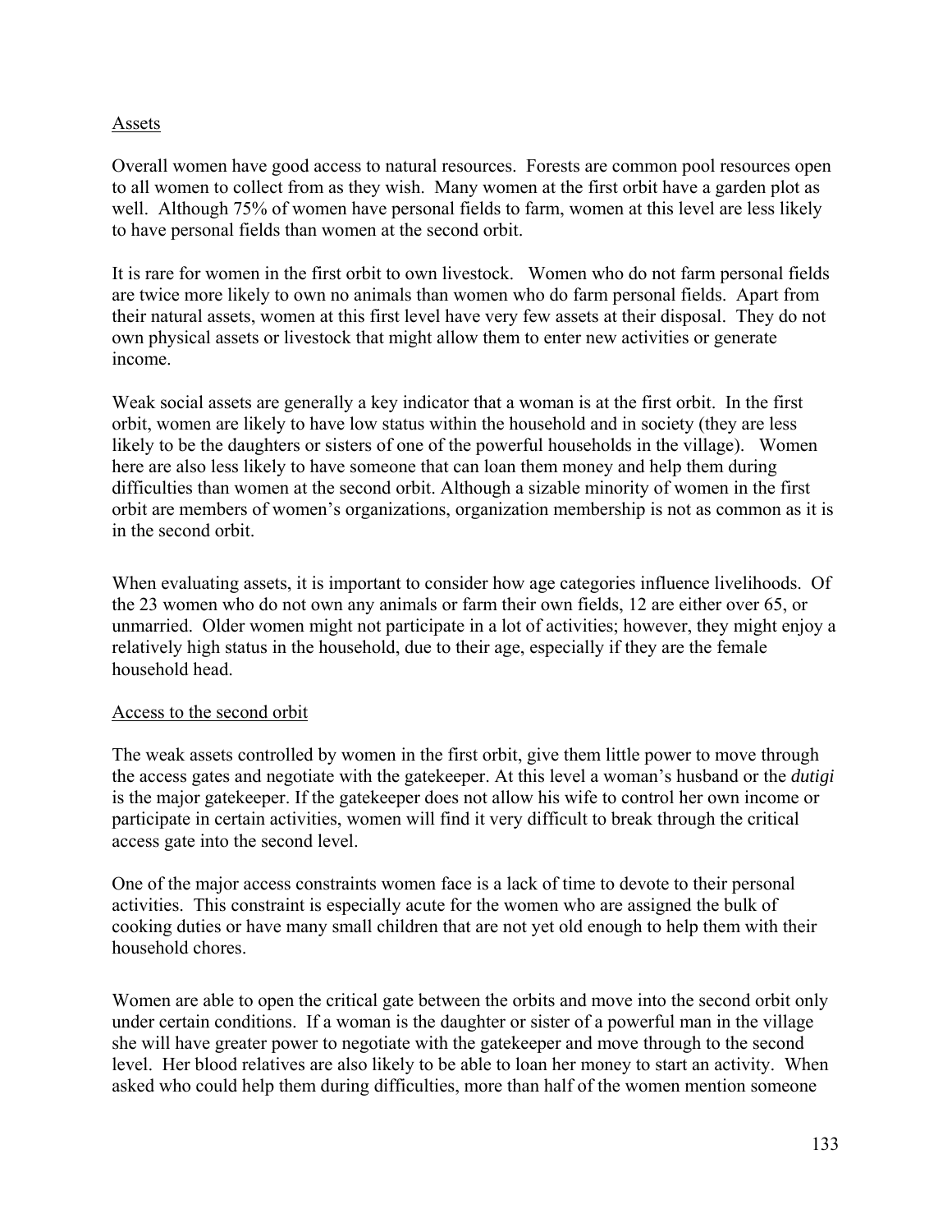<u>Assets</u>

Overall women have good access to natural resources. Forests are common pool resources open to all women to collect from as they wish. Many women at the first orbit have a garden plot as well. Although 75% of women have personal fields to farm, women at this level are less likely to have personal fields than women at the second orbit.

It is rare for women in the first orbit to own livestock. Women who do not farm personal fields are twice more likely to own no animals than women who do farm personal fields. Apart from their natural assets, women at this first level have very few assets at their disposal. They do not own physical assets or livestock that might allow them to enter new activities or generate income.

Weak social assets are generally a key indicator that a woman is at the first orbit. In the first orbit, women are likely to have low status within the household and in society (they are less likely to be the daughters or sisters of one of the powerful households in the village). Women here are also less likely to have someone that can loan them money and help them during difficulties than women at the second orbit. Although a sizable minority of women in the first orbit are members of women's organizations, organization membership is not as common as it is in the second orbit.

When evaluating assets, it is important to consider how age categories influence livelihoods. Of the 23 women who do not own any animals or farm their own fields, 12 are either over 65, or unmarried. Older women might not participate in a lot of activities; however, they might enjoy a relatively high status in the household, due to their age, especially if they are the female household head.

<u>Access to the second orbit</u>

The weak assets controlled by women in the first orbit, give them little power to move through the access gates and negotiate with the gatekeeper. At this level a woman's husband or the *dutigi* is the major gatekeeper. If the gatekeeper does not allow his wife to control her own income or participate in certain activities, women will find it very difficult to break through the critical access gate into the second level.

One of the major access constraints women face is a lack of time to devote to their personal activities. This constraint is especially acute for the women who are assigned the bulk of cooking duties or have many small children that are not yet old enough to help them with their household chores.

Women are able to open the critical gate between the orbits and move into the second orbit only under certain conditions. If a woman is the daughter or sister of a powerful man in the village she will have greater power to negotiate with the gatekeeper and move through to the second level. Her blood relatives are also likely to be able to loan her money to start an activity. When asked who could help them during difficulties, more than half of the women mention someone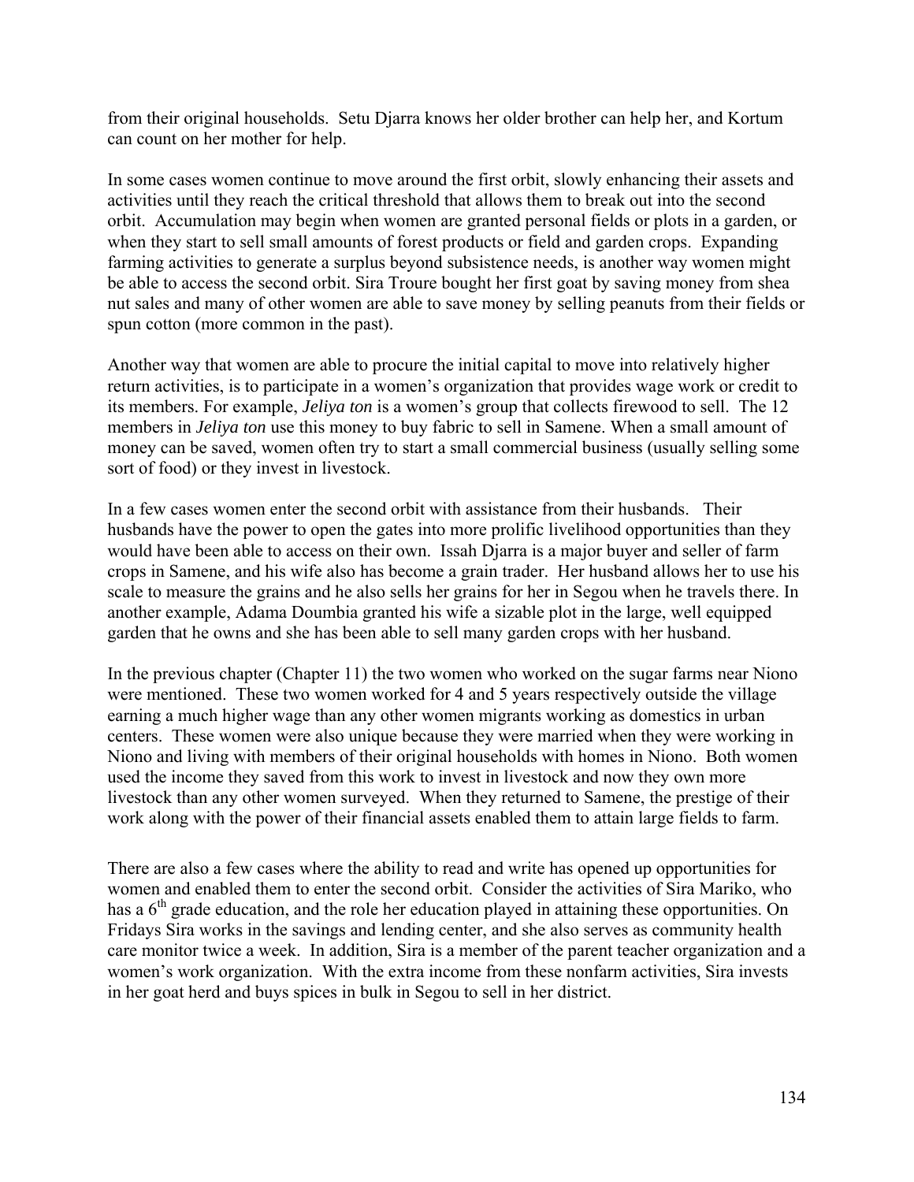from their original households. Setu Djarra knows her older brother can help her, and Kortum can count on her mother for help.

In some cases women continue to move around the first orbit, slowly enhancing their assets and activities until they reach the critical threshold that allows them to break out into the second orbit. Accumulation may begin when women are granted personal fields or plots in a garden, or when they start to sell small amounts of forest products or field and garden crops. Expanding farming activities to generate a surplus beyond subsistence needs, is another way women might be able to access the second orbit. Sira Troure bought her first goat by saving money from shea nut sales and many of other women are able to save money by selling peanuts from their fields or spun cotton (more common in the past).

Another way that women are able to procure the initial capital to move into relatively higher return activities, is to participate in a women's organization that provides wage work or credit to its members. For example, *Jeliya ton* is a women's group that collects firewood to sell. The 12 members in *Jeliya ton* use this money to buy fabric to sell in Samene. When a small amount of money can be saved, women often try to start a small commercial business (usually selling some sort of food) or they invest in livestock.

In a few cases women enter the second orbit with assistance from their husbands. Their husbands have the power to open the gates into more prolific livelihood opportunities than they would have been able to access on their own. Issah Djarra is a major buyer and seller of farm crops in Samene, and his wife also has become a grain trader. Her husband allows her to use his scale to measure the grains and he also sells her grains for her in Segou when he travels there. In another example, Adama Doumbia granted his wife a sizable plot in the large, well equipped garden that he owns and she has been able to sell many garden crops with her husband.

In the previous chapter (Chapter 11) the two women who worked on the sugar farms near Niono were mentioned. These two women worked for 4 and 5 years respectively outside the village earning a much higher wage than any other women migrants working as domestics in urban centers. These women were also unique because they were married when they were working in Niono and living with members of their original households with homes in Niono. Both women used the income they saved from this work to invest in livestock and now they own more livestock than any other women surveyed. When they returned to Samene, the prestige of their work along with the power of their financial assets enabled them to attain large fields to farm.

There are also a few cases where the ability to read and write has opened up opportunities for women and enabled them to enter the second orbit. Consider the activities of Sira Mariko, who has a 6th grade education, and the role her education played in attaining these opportunities. On Fridays Sira works in the savings and lending center, and she also serves as community health care monitor twice a week. In addition, Sira is a member of the parent teacher organization and a women's work organization. With the extra income from these nonfarm activities, Sira invests in her goat herd and buys spices in bulk in Segou to sell in her district.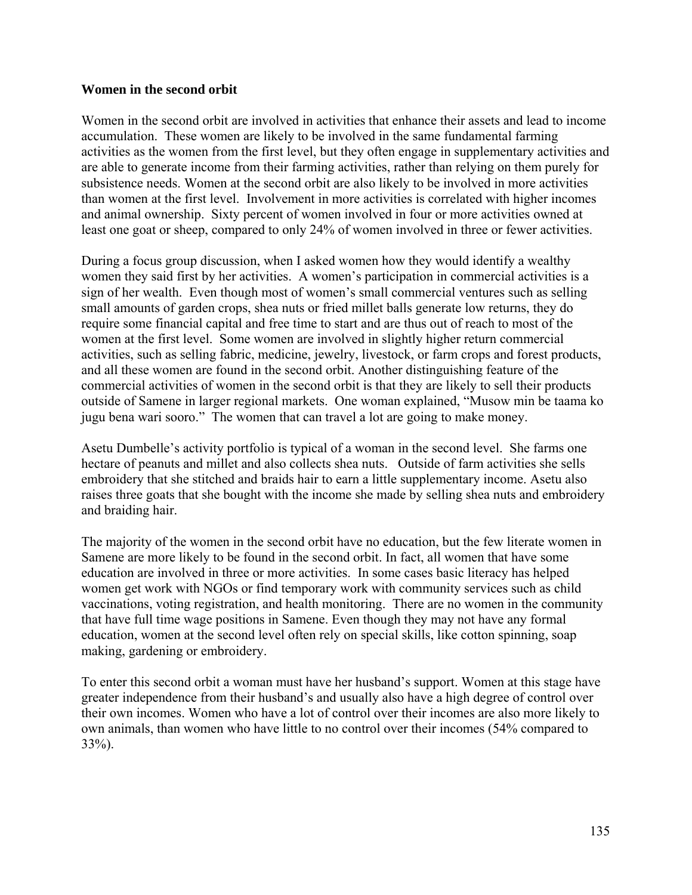**Women in the second orbit**

Women in the second orbit are involved in activities that enhance their assets and lead to income accumulation. These women are likely to be involved in the same fundamental farming activities as the women from the first level, but they often engage in supplementary activities and are able to generate income from their farming activities, rather than relying on them purely for subsistence needs. Women at the second orbit are also likely to be involved in more activities than women at the first level. Involvement in more activities is correlated with higher incomes and animal ownership. Sixty percent of women involved in four or more activities owned at least one goat or sheep, compared to only 24% of women involved in three or fewer activities.

During a focus group discussion, when I asked women how they would identify a wealthy women they said first by her activities. A women's participation in commercial activities is a sign of her wealth. Even though most of women's small commercial ventures such as selling small amounts of garden crops, shea nuts or fried millet balls generate low returns, they do require some financial capital and free time to start and are thus out of reach to most of the women at the first level. Some women are involved in slightly higher return commercial activities, such as selling fabric, medicine, jewelry, livestock, or farm crops and forest products, and all these women are found in the second orbit. Another distinguishing feature of the commercial activities of women in the second orbit is that they are likely to sell their products outside of Samene in larger regional markets. One woman explained, "Musow min be taama ko jugu bena wari sooro." The women that can travel a lot are going to make money.

Asetu Dumbelle's activity portfolio is typical of a woman in the second level. She farms one hectare of peanuts and millet and also collects shea nuts. Outside of farm activities she sells embroidery that she stitched and braids hair to earn a little supplementary income. Asetu also raises three goats that she bought with the income she made by selling shea nuts and embroidery and braiding hair.

The majority of the women in the second orbit have no education, but the few literate women in Samene are more likely to be found in the second orbit. In fact, all women that have some education are involved in three or more activities. In some cases basic literacy has helped women get work with NGOs or find temporary work with community services such as child vaccinations, voting registration, and health monitoring. There are no women in the community that have full time wage positions in Samene. Even though they may not have any formal education, women at the second level often rely on special skills, like cotton spinning, soap making, gardening or embroidery.

To enter this second orbit a woman must have her husband's support. Women at this stage have greater independence from their husband's and usually also have a high degree of control over their own incomes. Women who have a lot of control over their incomes are also more likely to own animals, than women who have little to no control over their incomes (54% compared to 33%).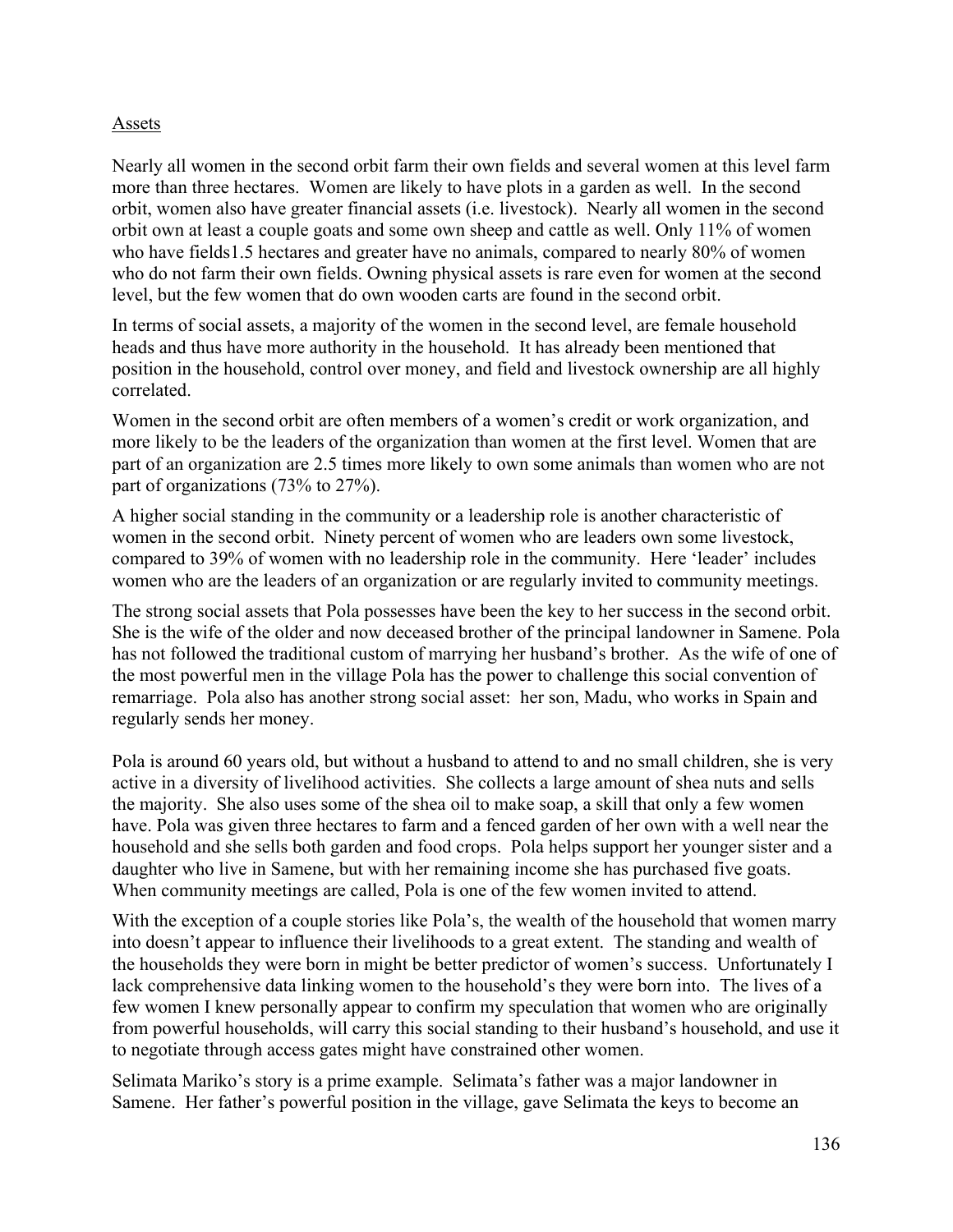Assets

Nearly all women in the second orbit farm their own fields and several women at this level farm more than three hectares. Women are likely to have plots in a garden as well. In the second orbit, women also have greater financial assets (i.e. livestock). Nearly all women in the second orbit own at least a couple goats and some own sheep and cattle as well. Only 11% of women who have fields1.5 hectares and greater have no animals, compared to nearly 80% of women who do not farm their own fields. Owning physical assets is rare even for women at the second level, but the few women that do own wooden carts are found in the second orbit.

In terms of social assets, a majority of the women in the second level, are female household heads and thus have more authority in the household. It has already been mentioned that position in the household, control over money, and field and livestock ownership are all highly correlated.

Women in the second orbit are often members of a women's credit or work organization, and more likely to be the leaders of the organization than women at the first level. Women that are part of an organization are 2.5 times more likely to own some animals than women who are not part of organizations (73% to 27%).

A higher social standing in the community or a leadership role is another characteristic of women in the second orbit. Ninety percent of women who are leaders own some livestock, compared to 39% of women with no leadership role in the community. Here 'leader' includes women who are the leaders of an organization or are regularly invited to community meetings.

The strong social assets that Pola possesses have been the key to her success in the second orbit. She is the wife of the older and now deceased brother of the principal landowner in Samene. Pola has not followed the traditional custom of marrying her husband's brother. As the wife of one of the most powerful men in the village Pola has the power to challenge this social convention of remarriage. Pola also has another strong social asset: her son, Madu, who works in Spain and regularly sends her money.

Pola is around 60 years old, but without a husband to attend to and no small children, she is very active in a diversity of livelihood activities. She collects a large amount of shea nuts and sells the majority. She also uses some of the shea oil to make soap, a skill that only a few women have. Pola was given three hectares to farm and a fenced garden of her own with a well near the household and she sells both garden and food crops. Pola helps support her younger sister and a daughter who live in Samene, but with her remaining income she has purchased five goats. When community meetings are called, Pola is one of the few women invited to attend.

With the exception of a couple stories like Pola's, the wealth of the household that women marry into doesn't appear to influence their livelihoods to a great extent. The standing and wealth of the households they were born in might be better predictor of women's success. Unfortunately I lack comprehensive data linking women to the household's they were born into. The lives of a few women I knew personally appear to confirm my speculation that women who are originally from powerful households, will carry this social standing to their husband's household, and use it to negotiate through access gates might have constrained other women.

Selimata Mariko's story is a prime example. Selimata's father was a major landowner in Samene. Her father's powerful position in the village, gave Selimata the keys to become an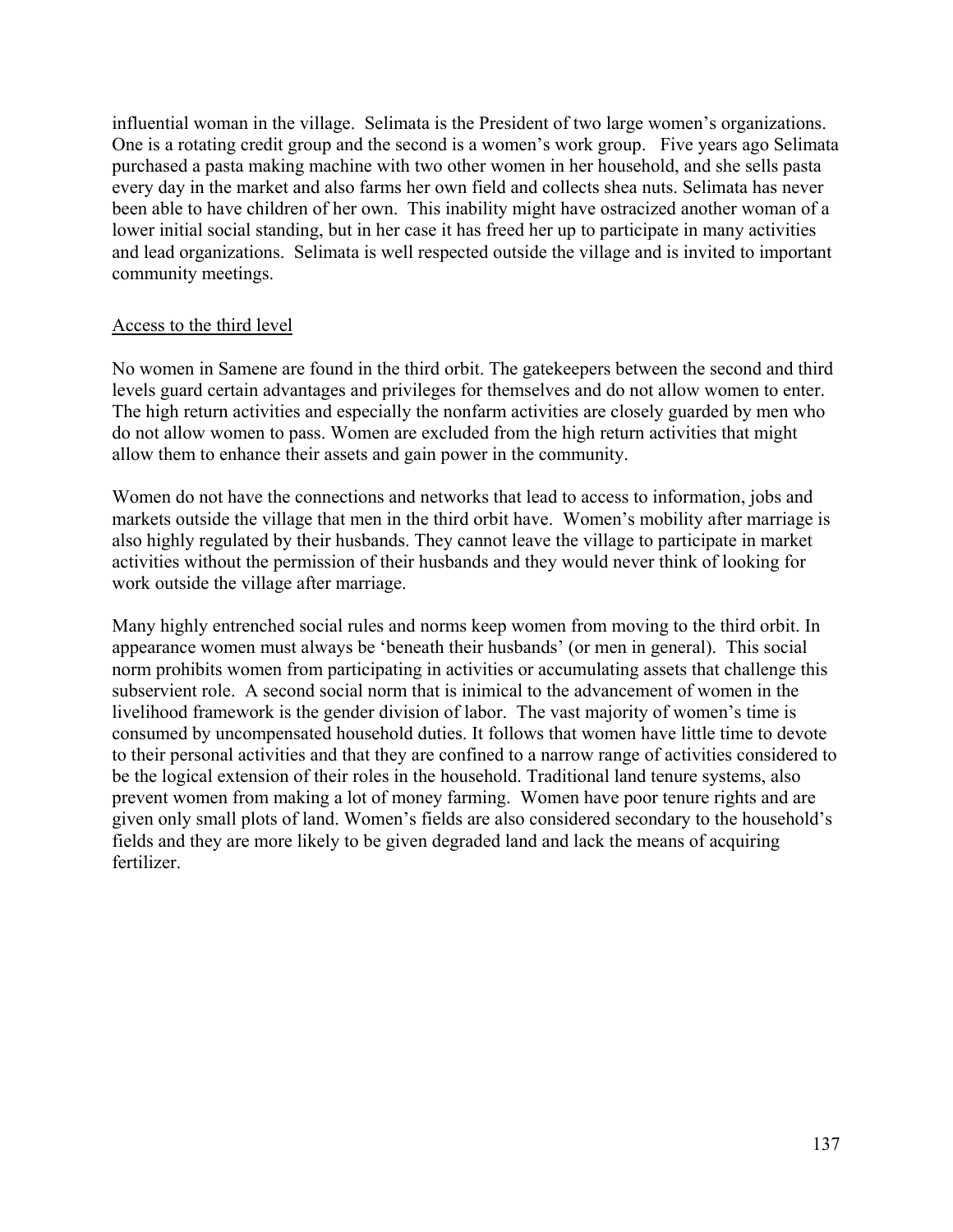influential woman in the village. Selimata is the President of two large women's organizations. One is a rotating credit group and the second is a women's work group. Five years ago Selimata purchased a pasta making machine with two other women in her household, and she sells pasta every day in the market and also farms her own field and collects shea nuts. Selimata has never been able to have children of her own. This inability might have ostracized another woman of a lower initial social standing, but in her case it has freed her up to participate in many activities and lead organizations. Selimata is well respected outside the village and is invited to important community meetings.

<u>Access to the third level</u>

No women in Samene are found in the third orbit. The gatekeepers between the second and third levels guard certain advantages and privileges for themselves and do not allow women to enter. The high return activities and especially the nonfarm activities are closely guarded by men who do not allow women to pass. Women are excluded from the high return activities that might allow them to enhance their assets and gain power in the community.

Women do not have the connections and networks that lead to access to information, jobs and markets outside the village that men in the third orbit have. Women's mobility after marriage is also highly regulated by their husbands. They cannot leave the village to participate in market activities without the permission of their husbands and they would never think of looking for work outside the village after marriage.

Many highly entrenched social rules and norms keep women from moving to the third orbit. In appearance women must always be 'beneath their husbands' (or men in general). This social norm prohibits women from participating in activities or accumulating assets that challenge this subservient role. A second social norm that is inimical to the advancement of women in the livelihood framework is the gender division of labor. The vast majority of women's time is consumed by uncompensated household duties. It follows that women have little time to devote to their personal activities and that they are confined to a narrow range of activities considered to be the logical extension of their roles in the household. Traditional land tenure systems, also prevent women from making a lot of money farming. Women have poor tenure rights and are given only small plots of land. Women's fields are also considered secondary to the household's fields and they are more likely to be given degraded land and lack the means of acquiring fertilizer.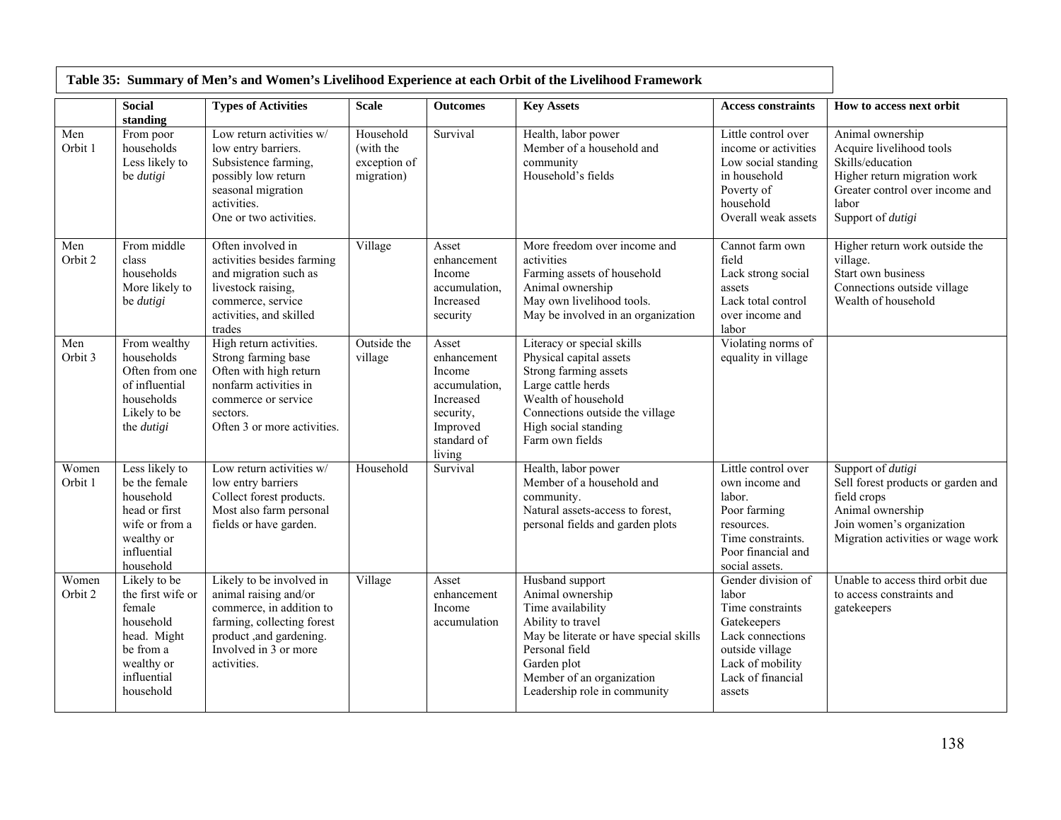**Table 35: Summary of Men's and Women's Livelihood Experience at each Orbit of the Livelihood Framework**

| | Social standing | Types of Activities | Scale | Outcomes | Key Assets | Access constraints | How to access next orbit |
|---|---|---|---|---|---|---|---|
| Men Orbit 1 | From poor households<br>Less likely to be *dutigi* | Low return activities w/ low entry barriers.<br>Subsistence farming, possibly low return seasonal migration activities.<br>One or two activities. | Household (with the exception of migration) | Survival | Health, labor power<br>Member of a household and community<br>Household's fields | Little control over income or activities<br>Low social standing in household<br>Poverty of household<br>Overall weak assets | Animal ownership<br>Acquire livelihood tools<br>Skills/education<br>Higher return migration work<br>Greater control over income and labor<br>Support of *dutigi* |
| Men Orbit 2 | From middle class households<br>More likely to be *dutigi* | Often involved in activities besides farming and migration such as livestock raising, commerce, service activities, and skilled trades | Village | Asset enhancement<br>Income accumulation,<br>Increased security | More freedom over income and activities<br>Farming assets of household<br>Animal ownership<br>May own livelihood tools.<br>May be involved in an organization | Cannot farm own field<br>Lack strong social assets<br>Lack total control over income and labor | Higher return work outside the village.<br>Start own business<br>Connections outside village<br>Wealth of household |
| Men Orbit 3 | From wealthy households<br>Often from one of influential households<br>Likely to be the *dutigi* | High return activities.<br>Strong farming base<br>Often with high return nonfarm activities in commerce or service sectors.<br>Often 3 or more activities. | Outside the village | Asset enhancement<br>Income accumulation,<br>Increased security,<br>Improved standard of living | Literacy or special skills<br>Physical capital assets<br>Strong farming assets<br>Large cattle herds<br>Wealth of household<br>Connections outside the village<br>High social standing<br>Farm own fields | Violating norms of equality in village | |
| Women Orbit 1 | Less likely to be the female household head or first wife or from a wealthy or influential household | Low return activities w/ low entry barriers<br>Collect forest products.<br>Most also farm personal fields or have garden. | Household | Survival | Health, labor power<br>Member of a household and community.<br>Natural assets-access to forest, personal fields and garden plots | Little control over own income and labor.<br>Poor farming resources.<br>Time constraints.<br>Poor financial and social assets. | Support of *dutigi*<br>Sell forest products or garden and field crops<br>Animal ownership<br>Join women's organization<br>Migration activities or wage work |
| Women Orbit 2 | Likely to be the first wife or female household head. Might be from a wealthy or influential household | Likely to be involved in animal raising and/or commerce, in addition to farming, collecting forest product ,and gardening.<br>Involved in 3 or more activities. | Village | Asset enhancement<br>Income accumulation | Husband support<br>Animal ownership<br>Time availability<br>Ability to travel<br>May be literate or have special skills<br>Personal field<br>Garden plot<br>Member of an organization<br>Leadership role in community | Gender division of labor<br>Time constraints<br>Gatekeepers<br>Lack connections outside village<br>Lack of mobility<br>Lack of financial assets | Unable to access third orbit due to access constraints and gatekeepers |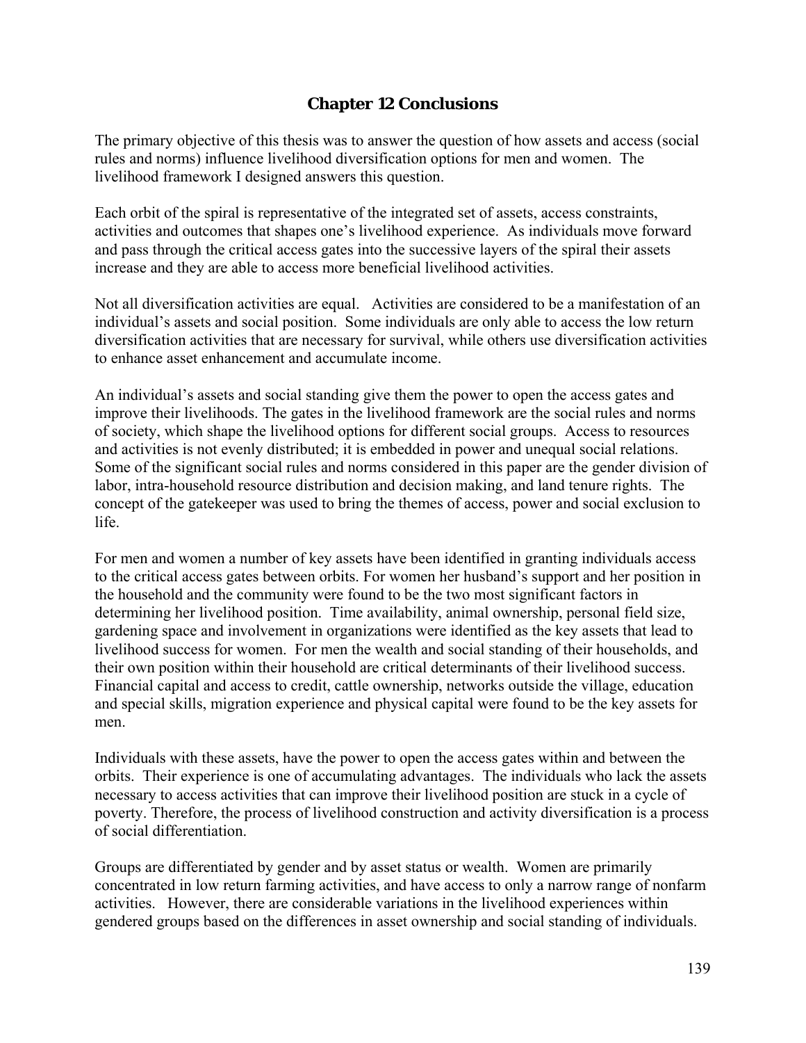# Chapter 12 Conclusions

The primary objective of this thesis was to answer the question of how assets and access (social rules and norms) influence livelihood diversification options for men and women. The livelihood framework I designed answers this question.

Each orbit of the spiral is representative of the integrated set of assets, access constraints, activities and outcomes that shapes one's livelihood experience. As individuals move forward and pass through the critical access gates into the successive layers of the spiral their assets increase and they are able to access more beneficial livelihood activities.

Not all diversification activities are equal. Activities are considered to be a manifestation of an individual's assets and social position. Some individuals are only able to access the low return diversification activities that are necessary for survival, while others use diversification activities to enhance asset enhancement and accumulate income.

An individual's assets and social standing give them the power to open the access gates and improve their livelihoods. The gates in the livelihood framework are the social rules and norms of society, which shape the livelihood options for different social groups. Access to resources and activities is not evenly distributed; it is embedded in power and unequal social relations. Some of the significant social rules and norms considered in this paper are the gender division of labor, intra-household resource distribution and decision making, and land tenure rights. The concept of the gatekeeper was used to bring the themes of access, power and social exclusion to life.

For men and women a number of key assets have been identified in granting individuals access to the critical access gates between orbits. For women her husband's support and her position in the household and the community were found to be the two most significant factors in determining her livelihood position. Time availability, animal ownership, personal field size, gardening space and involvement in organizations were identified as the key assets that lead to livelihood success for women. For men the wealth and social standing of their households, and their own position within their household are critical determinants of their livelihood success. Financial capital and access to credit, cattle ownership, networks outside the village, education and special skills, migration experience and physical capital were found to be the key assets for men.

Individuals with these assets, have the power to open the access gates within and between the orbits. Their experience is one of accumulating advantages. The individuals who lack the assets necessary to access activities that can improve their livelihood position are stuck in a cycle of poverty. Therefore, the process of livelihood construction and activity diversification is a process of social differentiation.

Groups are differentiated by gender and by asset status or wealth. Women are primarily concentrated in low return farming activities, and have access to only a narrow range of nonfarm activities. However, there are considerable variations in the livelihood experiences within gendered groups based on the differences in asset ownership and social standing of individuals.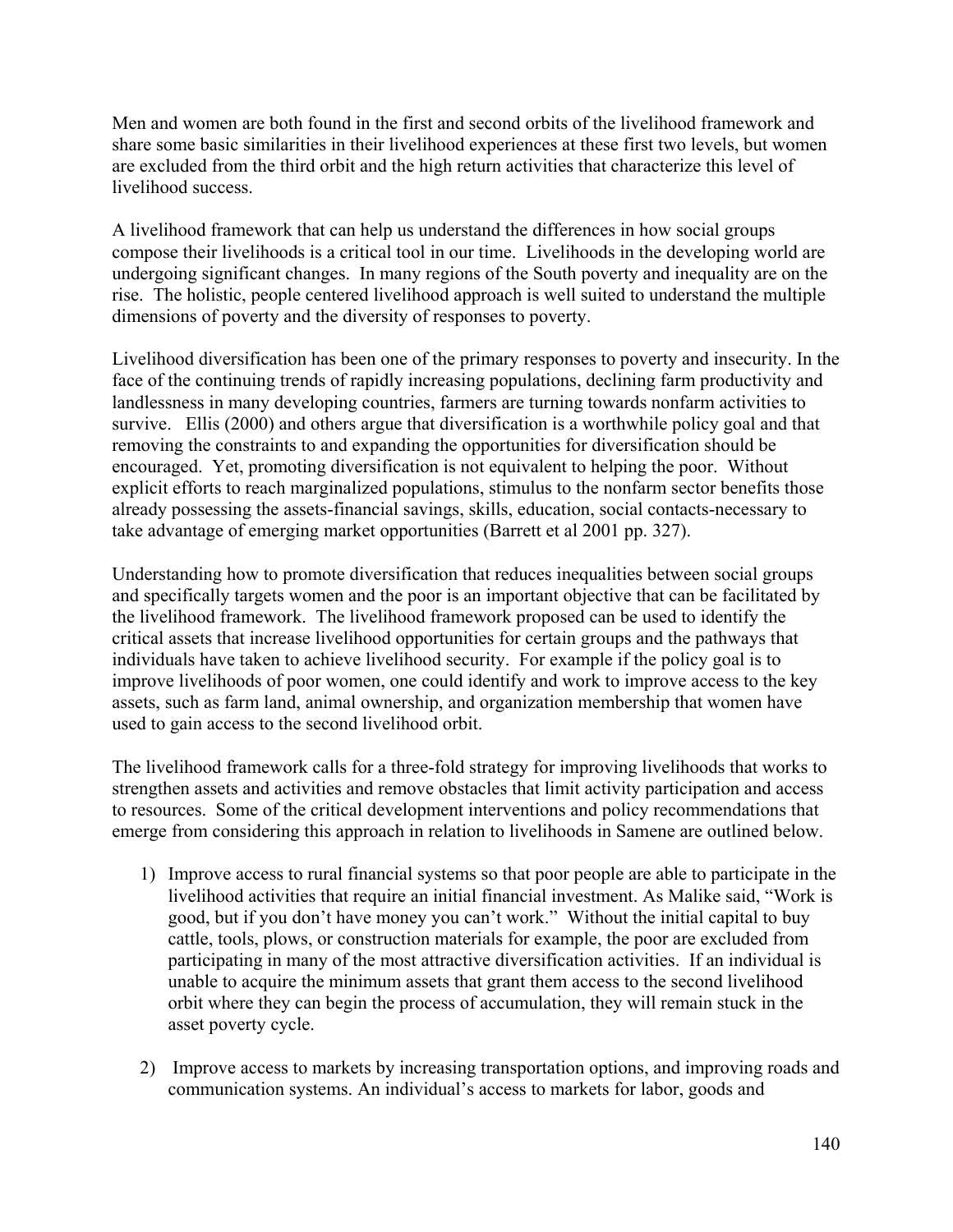Men and women are both found in the first and second orbits of the livelihood framework and share some basic similarities in their livelihood experiences at these first two levels, but women are excluded from the third orbit and the high return activities that characterize this level of livelihood success.

A livelihood framework that can help us understand the differences in how social groups compose their livelihoods is a critical tool in our time. Livelihoods in the developing world are undergoing significant changes. In many regions of the South poverty and inequality are on the rise. The holistic, people centered livelihood approach is well suited to understand the multiple dimensions of poverty and the diversity of responses to poverty.

Livelihood diversification has been one of the primary responses to poverty and insecurity. In the face of the continuing trends of rapidly increasing populations, declining farm productivity and landlessness in many developing countries, farmers are turning towards nonfarm activities to survive. Ellis (2000) and others argue that diversification is a worthwhile policy goal and that removing the constraints to and expanding the opportunities for diversification should be encouraged. Yet, promoting diversification is not equivalent to helping the poor. Without explicit efforts to reach marginalized populations, stimulus to the nonfarm sector benefits those already possessing the assets-financial savings, skills, education, social contacts-necessary to take advantage of emerging market opportunities (Barrett et al 2001 pp. 327).

Understanding how to promote diversification that reduces inequalities between social groups and specifically targets women and the poor is an important objective that can be facilitated by the livelihood framework. The livelihood framework proposed can be used to identify the critical assets that increase livelihood opportunities for certain groups and the pathways that individuals have taken to achieve livelihood security. For example if the policy goal is to improve livelihoods of poor women, one could identify and work to improve access to the key assets, such as farm land, animal ownership, and organization membership that women have used to gain access to the second livelihood orbit.

The livelihood framework calls for a three-fold strategy for improving livelihoods that works to strengthen assets and activities and remove obstacles that limit activity participation and access to resources. Some of the critical development interventions and policy recommendations that emerge from considering this approach in relation to livelihoods in Samene are outlined below.

1) Improve access to rural financial systems so that poor people are able to participate in the livelihood activities that require an initial financial investment. As Malike said, “Work is good, but if you don’t have money you can’t work.” Without the initial capital to buy cattle, tools, plows, or construction materials for example, the poor are excluded from participating in many of the most attractive diversification activities. If an individual is unable to acquire the minimum assets that grant them access to the second livelihood orbit where they can begin the process of accumulation, they will remain stuck in the asset poverty cycle.

2) Improve access to markets by increasing transportation options, and improving roads and communication systems. An individual’s access to markets for labor, goods and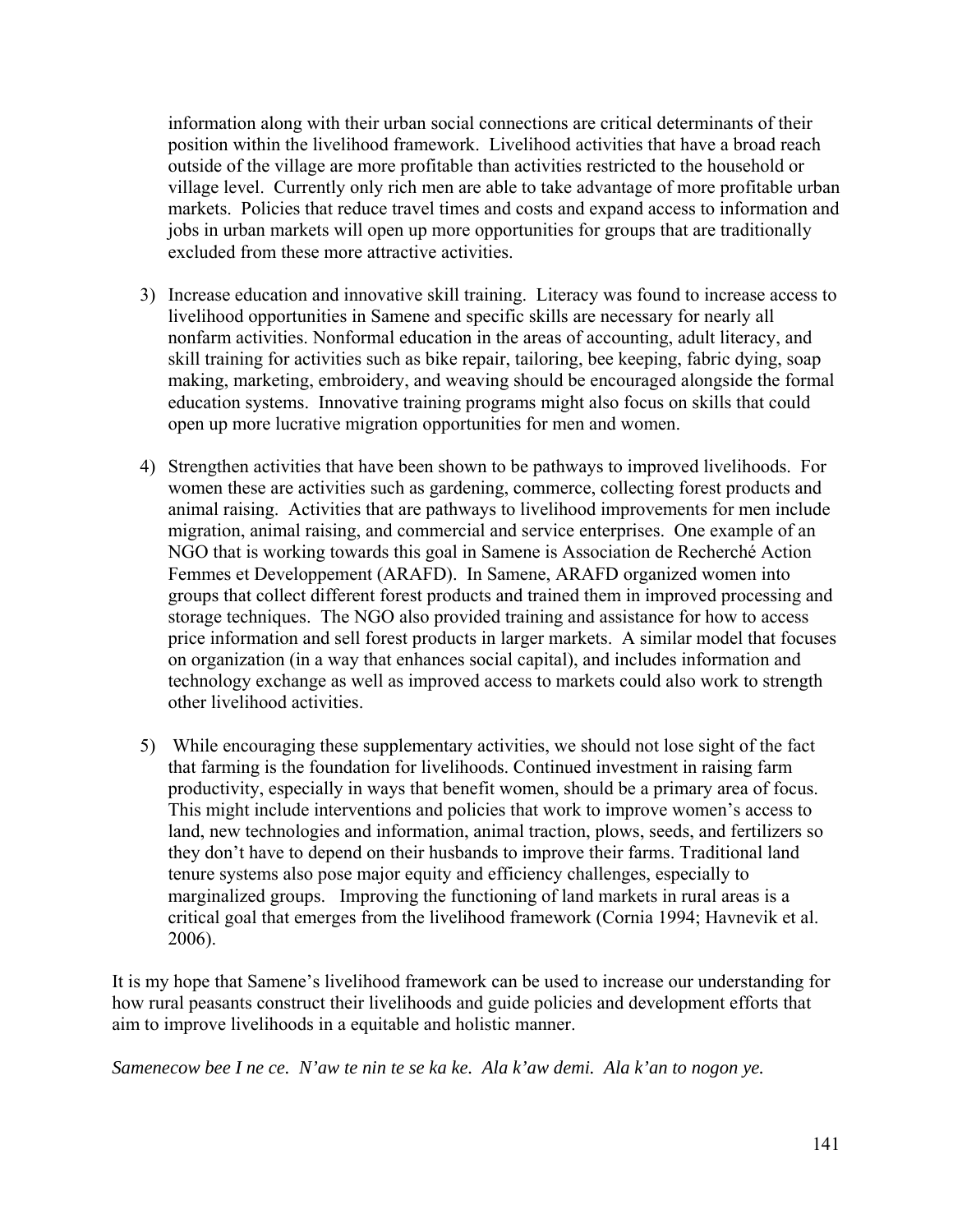information along with their urban social connections are critical determinants of their position within the livelihood framework. Livelihood activities that have a broad reach outside of the village are more profitable than activities restricted to the household or village level. Currently only rich men are able to take advantage of more profitable urban markets. Policies that reduce travel times and costs and expand access to information and jobs in urban markets will open up more opportunities for groups that are traditionally excluded from these more attractive activities.

3) Increase education and innovative skill training. Literacy was found to increase access to livelihood opportunities in Samene and specific skills are necessary for nearly all nonfarm activities. Nonformal education in the areas of accounting, adult literacy, and skill training for activities such as bike repair, tailoring, bee keeping, fabric dying, soap making, marketing, embroidery, and weaving should be encouraged alongside the formal education systems. Innovative training programs might also focus on skills that could open up more lucrative migration opportunities for men and women.

4) Strengthen activities that have been shown to be pathways to improved livelihoods. For women these are activities such as gardening, commerce, collecting forest products and animal raising. Activities that are pathways to livelihood improvements for men include migration, animal raising, and commercial and service enterprises. One example of an NGO that is working towards this goal in Samene is Association de Recherché Action Femmes et Developpement (ARAFD). In Samene, ARAFD organized women into groups that collect different forest products and trained them in improved processing and storage techniques. The NGO also provided training and assistance for how to access price information and sell forest products in larger markets. A similar model that focuses on organization (in a way that enhances social capital), and includes information and technology exchange as well as improved access to markets could also work to strength other livelihood activities.

5) While encouraging these supplementary activities, we should not lose sight of the fact that farming is the foundation for livelihoods. Continued investment in raising farm productivity, especially in ways that benefit women, should be a primary area of focus. This might include interventions and policies that work to improve women's access to land, new technologies and information, animal traction, plows, seeds, and fertilizers so they don't have to depend on their husbands to improve their farms. Traditional land tenure systems also pose major equity and efficiency challenges, especially to marginalized groups. Improving the functioning of land markets in rural areas is a critical goal that emerges from the livelihood framework (Cornia 1994; Havnevik et al. 2006).

It is my hope that Samene's livelihood framework can be used to increase our understanding for how rural peasants construct their livelihoods and guide policies and development efforts that aim to improve livelihoods in a equitable and holistic manner.

*Samenecow bee I ne ce. N'aw te nin te se ka ke. Ala k'aw demi. Ala k'an to nogon ye.*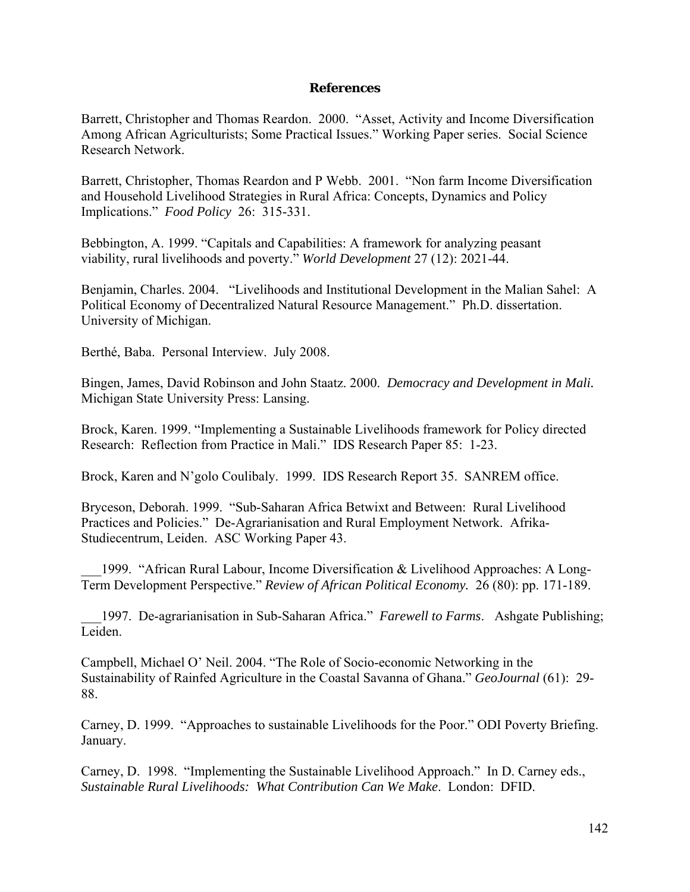## References

Barrett, Christopher and Thomas Reardon. 2000. "Asset, Activity and Income Diversification Among African Agriculturists; Some Practical Issues." Working Paper series. Social Science Research Network.

Barrett, Christopher, Thomas Reardon and P Webb. 2001. "Non farm Income Diversification and Household Livelihood Strategies in Rural Africa: Concepts, Dynamics and Policy Implications." *Food Policy* 26: 315-331.

Bebbington, A. 1999. "Capitals and Capabilities: A framework for analyzing peasant viability, rural livelihoods and poverty." *World Development* 27 (12): 2021-44.

Benjamin, Charles. 2004. "Livelihoods and Institutional Development in the Malian Sahel: A Political Economy of Decentralized Natural Resource Management." Ph.D. dissertation. University of Michigan.

Berthé, Baba. Personal Interview. July 2008.

Bingen, James, David Robinson and John Staatz. 2000. *Democracy and Development in Mali.* Michigan State University Press: Lansing.

Brock, Karen. 1999. "Implementing a Sustainable Livelihoods framework for Policy directed Research: Reflection from Practice in Mali." IDS Research Paper 85: 1-23.

Brock, Karen and N'golo Coulibaly. 1999. IDS Research Report 35. SANREM office.

Bryceson, Deborah. 1999. "Sub-Saharan Africa Betwixt and Between: Rural Livelihood Practices and Policies." De-Agrarianisation and Rural Employment Network. Afrika-Studiecentrum, Leiden. ASC Working Paper 43.

___1999. "African Rural Labour, Income Diversification & Livelihood Approaches: A Long-Term Development Perspective." *Review of African Political Economy.* 26 (80): pp. 171-189.

___1997. De-agrarianisation in Sub-Saharan Africa." *Farewell to Farms*. Ashgate Publishing; Leiden.

Campbell, Michael O' Neil. 2004. "The Role of Socio-economic Networking in the Sustainability of Rainfed Agriculture in the Coastal Savanna of Ghana." *GeoJournal* (61): 29-88.

Carney, D. 1999. "Approaches to sustainable Livelihoods for the Poor." ODI Poverty Briefing. January.

Carney, D. 1998. "Implementing the Sustainable Livelihood Approach." In D. Carney eds., *Sustainable Rural Livelihoods: What Contribution Can We Make*. London: DFID.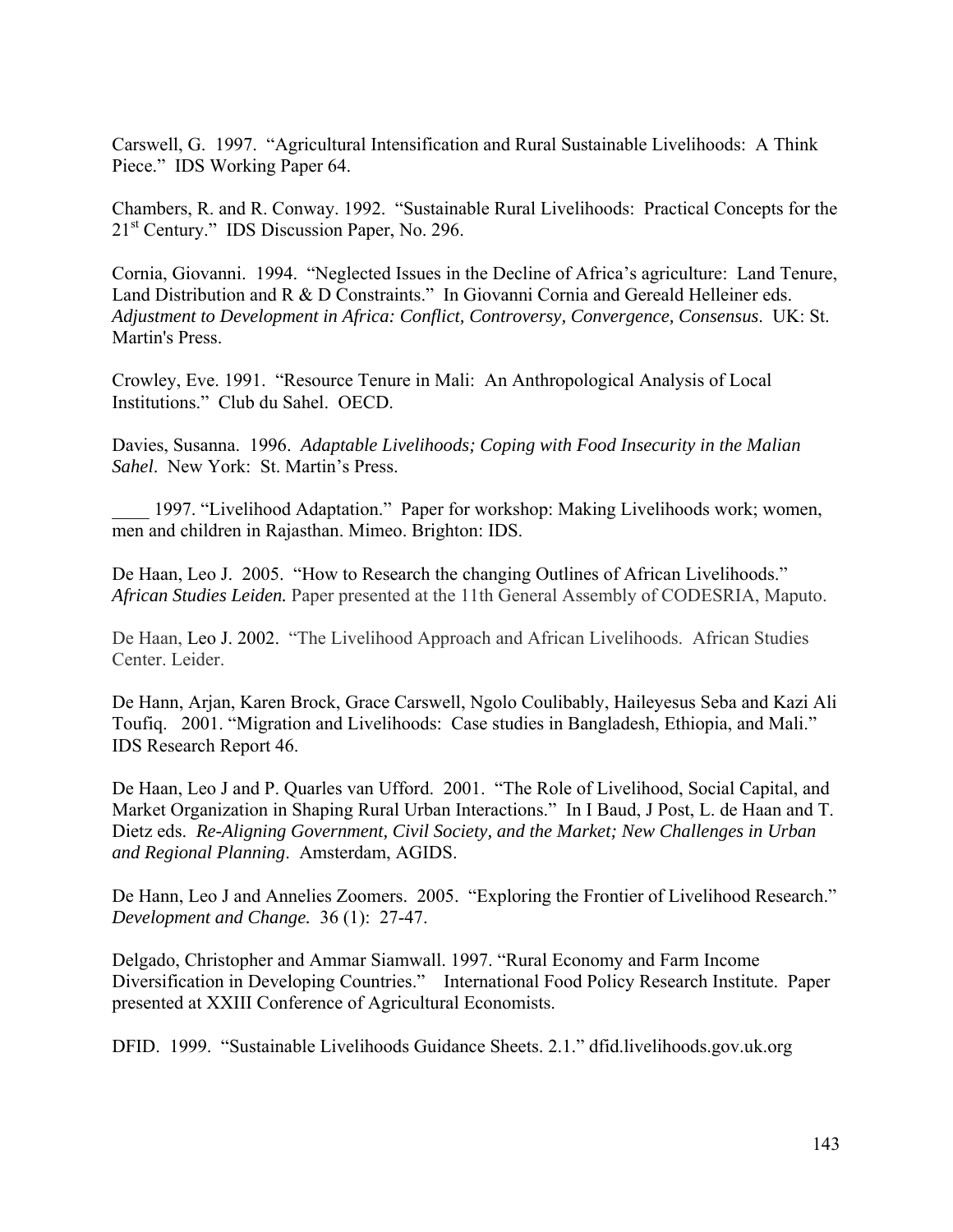Carswell, G. 1997. "Agricultural Intensification and Rural Sustainable Livelihoods: A Think Piece." IDS Working Paper 64.

Chambers, R. and R. Conway. 1992. "Sustainable Rural Livelihoods: Practical Concepts for the 21st Century." IDS Discussion Paper, No. 296.

Cornia, Giovanni. 1994. "Neglected Issues in the Decline of Africa's agriculture: Land Tenure, Land Distribution and R & D Constraints." In Giovanni Cornia and Gereald Helleiner eds. *Adjustment to Development in Africa: Conflict, Controversy, Convergence, Consensus*. UK: St. Martin's Press.

Crowley, Eve. 1991. "Resource Tenure in Mali: An Anthropological Analysis of Local Institutions." Club du Sahel. OECD.

Davies, Susanna. 1996. *Adaptable Livelihoods; Coping with Food Insecurity in the Malian Sahel*. New York: St. Martin's Press.

____ 1997. "Livelihood Adaptation." Paper for workshop: Making Livelihoods work; women, men and children in Rajasthan. Mimeo. Brighton: IDS.

De Haan, Leo J. 2005. "How to Research the changing Outlines of African Livelihoods." ***African Studies Leiden.*** Paper presented at the 11th General Assembly of CODESRIA, Maputo.

De Haan, Leo J. 2002. "The Livelihood Approach and African Livelihoods. African Studies Center. Leider.

De Hann, Arjan, Karen Brock, Grace Carswell, Ngolo Coulibabely, Haileyesus Seba and Kazi Ali Toufiq. 2001. "Migration and Livelihoods: Case studies in Bangladesh, Ethiopia, and Mali." IDS Research Report 46.

De Haan, Leo J and P. Quarles van Ufford. 2001. "The Role of Livelihood, Social Capital, and Market Organization in Shaping Rural Urban Interactions." In I Baud, J Post, L. de Haan and T. Dietz eds. *Re-Aligning Government, Civil Society, and the Market; New Challenges in Urban and Regional Planning*. Amsterdam, AGIDS.

De Hann, Leo J and Annelies Zoomers. 2005. "Exploring the Frontier of Livelihood Research." ***Development and Change.*** 36 (1): 27-47.

Delgado, Christopher and Ammar Siamwall. 1997. "Rural Economy and Farm Income Diversification in Developing Countries." International Food Policy Research Institute. Paper presented at XXIII Conference of Agricultural Economists.

DFID. 1999. "Sustainable Livelihoods Guidance Sheets. 2.1." dfid.livelihoods.gov.uk.org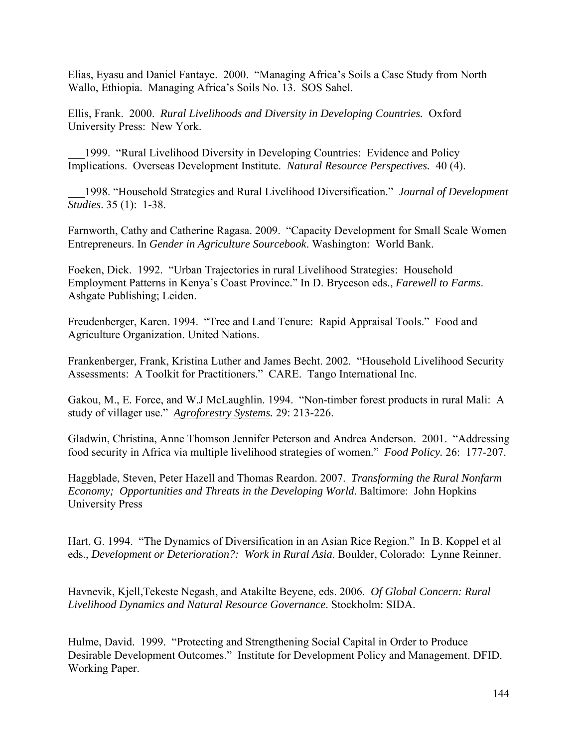Elias, Eyasu and Daniel Fantaye. 2000. "Managing Africa's Soils a Case Study from North Wallo, Ethiopia. Managing Africa's Soils No. 13. SOS Sahel.

Ellis, Frank. 2000. *Rural Livelihoods and Diversity in Developing Countries.* Oxford University Press: New York.

___1999. "Rural Livelihood Diversity in Developing Countries: Evidence and Policy Implications. Overseas Development Institute. *Natural Resource Perspectives.* 40 (4).

___1998. "Household Strategies and Rural Livelihood Diversification." *Journal of Development Studies*. 35 (1): 1-38.

Farnworth, Cathy and Catherine Ragasa. 2009. "Capacity Development for Small Scale Women Entrepreneurs. In *Gender in Agriculture Sourcebook*. Washington: World Bank.

Foeken, Dick. 1992. "Urban Trajectories in rural Livelihood Strategies: Household Employment Patterns in Kenya's Coast Province." In D. Bryceson eds., *Farewell to Farms*. Ashgate Publishing; Leiden.

Freudenberger, Karen. 1994. "Tree and Land Tenure: Rapid Appraisal Tools." Food and Agriculture Organization. United Nations.

Frankenberger, Frank, Kristina Luther and James Becht. 2002. "Household Livelihood Security Assessments: A Toolkit for Practitioners." CARE. Tango International Inc.

Gakou, M., E. Force, and W.J McLaughlin. 1994. "Non-timber forest products in rural Mali: A study of villager use." *Agroforestry Systems.* 29: 213-226.

Gladwin, Christina, Anne Thomson Jennifer Peterson and Andrea Anderson. 2001. "Addressing food security in Africa via multiple livelihood strategies of women." *Food Policy.* 26: 177-207.

Haggblade, Steven, Peter Hazell and Thomas Reardon. 2007. *Transforming the Rural Nonfarm Economy; Opportunities and Threats in the Developing World*. Baltimore: John Hopkins University Press

Hart, G. 1994. "The Dynamics of Diversification in an Asian Rice Region." In B. Koppel et al eds., *Development or Deterioration?: Work in Rural Asia*. Boulder, Colorado: Lynne Reinner.

Havnevik, Kjell,Tekeste Negash, and Atakilte Beyene, eds. 2006. *Of Global Concern: Rural Livelihood Dynamics and Natural Resource Governance*. Stockholm: SIDA.

Hulme, David. 1999. "Protecting and Strengthening Social Capital in Order to Produce Desirable Development Outcomes." Institute for Development Policy and Management. DFID. Working Paper.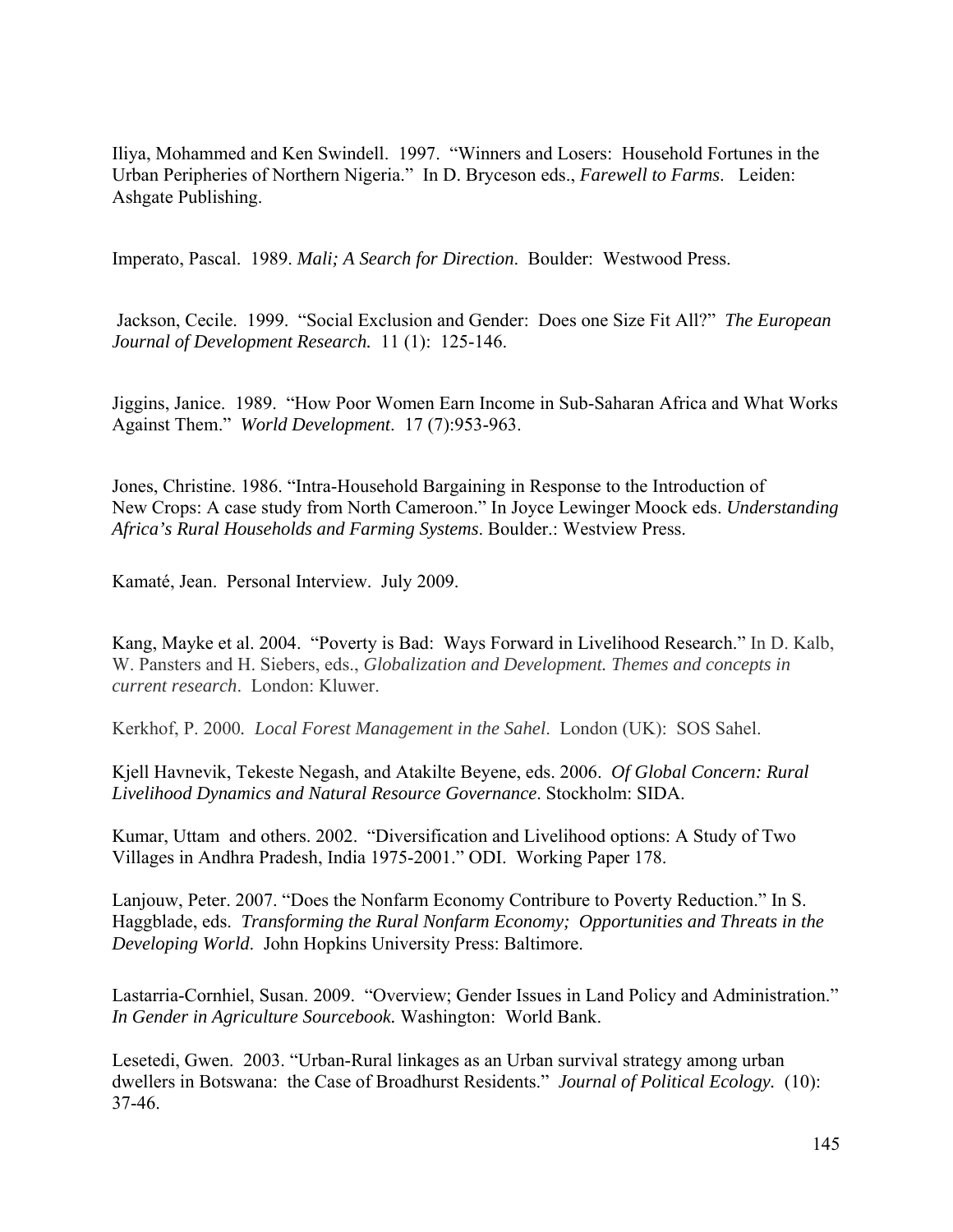Iliya, Mohammed and Ken Swindell. 1997. "Winners and Losers: Household Fortunes in the Urban Peripheries of Northern Nigeria." In D. Bryceson eds., *Farewell to Farms*. Leiden: Ashgate Publishing.

Imperato, Pascal. 1989. *Mali; A Search for Direction*. Boulder: Westwood Press.

Jackson, Cecile. 1999. "Social Exclusion and Gender: Does one Size Fit All?" *The European Journal of Development Research.* 11 (1): 125-146.

Jiggins, Janice. 1989. "How Poor Women Earn Income in Sub-Saharan Africa and What Works Against Them." *World Development*. 17 (7):953-963.

Jones, Christine. 1986. "Intra-Household Bargaining in Response to the Introduction of New Crops: A case study from North Cameroon." In Joyce Lewinger Moock eds. *Understanding Africa's Rural Households and Farming Systems*. Boulder.: Westview Press.

Kamaté, Jean. Personal Interview. July 2009.

Kang, Mayke et al. 2004. "Poverty is Bad: Ways Forward in Livelihood Research." In D. Kalb, W. Pansters and H. Siebers, eds., *Globalization and Development. Themes and concepts in current research*. London: Kluwer.

Kerkhof, P. 2000. *Local Forest Management in the Sahel*. London (UK): SOS Sahel.

Kjell Havnevik, Tekeste Negash, and Atakilte Beyene, eds. 2006. *Of Global Concern: Rural Livelihood Dynamics and Natural Resource Governance*. Stockholm: SIDA.

Kumar, Uttam and others. 2002. "Diversification and Livelihood options: A Study of Two Villages in Andhra Pradesh, India 1975-2001." ODI. Working Paper 178.

Lanjouw, Peter. 2007. "Does the Nonfarm Economy Contribure to Poverty Reduction." In S. Haggblade, eds. *Transforming the Rural Nonfarm Economy; Opportunities and Threats in the Developing World*. John Hopkins University Press: Baltimore.

Lastarria-Cornhiel, Susan. 2009. "Overview; Gender Issues in Land Policy and Administration." *In Gender in Agriculture Sourcebook.* Washington: World Bank.

Lesetedi, Gwen. 2003. "Urban-Rural linkages as an Urban survival strategy among urban dwellers in Botswana: the Case of Broadhurst Residents." *Journal of Political Ecology.* (10): 37-46.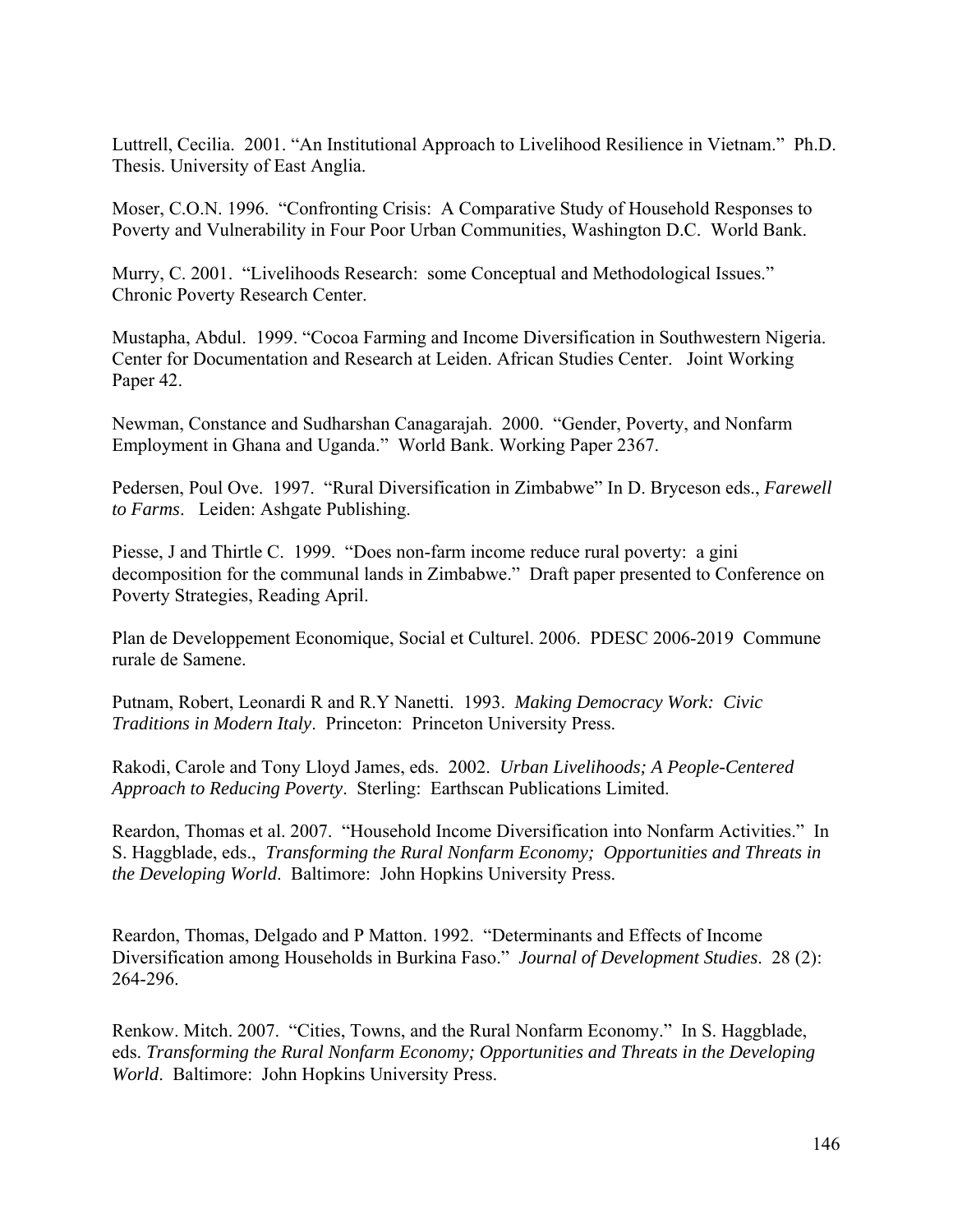Luttrell, Cecilia. 2001. "An Institutional Approach to Livelihood Resilience in Vietnam." Ph.D. Thesis. University of East Anglia.

Moser, C.O.N. 1996. "Confronting Crisis: A Comparative Study of Household Responses to Poverty and Vulnerability in Four Poor Urban Communities, Washington D.C. World Bank.

Murry, C. 2001. "Livelihoods Research: some Conceptual and Methodological Issues." Chronic Poverty Research Center.

Mustapha, Abdul. 1999. "Cocoa Farming and Income Diversification in Southwestern Nigeria. Center for Documentation and Research at Leiden. African Studies Center. Joint Working Paper 42.

Newman, Constance and Sudharshan Canagarajah. 2000. "Gender, Poverty, and Nonfarm Employment in Ghana and Uganda." World Bank. Working Paper 2367.

Pedersen, Poul Ove. 1997. "Rural Diversification in Zimbabwe" In D. Bryceson eds., *Farewell to Farms*. Leiden: Ashgate Publishing.

Piesse, J and Thirtle C. 1999. "Does non-farm income reduce rural poverty: a gini decomposition for the communal lands in Zimbabwe." Draft paper presented to Conference on Poverty Strategies, Reading April.

Plan de Developpement Economique, Social et Culturel. 2006. PDESC 2006-2019 Commune rurale de Samene.

Putnam, Robert, Leonardi R and R.Y Nanetti. 1993. *Making Democracy Work: Civic Traditions in Modern Italy*. Princeton: Princeton University Press.

Rakodi, Carole and Tony Lloyd James, eds. 2002. *Urban Livelihoods; A People-Centered Approach to Reducing Poverty*. Sterling: Earthscan Publications Limited.

Reardon, Thomas et al. 2007. "Household Income Diversification into Nonfarm Activities." In S. Haggblade, eds., *Transforming the Rural Nonfarm Economy; Opportunities and Threats in the Developing World*. Baltimore: John Hopkins University Press.

Reardon, Thomas, Delgado and P Matton. 1992. "Determinants and Effects of Income Diversification among Households in Burkina Faso." *Journal of Development Studies*. 28 (2): 264-296.

Renkow. Mitch. 2007. "Cities, Towns, and the Rural Nonfarm Economy." In S. Haggblade, eds. *Transforming the Rural Nonfarm Economy; Opportunities and Threats in the Developing World*. Baltimore: John Hopkins University Press.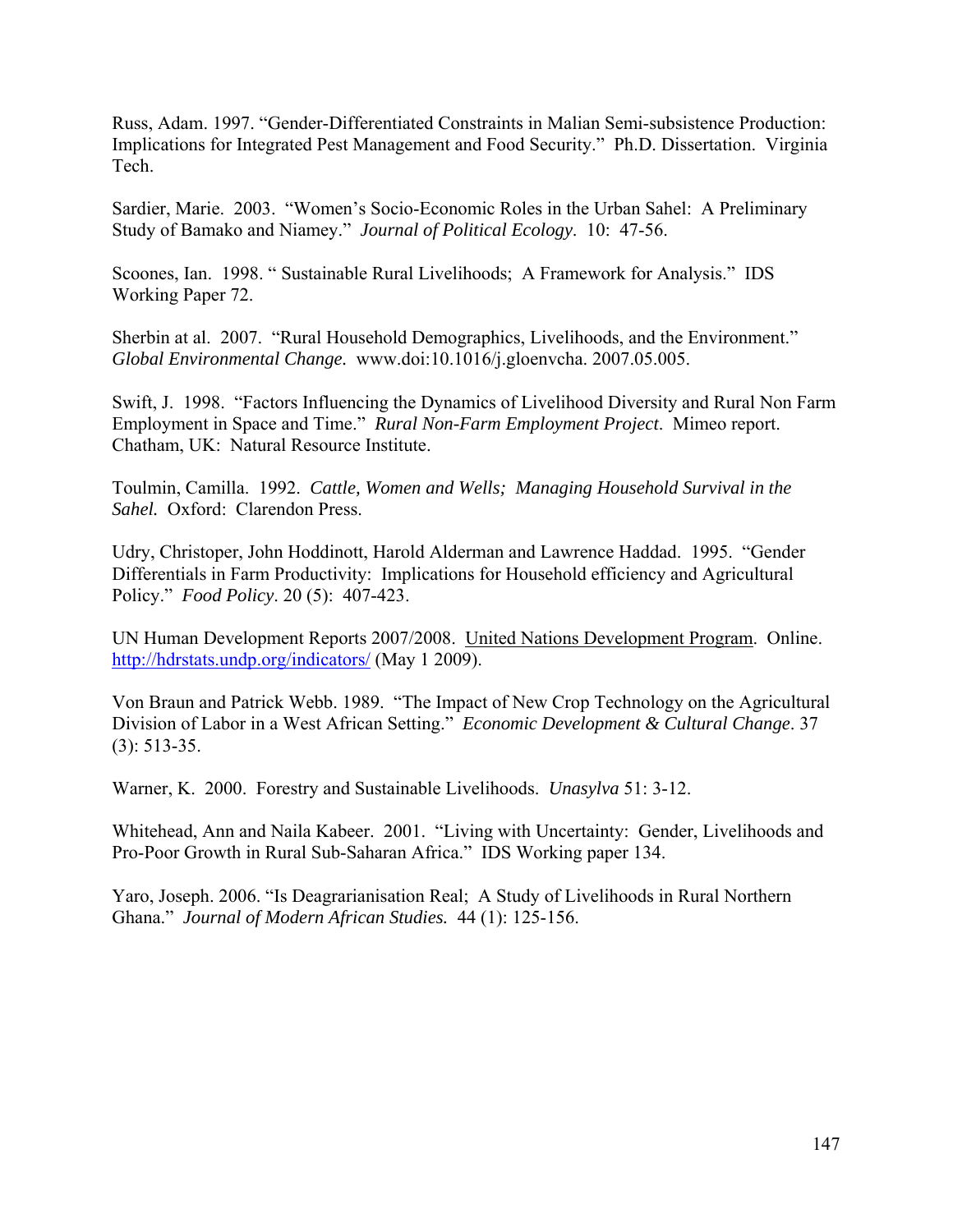Russ, Adam. 1997. "Gender-Differentiated Constraints in Malian Semi-subsistence Production: Implications for Integrated Pest Management and Food Security." Ph.D. Dissertation. Virginia Tech.

Sardier, Marie. 2003. "Women's Socio-Economic Roles in the Urban Sahel: A Preliminary Study of Bamako and Niamey." *Journal of Political Ecology*. 10: 47-56.

Scoones, Ian. 1998. " Sustainable Rural Livelihoods; A Framework for Analysis." IDS Working Paper 72.

Sherbin at al. 2007. "Rural Household Demographics, Livelihoods, and the Environment." *Global Environmental Change.* www.doi:10.1016/j.gloenvcha. 2007.05.005.

Swift, J. 1998. "Factors Influencing the Dynamics of Livelihood Diversity and Rural Non Farm Employment in Space and Time." *Rural Non-Farm Employment Project*. Mimeo report. Chatham, UK: Natural Resource Institute.

Toulmin, Camilla. 1992. *Cattle, Women and Wells; Managing Household Survival in the Sahel.* Oxford: Clarendon Press.

Udry, Christoper, John Hoddinott, Harold Alderman and Lawrence Haddad. 1995. "Gender Differentials in Farm Productivity: Implications for Household efficiency and Agricultural Policy." *Food Policy*. 20 (5): 407-423.

UN Human Development Reports 2007/2008. United Nations Development Program. Online. http://hdrstats.undp.org/indicators/ (May 1 2009).

Von Braun and Patrick Webb. 1989. "The Impact of New Crop Technology on the Agricultural Division of Labor in a West African Setting." *Economic Development & Cultural Change*. 37 (3): 513-35.

Warner, K. 2000. Forestry and Sustainable Livelihoods. *Unasylva* 51: 3-12.

Whitehead, Ann and Naila Kabeer. 2001. "Living with Uncertainty: Gender, Livelihoods and Pro-Poor Growth in Rural Sub-Saharan Africa." IDS Working paper 134.

Yaro, Joseph. 2006. "Is Deagrarianisation Real; A Study of Livelihoods in Rural Northern Ghana." *Journal of Modern African Studies.* 44 (1): 125-156.